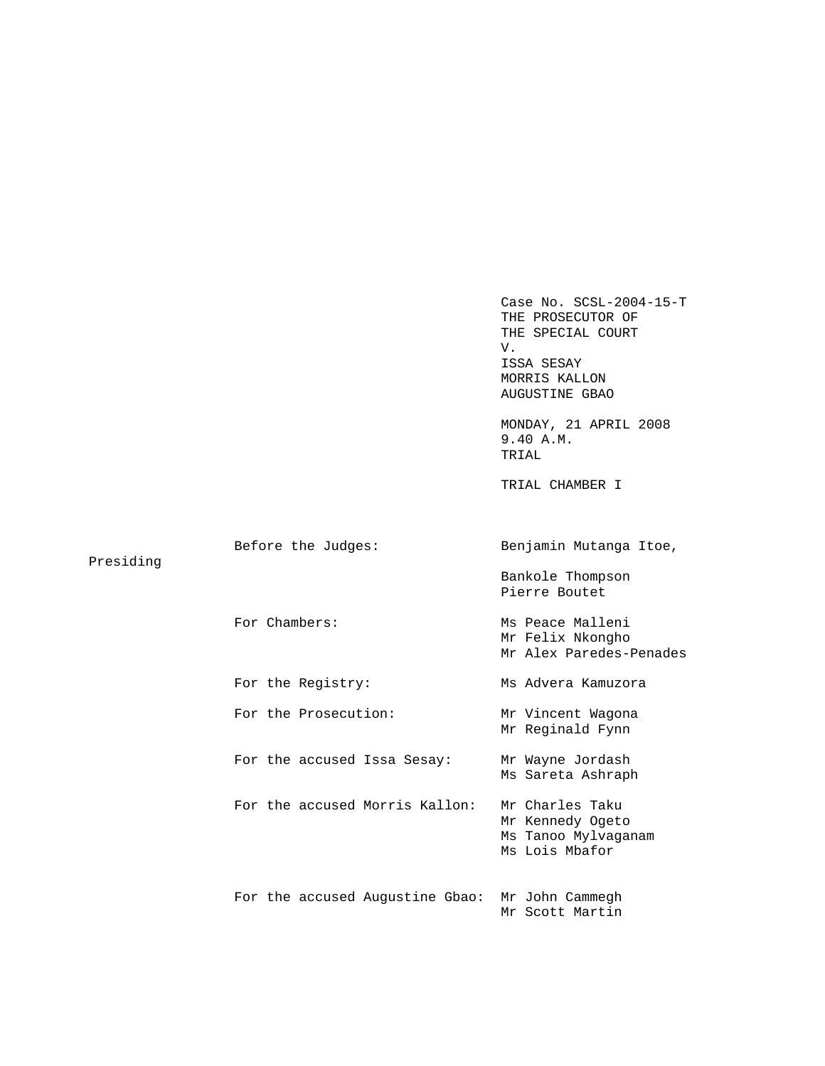Case No. SCSL-2004-15-T
THE PROSECUTOR OF
THE SPECIAL COURT
V.
ISSA SESAY
MORRIS KALLON
AUGUSTINE GBAO

MONDAY, 21 APRIL 2008
9.40 A.M.
TRIAL

TRIAL CHAMBER I

| | |
|---|---|
| Before the Judges: | Benjamin Mutanga Itoe, Presiding |
| | Bankole Thompson |
| | Pierre Boutet |
| For Chambers: | Ms Peace Malleni |
| | Mr Felix Nkongho |
| | Mr Alex Paredes-Penades |
| For the Registry: | Ms Advera Kamuzora |
| For the Prosecution: | Mr Vincent Wagona |
| | Mr Reginald Fynn |
| For the accused Issa Sesay: | Mr Wayne Jordash |
| | Ms Sareta Ashraph |
| For the accused Morris Kallon: | Mr Charles Taku |
| | Mr Kennedy Ogeto |
| | Ms Tanoo Mylvaganam |
| | Ms Lois Mbafor |
| For the accused Augustine Gbao: | Mr John Cammegh |
| | Mr Scott Martin |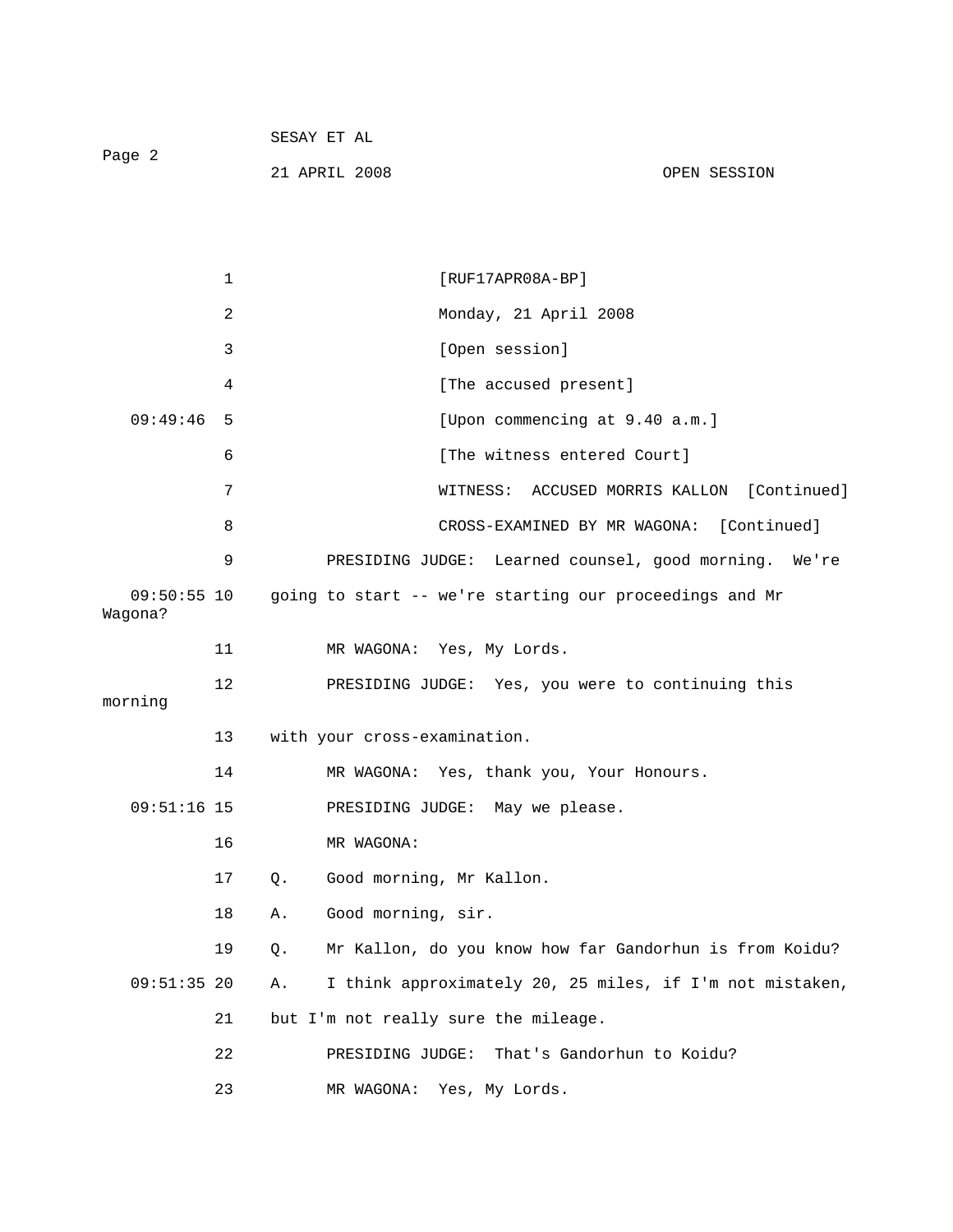[RUF17APR08A-BP]

Monday, 21 April 2008

[Open session]

[The accused present]

[Upon commencing at 9.40 a.m.]

[The witness entered Court]

WITNESS: ACCUSED MORRIS KALLON [Continued]

CROSS-EXAMINED BY MR WAGONA: [Continued]

PRESIDING JUDGE: Learned counsel, good morning. We're going to start -- we're starting our proceedings and Mr Wagona?

MR WAGONA: Yes, My Lords.

PRESIDING JUDGE: Yes, you were to continuing this morning with your cross-examination.

MR WAGONA: Yes, thank you, Your Honours.

PRESIDING JUDGE: May we please.

MR WAGONA:

Q. Good morning, Mr Kallon.

A. Good morning, sir.

Q. Mr Kallon, do you know how far Gandorhun is from Koidu?

A. I think approximately 20, 25 miles, if I'm not mistaken, but I'm not really sure the mileage.

PRESIDING JUDGE: That's Gandorhun to Koidu?

MR WAGONA: Yes, My Lords.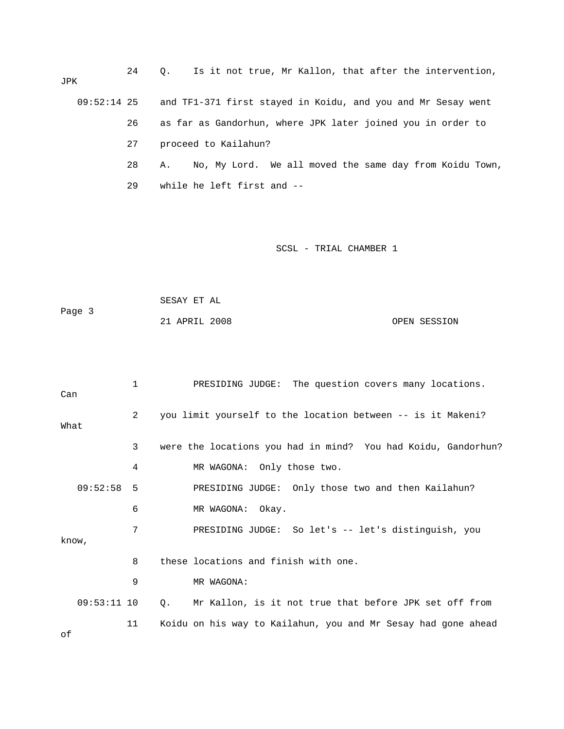24 Q. Is it not true, Mr Kallon, that after the intervention, JPK

09:52:14 25 and TF1-371 first stayed in Koidu, and you and Mr Sesay went

26 as far as Gandorhun, where JPK later joined you in order to

27 proceed to Kailahun?

28 A. No, My Lord. We all moved the same day from Koidu Town,

29 while he left first and --

1 PRESIDING JUDGE: The question covers many locations. Can

2 you limit yourself to the location between -- is it Makeni? What

3 were the locations you had in mind? You had Koidu, Gandorhun?

4 MR WAGONA: Only those two.

09:52:58 5 PRESIDING JUDGE: Only those two and then Kailahun?

6 MR WAGONA: Okay.

7 PRESIDING JUDGE: So let's -- let's distinguish, you know,

8 these locations and finish with one.

9 MR WAGONA:

09:53:11 10 Q. Mr Kallon, is it not true that before JPK set off from

11 Koidu on his way to Kailahun, you and Mr Sesay had gone ahead of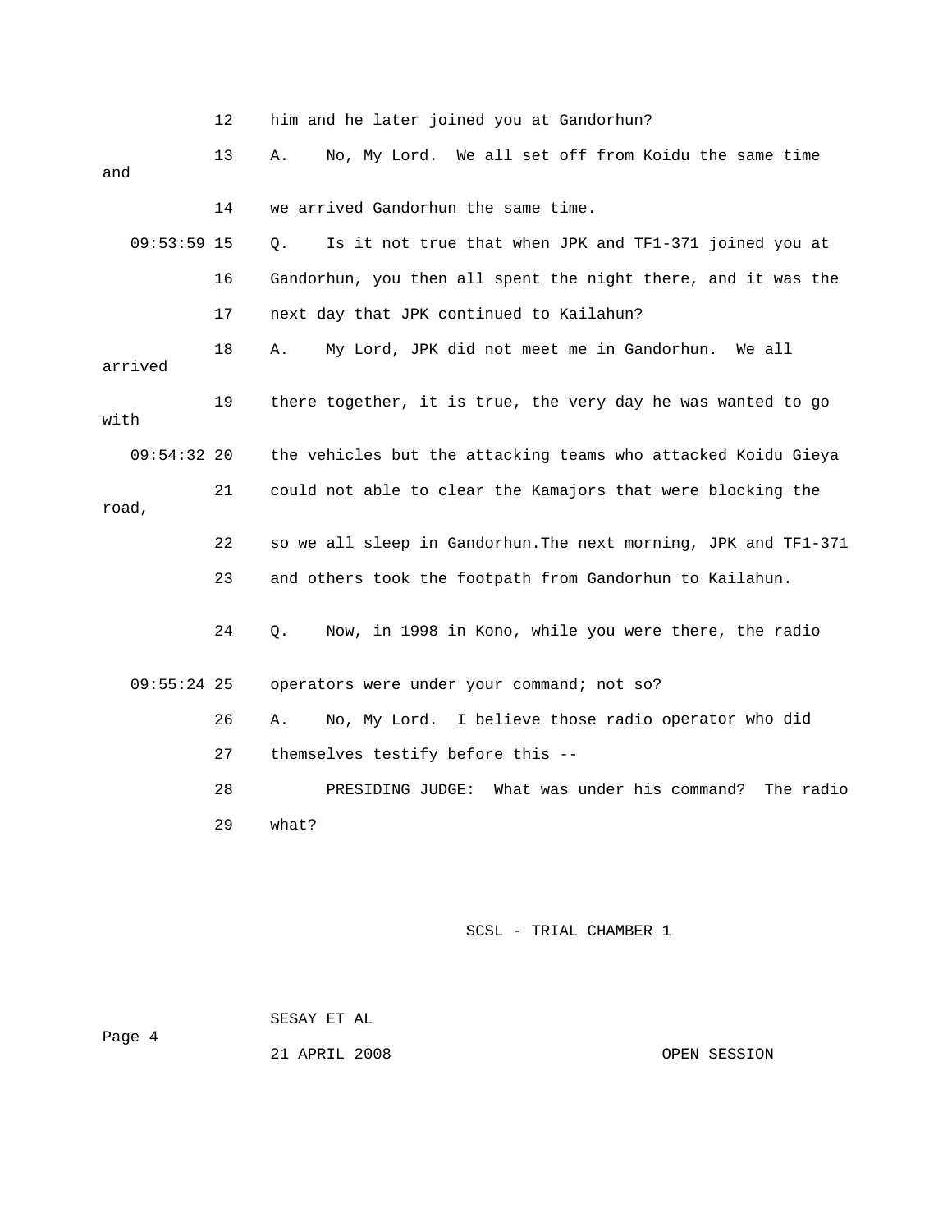12 him and he later joined you at Gandorhun?

13 A. No, My Lord. We all set off from Koidu the same time and

14 we arrived Gandorhun the same time.

09:53:59 15 Q. Is it not true that when JPK and TF1-371 joined you at

16 Gandorhun, you then all spent the night there, and it was the

17 next day that JPK continued to Kailahun?

18 A. My Lord, JPK did not meet me in Gandorhun. We all arrived

19 there together, it is true, the very day he was wanted to go with

09:54:32 20 the vehicles but the attacking teams who attacked Koidu Gieya

21 could not able to clear the Kamajors that were blocking the road,

22 so we all sleep in Gandorhun.The next morning, JPK and TF1-371

23 and others took the footpath from Gandorhun to Kailahun.

24 Q. Now, in 1998 in Kono, while you were there, the radio

09:55:24 25 operators were under your command; not so?

26 A. No, My Lord. I believe those radio operator who did

27 themselves testify before this --

28 PRESIDING JUDGE: What was under his command? The radio

29 what?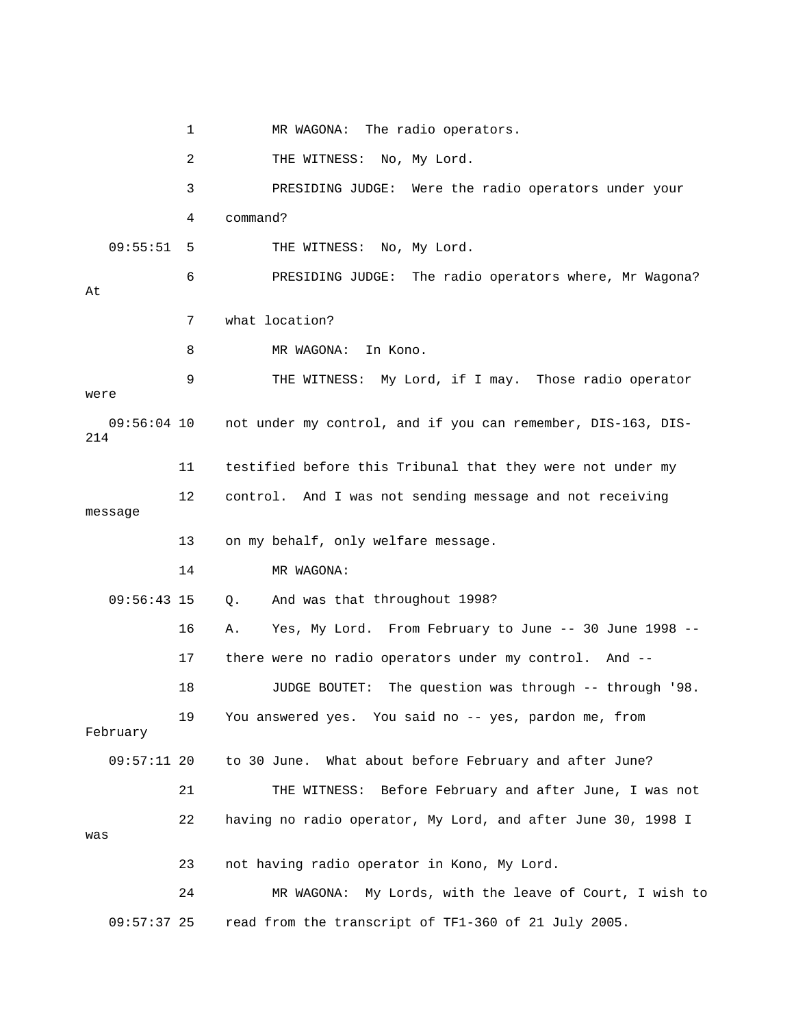1 MR WAGONA: The radio operators.

2 THE WITNESS: No, My Lord.

3 PRESIDING JUDGE: Were the radio operators under your

4 command?

09:55:51 5 THE WITNESS: No, My Lord.

6 PRESIDING JUDGE: The radio operators where, Mr Wagona? At

7 what location?

8 MR WAGONA: In Kono.

9 THE WITNESS: My Lord, if I may. Those radio operator were

09:56:04 10 not under my control, and if you can remember, DIS-163, DIS-214

11 testified before this Tribunal that they were not under my

12 control. And I was not sending message and not receiving message

13 on my behalf, only welfare message.

14 MR WAGONA:

09:56:43 15 Q. And was that throughout 1998?

16 A. Yes, My Lord. From February to June -- 30 June 1998 --

17 there were no radio operators under my control. And --

18 JUDGE BOUTET: The question was through -- through '98.

19 You answered yes. You said no -- yes, pardon me, from February

09:57:11 20 to 30 June. What about before February and after June?

21 THE WITNESS: Before February and after June, I was not

22 having no radio operator, My Lord, and after June 30, 1998 I was

23 not having radio operator in Kono, My Lord.

24 MR WAGONA: My Lords, with the leave of Court, I wish to

09:57:37 25 read from the transcript of TF1-360 of 21 July 2005.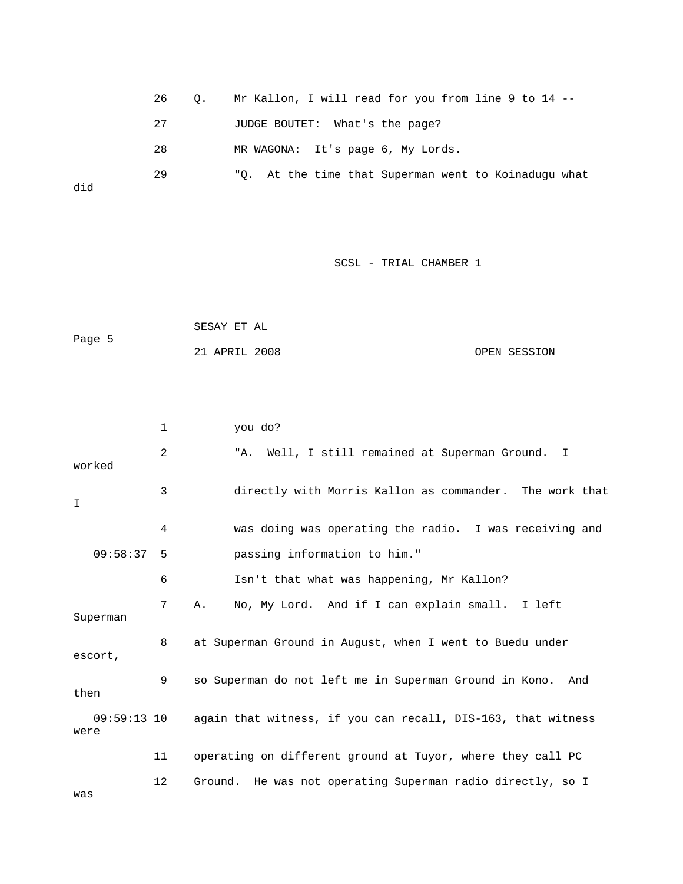26 Q. Mr Kallon, I will read for you from line 9 to 14 --

27 JUDGE BOUTET: What's the page?

28 MR WAGONA: It's page 6, My Lords.

29 "Q. At the time that Superman went to Koinadugu what did

1 you do?

2 "A. Well, I still remained at Superman Ground. I worked

3 directly with Morris Kallon as commander. The work that I

4 was doing was operating the radio. I was receiving and

09:58:37 5 passing information to him."

6 Isn't that what was happening, Mr Kallon?

7 A. No, My Lord. And if I can explain small. I left Superman

8 at Superman Ground in August, when I went to Buedu under escort,

9 so Superman do not left me in Superman Ground in Kono. And then

09:59:13 10 again that witness, if you can recall, DIS-163, that witness were

11 operating on different ground at Tuyor, where they call PC

12 Ground. He was not operating Superman radio directly, so I was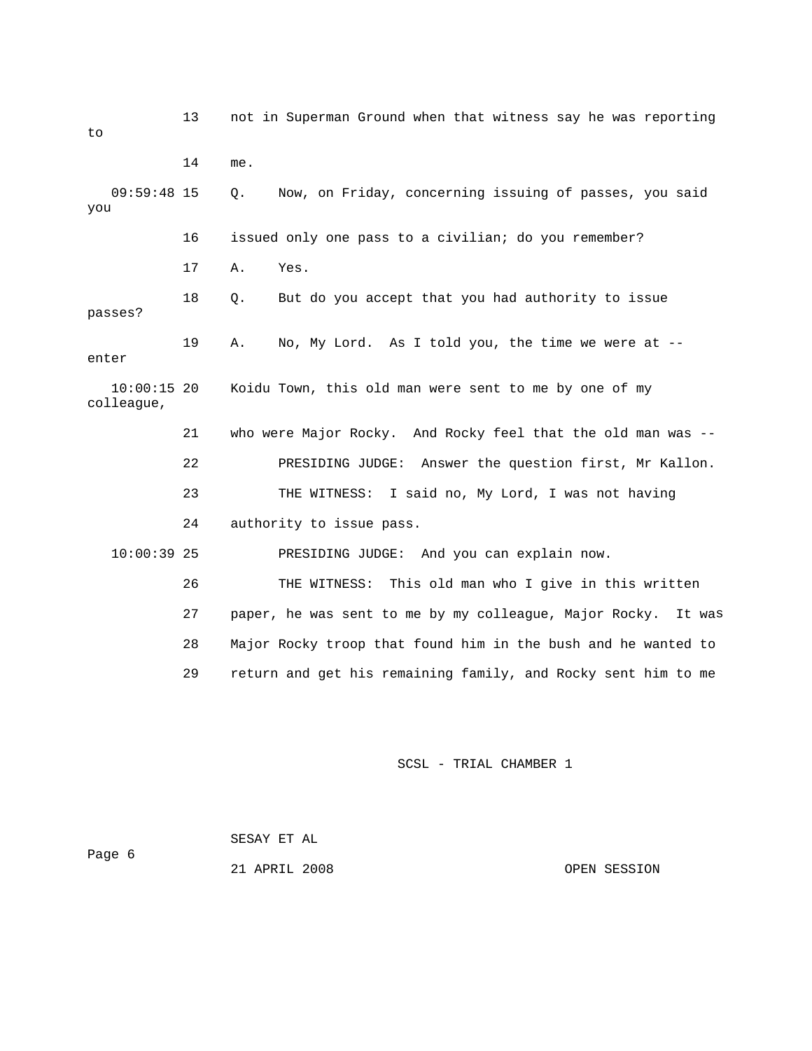13 not in Superman Ground when that witness say he was reporting to

14 me.

09:59:48 15 Q. Now, on Friday, concerning issuing of passes, you said you

16 issued only one pass to a civilian; do you remember?

17 A. Yes.

18 Q. But do you accept that you had authority to issue passes?

19 A. No, My Lord. As I told you, the time we were at -- enter

10:00:15 20 Koidu Town, this old man were sent to me by one of my colleague,

21 who were Major Rocky. And Rocky feel that the old man was --

22 PRESIDING JUDGE: Answer the question first, Mr Kallon.

23 THE WITNESS: I said no, My Lord, I was not having

24 authority to issue pass.

10:00:39 25 PRESIDING JUDGE: And you can explain now.

26 THE WITNESS: This old man who I give in this written

27 paper, he was sent to me by my colleague, Major Rocky. It was

28 Major Rocky troop that found him in the bush and he wanted to

29 return and get his remaining family, and Rocky sent him to me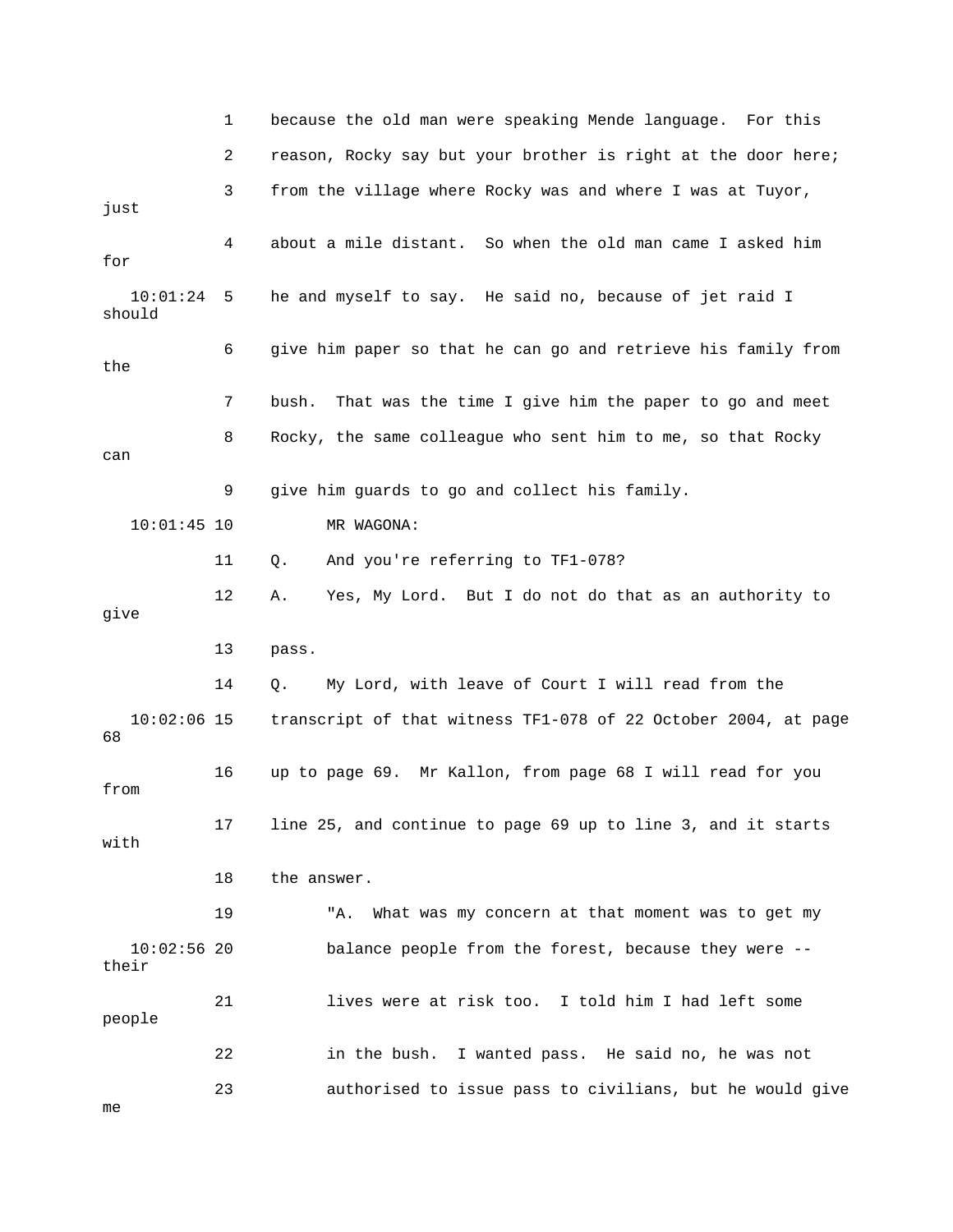because the old man were speaking Mende language. For this reason, Rocky say but your brother is right at the door here; from the village where Rocky was and where I was at Tuyor, just about a mile distant. So when the old man came I asked him for he and myself to say. He said no, because of jet raid I should give him paper so that he can go and retrieve his family from the bush. That was the time I give him the paper to go and meet Rocky, the same colleague who sent him to me, so that Rocky can give him guards to go and collect his family.

MR WAGONA:

Q. And you're referring to TF1-078?

A. Yes, My Lord. But I do not do that as an authority to give pass.

Q. My Lord, with leave of Court I will read from the transcript of that witness TF1-078 of 22 October 2004, at page 68 up to page 69. Mr Kallon, from page 68 I will read for you from line 25, and continue to page 69 up to line 3, and it starts with the answer.

"A. What was my concern at that moment was to get my balance people from the forest, because they were -- their lives were at risk too. I told him I had left some people in the bush. I wanted pass. He said no, he was not authorised to issue pass to civilians, but he would give me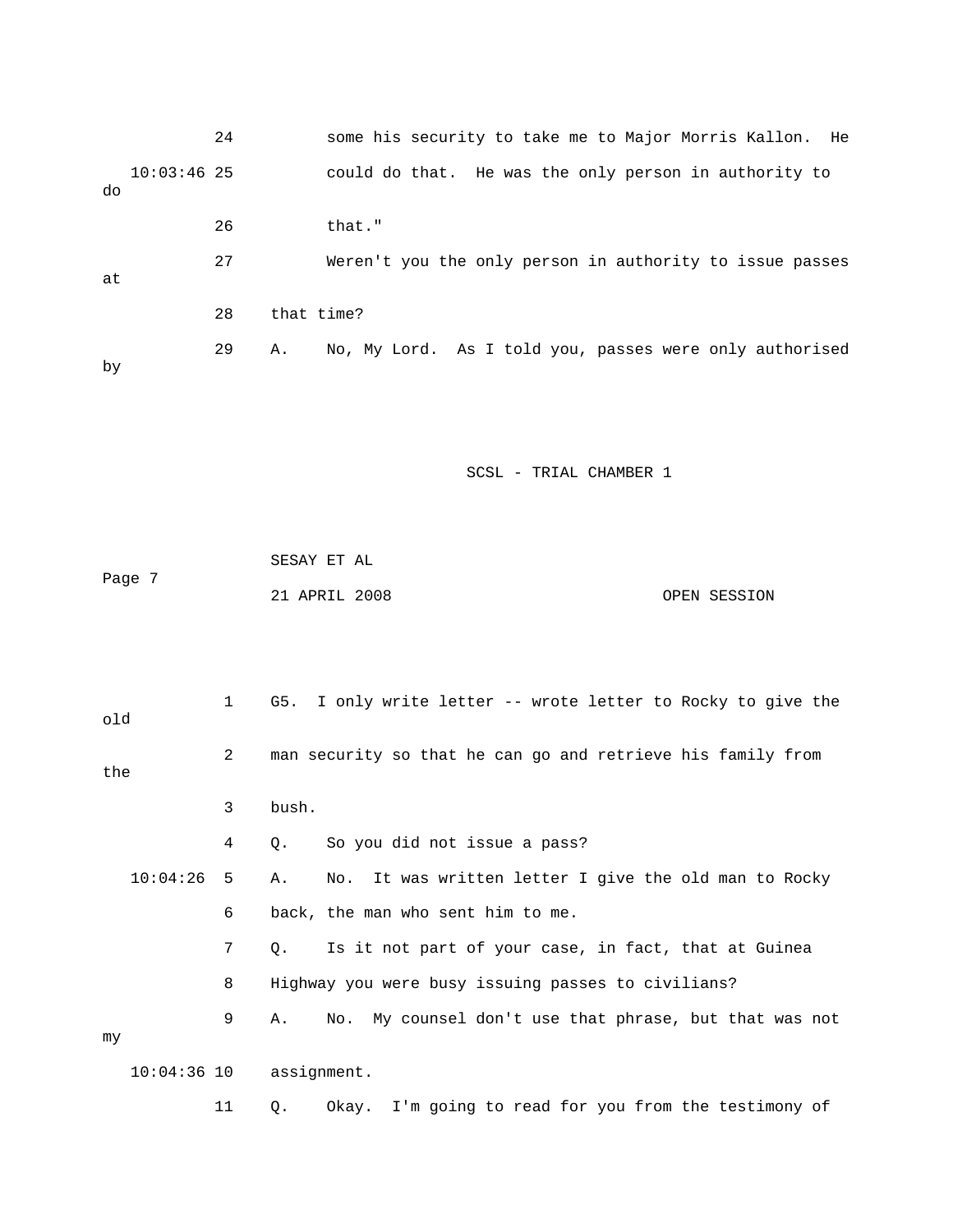24 some his security to take me to Major Morris Kallon. He

10:03:46 25 could do that. He was the only person in authority to do

26 that."

27 Weren't you the only person in authority to issue passes at

28 that time?

29 A. No, My Lord. As I told you, passes were only authorised by

1 G5. I only write letter -- wrote letter to Rocky to give the old

2 man security so that he can go and retrieve his family from the

3 bush.

4 Q. So you did not issue a pass?

10:04:26 5 A. No. It was written letter I give the old man to Rocky

6 back, the man who sent him to me.

7 Q. Is it not part of your case, in fact, that at Guinea

8 Highway you were busy issuing passes to civilians?

9 A. No. My counsel don't use that phrase, but that was not my

10:04:36 10 assignment.

11 Q. Okay. I'm going to read for you from the testimony of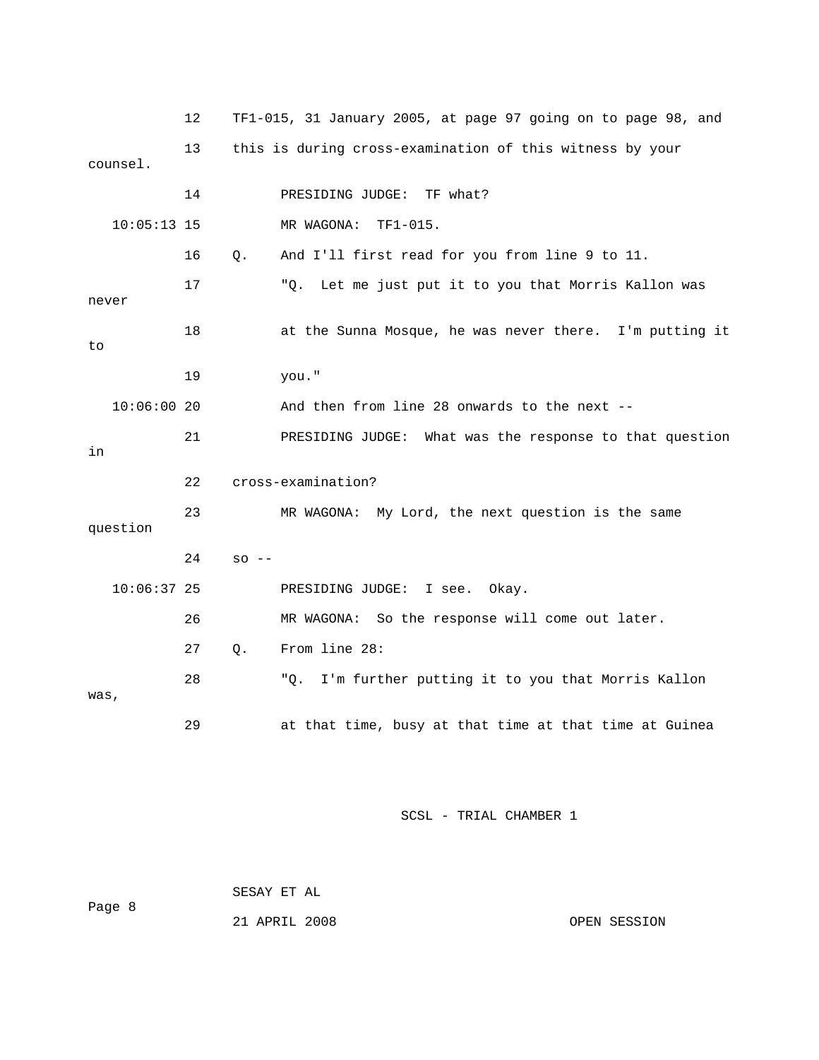12 TF1-015, 31 January 2005, at page 97 going on to page 98, and

13 this is during cross-examination of this witness by your counsel.

14 PRESIDING JUDGE: TF what?

10:05:13 15 MR WAGONA: TF1-015.

16 Q. And I'll first read for you from line 9 to 11.

17 "Q. Let me just put it to you that Morris Kallon was never

18 at the Sunna Mosque, he was never there. I'm putting it to

19 you."

10:06:00 20 And then from line 28 onwards to the next --

21 PRESIDING JUDGE: What was the response to that question in

22 cross-examination?

23 MR WAGONA: My Lord, the next question is the same question

24 so --

10:06:37 25 PRESIDING JUDGE: I see. Okay.

26 MR WAGONA: So the response will come out later.

27 Q. From line 28:

28 "Q. I'm further putting it to you that Morris Kallon was,

29 at that time, busy at that time at that time at Guinea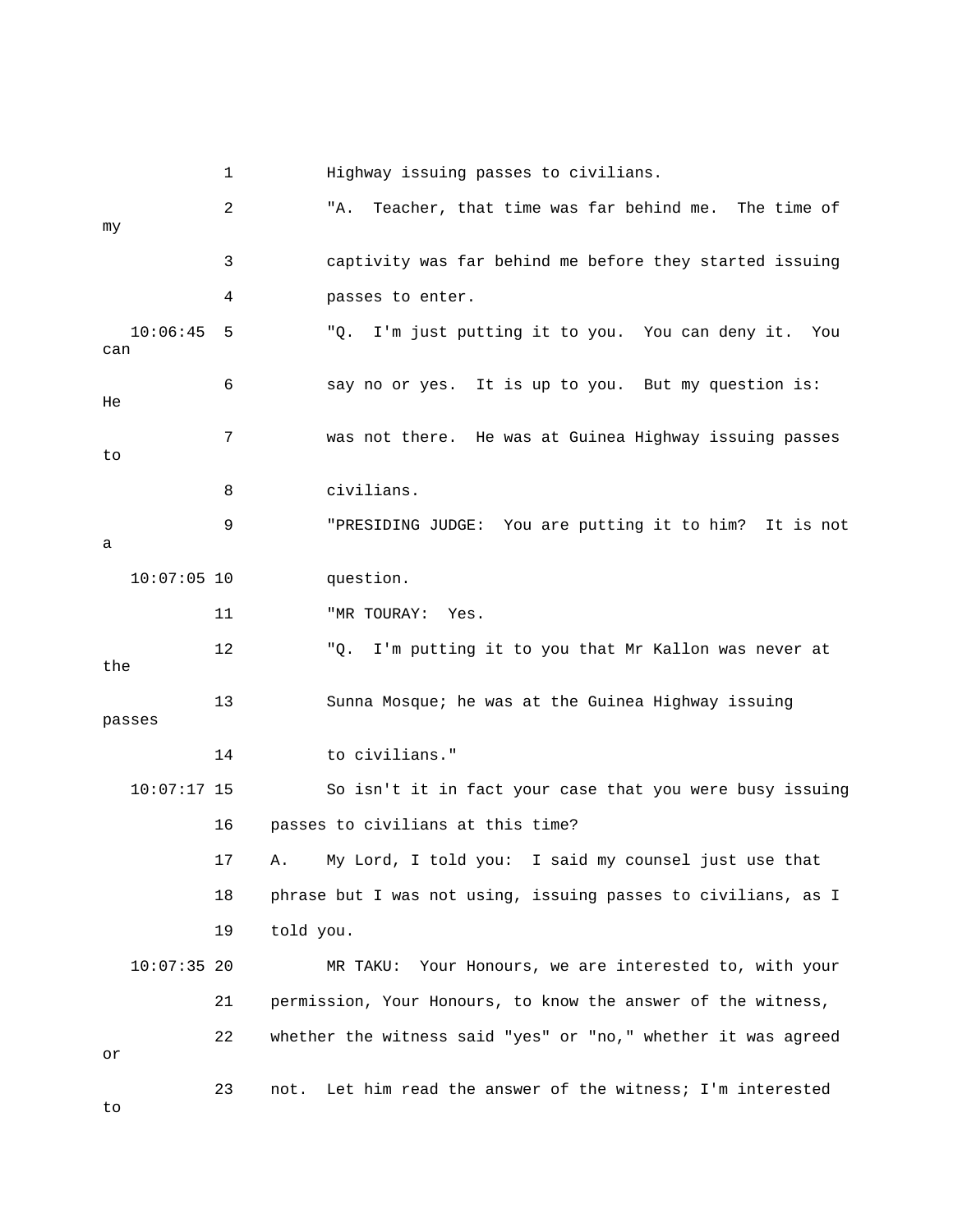1 Highway issuing passes to civilians.

2 "A. Teacher, that time was far behind me. The time of my

3 captivity was far behind me before they started issuing

4 passes to enter.

10:06:45 5 "Q. I'm just putting it to you. You can deny it. You can

6 say no or yes. It is up to you. But my question is: He

7 was not there. He was at Guinea Highway issuing passes to

8 civilians.

9 "PRESIDING JUDGE: You are putting it to him? It is not a

10:07:05 10 question.

11 "MR TOURAY: Yes.

12 "Q. I'm putting it to you that Mr Kallon was never at the

13 Sunna Mosque; he was at the Guinea Highway issuing passes

14 to civilians."

10:07:17 15 So isn't it in fact your case that you were busy issuing

16 passes to civilians at this time?

17 A. My Lord, I told you: I said my counsel just use that

18 phrase but I was not using, issuing passes to civilians, as I

19 told you.

10:07:35 20 MR TAKU: Your Honours, we are interested to, with your

21 permission, Your Honours, to know the answer of the witness,

22 whether the witness said "yes" or "no," whether it was agreed or

23 not. Let him read the answer of the witness; I'm interested to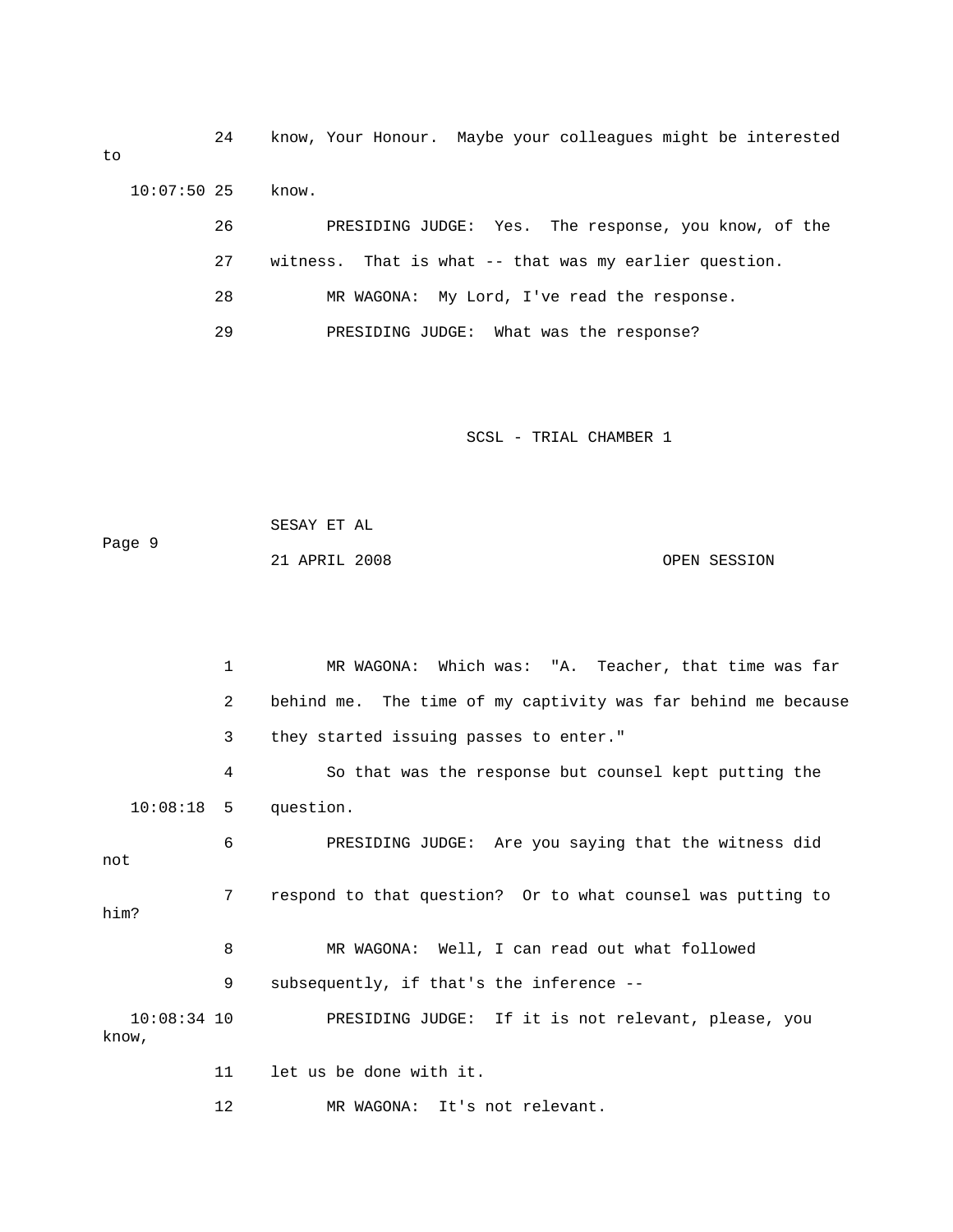24 know, Your Honour. Maybe your colleagues might be interested to

10:07:50 25 know.

26 PRESIDING JUDGE: Yes. The response, you know, of the

27 witness. That is what -- that was my earlier question.

28 MR WAGONA: My Lord, I've read the response.

29 PRESIDING JUDGE: What was the response?

1 MR WAGONA: Which was: "A. Teacher, that time was far

2 behind me. The time of my captivity was far behind me because

3 they started issuing passes to enter."

4 So that was the response but counsel kept putting the

10:08:18 5 question.

6 PRESIDING JUDGE: Are you saying that the witness did not

7 respond to that question? Or to what counsel was putting to him?

8 MR WAGONA: Well, I can read out what followed

9 subsequently, if that's the inference --

10:08:34 10 PRESIDING JUDGE: If it is not relevant, please, you know,

11 let us be done with it.

12 MR WAGONA: It's not relevant.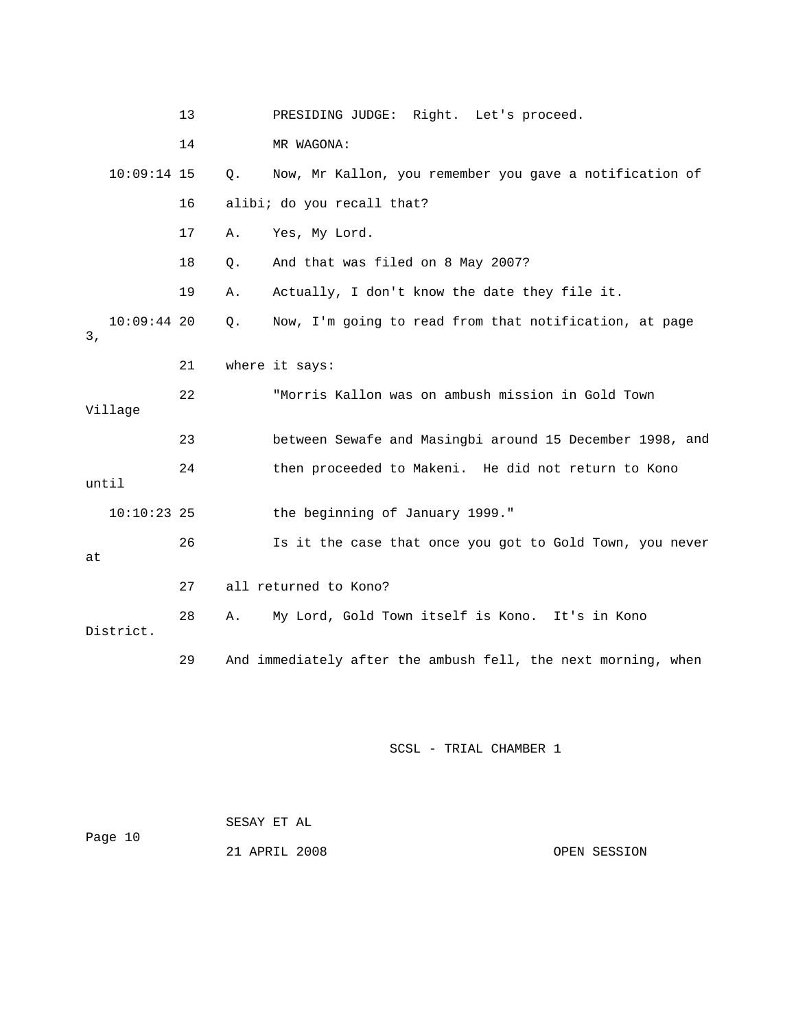13 PRESIDING JUDGE: Right. Let's proceed.

14 MR WAGONA:

10:09:14 15 Q. Now, Mr Kallon, you remember you gave a notification of

16 alibi; do you recall that?

17 A. Yes, My Lord.

18 Q. And that was filed on 8 May 2007?

19 A. Actually, I don't know the date they file it.

10:09:44 20 Q. Now, I'm going to read from that notification, at page 3,

21 where it says:

22 "Morris Kallon was on ambush mission in Gold Town Village

23 between Sewafe and Masingbi around 15 December 1998, and

24 then proceeded to Makeni. He did not return to Kono until

10:10:23 25 the beginning of January 1999."

26 Is it the case that once you got to Gold Town, you never at

27 all returned to Kono?

28 A. My Lord, Gold Town itself is Kono. It's in Kono District.

29 And immediately after the ambush fell, the next morning, when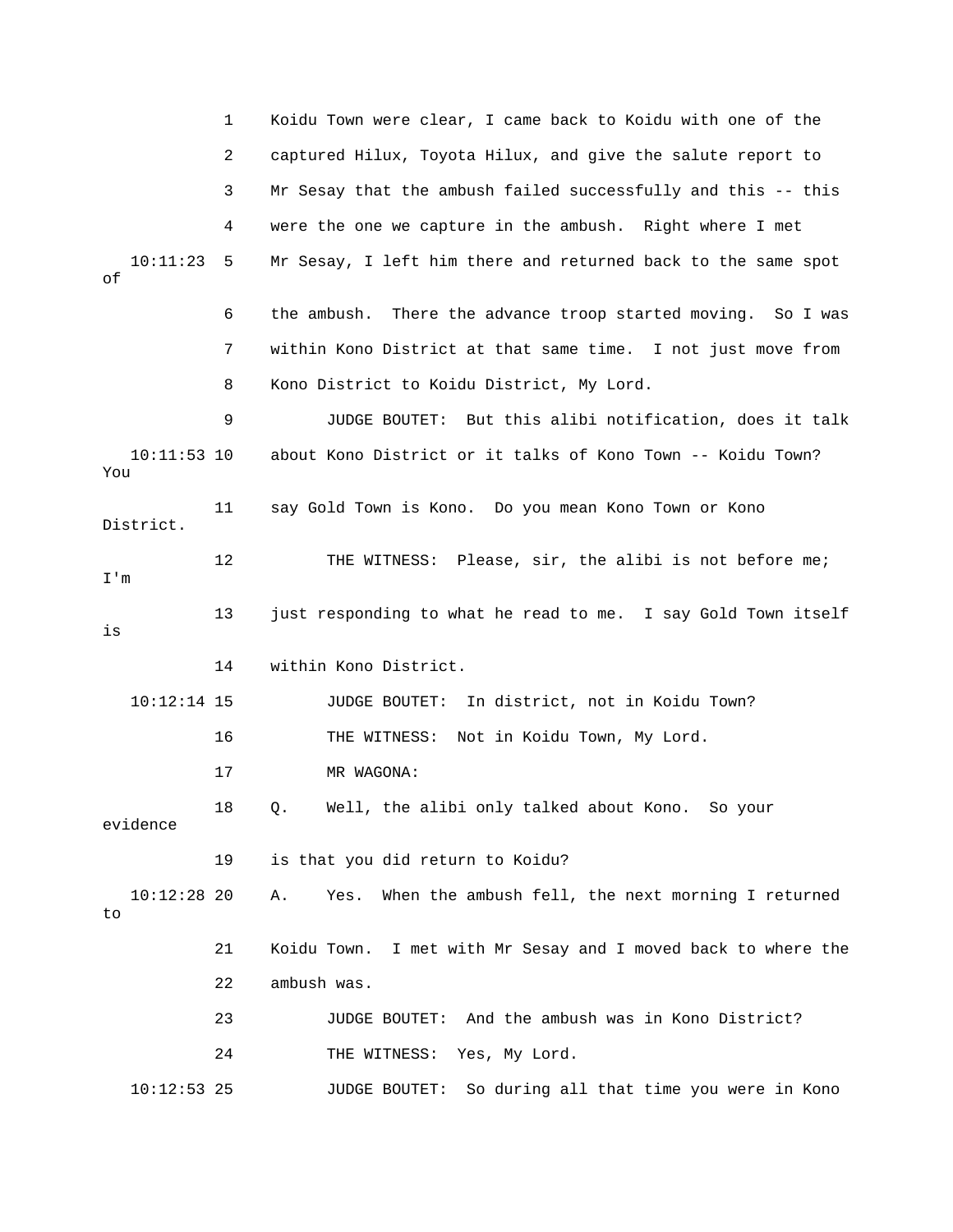Koidu Town were clear, I came back to Koidu with one of the captured Hilux, Toyota Hilux, and give the salute report to Mr Sesay that the ambush failed successfully and this -- this were the one we capture in the ambush. Right where I met Mr Sesay, I left him there and returned back to the same spot of the ambush. There the advance troop started moving. So I was within Kono District at that same time. I not just move from Kono District to Koidu District, My Lord.

JUDGE BOUTET: But this alibi notification, does it talk about Kono District or it talks of Kono Town -- Koidu Town? You say Gold Town is Kono. Do you mean Kono Town or Kono District.

THE WITNESS: Please, sir, the alibi is not before me; I'm just responding to what he read to me. I say Gold Town itself is within Kono District.

JUDGE BOUTET: In district, not in Koidu Town?

THE WITNESS: Not in Koidu Town, My Lord.

MR WAGONA:

Q. Well, the alibi only talked about Kono. So your evidence is that you did return to Koidu?

A. Yes. When the ambush fell, the next morning I returned to Koidu Town. I met with Mr Sesay and I moved back to where the ambush was.

JUDGE BOUTET: And the ambush was in Kono District?

THE WITNESS: Yes, My Lord.

JUDGE BOUTET: So during all that time you were in Kono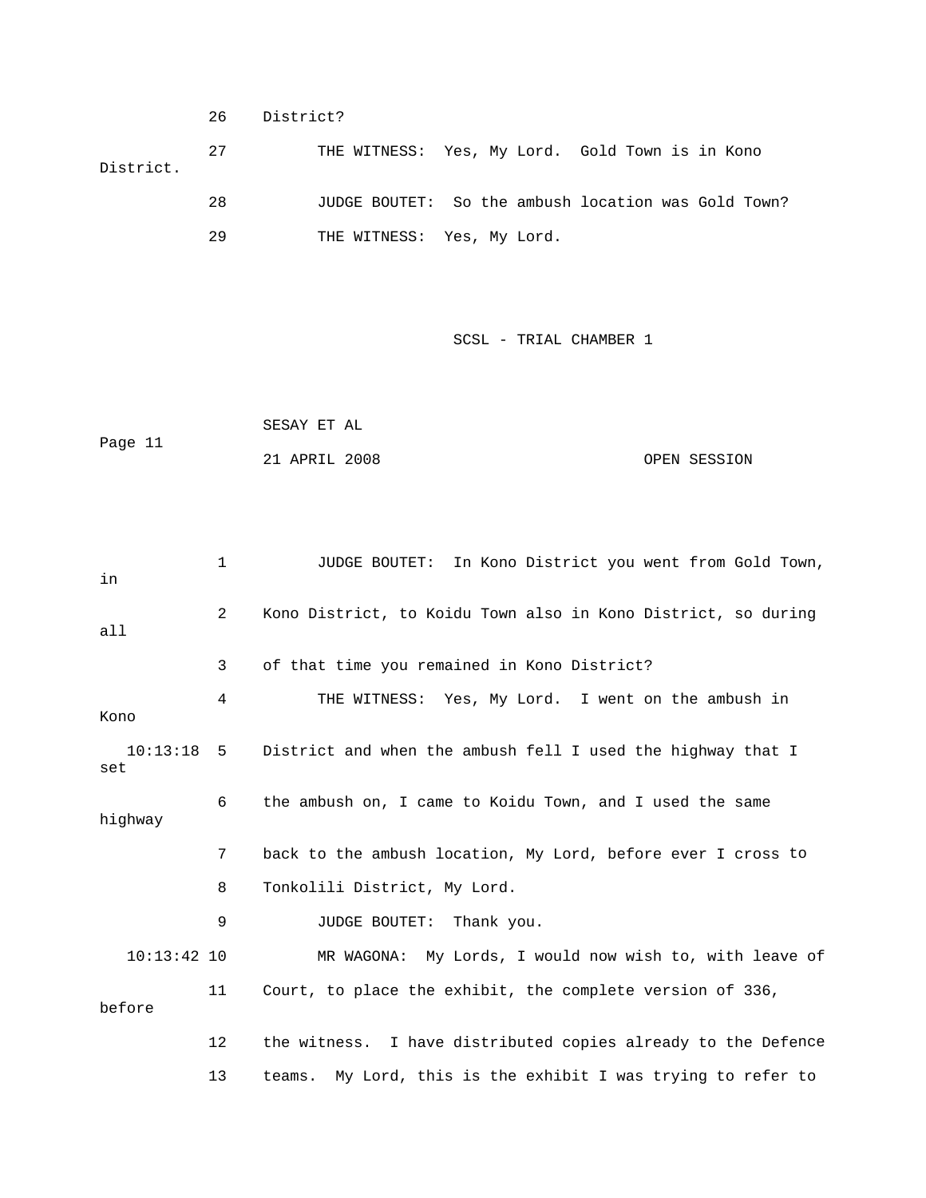26 District?

27 THE WITNESS: Yes, My Lord. Gold Town is in Kono District.

28 JUDGE BOUTET: So the ambush location was Gold Town?

29 THE WITNESS: Yes, My Lord.

1 JUDGE BOUTET: In Kono District you went from Gold Town, in

2 Kono District, to Koidu Town also in Kono District, so during all

3 of that time you remained in Kono District?

4 THE WITNESS: Yes, My Lord. I went on the ambush in Kono

10:13:18 5 District and when the ambush fell I used the highway that I set

6 the ambush on, I came to Koidu Town, and I used the same highway

7 back to the ambush location, My Lord, before ever I cross to

8 Tonkolili District, My Lord.

9 JUDGE BOUTET: Thank you.

10:13:42 10 MR WAGONA: My Lords, I would now wish to, with leave of

11 Court, to place the exhibit, the complete version of 336, before

12 the witness. I have distributed copies already to the Defence

13 teams. My Lord, this is the exhibit I was trying to refer to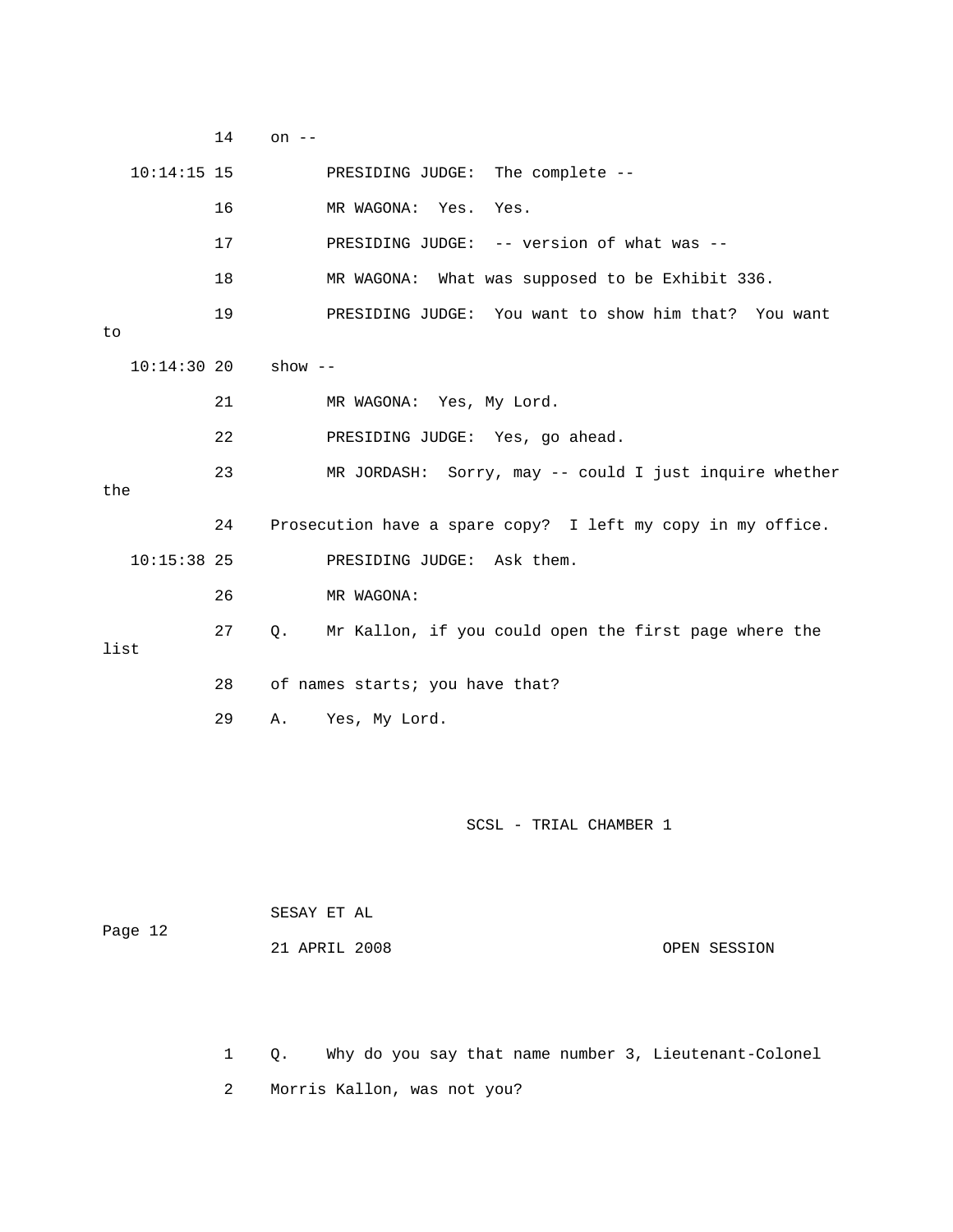14 on --

10:14:15 15 PRESIDING JUDGE: The complete --

16 MR WAGONA: Yes. Yes.

17 PRESIDING JUDGE: -- version of what was --

18 MR WAGONA: What was supposed to be Exhibit 336.

19 PRESIDING JUDGE: You want to show him that? You want to

10:14:30 20 show --

21 MR WAGONA: Yes, My Lord.

22 PRESIDING JUDGE: Yes, go ahead.

23 MR JORDASH: Sorry, may -- could I just inquire whether the

24 Prosecution have a spare copy? I left my copy in my office.

10:15:38 25 PRESIDING JUDGE: Ask them.

26 MR WAGONA:

27 Q. Mr Kallon, if you could open the first page where the list

28 of names starts; you have that?

29 A. Yes, My Lord.

1 Q. Why do you say that name number 3, Lieutenant-Colonel

2 Morris Kallon, was not you?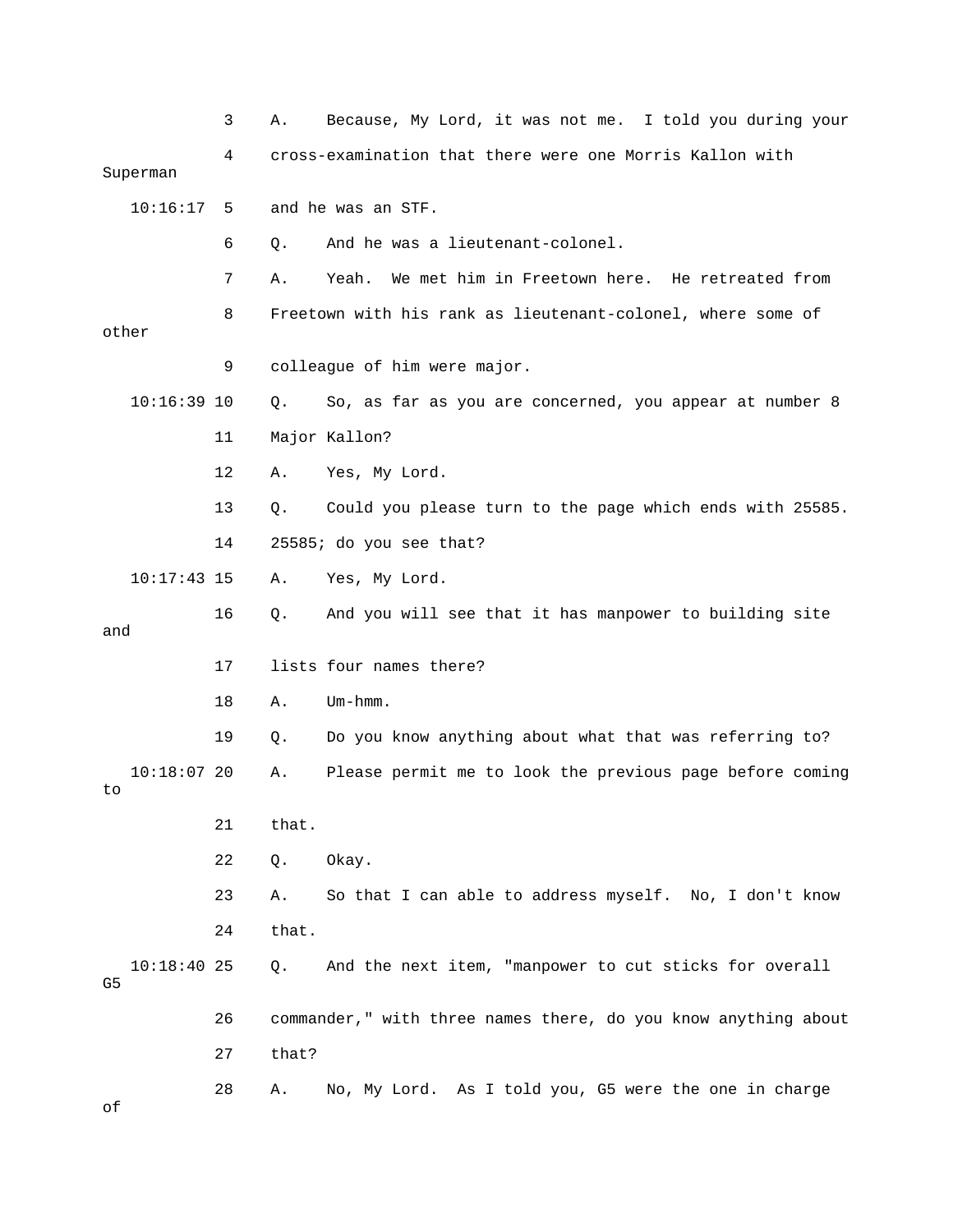3 A. Because, My Lord, it was not me. I told you during your

4 cross-examination that there were one Morris Kallon with Superman

10:16:17 5 and he was an STF.

6 Q. And he was a lieutenant-colonel.

7 A. Yeah. We met him in Freetown here. He retreated from

8 Freetown with his rank as lieutenant-colonel, where some of other

9 colleague of him were major.

10:16:39 10 Q. So, as far as you are concerned, you appear at number 8

11 Major Kallon?

12 A. Yes, My Lord.

13 Q. Could you please turn to the page which ends with 25585.

14 25585; do you see that?

10:17:43 15 A. Yes, My Lord.

16 Q. And you will see that it has manpower to building site and

17 lists four names there?

18 A. Um-hmm.

19 Q. Do you know anything about what that was referring to?

10:18:07 20 A. Please permit me to look the previous page before coming to

21 that.

22 Q. Okay.

23 A. So that I can able to address myself. No, I don't know

24 that.

10:18:40 25 Q. And the next item, "manpower to cut sticks for overall G5

26 commander," with three names there, do you know anything about

27 that?

28 A. No, My Lord. As I told you, G5 were the one in charge of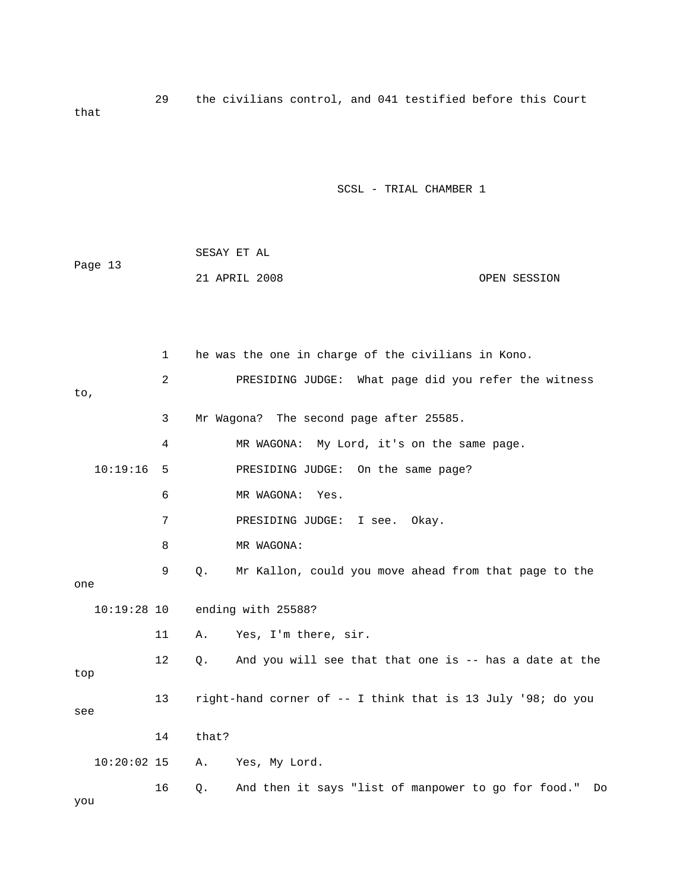29 the civilians control, and 041 testified before this Court that

1 he was the one in charge of the civilians in Kono.

2 PRESIDING JUDGE: What page did you refer the witness to,

3 Mr Wagona? The second page after 25585.

4 MR WAGONA: My Lord, it's on the same page.

10:19:16 5 PRESIDING JUDGE: On the same page?

6 MR WAGONA: Yes.

7 PRESIDING JUDGE: I see. Okay.

8 MR WAGONA:

9 Q. Mr Kallon, could you move ahead from that page to the one

10:19:28 10 ending with 25588?

11 A. Yes, I'm there, sir.

12 Q. And you will see that that one is -- has a date at the top

13 right-hand corner of -- I think that is 13 July '98; do you see

14 that?

10:20:02 15 A. Yes, My Lord.

16 Q. And then it says "list of manpower to go for food." Do you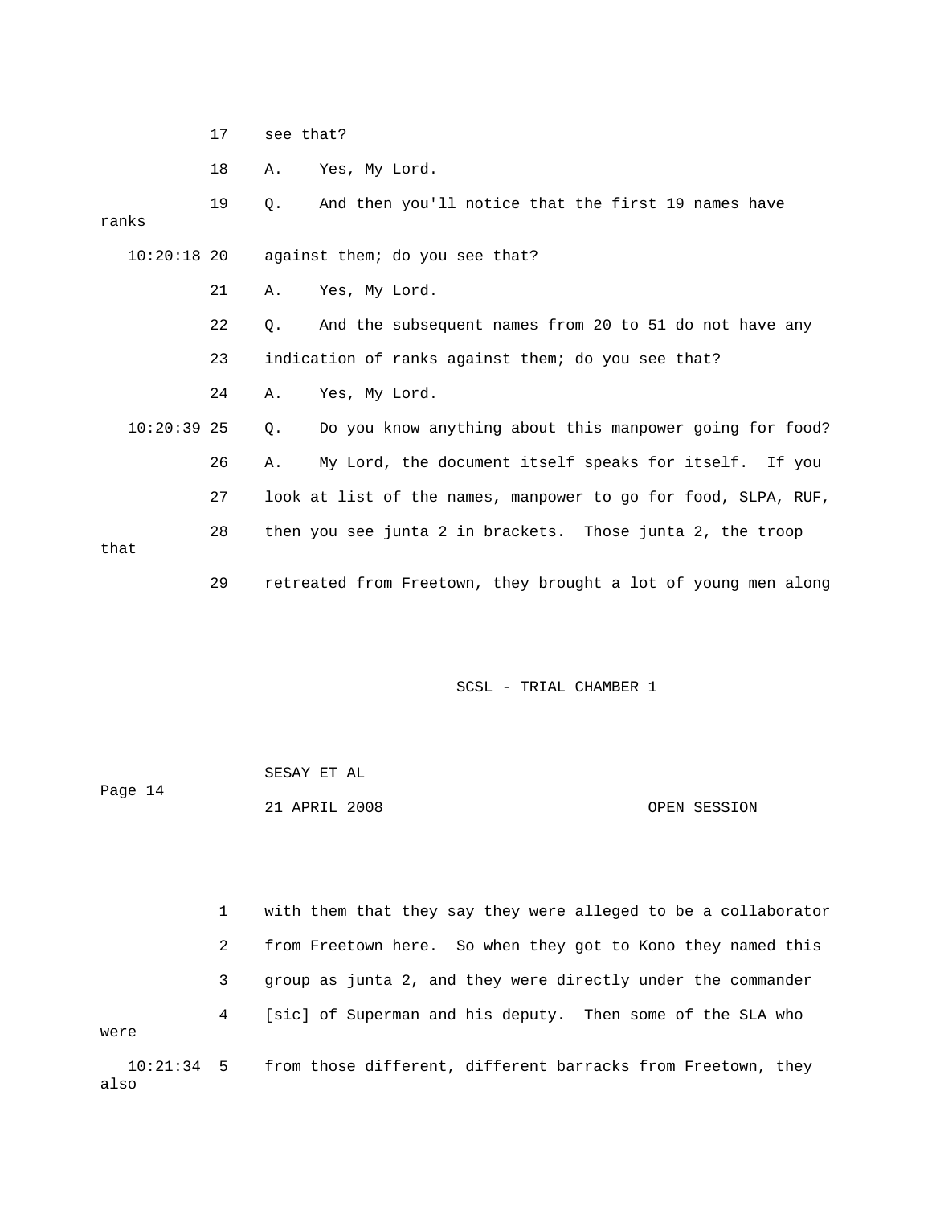17 see that?

18 A. Yes, My Lord.

19 Q. And then you'll notice that the first 19 names have ranks

10:20:18 20 against them; do you see that?

21 A. Yes, My Lord.

22 Q. And the subsequent names from 20 to 51 do not have any

23 indication of ranks against them; do you see that?

24 A. Yes, My Lord.

10:20:39 25 Q. Do you know anything about this manpower going for food?

26 A. My Lord, the document itself speaks for itself. If you

27 look at list of the names, manpower to go for food, SLPA, RUF,

28 then you see junta 2 in brackets. Those junta 2, the troop that

29 retreated from Freetown, they brought a lot of young men along

1 with them that they say they were alleged to be a collaborator

2 from Freetown here. So when they got to Kono they named this

3 group as junta 2, and they were directly under the commander

4 [sic] of Superman and his deputy. Then some of the SLA who were

10:21:34 5 from those different, different barracks from Freetown, they also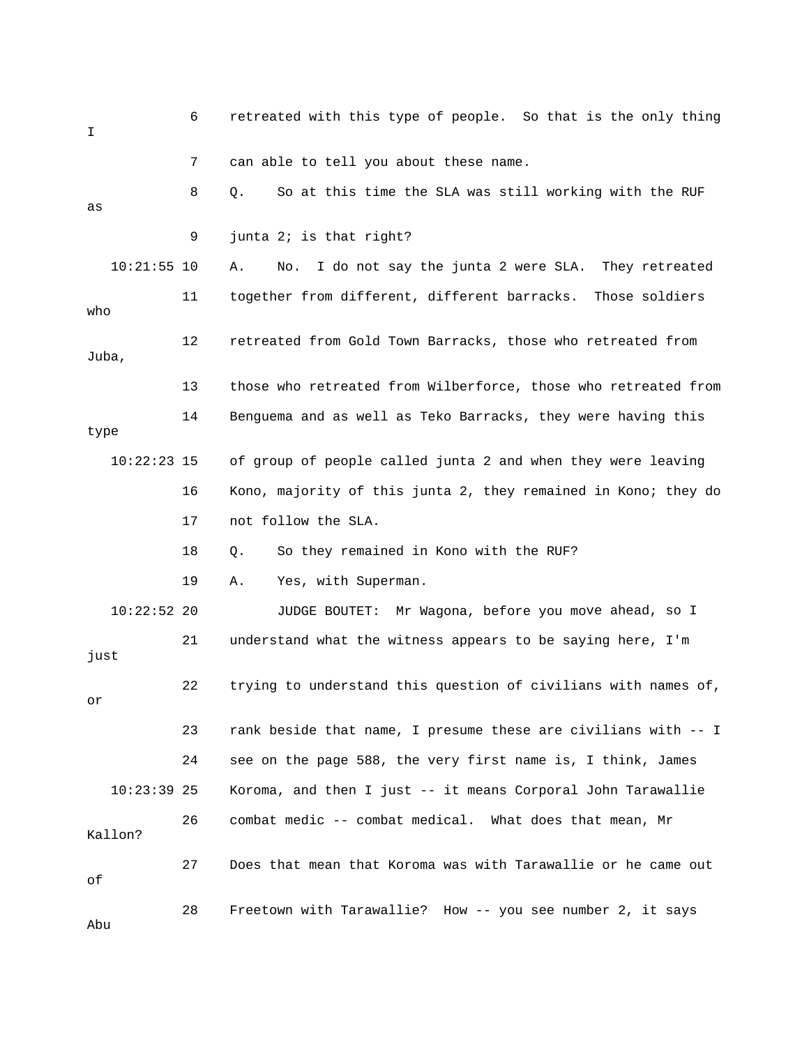6 retreated with this type of people. So that is the only thing I

7 can able to tell you about these name.

8 Q. So at this time the SLA was still working with the RUF as

9 junta 2; is that right?

10:21:55 10 A. No. I do not say the junta 2 were SLA. They retreated

11 together from different, different barracks. Those soldiers who

12 retreated from Gold Town Barracks, those who retreated from Juba,

13 those who retreated from Wilberforce, those who retreated from

14 Benguema and as well as Teko Barracks, they were having this type

10:22:23 15 of group of people called junta 2 and when they were leaving

16 Kono, majority of this junta 2, they remained in Kono; they do

17 not follow the SLA.

18 Q. So they remained in Kono with the RUF?

19 A. Yes, with Superman.

10:22:52 20 JUDGE BOUTET: Mr Wagona, before you move ahead, so I

21 understand what the witness appears to be saying here, I'm just

22 trying to understand this question of civilians with names of, or

23 rank beside that name, I presume these are civilians with -- I

24 see on the page 588, the very first name is, I think, James

10:23:39 25 Koroma, and then I just -- it means Corporal John Tarawallie

26 combat medic -- combat medical. What does that mean, Mr Kallon?

27 Does that mean that Koroma was with Tarawallie or he came out of

28 Freetown with Tarawallie? How -- you see number 2, it says Abu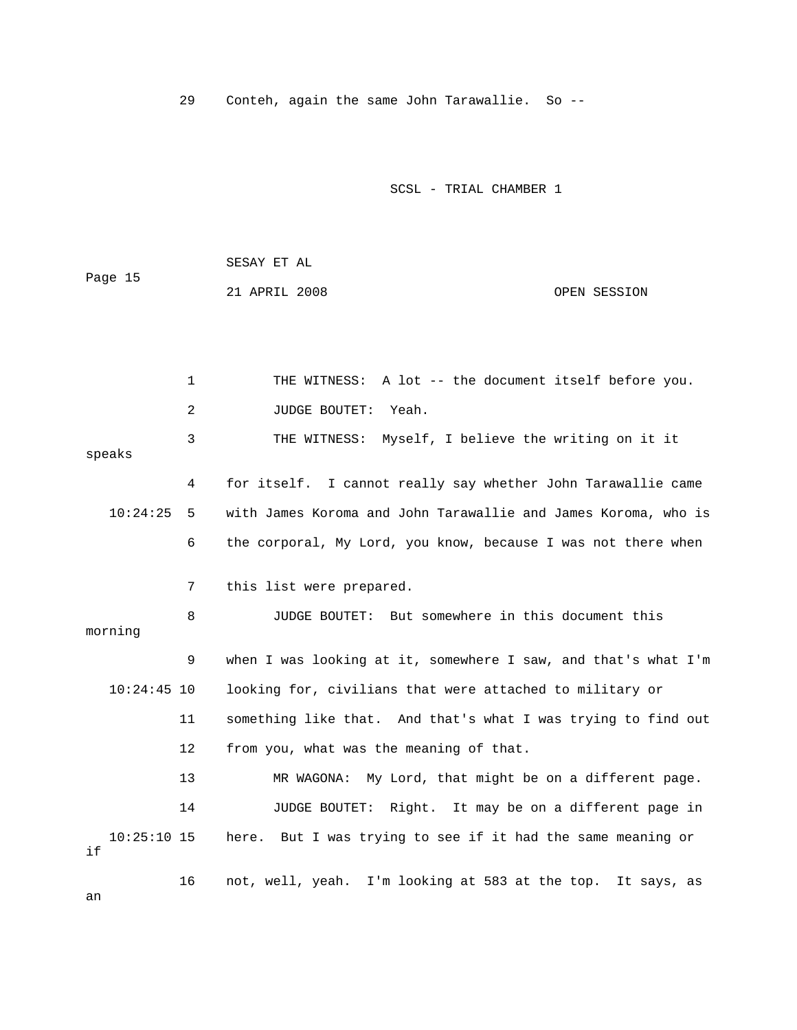29 Conteh, again the same John Tarawallie. So --

1 THE WITNESS: A lot -- the document itself before you.

2 JUDGE BOUTET: Yeah.

3 THE WITNESS: Myself, I believe the writing on it it speaks

4 for itself. I cannot really say whether John Tarawallie came

10:24:25 5 with James Koroma and John Tarawallie and James Koroma, who is

6 the corporal, My Lord, you know, because I was not there when

7 this list were prepared.

8 JUDGE BOUTET: But somewhere in this document this morning

9 when I was looking at it, somewhere I saw, and that's what I'm

10:24:45 10 looking for, civilians that were attached to military or

11 something like that. And that's what I was trying to find out

12 from you, what was the meaning of that.

13 MR WAGONA: My Lord, that might be on a different page.

14 JUDGE BOUTET: Right. It may be on a different page in

10:25:10 15 here. But I was trying to see if it had the same meaning or if

16 not, well, yeah. I'm looking at 583 at the top. It says, as an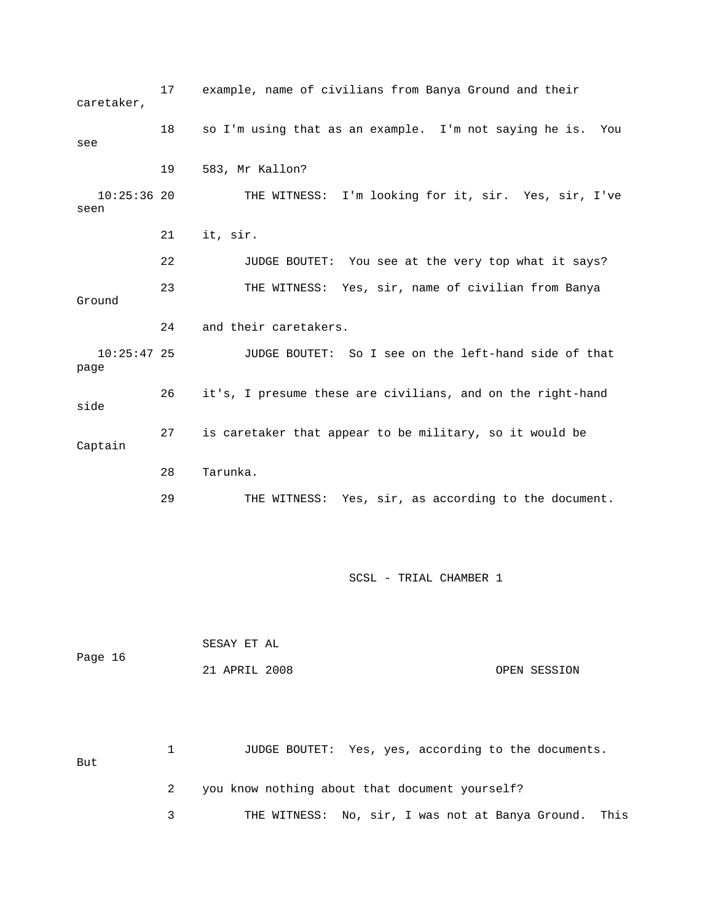17 example, name of civilians from Banya Ground and their caretaker,

18 so I'm using that as an example. I'm not saying he is. You see

19 583, Mr Kallon?

10:25:36 20 THE WITNESS: I'm looking for it, sir. Yes, sir, I've seen

21 it, sir.

22 JUDGE BOUTET: You see at the very top what it says?

23 THE WITNESS: Yes, sir, name of civilian from Banya Ground

24 and their caretakers.

10:25:47 25 JUDGE BOUTET: So I see on the left-hand side of that page

26 it's, I presume these are civilians, and on the right-hand side

27 is caretaker that appear to be military, so it would be Captain

28 Tarunka.

29 THE WITNESS: Yes, sir, as according to the document.

1 JUDGE BOUTET: Yes, yes, according to the documents. But

2 you know nothing about that document yourself?

3 THE WITNESS: No, sir, I was not at Banya Ground. This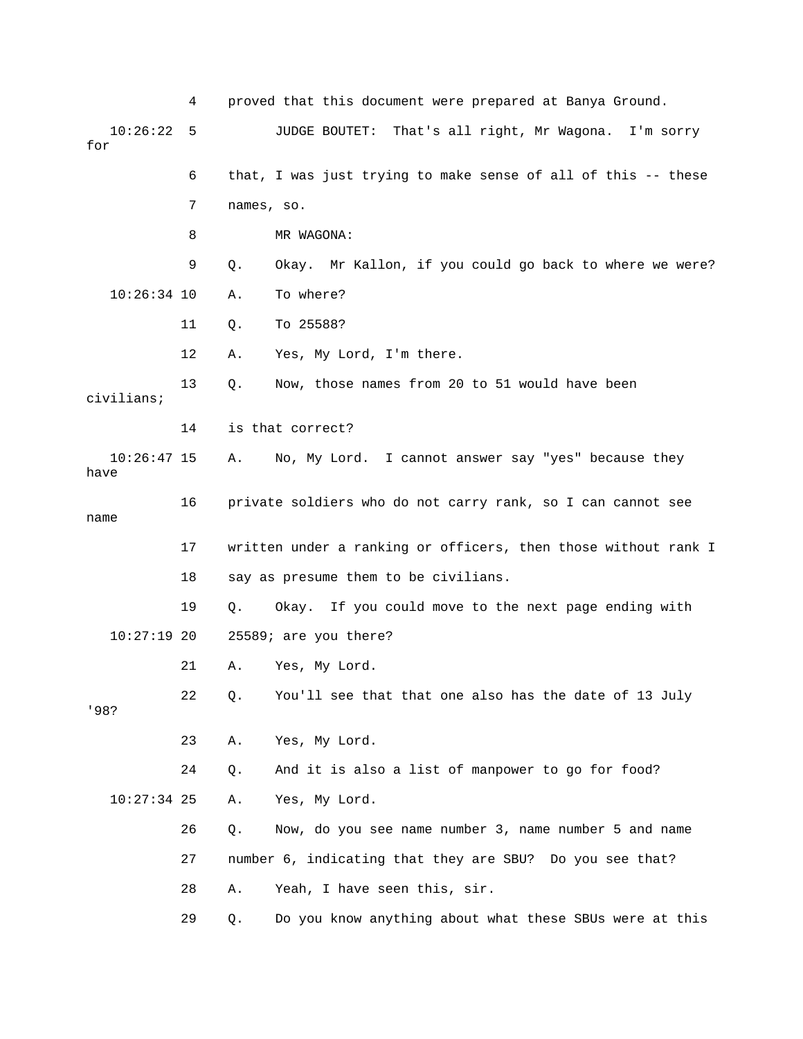4 proved that this document were prepared at Banya Ground.

10:26:22 5 JUDGE BOUTET: That's all right, Mr Wagona. I'm sorry for

6 that, I was just trying to make sense of all of this -- these

7 names, so.

8 MR WAGONA:

9 Q. Okay. Mr Kallon, if you could go back to where we were?

10:26:34 10 A. To where?

11 Q. To 25588?

12 A. Yes, My Lord, I'm there.

13 Q. Now, those names from 20 to 51 would have been civilians;

14 is that correct?

10:26:47 15 A. No, My Lord. I cannot answer say "yes" because they have

16 private soldiers who do not carry rank, so I can cannot see name

17 written under a ranking or officers, then those without rank I

18 say as presume them to be civilians.

19 Q. Okay. If you could move to the next page ending with

10:27:19 20 25589; are you there?

21 A. Yes, My Lord.

22 Q. You'll see that that one also has the date of 13 July '98?

23 A. Yes, My Lord.

24 Q. And it is also a list of manpower to go for food?

10:27:34 25 A. Yes, My Lord.

26 Q. Now, do you see name number 3, name number 5 and name

27 number 6, indicating that they are SBU? Do you see that?

28 A. Yeah, I have seen this, sir.

29 Q. Do you know anything about what these SBUs were at this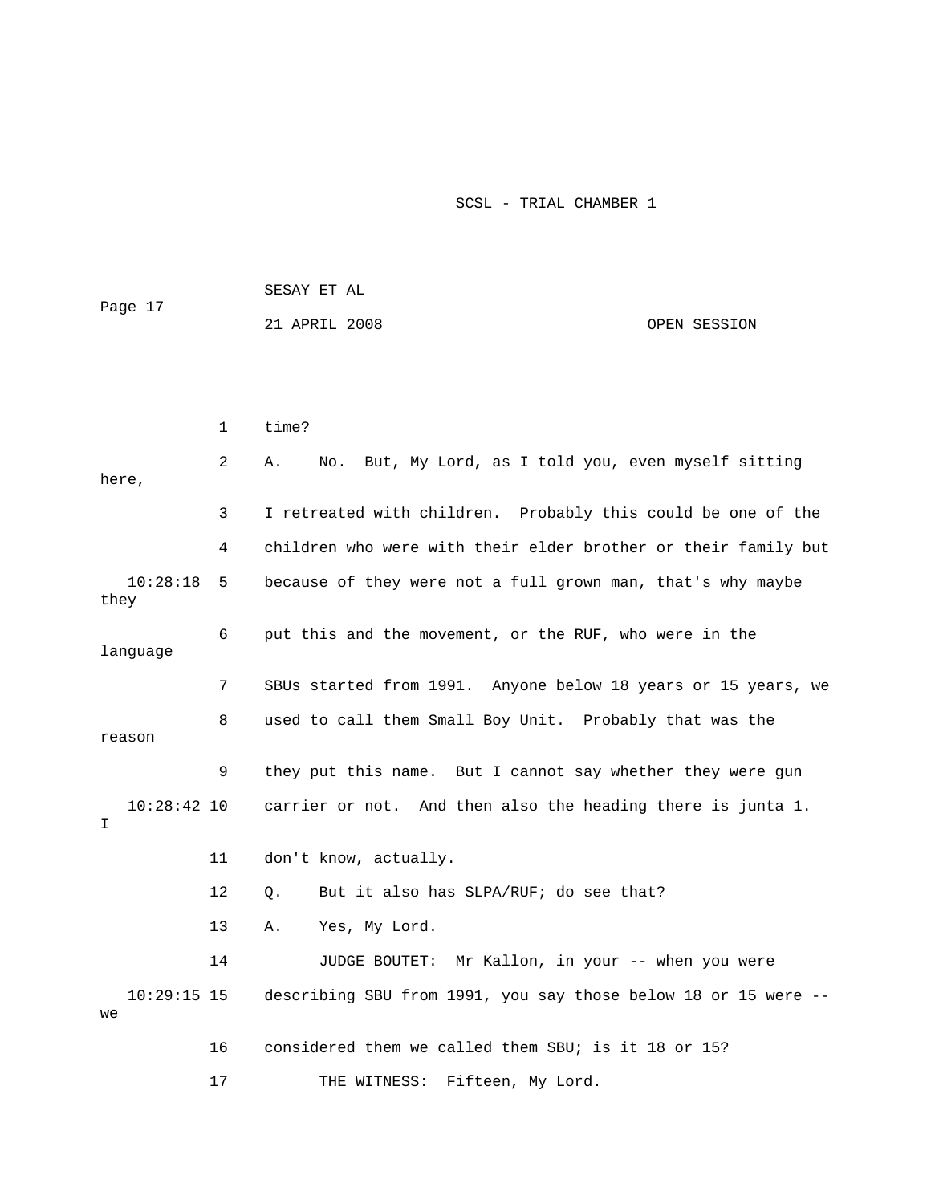1 time?

2 A. No. But, My Lord, as I told you, even myself sitting here,

3 I retreated with children. Probably this could be one of the

4 children who were with their elder brother or their family but

10:28:18 5 because of they were not a full grown man, that's why maybe they

6 put this and the movement, or the RUF, who were in the language

7 SBUs started from 1991. Anyone below 18 years or 15 years, we

8 used to call them Small Boy Unit. Probably that was the reason

9 they put this name. But I cannot say whether they were gun

10:28:42 10 carrier or not. And then also the heading there is junta 1. I

11 don't know, actually.

12 Q. But it also has SLPA/RUF; do see that?

13 A. Yes, My Lord.

14 JUDGE BOUTET: Mr Kallon, in your -- when you were

10:29:15 15 describing SBU from 1991, you say those below 18 or 15 were -- we

16 considered them we called them SBU; is it 18 or 15?

17 THE WITNESS: Fifteen, My Lord.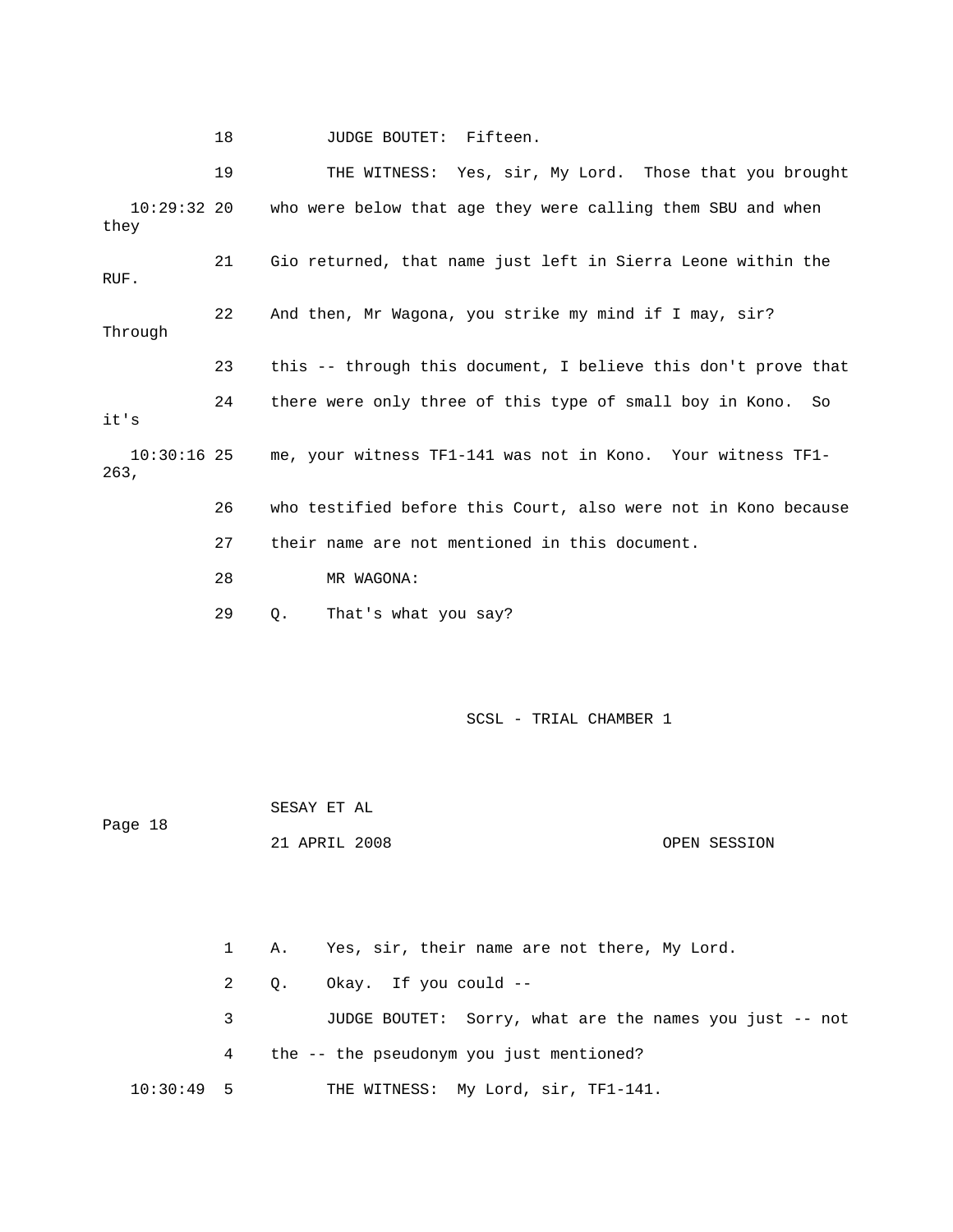18 JUDGE BOUTET: Fifteen.

19 THE WITNESS: Yes, sir, My Lord. Those that you brought

10:29:32 20 who were below that age they were calling them SBU and when they

21 Gio returned, that name just left in Sierra Leone within the RUF.

22 And then, Mr Wagona, you strike my mind if I may, sir? Through

23 this -- through this document, I believe this don't prove that

24 there were only three of this type of small boy in Kono. So it's

10:30:16 25 me, your witness TF1-141 was not in Kono. Your witness TF1-263,

26 who testified before this Court, also were not in Kono because

27 their name are not mentioned in this document.

28 MR WAGONA:

29 Q. That's what you say?

1 A. Yes, sir, their name are not there, My Lord.

2 Q. Okay. If you could --

3 JUDGE BOUTET: Sorry, what are the names you just -- not

4 the -- the pseudonym you just mentioned?

10:30:49 5 THE WITNESS: My Lord, sir, TF1-141.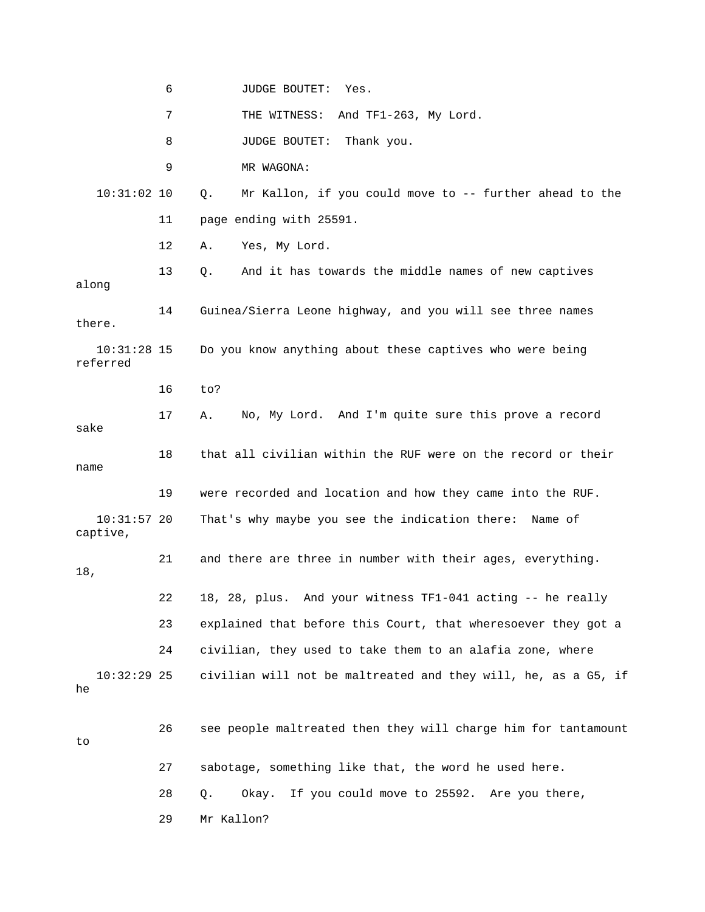6 JUDGE BOUTET: Yes.

7 THE WITNESS: And TF1-263, My Lord.

8 JUDGE BOUTET: Thank you.

9 MR WAGONA:

10:31:02 10 Q. Mr Kallon, if you could move to -- further ahead to the

11 page ending with 25591.

12 A. Yes, My Lord.

13 Q. And it has towards the middle names of new captives along

14 Guinea/Sierra Leone highway, and you will see three names there.

10:31:28 15 Do you know anything about these captives who were being referred

16 to?

17 A. No, My Lord. And I'm quite sure this prove a record sake

18 that all civilian within the RUF were on the record or their name

19 were recorded and location and how they came into the RUF.

10:31:57 20 That's why maybe you see the indication there: Name of captive,

21 and there are three in number with their ages, everything. 18,

22 18, 28, plus. And your witness TF1-041 acting -- he really

23 explained that before this Court, that wheresoever they got a

24 civilian, they used to take them to an alafia zone, where

10:32:29 25 civilian will not be maltreated and they will, he, as a G5, if he

26 see people maltreated then they will charge him for tantamount to

27 sabotage, something like that, the word he used here.

28 Q. Okay. If you could move to 25592. Are you there,

29 Mr Kallon?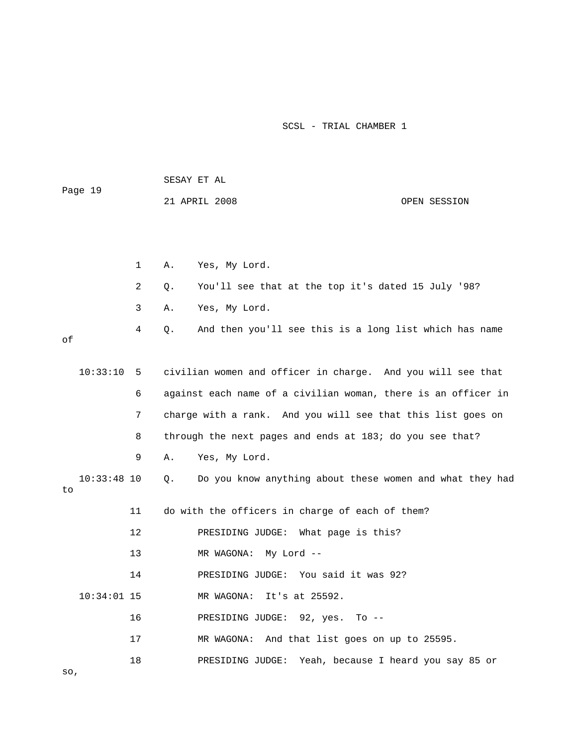1 A. Yes, My Lord.

2 Q. You'll see that at the top it's dated 15 July '98?

3 A. Yes, My Lord.

4 Q. And then you'll see this is a long list which has name of

10:33:10 5 civilian women and officer in charge. And you will see that

6 against each name of a civilian woman, there is an officer in

7 charge with a rank. And you will see that this list goes on

8 through the next pages and ends at 183; do you see that?

9 A. Yes, My Lord.

10:33:48 10 Q. Do you know anything about these women and what they had to

11 do with the officers in charge of each of them?

12 PRESIDING JUDGE: What page is this?

13 MR WAGONA: My Lord --

14 PRESIDING JUDGE: You said it was 92?

10:34:01 15 MR WAGONA: It's at 25592.

16 PRESIDING JUDGE: 92, yes. To --

17 MR WAGONA: And that list goes on up to 25595.

18 PRESIDING JUDGE: Yeah, because I heard you say 85 or so,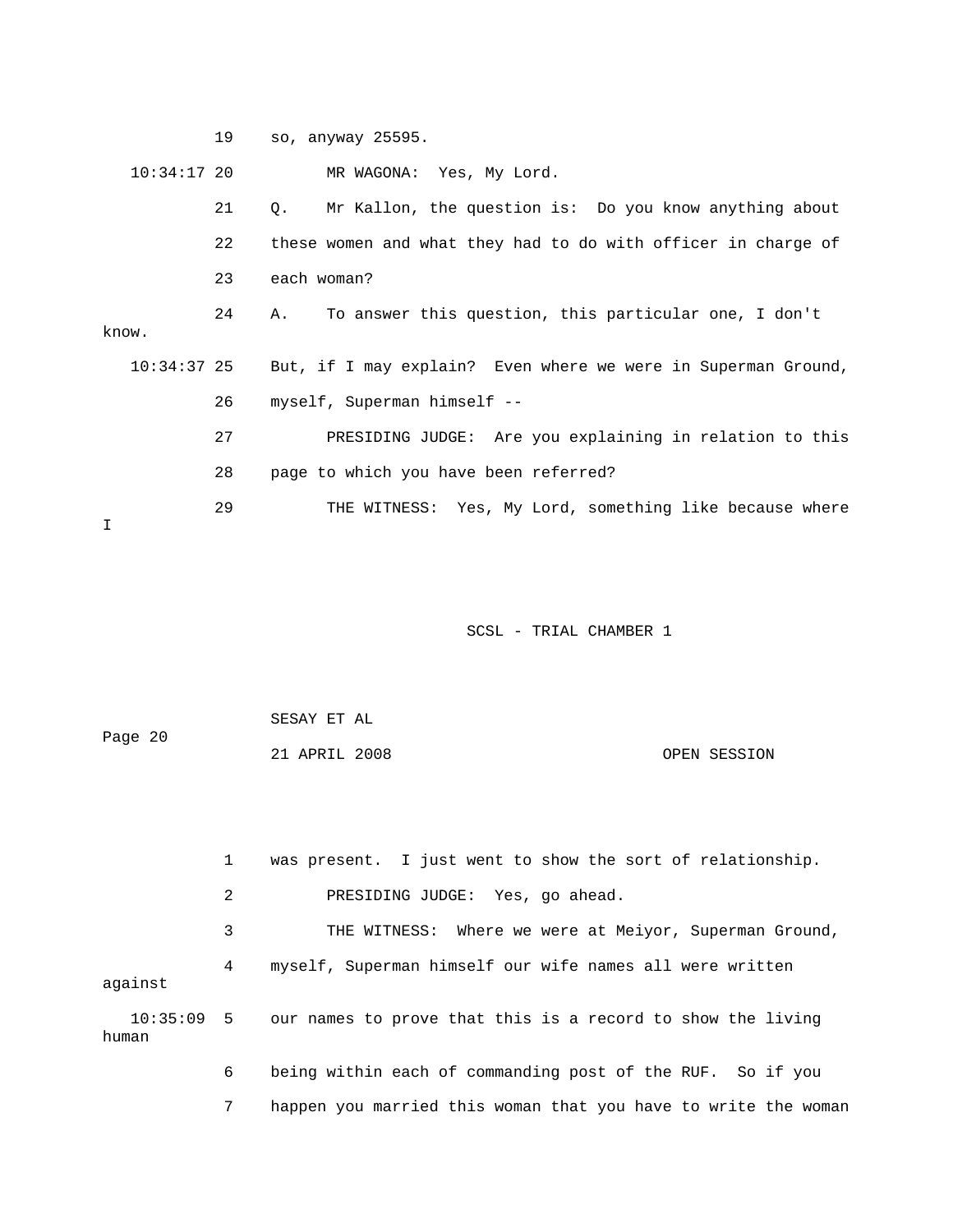19 so, anyway 25595.

10:34:17 20 MR WAGONA: Yes, My Lord.

21 Q. Mr Kallon, the question is: Do you know anything about

22 these women and what they had to do with officer in charge of

23 each woman?

24 A. To answer this question, this particular one, I don't know.

10:34:37 25 But, if I may explain? Even where we were in Superman Ground,

26 myself, Superman himself --

27 PRESIDING JUDGE: Are you explaining in relation to this

28 page to which you have been referred?

29 THE WITNESS: Yes, My Lord, something like because where I

1 was present. I just went to show the sort of relationship.

2 PRESIDING JUDGE: Yes, go ahead.

3 THE WITNESS: Where we were at Meiyor, Superman Ground,

4 myself, Superman himself our wife names all were written against

10:35:09 5 our names to prove that this is a record to show the living human

6 being within each of commanding post of the RUF. So if you

7 happen you married this woman that you have to write the woman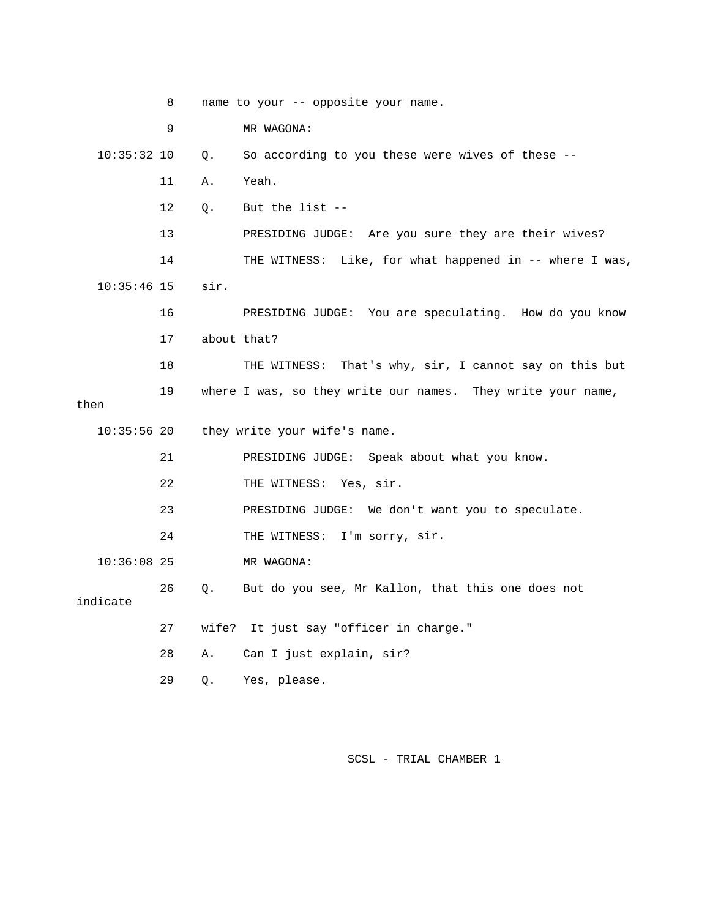8 name to your -- opposite your name.

9 MR WAGONA:

10:35:32 10 Q. So according to you these were wives of these --

11 A. Yeah.

12 Q. But the list --

13 PRESIDING JUDGE: Are you sure they are their wives?

14 THE WITNESS: Like, for what happened in -- where I was,

10:35:46 15 sir.

16 PRESIDING JUDGE: You are speculating. How do you know

17 about that?

18 THE WITNESS: That's why, sir, I cannot say on this but

19 where I was, so they write our names. They write your name, then

10:35:56 20 they write your wife's name.

21 PRESIDING JUDGE: Speak about what you know.

22 THE WITNESS: Yes, sir.

23 PRESIDING JUDGE: We don't want you to speculate.

24 THE WITNESS: I'm sorry, sir.

10:36:08 25 MR WAGONA:

26 Q. But do you see, Mr Kallon, that this one does not indicate

27 wife? It just say "officer in charge."

28 A. Can I just explain, sir?

29 Q. Yes, please.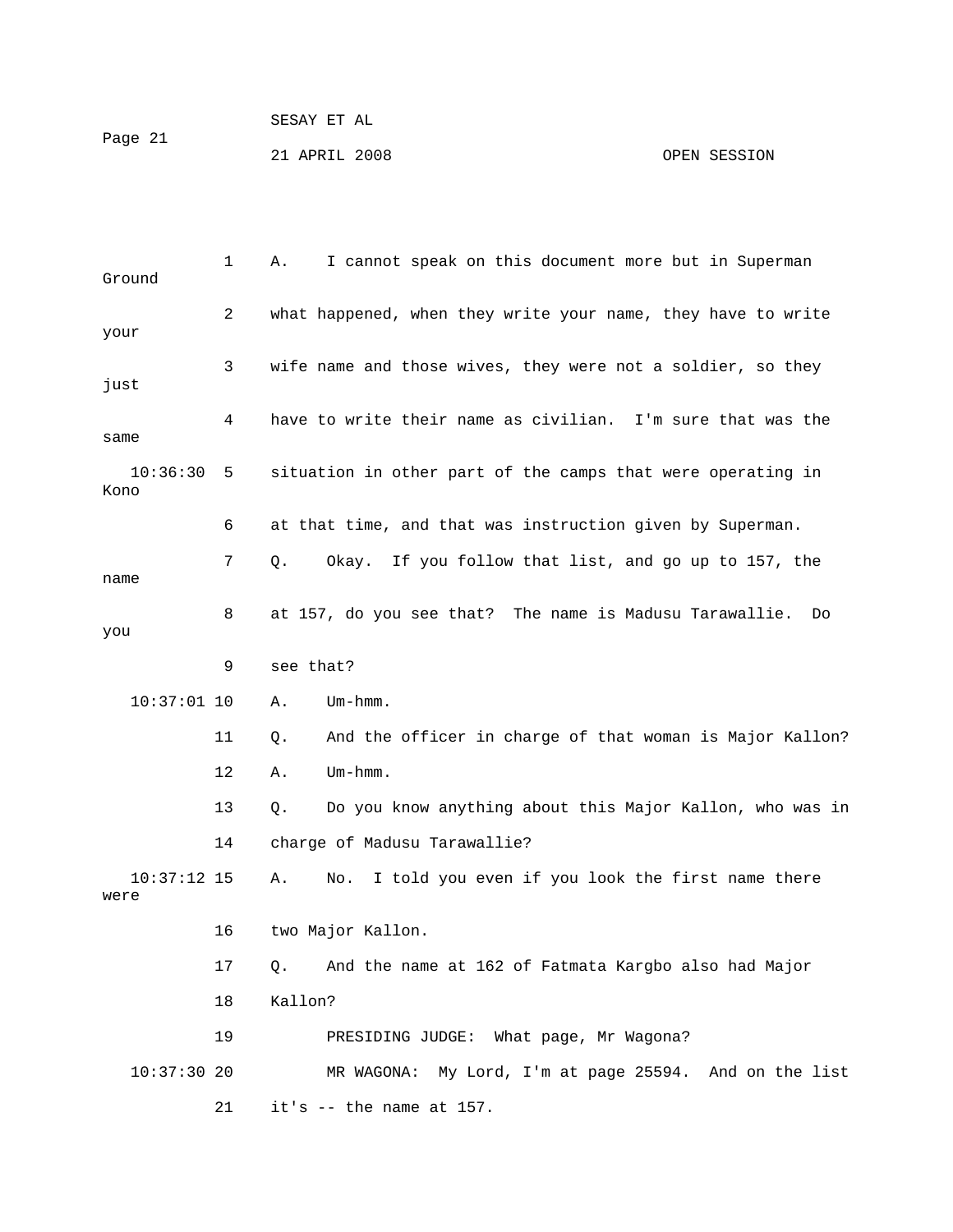1 A. I cannot speak on this document more but in Superman Ground

2 what happened, when they write your name, they have to write your

3 wife name and those wives, they were not a soldier, so they just

4 have to write their name as civilian. I'm sure that was the same

10:36:30 5 situation in other part of the camps that were operating in Kono

6 at that time, and that was instruction given by Superman.

7 Q. Okay. If you follow that list, and go up to 157, the name

8 at 157, do you see that? The name is Madusu Tarawallie. Do you

9 see that?

10:37:01 10 A. Um-hmm.

11 Q. And the officer in charge of that woman is Major Kallon?

12 A. Um-hmm.

13 Q. Do you know anything about this Major Kallon, who was in

14 charge of Madusu Tarawallie?

10:37:12 15 A. No. I told you even if you look the first name there were

16 two Major Kallon.

17 Q. And the name at 162 of Fatmata Kargbo also had Major

18 Kallon?

19 PRESIDING JUDGE: What page, Mr Wagona?

10:37:30 20 MR WAGONA: My Lord, I'm at page 25594. And on the list

21 it's -- the name at 157.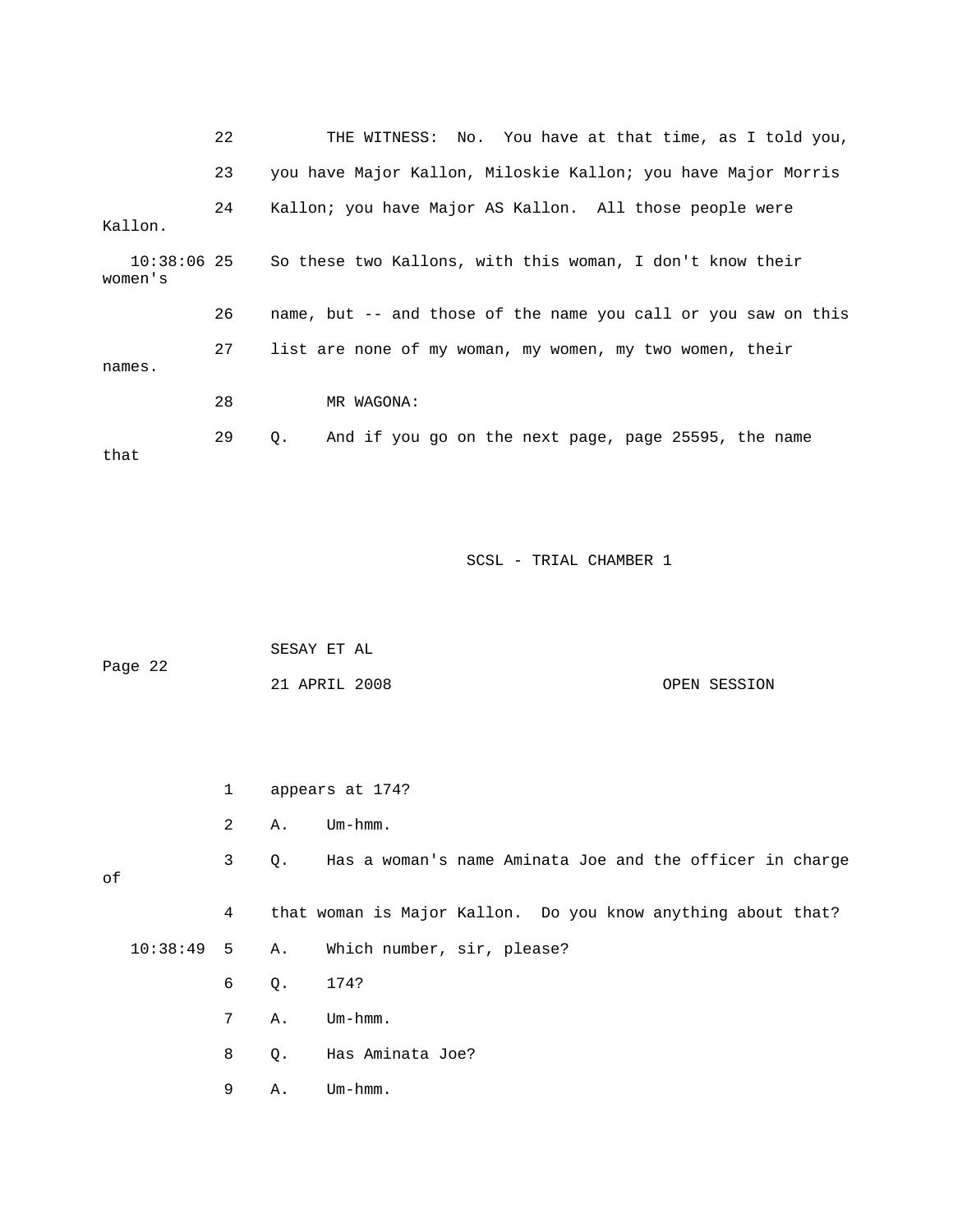22 THE WITNESS: No. You have at that time, as I told you,

23 you have Major Kallon, Miloskie Kallon; you have Major Morris

24 Kallon; you have Major AS Kallon. All those people were Kallon.

10:38:06 25 So these two Kallons, with this woman, I don't know their women's

26 name, but -- and those of the name you call or you saw on this

27 list are none of my woman, my women, my two women, their names.

28 MR WAGONA:

29 Q. And if you go on the next page, page 25595, the name that

1 appears at 174?

2 A. Um-hmm.

3 Q. Has a woman's name Aminata Joe and the officer in charge of

4 that woman is Major Kallon. Do you know anything about that?

10:38:49 5 A. Which number, sir, please?

6 Q. 174?

7 A. Um-hmm.

8 Q. Has Aminata Joe?

9 A. Um-hmm.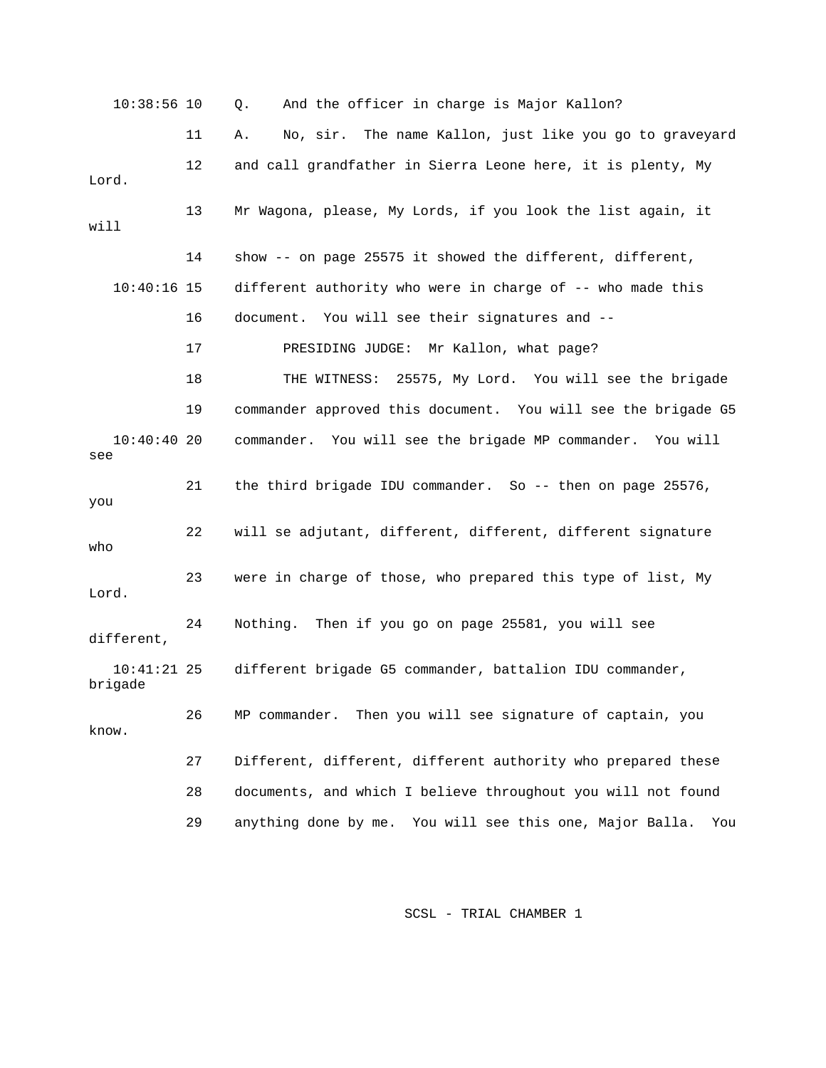10:38:56 10 Q. And the officer in charge is Major Kallon?

11 A. No, sir. The name Kallon, just like you go to graveyard

12 and call grandfather in Sierra Leone here, it is plenty, My Lord.

13 Mr Wagona, please, My Lords, if you look the list again, it will

14 show -- on page 25575 it showed the different, different,

10:40:16 15 different authority who were in charge of -- who made this

16 document. You will see their signatures and --

17 PRESIDING JUDGE: Mr Kallon, what page?

18 THE WITNESS: 25575, My Lord. You will see the brigade

19 commander approved this document. You will see the brigade G5

10:40:40 20 commander. You will see the brigade MP commander. You will see

21 the third brigade IDU commander. So -- then on page 25576, you

22 will se adjutant, different, different, different signature who

23 were in charge of those, who prepared this type of list, My Lord.

24 Nothing. Then if you go on page 25581, you will see different,

10:41:21 25 different brigade G5 commander, battalion IDU commander, brigade

26 MP commander. Then you will see signature of captain, you know.

27 Different, different, different authority who prepared these

28 documents, and which I believe throughout you will not found

29 anything done by me. You will see this one, Major Balla. You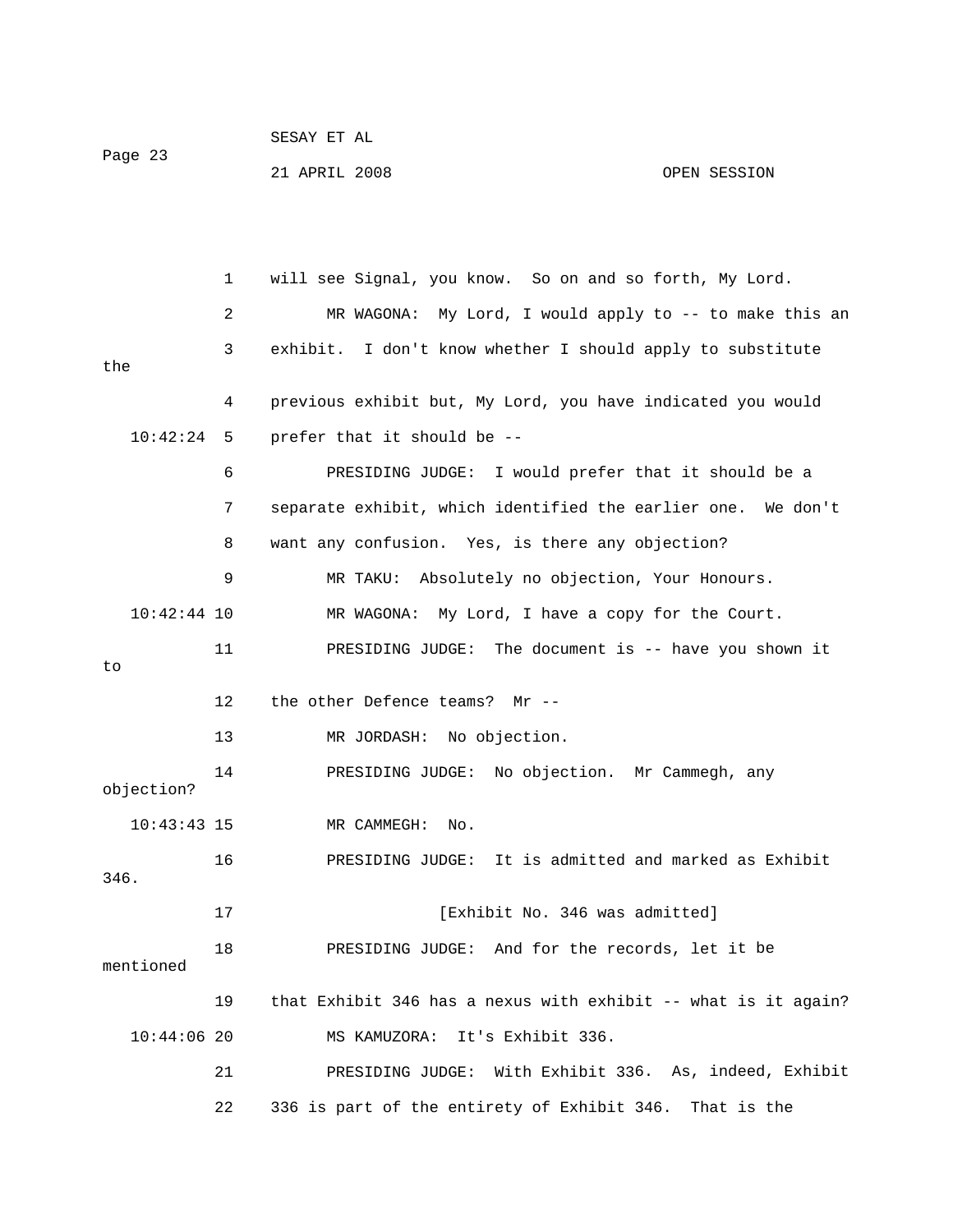1 will see Signal, you know. So on and so forth, My Lord.

2 MR WAGONA: My Lord, I would apply to -- to make this an

3 exhibit. I don't know whether I should apply to substitute the

4 previous exhibit but, My Lord, you have indicated you would

10:42:24 5 prefer that it should be --

6 PRESIDING JUDGE: I would prefer that it should be a

7 separate exhibit, which identified the earlier one. We don't

8 want any confusion. Yes, is there any objection?

9 MR TAKU: Absolutely no objection, Your Honours.

10:42:44 10 MR WAGONA: My Lord, I have a copy for the Court.

11 PRESIDING JUDGE: The document is -- have you shown it to

12 the other Defence teams? Mr --

13 MR JORDASH: No objection.

14 PRESIDING JUDGE: No objection. Mr Cammegh, any objection?

10:43:43 15 MR CAMMEGH: No.

16 PRESIDING JUDGE: It is admitted and marked as Exhibit 346.

17 [Exhibit No. 346 was admitted]

18 PRESIDING JUDGE: And for the records, let it be mentioned

19 that Exhibit 346 has a nexus with exhibit -- what is it again?

10:44:06 20 MS KAMUZORA: It's Exhibit 336.

21 PRESIDING JUDGE: With Exhibit 336. As, indeed, Exhibit

22 336 is part of the entirety of Exhibit 346. That is the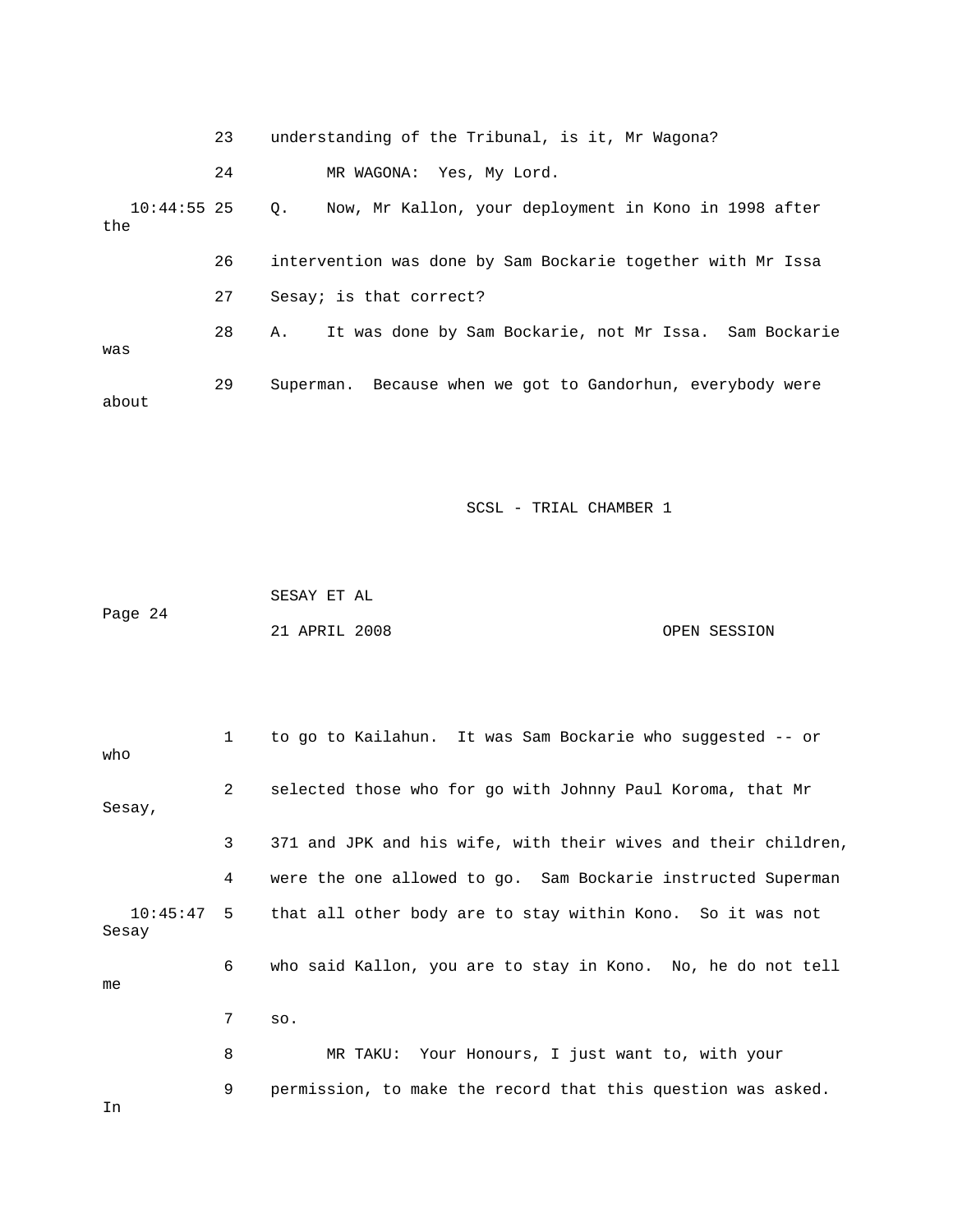23 understanding of the Tribunal, is it, Mr Wagona?

24 MR WAGONA: Yes, My Lord.

10:44:55 25 Q. Now, Mr Kallon, your deployment in Kono in 1998 after the

26 intervention was done by Sam Bockarie together with Mr Issa

27 Sesay; is that correct?

28 A. It was done by Sam Bockarie, not Mr Issa. Sam Bockarie was

29 Superman. Because when we got to Gandorhun, everybody were about

1 to go to Kailahun. It was Sam Bockarie who suggested -- or who

2 selected those who for go with Johnny Paul Koroma, that Mr Sesay,

3 371 and JPK and his wife, with their wives and their children,

4 were the one allowed to go. Sam Bockarie instructed Superman

10:45:47 5 that all other body are to stay within Kono. So it was not Sesay

6 who said Kallon, you are to stay in Kono. No, he do not tell me

7 so.

8 MR TAKU: Your Honours, I just want to, with your

9 permission, to make the record that this question was asked. In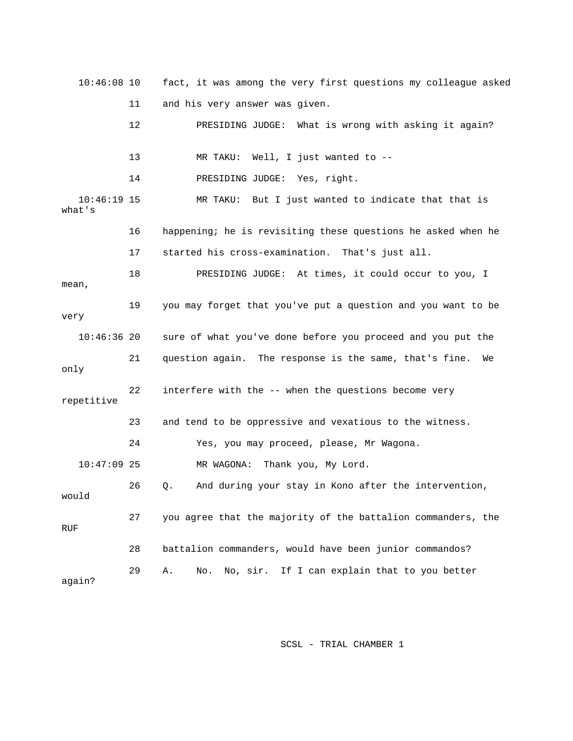10:46:08 10 fact, it was among the very first questions my colleague asked

11 and his very answer was given.

12 PRESIDING JUDGE: What is wrong with asking it again?

13 MR TAKU: Well, I just wanted to --

14 PRESIDING JUDGE: Yes, right.

10:46:19 15 MR TAKU: But I just wanted to indicate that that is what's

16 happening; he is revisiting these questions he asked when he

17 started his cross-examination. That's just all.

18 PRESIDING JUDGE: At times, it could occur to you, I mean,

19 you may forget that you've put a question and you want to be very

10:46:36 20 sure of what you've done before you proceed and you put the

21 question again. The response is the same, that's fine. We only

22 interfere with the -- when the questions become very repetitive

23 and tend to be oppressive and vexatious to the witness.

24 Yes, you may proceed, please, Mr Wagona.

10:47:09 25 MR WAGONA: Thank you, My Lord.

26 Q. And during your stay in Kono after the intervention, would

27 you agree that the majority of the battalion commanders, the RUF

28 battalion commanders, would have been junior commandos?

29 A. No. No, sir. If I can explain that to you better again?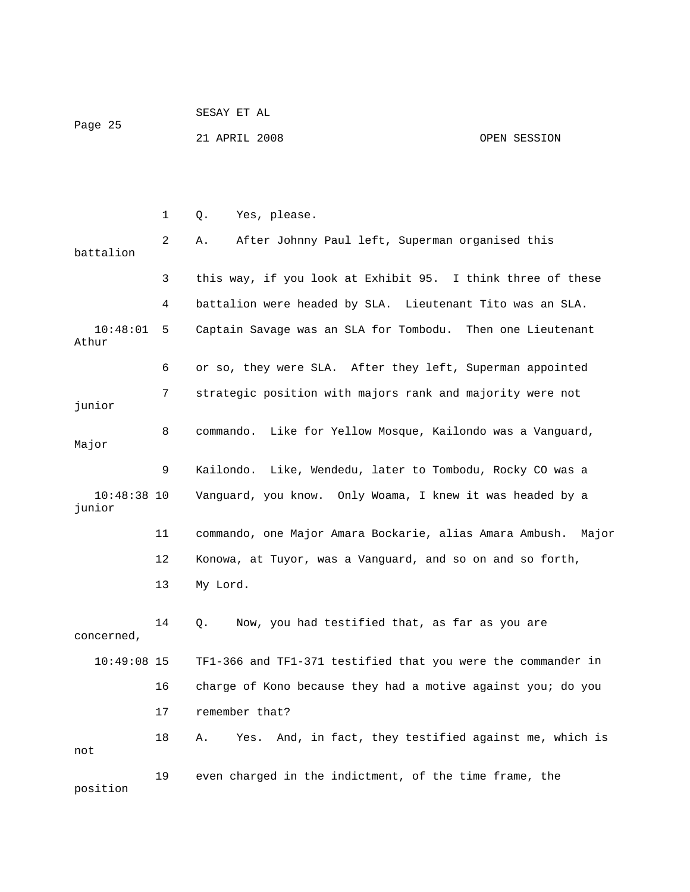1 Q. Yes, please.

2 A. After Johnny Paul left, Superman organised this battalion

3 this way, if you look at Exhibit 95. I think three of these

4 battalion were headed by SLA. Lieutenant Tito was an SLA.

10:48:01 5 Captain Savage was an SLA for Tombodu. Then one Lieutenant Athur

6 or so, they were SLA. After they left, Superman appointed

7 strategic position with majors rank and majority were not junior

8 commando. Like for Yellow Mosque, Kailondo was a Vanguard, Major

9 Kailondo. Like, Wendedu, later to Tombodu, Rocky CO was a

10:48:38 10 Vanguard, you know. Only Woama, I knew it was headed by a junior

11 commando, one Major Amara Bockarie, alias Amara Ambush. Major

12 Konowa, at Tuyor, was a Vanguard, and so on and so forth,

13 My Lord.

14 Q. Now, you had testified that, as far as you are concerned,

10:49:08 15 TF1-366 and TF1-371 testified that you were the commander in

16 charge of Kono because they had a motive against you; do you

17 remember that?

18 A. Yes. And, in fact, they testified against me, which is not

19 even charged in the indictment, of the time frame, the position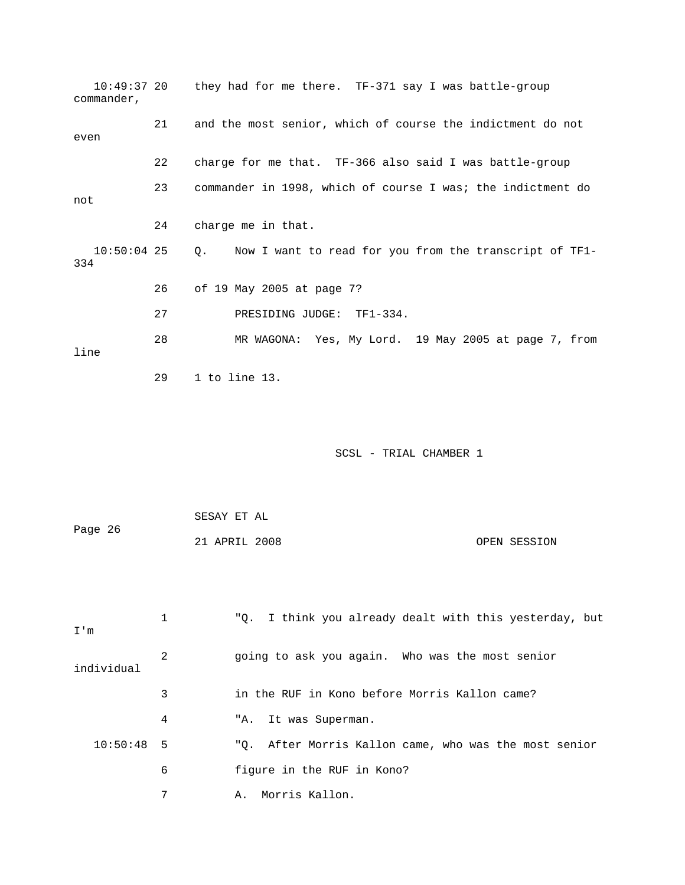10:49:37 20 they had for me there. TF-371 say I was battle-group commander,

21 and the most senior, which of course the indictment do not even

22 charge for me that. TF-366 also said I was battle-group

23 commander in 1998, which of course I was; the indictment do not

24 charge me in that.

10:50:04 25 Q. Now I want to read for you from the transcript of TF1-334

26 of 19 May 2005 at page 7?

27 PRESIDING JUDGE: TF1-334.

28 MR WAGONA: Yes, My Lord. 19 May 2005 at page 7, from line

29 1 to line 13.

1 "Q. I think you already dealt with this yesterday, but I'm

2 going to ask you again. Who was the most senior individual

3 in the RUF in Kono before Morris Kallon came?

4 "A. It was Superman.

10:50:48 5 "Q. After Morris Kallon came, who was the most senior

6 figure in the RUF in Kono?

7 A. Morris Kallon.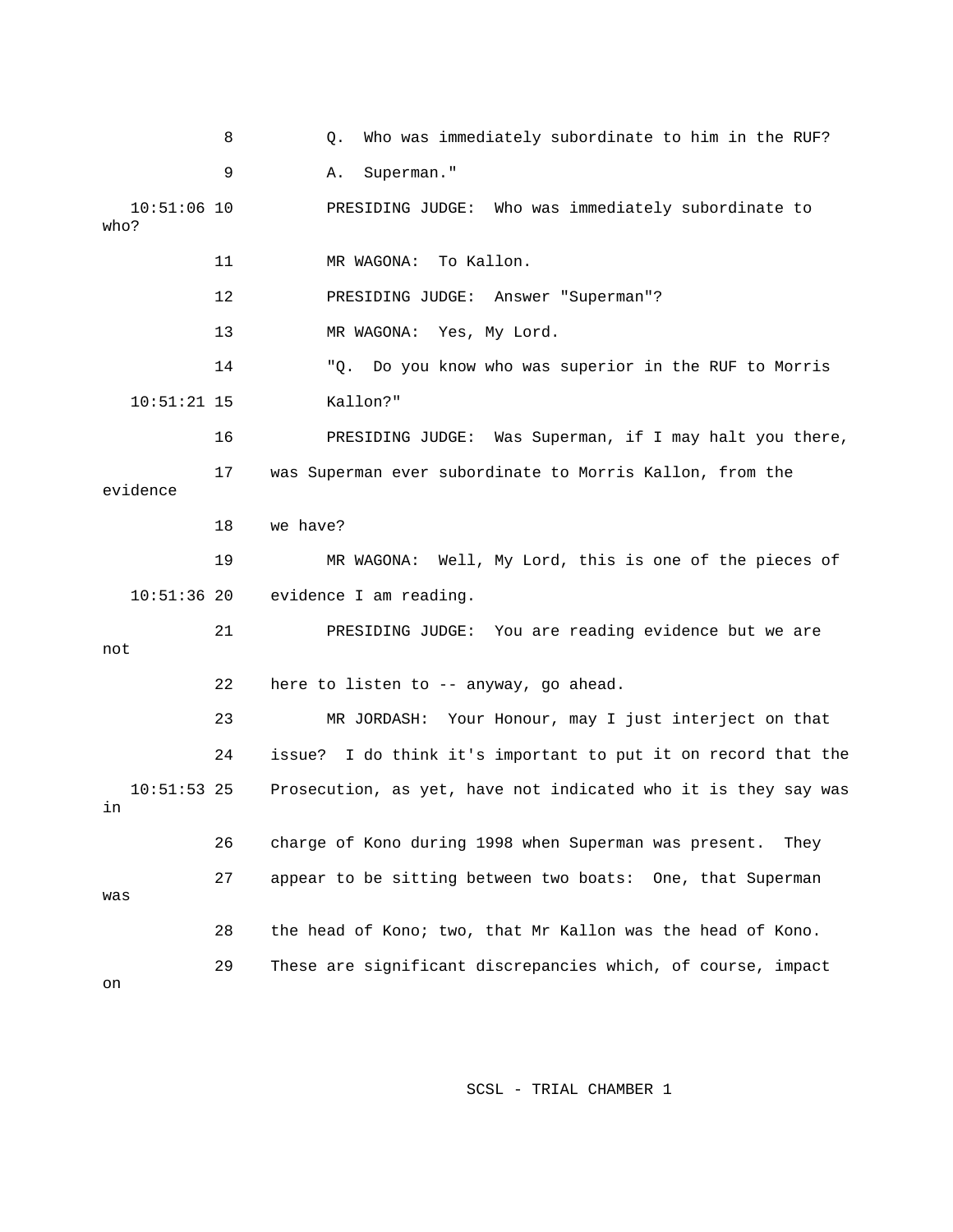8 Q. Who was immediately subordinate to him in the RUF?

9 A. Superman."

10:51:06 10 PRESIDING JUDGE: Who was immediately subordinate to who?

11 MR WAGONA: To Kallon.

12 PRESIDING JUDGE: Answer "Superman"?

13 MR WAGONA: Yes, My Lord.

14 "Q. Do you know who was superior in the RUF to Morris

10:51:21 15 Kallon?"

16 PRESIDING JUDGE: Was Superman, if I may halt you there,

17 was Superman ever subordinate to Morris Kallon, from the evidence

18 we have?

19 MR WAGONA: Well, My Lord, this is one of the pieces of

10:51:36 20 evidence I am reading.

21 PRESIDING JUDGE: You are reading evidence but we are not

22 here to listen to -- anyway, go ahead.

23 MR JORDASH: Your Honour, may I just interject on that

24 issue? I do think it's important to put it on record that the

10:51:53 25 Prosecution, as yet, have not indicated who it is they say was in

26 charge of Kono during 1998 when Superman was present. They

27 appear to be sitting between two boats: One, that Superman was

28 the head of Kono; two, that Mr Kallon was the head of Kono.

29 These are significant discrepancies which, of course, impact on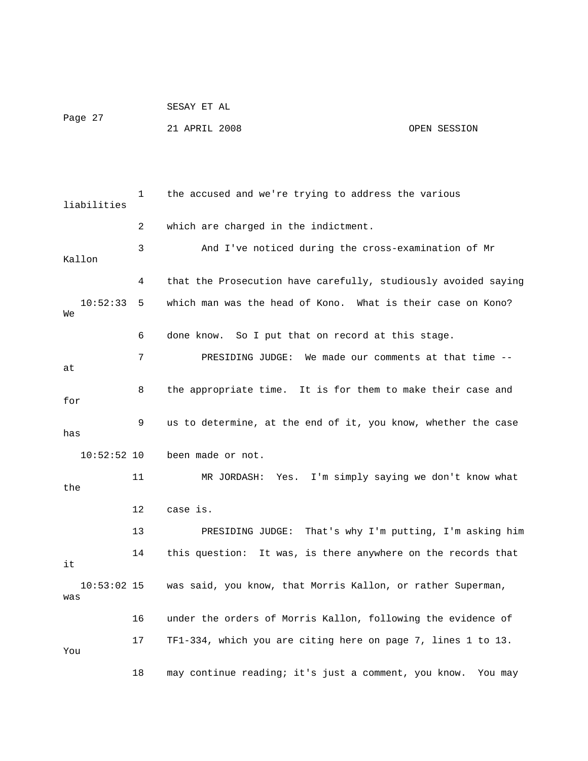1 the accused and we're trying to address the various liabilities

2 which are charged in the indictment.

3 And I've noticed during the cross-examination of Mr Kallon

4 that the Prosecution have carefully, studiously avoided saying

10:52:33 5 which man was the head of Kono. What is their case on Kono? We

6 done know. So I put that on record at this stage.

7 PRESIDING JUDGE: We made our comments at that time -- at

8 the appropriate time. It is for them to make their case and for

9 us to determine, at the end of it, you know, whether the case has

10:52:52 10 been made or not.

11 MR JORDASH: Yes. I'm simply saying we don't know what the

12 case is.

13 PRESIDING JUDGE: That's why I'm putting, I'm asking him

14 this question: It was, is there anywhere on the records that it

10:53:02 15 was said, you know, that Morris Kallon, or rather Superman, was

16 under the orders of Morris Kallon, following the evidence of

17 TF1-334, which you are citing here on page 7, lines 1 to 13. You

18 may continue reading; it's just a comment, you know. You may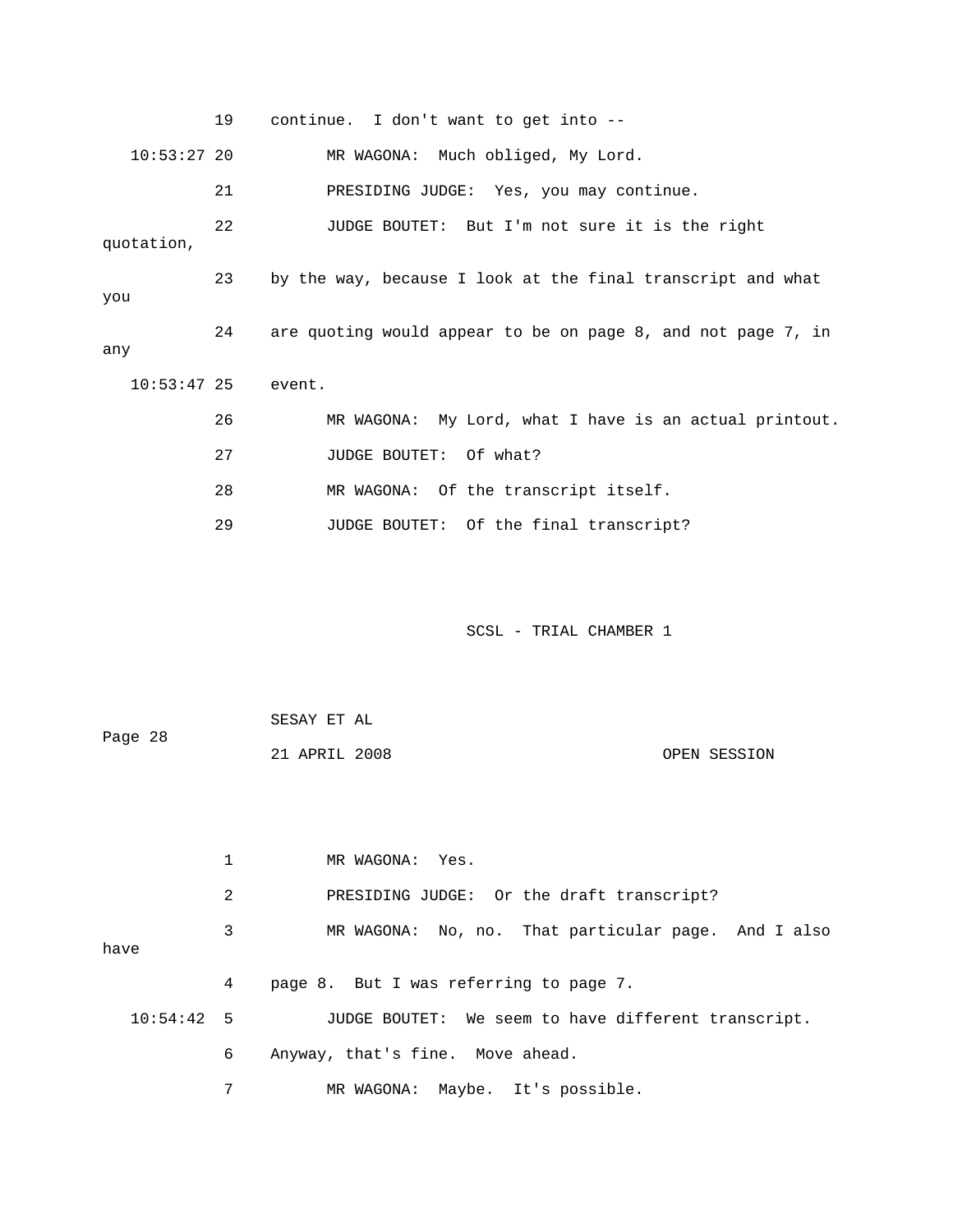19 continue. I don't want to get into --

10:53:27 20 MR WAGONA: Much obliged, My Lord.

21 PRESIDING JUDGE: Yes, you may continue.

22 JUDGE BOUTET: But I'm not sure it is the right quotation,

23 by the way, because I look at the final transcript and what you

24 are quoting would appear to be on page 8, and not page 7, in any

10:53:47 25 event.

26 MR WAGONA: My Lord, what I have is an actual printout.

27 JUDGE BOUTET: Of what?

28 MR WAGONA: Of the transcript itself.

29 JUDGE BOUTET: Of the final transcript?

1 MR WAGONA: Yes.

2 PRESIDING JUDGE: Or the draft transcript?

3 MR WAGONA: No, no. That particular page. And I also have

4 page 8. But I was referring to page 7.

10:54:42 5 JUDGE BOUTET: We seem to have different transcript.

6 Anyway, that's fine. Move ahead.

7 MR WAGONA: Maybe. It's possible.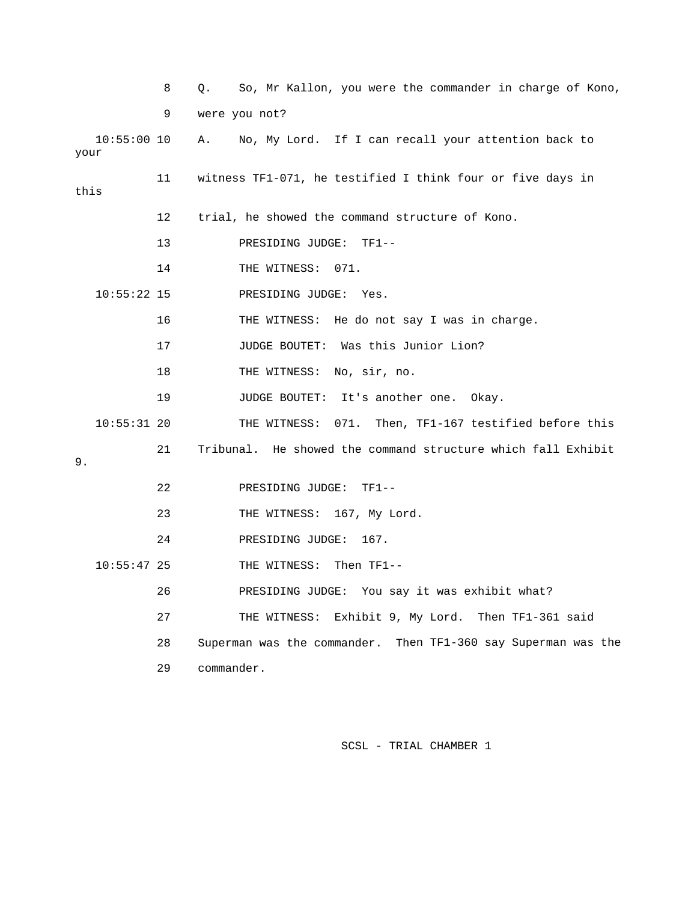8 Q. So, Mr Kallon, you were the commander in charge of Kono,

9 were you not?

10:55:00 10 A. No, My Lord. If I can recall your attention back to your

11 witness TF1-071, he testified I think four or five days in this

12 trial, he showed the command structure of Kono.

13 PRESIDING JUDGE: TF1--

14 THE WITNESS: 071.

10:55:22 15 PRESIDING JUDGE: Yes.

16 THE WITNESS: He do not say I was in charge.

17 JUDGE BOUTET: Was this Junior Lion?

18 THE WITNESS: No, sir, no.

19 JUDGE BOUTET: It's another one. Okay.

10:55:31 20 THE WITNESS: 071. Then, TF1-167 testified before this

21 Tribunal. He showed the command structure which fall Exhibit 9.

22 PRESIDING JUDGE: TF1--

23 THE WITNESS: 167, My Lord.

24 PRESIDING JUDGE: 167.

10:55:47 25 THE WITNESS: Then TF1--

26 PRESIDING JUDGE: You say it was exhibit what?

27 THE WITNESS: Exhibit 9, My Lord. Then TF1-361 said

28 Superman was the commander. Then TF1-360 say Superman was the

29 commander.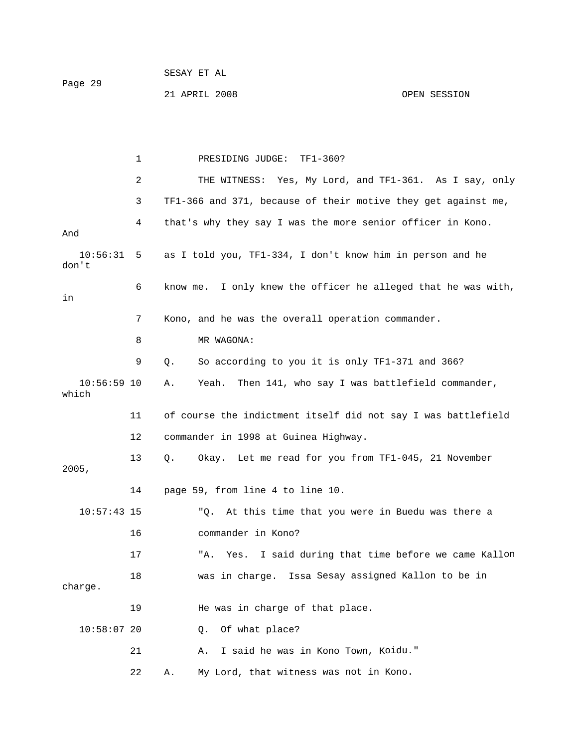PRESIDING JUDGE: TF1-360?

THE WITNESS: Yes, My Lord, and TF1-361. As I say, only TF1-366 and 371, because of their motive they get against me, that's why they say I was the more senior officer in Kono. And as I told you, TF1-334, I don't know him in person and he don't know me. I only knew the officer he alleged that he was with, in Kono, and he was the overall operation commander.

MR WAGONA:

Q. So according to you it is only TF1-371 and 366?

A. Yeah. Then 141, who say I was battlefield commander, which of course the indictment itself did not say I was battlefield commander in 1998 at Guinea Highway.

Q. Okay. Let me read for you from TF1-045, 21 November 2005, page 59, from line 4 to line 10.

"Q. At this time that you were in Buedu was there a commander in Kono?

"A. Yes. I said during that time before we came Kallon was in charge. Issa Sesay assigned Kallon to be in charge. He was in charge of that place.

Q. Of what place?

A. I said he was in Kono Town, Koidu."

A. My Lord, that witness was not in Kono.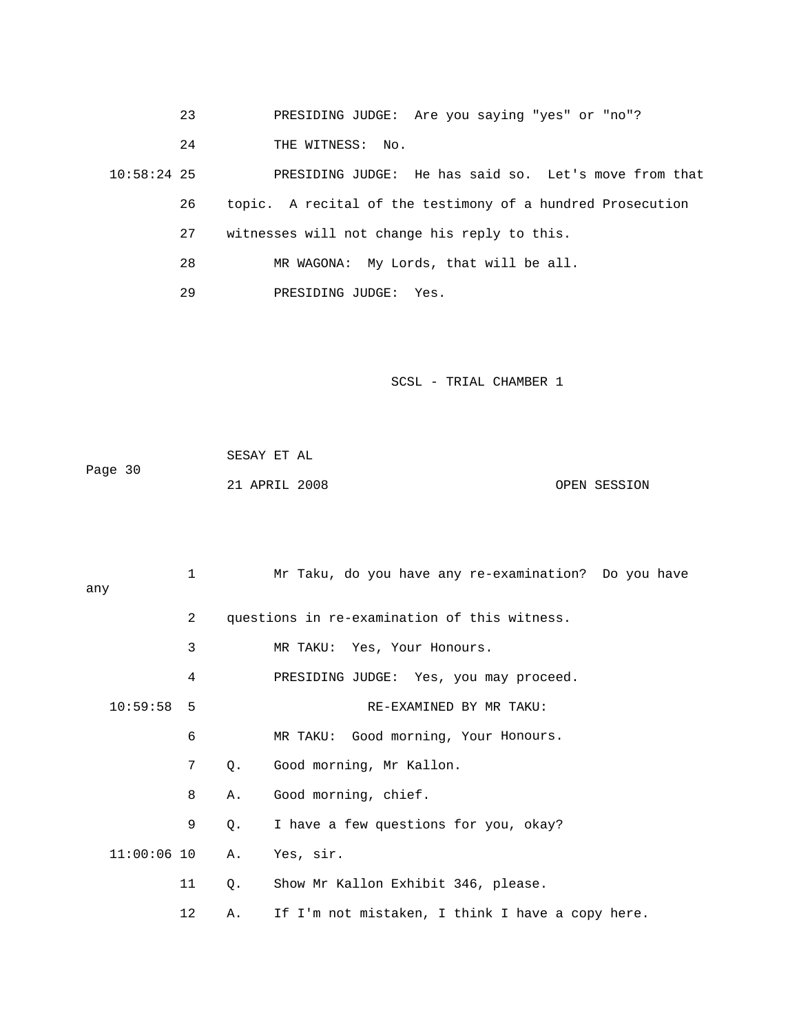23 PRESIDING JUDGE: Are you saying "yes" or "no"?

24 THE WITNESS: No.

10:58:24 25 PRESIDING JUDGE: He has said so. Let's move from that

26 topic. A recital of the testimony of a hundred Prosecution

27 witnesses will not change his reply to this.

28 MR WAGONA: My Lords, that will be all.

29 PRESIDING JUDGE: Yes.

1 Mr Taku, do you have any re-examination? Do you have any

2 questions in re-examination of this witness.

3 MR TAKU: Yes, Your Honours.

4 PRESIDING JUDGE: Yes, you may proceed.

10:59:58 5 RE-EXAMINED BY MR TAKU:

6 MR TAKU: Good morning, Your Honours.

7 Q. Good morning, Mr Kallon.

8 A. Good morning, chief.

9 Q. I have a few questions for you, okay?

11:00:06 10 A. Yes, sir.

11 Q. Show Mr Kallon Exhibit 346, please.

12 A. If I'm not mistaken, I think I have a copy here.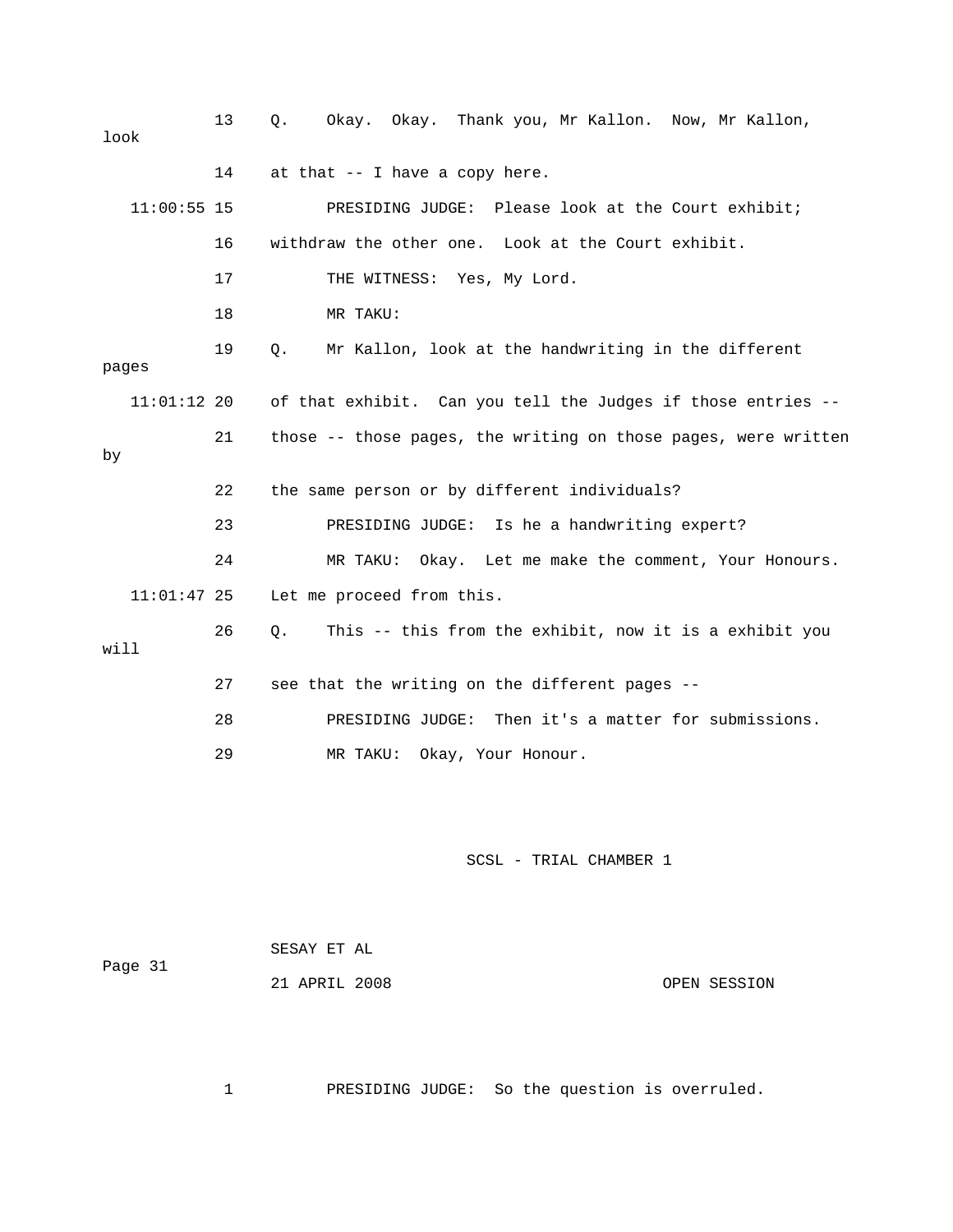13 Q. Okay. Okay. Thank you, Mr Kallon. Now, Mr Kallon, look

14 at that -- I have a copy here.

11:00:55 15 PRESIDING JUDGE: Please look at the Court exhibit;

16 withdraw the other one. Look at the Court exhibit.

17 THE WITNESS: Yes, My Lord.

18 MR TAKU:

19 Q. Mr Kallon, look at the handwriting in the different pages

11:01:12 20 of that exhibit. Can you tell the Judges if those entries --

21 those -- those pages, the writing on those pages, were written by

22 the same person or by different individuals?

23 PRESIDING JUDGE: Is he a handwriting expert?

24 MR TAKU: Okay. Let me make the comment, Your Honours.

11:01:47 25 Let me proceed from this.

26 Q. This -- this from the exhibit, now it is a exhibit you will

27 see that the writing on the different pages --

28 PRESIDING JUDGE: Then it's a matter for submissions.

29 MR TAKU: Okay, Your Honour.

1 PRESIDING JUDGE: So the question is overruled.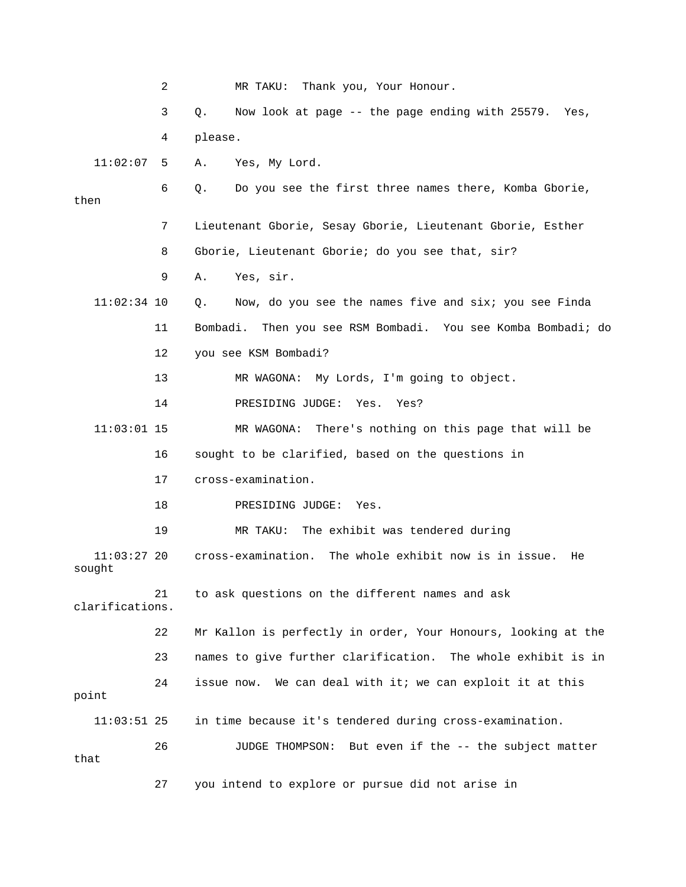2 MR TAKU: Thank you, Your Honour.

3 Q. Now look at page -- the page ending with 25579. Yes,

4 please.

11:02:07 5 A. Yes, My Lord.

6 Q. Do you see the first three names there, Komba Gborie, then

7 Lieutenant Gborie, Sesay Gborie, Lieutenant Gborie, Esther

8 Gborie, Lieutenant Gborie; do you see that, sir?

9 A. Yes, sir.

11:02:34 10 Q. Now, do you see the names five and six; you see Finda

11 Bombadi. Then you see RSM Bombadi. You see Komba Bombadi; do

12 you see KSM Bombadi?

13 MR WAGONA: My Lords, I'm going to object.

14 PRESIDING JUDGE: Yes. Yes?

11:03:01 15 MR WAGONA: There's nothing on this page that will be

16 sought to be clarified, based on the questions in

17 cross-examination.

18 PRESIDING JUDGE: Yes.

19 MR TAKU: The exhibit was tendered during

11:03:27 20 cross-examination. The whole exhibit now is in issue. He sought

21 to ask questions on the different names and ask clarifications.

22 Mr Kallon is perfectly in order, Your Honours, looking at the

23 names to give further clarification. The whole exhibit is in

24 issue now. We can deal with it; we can exploit it at this point

11:03:51 25 in time because it's tendered during cross-examination.

26 JUDGE THOMPSON: But even if the -- the subject matter that

27 you intend to explore or pursue did not arise in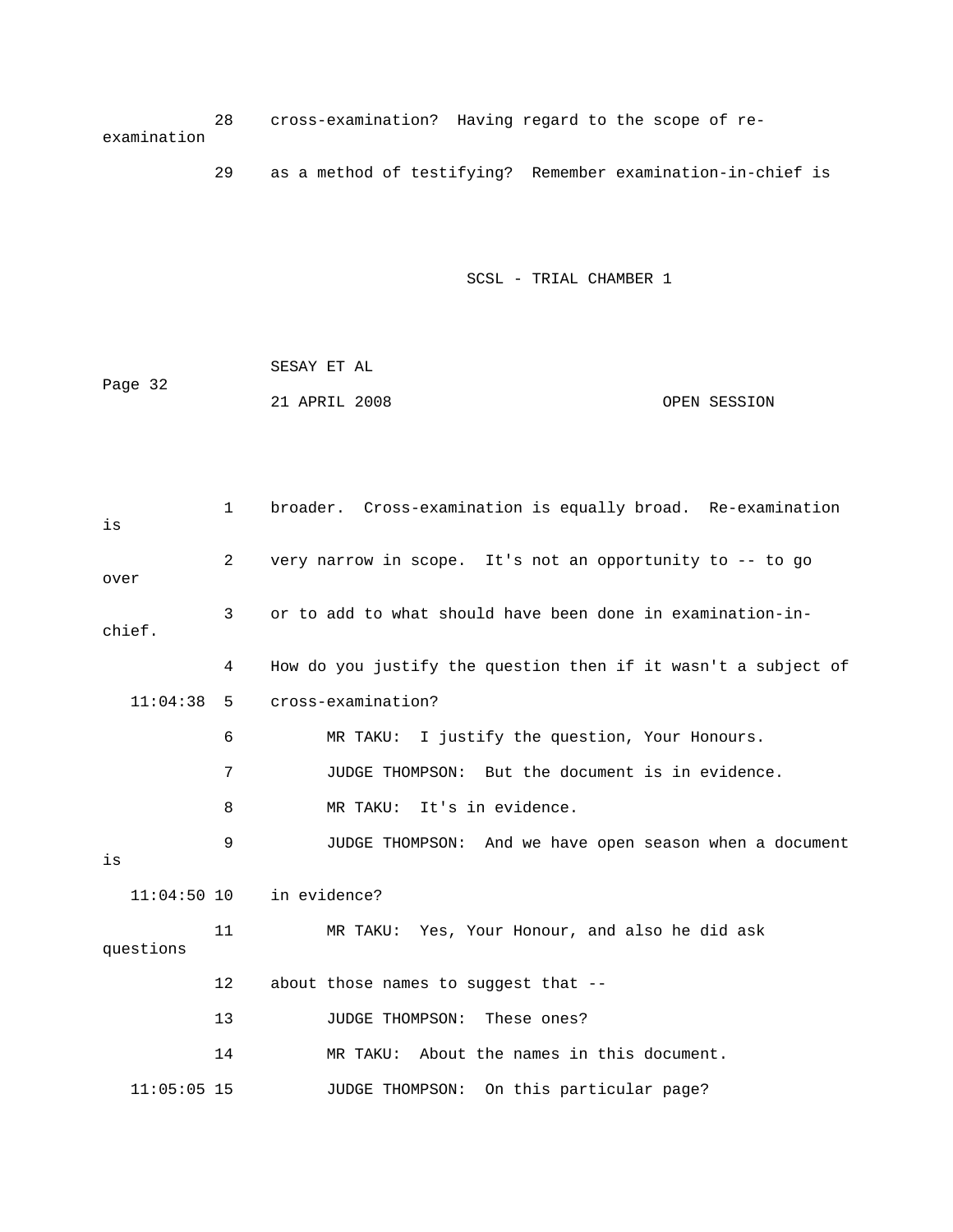28 cross-examination? Having regard to the scope of re-examination

29 as a method of testifying? Remember examination-in-chief is

1 broader. Cross-examination is equally broad. Re-examination is

2 very narrow in scope. It's not an opportunity to -- to go over

3 or to add to what should have been done in examination-in-chief.

4 How do you justify the question then if it wasn't a subject of

11:04:38 5 cross-examination?

6 MR TAKU: I justify the question, Your Honours.

7 JUDGE THOMPSON: But the document is in evidence.

8 MR TAKU: It's in evidence.

9 JUDGE THOMPSON: And we have open season when a document is

11:04:50 10 in evidence?

11 MR TAKU: Yes, Your Honour, and also he did ask questions

12 about those names to suggest that --

13 JUDGE THOMPSON: These ones?

14 MR TAKU: About the names in this document.

11:05:05 15 JUDGE THOMPSON: On this particular page?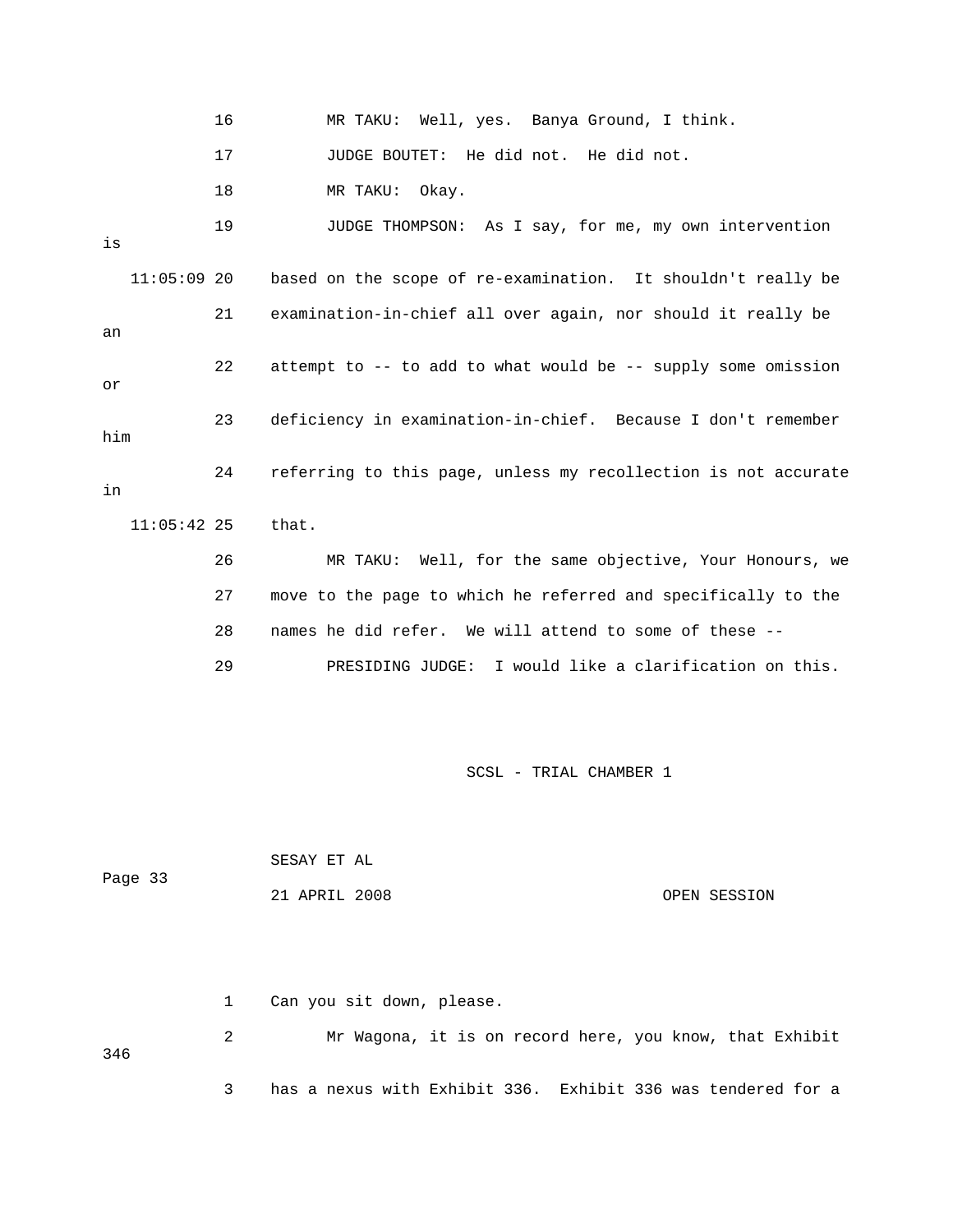16 MR TAKU: Well, yes. Banya Ground, I think.

17 JUDGE BOUTET: He did not. He did not.

18 MR TAKU: Okay.

19 JUDGE THOMPSON: As I say, for me, my own intervention is

11:05:09 20 based on the scope of re-examination. It shouldn't really be

21 examination-in-chief all over again, nor should it really be an

22 attempt to -- to add to what would be -- supply some omission or

23 deficiency in examination-in-chief. Because I don't remember him

24 referring to this page, unless my recollection is not accurate in

11:05:42 25 that.

26 MR TAKU: Well, for the same objective, Your Honours, we

27 move to the page to which he referred and specifically to the

28 names he did refer. We will attend to some of these --

29 PRESIDING JUDGE: I would like a clarification on this.

1 Can you sit down, please.

2 Mr Wagona, it is on record here, you know, that Exhibit 346

3 has a nexus with Exhibit 336. Exhibit 336 was tendered for a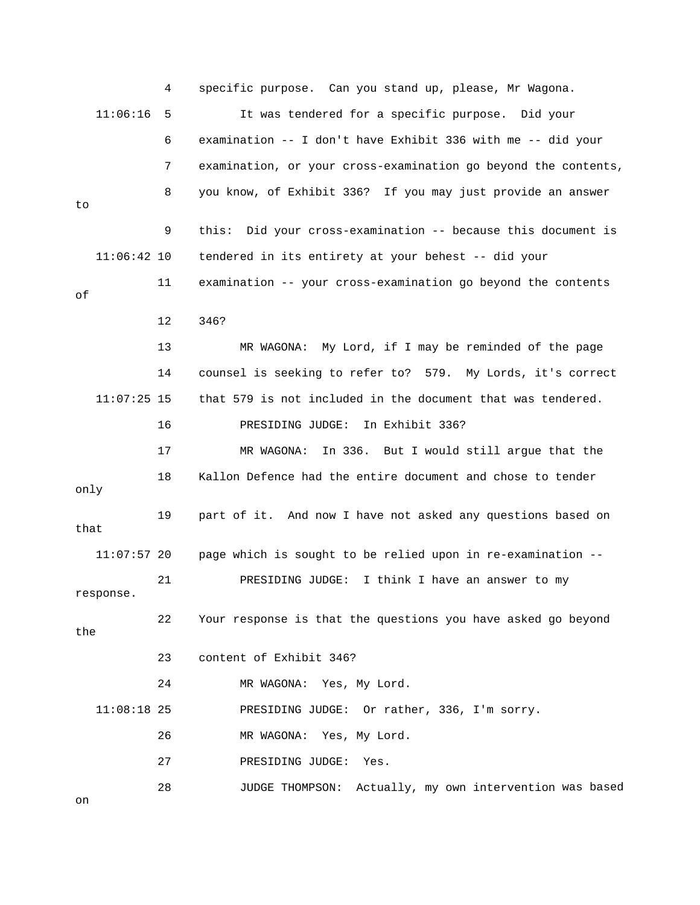4 specific purpose. Can you stand up, please, Mr Wagona.

11:06:16 5 It was tendered for a specific purpose. Did your

6 examination -- I don't have Exhibit 336 with me -- did your

7 examination, or your cross-examination go beyond the contents,

8 you know, of Exhibit 336? If you may just provide an answer to

9 this: Did your cross-examination -- because this document is

11:06:42 10 tendered in its entirety at your behest -- did your

11 examination -- your cross-examination go beyond the contents of

12 346?

13 MR WAGONA: My Lord, if I may be reminded of the page

14 counsel is seeking to refer to? 579. My Lords, it's correct

11:07:25 15 that 579 is not included in the document that was tendered.

16 PRESIDING JUDGE: In Exhibit 336?

17 MR WAGONA: In 336. But I would still argue that the

18 Kallon Defence had the entire document and chose to tender only

19 part of it. And now I have not asked any questions based on that

11:07:57 20 page which is sought to be relied upon in re-examination --

21 PRESIDING JUDGE: I think I have an answer to my response.

22 Your response is that the questions you have asked go beyond the

23 content of Exhibit 346?

24 MR WAGONA: Yes, My Lord.

11:08:18 25 PRESIDING JUDGE: Or rather, 336, I'm sorry.

26 MR WAGONA: Yes, My Lord.

27 PRESIDING JUDGE: Yes.

28 JUDGE THOMPSON: Actually, my own intervention was based on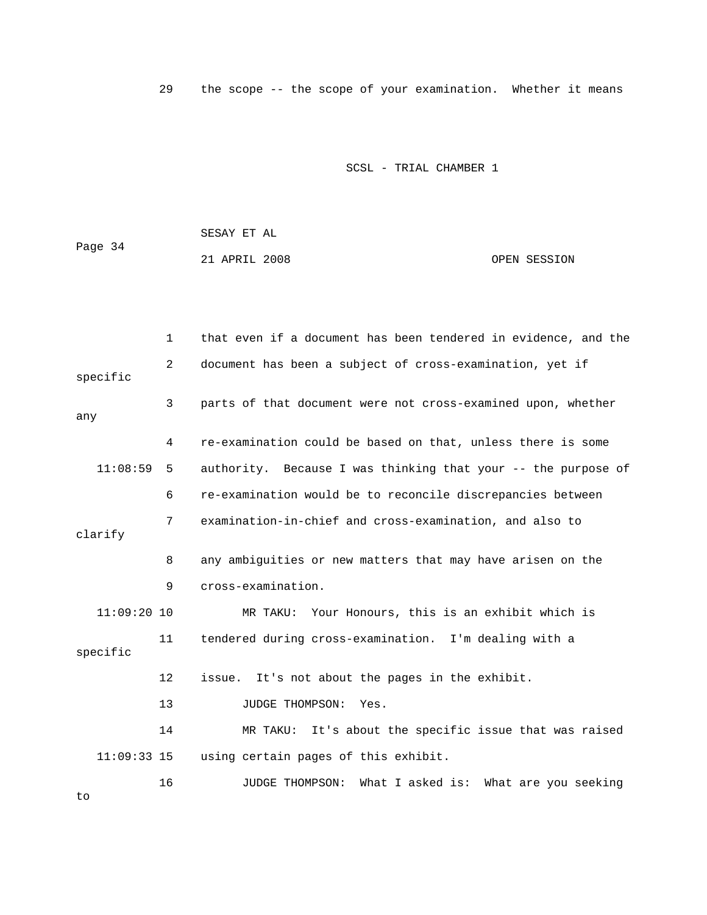29 the scope -- the scope of your examination. Whether it means

1 that even if a document has been tendered in evidence, and the
2 document has been a subject of cross-examination, yet if specific
3 parts of that document were not cross-examined upon, whether any
4 re-examination could be based on that, unless there is some
11:08:59 5 authority. Because I was thinking that your -- the purpose of
6 re-examination would be to reconcile discrepancies between
7 examination-in-chief and cross-examination, and also to clarify
8 any ambiguities or new matters that may have arisen on the
9 cross-examination.
11:09:20 10 MR TAKU: Your Honours, this is an exhibit which is
11 tendered during cross-examination. I'm dealing with a specific
12 issue. It's not about the pages in the exhibit.
13 JUDGE THOMPSON: Yes.
14 MR TAKU: It's about the specific issue that was raised
11:09:33 15 using certain pages of this exhibit.
16 JUDGE THOMPSON: What I asked is: What are you seeking to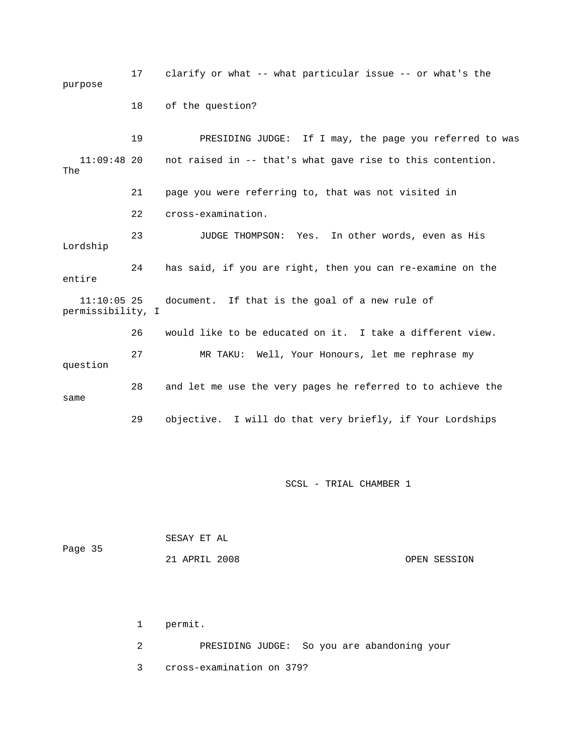17 clarify or what -- what particular issue -- or what's the purpose

18 of the question?

19 PRESIDING JUDGE: If I may, the page you referred to was

11:09:48 20 not raised in -- that's what gave rise to this contention. The

21 page you were referring to, that was not visited in

22 cross-examination.

23 JUDGE THOMPSON: Yes. In other words, even as His Lordship

24 has said, if you are right, then you can re-examine on the entire

11:10:05 25 document. If that is the goal of a new rule of permissibility, I

26 would like to be educated on it. I take a different view.

27 MR TAKU: Well, Your Honours, let me rephrase my question

28 and let me use the very pages he referred to to achieve the same

29 objective. I will do that very briefly, if Your Lordships

1 permit.

2 PRESIDING JUDGE: So you are abandoning your

3 cross-examination on 379?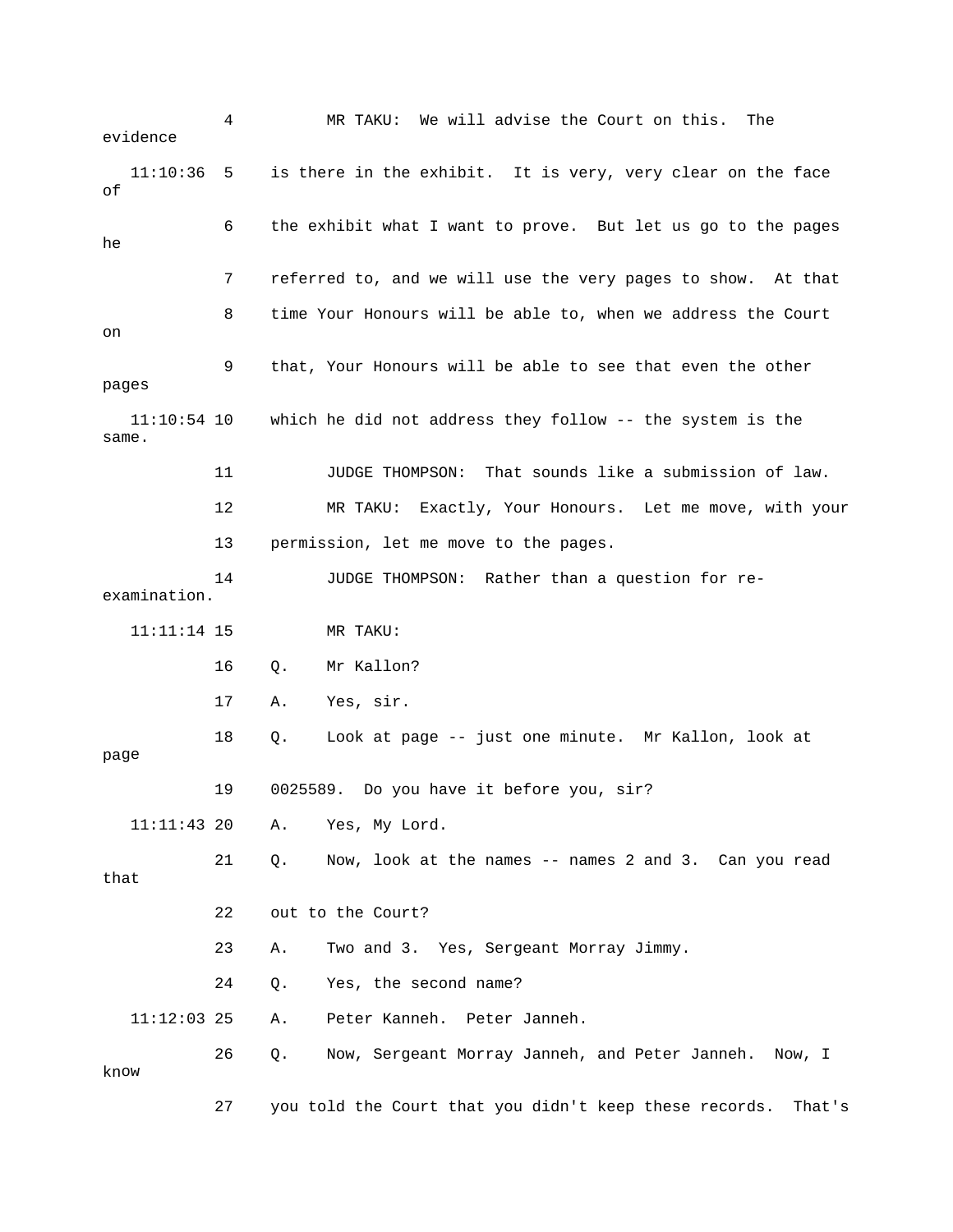4 MR TAKU: We will advise the Court on this. The evidence

11:10:36 5 is there in the exhibit. It is very, very clear on the face of

6 the exhibit what I want to prove. But let us go to the pages he

7 referred to, and we will use the very pages to show. At that

8 time Your Honours will be able to, when we address the Court on

9 that, Your Honours will be able to see that even the other pages

11:10:54 10 which he did not address they follow -- the system is the same.

11 JUDGE THOMPSON: That sounds like a submission of law.

12 MR TAKU: Exactly, Your Honours. Let me move, with your

13 permission, let me move to the pages.

14 JUDGE THOMPSON: Rather than a question for re-examination.

11:11:14 15 MR TAKU:

16 Q. Mr Kallon?

17 A. Yes, sir.

18 Q. Look at page -- just one minute. Mr Kallon, look at page

19 0025589. Do you have it before you, sir?

11:11:43 20 A. Yes, My Lord.

21 Q. Now, look at the names -- names 2 and 3. Can you read that

22 out to the Court?

23 A. Two and 3. Yes, Sergeant Morray Jimmy.

24 Q. Yes, the second name?

11:12:03 25 A. Peter Kanneh. Peter Janneh.

26 Q. Now, Sergeant Morray Janneh, and Peter Janneh. Now, I know

27 you told the Court that you didn't keep these records. That's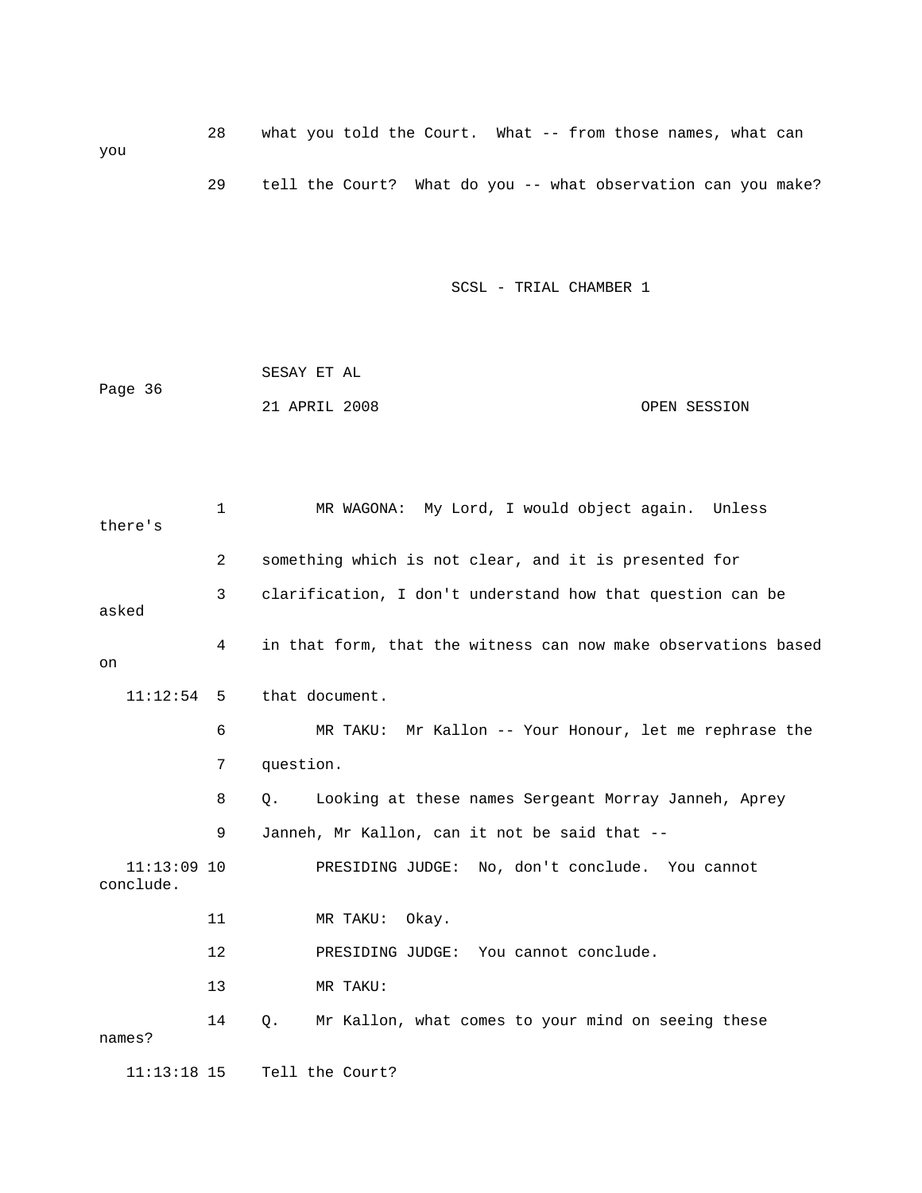28 what you told the Court. What -- from those names, what can you

29 tell the Court? What do you -- what observation can you make?

1 MR WAGONA: My Lord, I would object again. Unless there's

2 something which is not clear, and it is presented for

3 clarification, I don't understand how that question can be asked

4 in that form, that the witness can now make observations based on

11:12:54 5 that document.

6 MR TAKU: Mr Kallon -- Your Honour, let me rephrase the

7 question.

8 Q. Looking at these names Sergeant Morray Janneh, Aprey

9 Janneh, Mr Kallon, can it not be said that --

11:13:09 10 PRESIDING JUDGE: No, don't conclude. You cannot conclude.

11 MR TAKU: Okay.

12 PRESIDING JUDGE: You cannot conclude.

13 MR TAKU:

14 Q. Mr Kallon, what comes to your mind on seeing these names?

11:13:18 15 Tell the Court?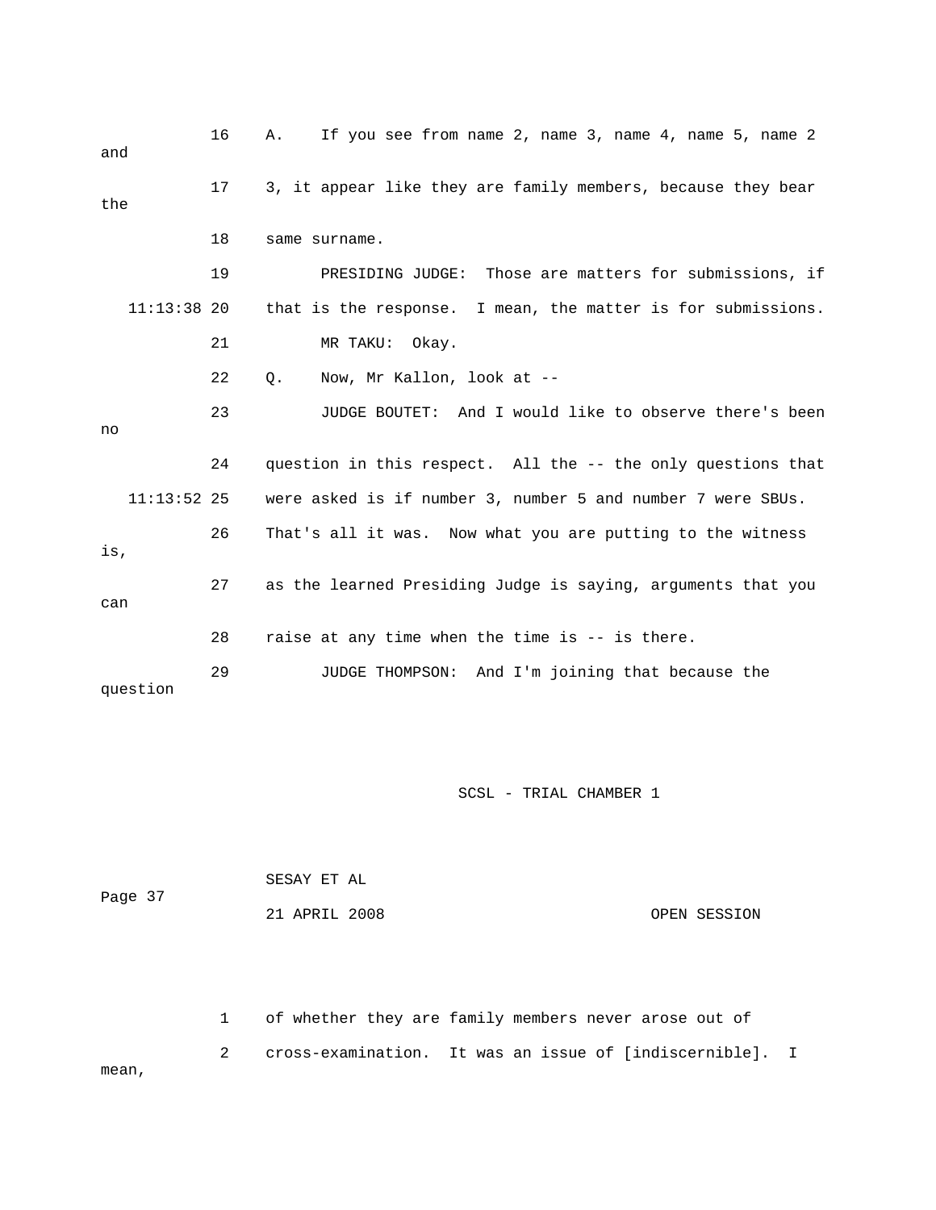16 A. If you see from name 2, name 3, name 4, name 5, name 2 and

17 3, it appear like they are family members, because they bear the

18 same surname.

19 PRESIDING JUDGE: Those are matters for submissions, if

11:13:38 20 that is the response. I mean, the matter is for submissions.

21 MR TAKU: Okay.

22 Q. Now, Mr Kallon, look at --

23 JUDGE BOUTET: And I would like to observe there's been no

24 question in this respect. All the -- the only questions that

11:13:52 25 were asked is if number 3, number 5 and number 7 were SBUs.

26 That's all it was. Now what you are putting to the witness is,

27 as the learned Presiding Judge is saying, arguments that you can

28 raise at any time when the time is -- is there.

29 JUDGE THOMPSON: And I'm joining that because the question

1 of whether they are family members never arose out of

2 cross-examination. It was an issue of [indiscernible]. I mean,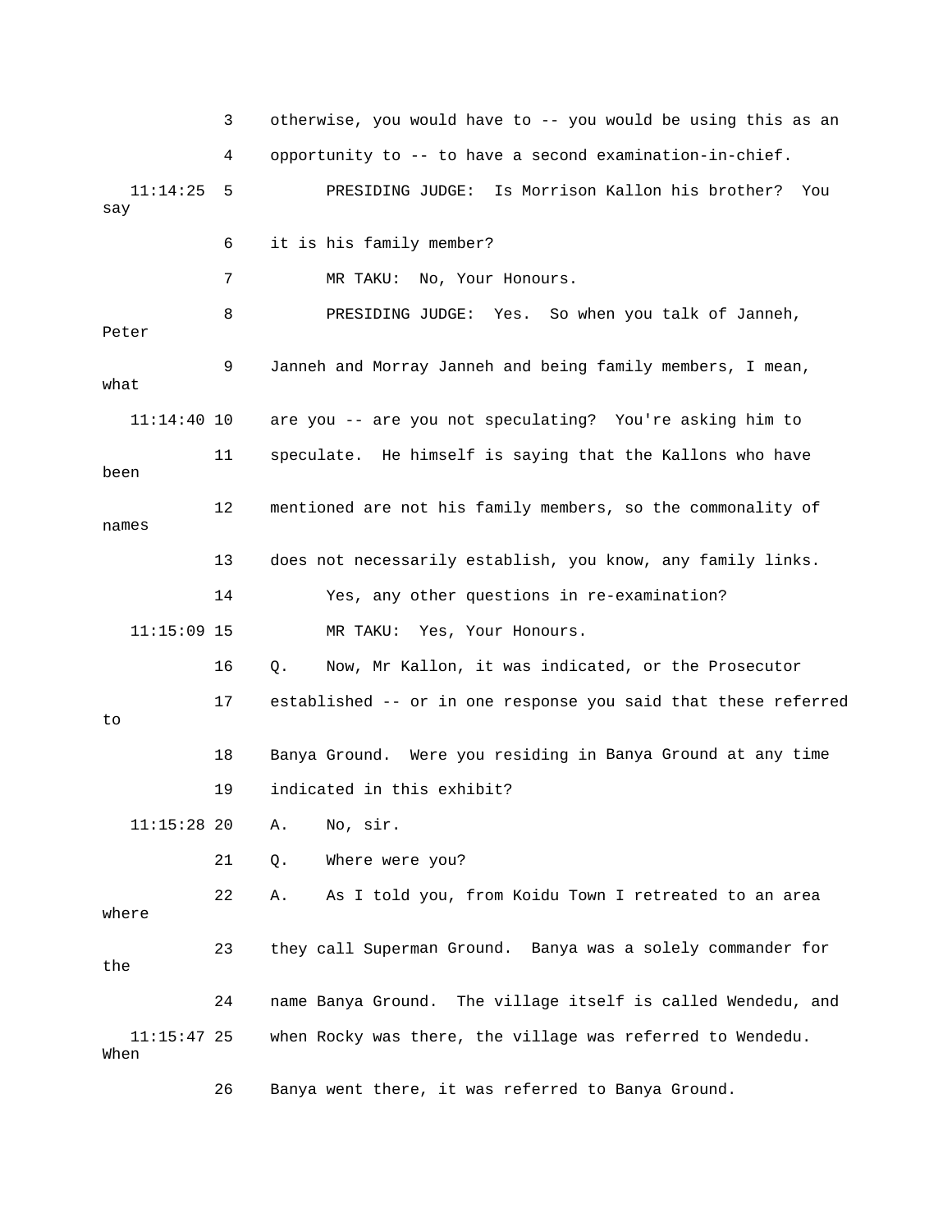3 otherwise, you would have to -- you would be using this as an

4 opportunity to -- to have a second examination-in-chief.

11:14:25 5 PRESIDING JUDGE: Is Morrison Kallon his brother? You say

6 it is his family member?

7 MR TAKU: No, Your Honours.

8 PRESIDING JUDGE: Yes. So when you talk of Janneh, Peter

9 Janneh and Morray Janneh and being family members, I mean, what

11:14:40 10 are you -- are you not speculating? You're asking him to

11 speculate. He himself is saying that the Kallons who have been

12 mentioned are not his family members, so the commonality of names

13 does not necessarily establish, you know, any family links.

14 Yes, any other questions in re-examination?

11:15:09 15 MR TAKU: Yes, Your Honours.

16 Q. Now, Mr Kallon, it was indicated, or the Prosecutor

17 established -- or in one response you said that these referred to

18 Banya Ground. Were you residing in Banya Ground at any time

19 indicated in this exhibit?

11:15:28 20 A. No, sir.

21 Q. Where were you?

22 A. As I told you, from Koidu Town I retreated to an area where

23 they call Superman Ground. Banya was a solely commander for the

24 name Banya Ground. The village itself is called Wendedu, and

11:15:47 25 when Rocky was there, the village was referred to Wendedu. When

26 Banya went there, it was referred to Banya Ground.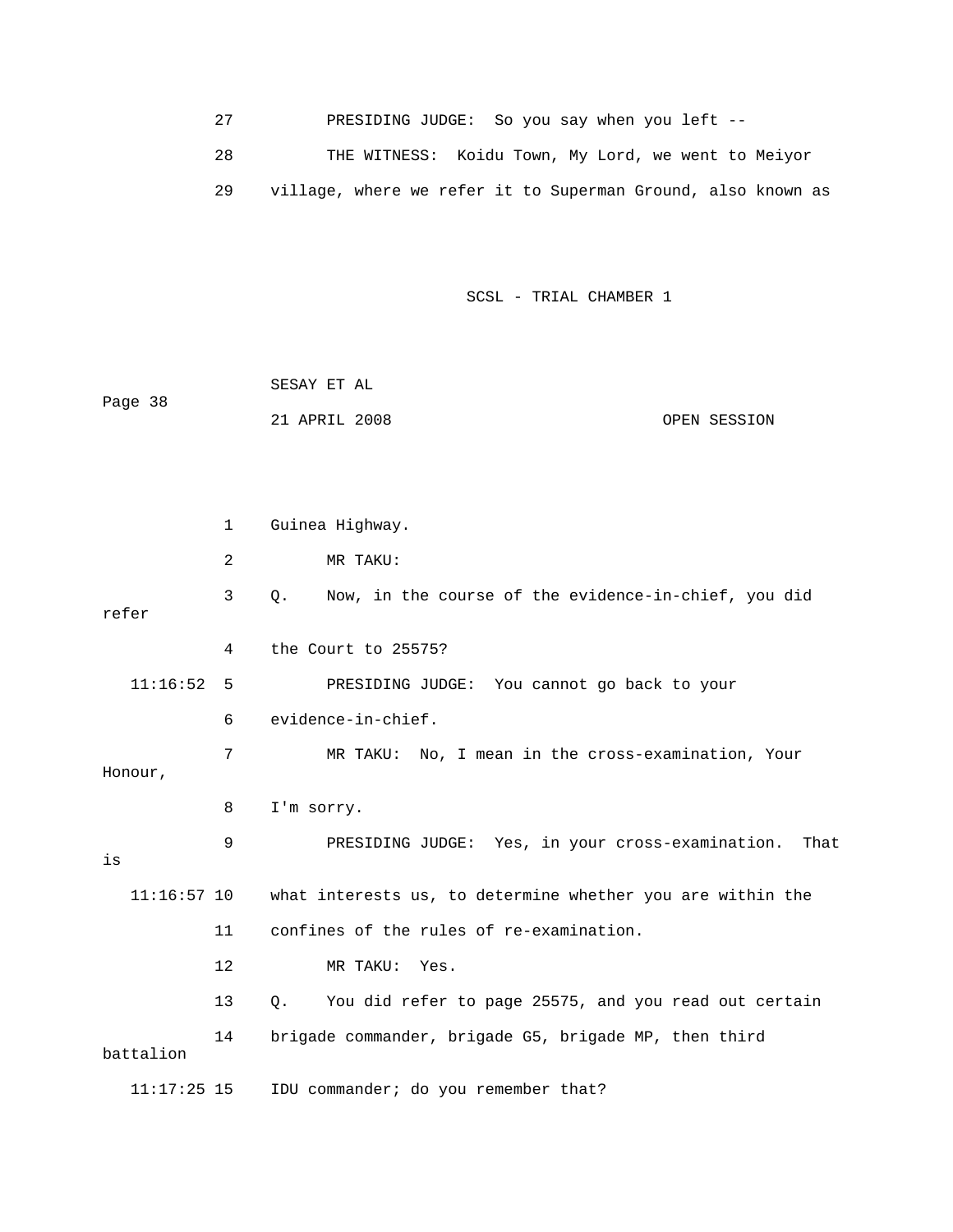27 PRESIDING JUDGE: So you say when you left --

28 THE WITNESS: Koidu Town, My Lord, we went to Meiyor

29 village, where we refer it to Superman Ground, also known as

1 Guinea Highway.

2 MR TAKU:

3 Q. Now, in the course of the evidence-in-chief, you did refer

4 the Court to 25575?

11:16:52 5 PRESIDING JUDGE: You cannot go back to your

6 evidence-in-chief.

7 MR TAKU: No, I mean in the cross-examination, Your Honour,

8 I'm sorry.

9 PRESIDING JUDGE: Yes, in your cross-examination. That is

11:16:57 10 what interests us, to determine whether you are within the

11 confines of the rules of re-examination.

12 MR TAKU: Yes.

13 Q. You did refer to page 25575, and you read out certain

14 brigade commander, brigade G5, brigade MP, then third battalion

11:17:25 15 IDU commander; do you remember that?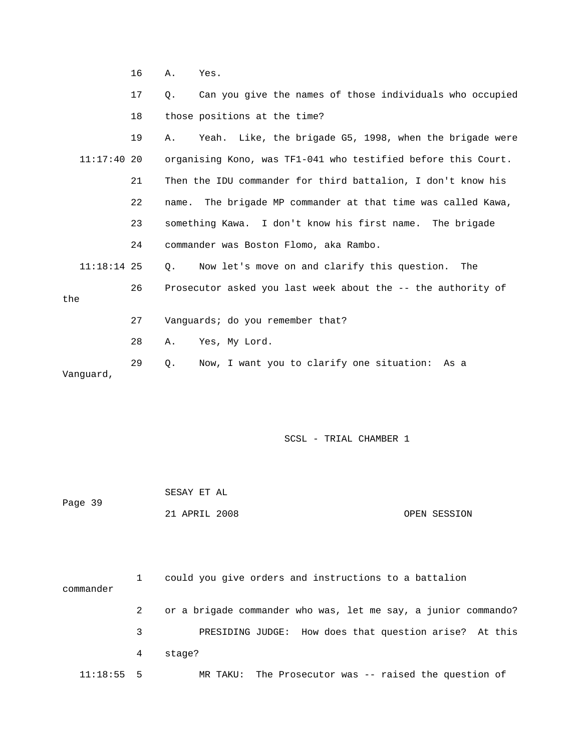16 A. Yes.

17 Q. Can you give the names of those individuals who occupied

18 those positions at the time?

19 A. Yeah. Like, the brigade G5, 1998, when the brigade were

11:17:40 20 organising Kono, was TF1-041 who testified before this Court.

21 Then the IDU commander for third battalion, I don't know his

22 name. The brigade MP commander at that time was called Kawa,

23 something Kawa. I don't know his first name. The brigade

24 commander was Boston Flomo, aka Rambo.

11:18:14 25 Q. Now let's move on and clarify this question. The

26 Prosecutor asked you last week about the -- the authority of the

27 Vanguards; do you remember that?

28 A. Yes, My Lord.

29 Q. Now, I want you to clarify one situation: As a Vanguard,

Page 39

1 could you give orders and instructions to a battalion commander

2 or a brigade commander who was, let me say, a junior commando?

3 PRESIDING JUDGE: How does that question arise? At this

4 stage?

11:18:55 5 MR TAKU: The Prosecutor was -- raised the question of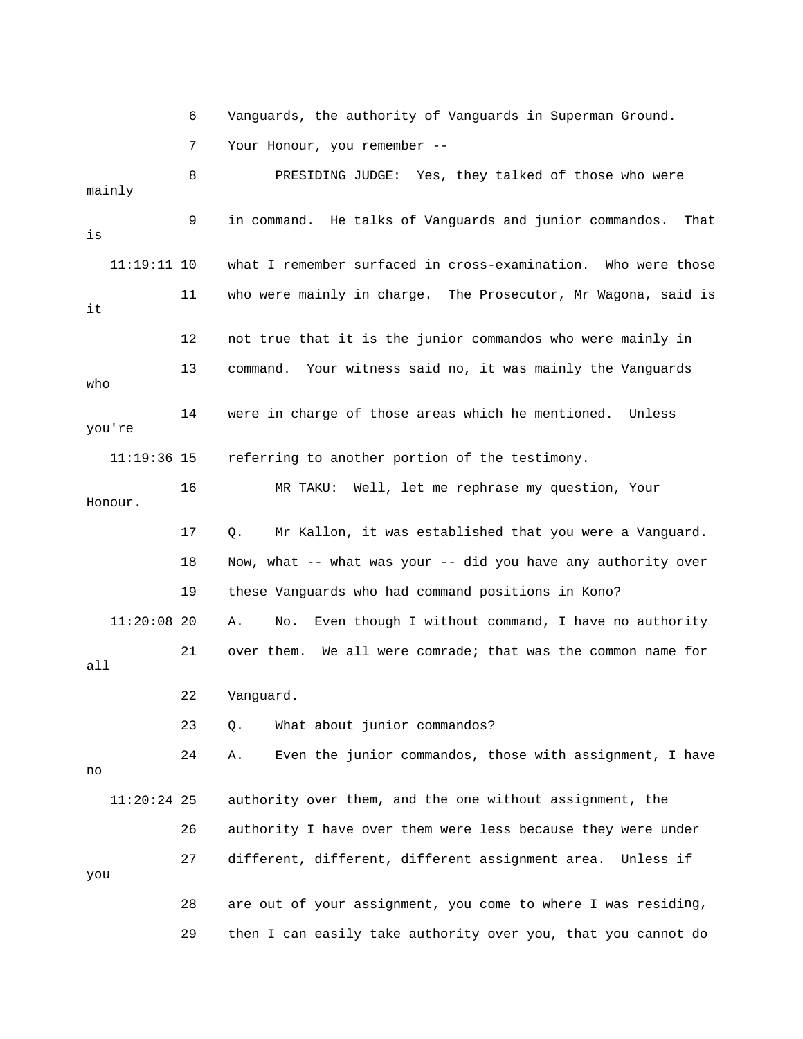6 Vanguards, the authority of Vanguards in Superman Ground.

7 Your Honour, you remember --

8 PRESIDING JUDGE: Yes, they talked of those who were mainly

9 in command. He talks of Vanguards and junior commandos. That is

11:19:11 10 what I remember surfaced in cross-examination. Who were those

11 who were mainly in charge. The Prosecutor, Mr Wagona, said is it

12 not true that it is the junior commandos who were mainly in

13 command. Your witness said no, it was mainly the Vanguards who

14 were in charge of those areas which he mentioned. Unless you're

11:19:36 15 referring to another portion of the testimony.

16 MR TAKU: Well, let me rephrase my question, Your Honour.

17 Q. Mr Kallon, it was established that you were a Vanguard.

18 Now, what -- what was your -- did you have any authority over

19 these Vanguards who had command positions in Kono?

11:20:08 20 A. No. Even though I without command, I have no authority

21 over them. We all were comrade; that was the common name for all

22 Vanguard.

23 Q. What about junior commandos?

24 A. Even the junior commandos, those with assignment, I have no

11:20:24 25 authority over them, and the one without assignment, the

26 authority I have over them were less because they were under

27 different, different, different assignment area. Unless if you

28 are out of your assignment, you come to where I was residing,

29 then I can easily take authority over you, that you cannot do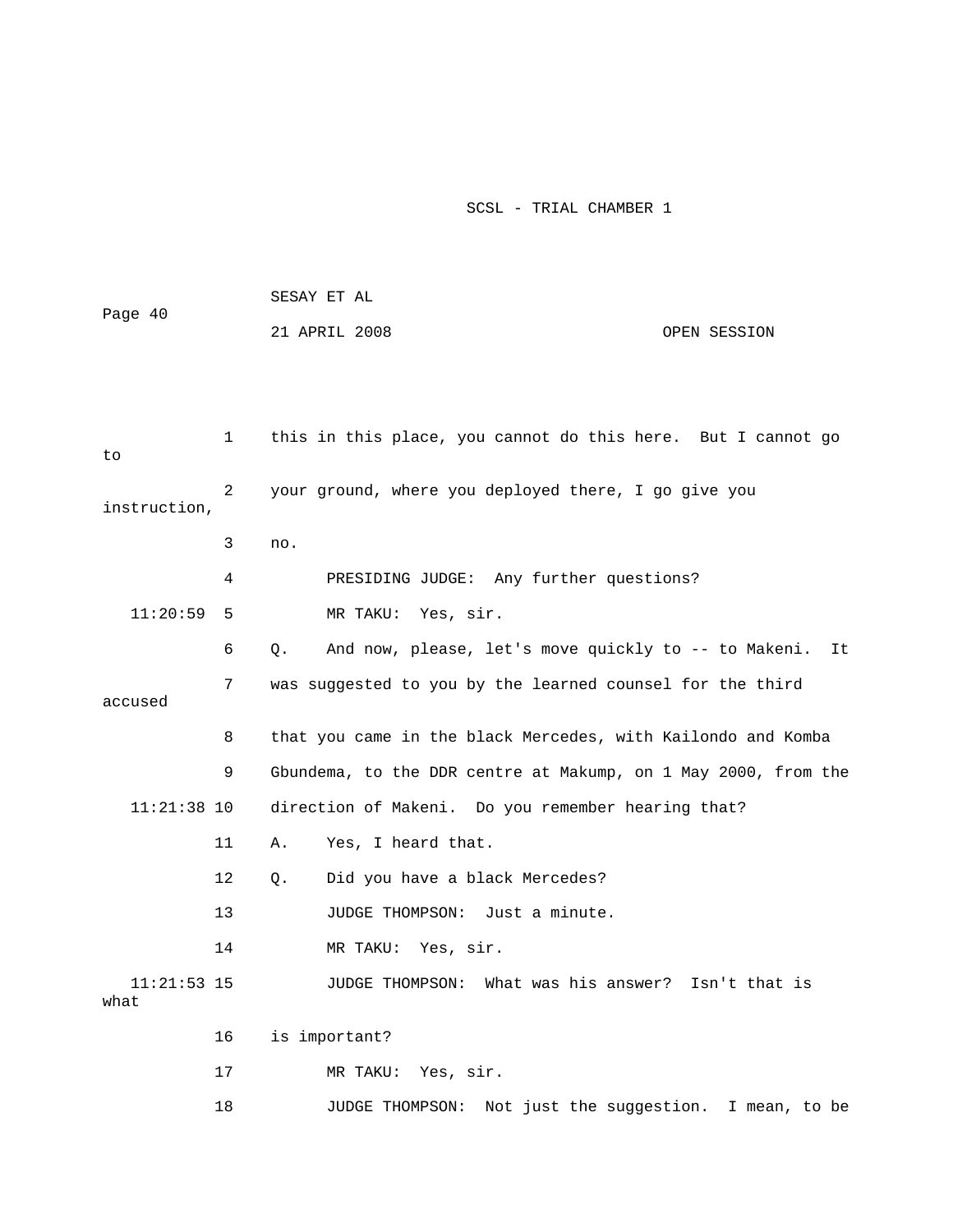1 this in this place, you cannot do this here. But I cannot go to

2 your ground, where you deployed there, I go give you instruction,

3 no.

4 PRESIDING JUDGE: Any further questions?

11:20:59 5 MR TAKU: Yes, sir.

6 Q. And now, please, let's move quickly to -- to Makeni. It

7 was suggested to you by the learned counsel for the third accused

8 that you came in the black Mercedes, with Kailondo and Komba

9 Gbundema, to the DDR centre at Makump, on 1 May 2000, from the

11:21:38 10 direction of Makeni. Do you remember hearing that?

11 A. Yes, I heard that.

12 Q. Did you have a black Mercedes?

13 JUDGE THOMPSON: Just a minute.

14 MR TAKU: Yes, sir.

11:21:53 15 JUDGE THOMPSON: What was his answer? Isn't that is what

16 is important?

17 MR TAKU: Yes, sir.

18 JUDGE THOMPSON: Not just the suggestion. I mean, to be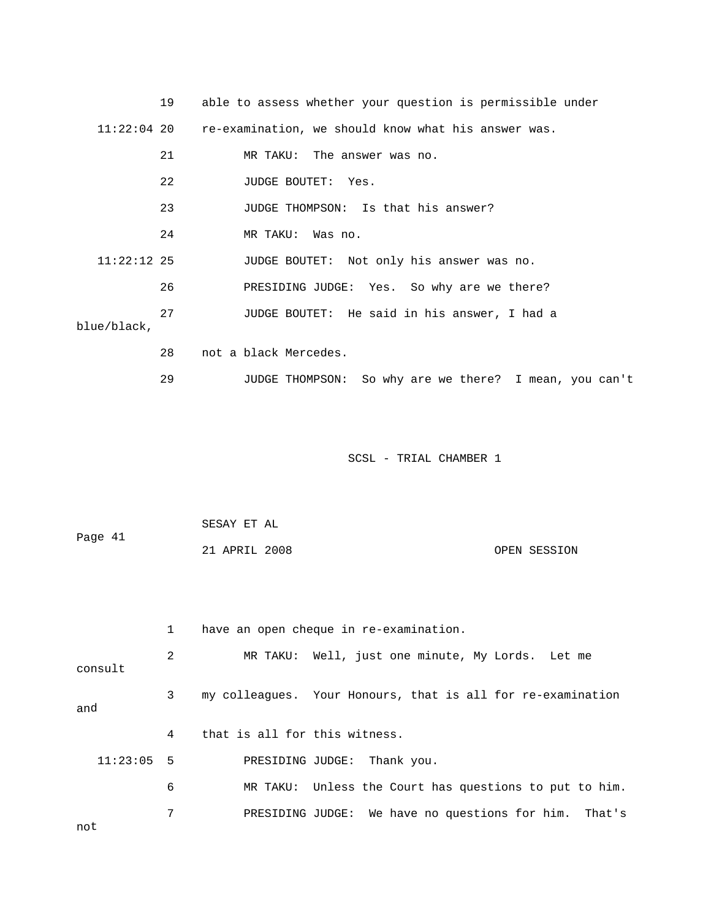19 able to assess whether your question is permissible under

11:22:04 20 re-examination, we should know what his answer was.

21 MR TAKU: The answer was no.

22 JUDGE BOUTET: Yes.

23 JUDGE THOMPSON: Is that his answer?

24 MR TAKU: Was no.

11:22:12 25 JUDGE BOUTET: Not only his answer was no.

26 PRESIDING JUDGE: Yes. So why are we there?

27 JUDGE BOUTET: He said in his answer, I had a blue/black,

28 not a black Mercedes.

29 JUDGE THOMPSON: So why are we there? I mean, you can't

1 have an open cheque in re-examination.

2 MR TAKU: Well, just one minute, My Lords. Let me consult

3 my colleagues. Your Honours, that is all for re-examination and

4 that is all for this witness.

11:23:05 5 PRESIDING JUDGE: Thank you.

6 MR TAKU: Unless the Court has questions to put to him.

7 PRESIDING JUDGE: We have no questions for him. That's not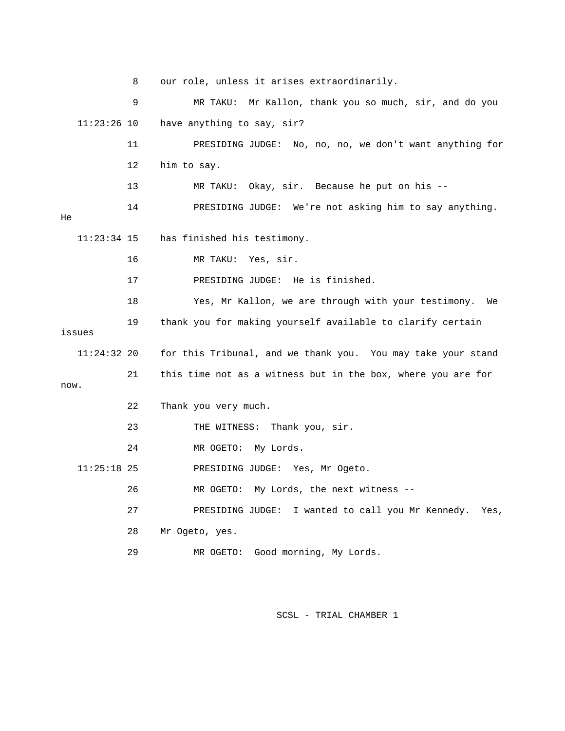8 our role, unless it arises extraordinarily.

9 MR TAKU: Mr Kallon, thank you so much, sir, and do you

11:23:26 10 have anything to say, sir?

11 PRESIDING JUDGE: No, no, no, we don't want anything for

12 him to say.

13 MR TAKU: Okay, sir. Because he put on his --

14 PRESIDING JUDGE: We're not asking him to say anything. He

11:23:34 15 has finished his testimony.

16 MR TAKU: Yes, sir.

17 PRESIDING JUDGE: He is finished.

18 Yes, Mr Kallon, we are through with your testimony. We

19 thank you for making yourself available to clarify certain issues

11:24:32 20 for this Tribunal, and we thank you. You may take your stand

21 this time not as a witness but in the box, where you are for now.

22 Thank you very much.

23 THE WITNESS: Thank you, sir.

24 MR OGETO: My Lords.

11:25:18 25 PRESIDING JUDGE: Yes, Mr Ogeto.

26 MR OGETO: My Lords, the next witness --

27 PRESIDING JUDGE: I wanted to call you Mr Kennedy. Yes,

28 Mr Ogeto, yes.

29 MR OGETO: Good morning, My Lords.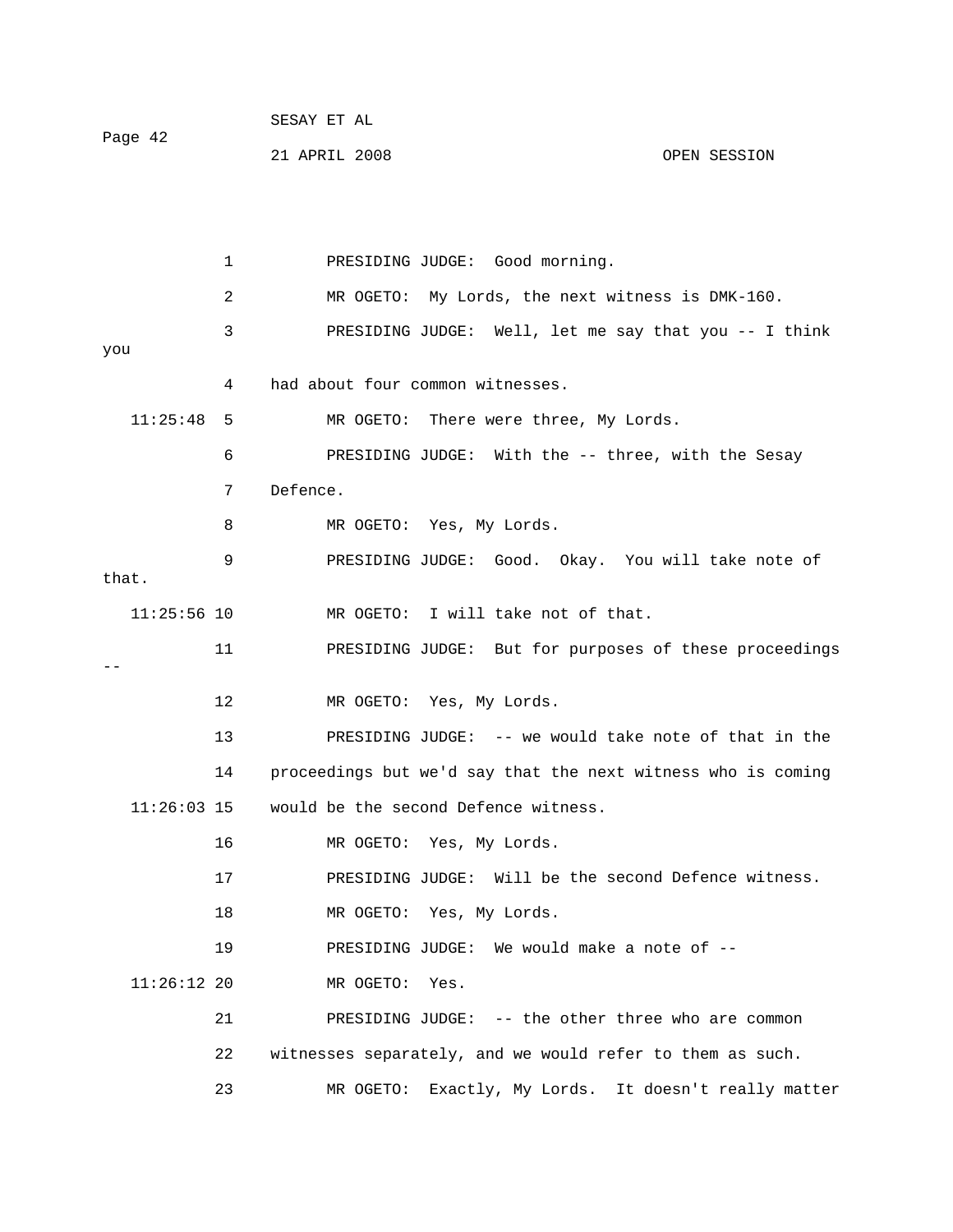1 PRESIDING JUDGE: Good morning.

2 MR OGETO: My Lords, the next witness is DMK-160.

3 PRESIDING JUDGE: Well, let me say that you -- I think you

4 had about four common witnesses.

11:25:48 5 MR OGETO: There were three, My Lords.

6 PRESIDING JUDGE: With the -- three, with the Sesay

7 Defence.

8 MR OGETO: Yes, My Lords.

9 PRESIDING JUDGE: Good. Okay. You will take note of that.

11:25:56 10 MR OGETO: I will take not of that.

11 PRESIDING JUDGE: But for purposes of these proceedings --

12 MR OGETO: Yes, My Lords.

13 PRESIDING JUDGE: -- we would take note of that in the

14 proceedings but we'd say that the next witness who is coming

11:26:03 15 would be the second Defence witness.

16 MR OGETO: Yes, My Lords.

17 PRESIDING JUDGE: Will be the second Defence witness.

18 MR OGETO: Yes, My Lords.

19 PRESIDING JUDGE: We would make a note of --

11:26:12 20 MR OGETO: Yes.

21 PRESIDING JUDGE: -- the other three who are common

22 witnesses separately, and we would refer to them as such.

23 MR OGETO: Exactly, My Lords. It doesn't really matter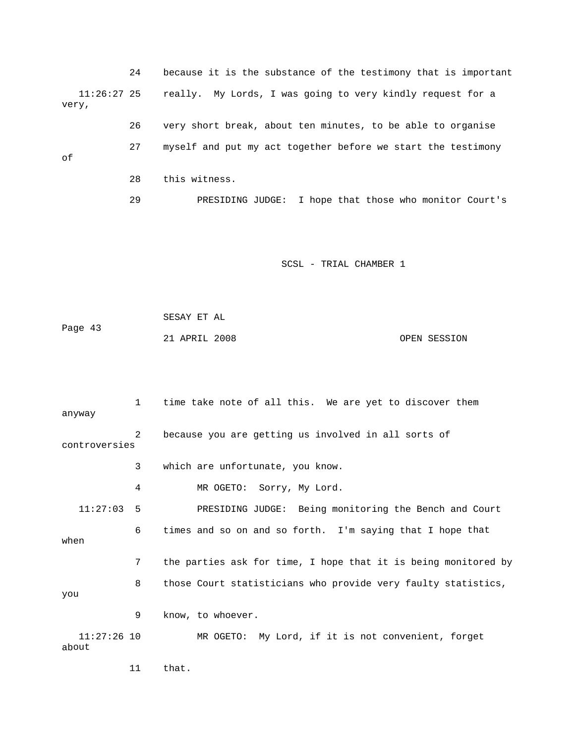24 because it is the substance of the testimony that is important

11:26:27 25 really. My Lords, I was going to very kindly request for a very,

26 very short break, about ten minutes, to be able to organise

27 myself and put my act together before we start the testimony of

28 this witness.

29 PRESIDING JUDGE: I hope that those who monitor Court's

1 time take note of all this. We are yet to discover them anyway

2 because you are getting us involved in all sorts of controversies

3 which are unfortunate, you know.

4 MR OGETO: Sorry, My Lord.

11:27:03 5 PRESIDING JUDGE: Being monitoring the Bench and Court

6 times and so on and so forth. I'm saying that I hope that when

7 the parties ask for time, I hope that it is being monitored by

8 those Court statisticians who provide very faulty statistics, you

9 know, to whoever.

11:27:26 10 MR OGETO: My Lord, if it is not convenient, forget about

11 that.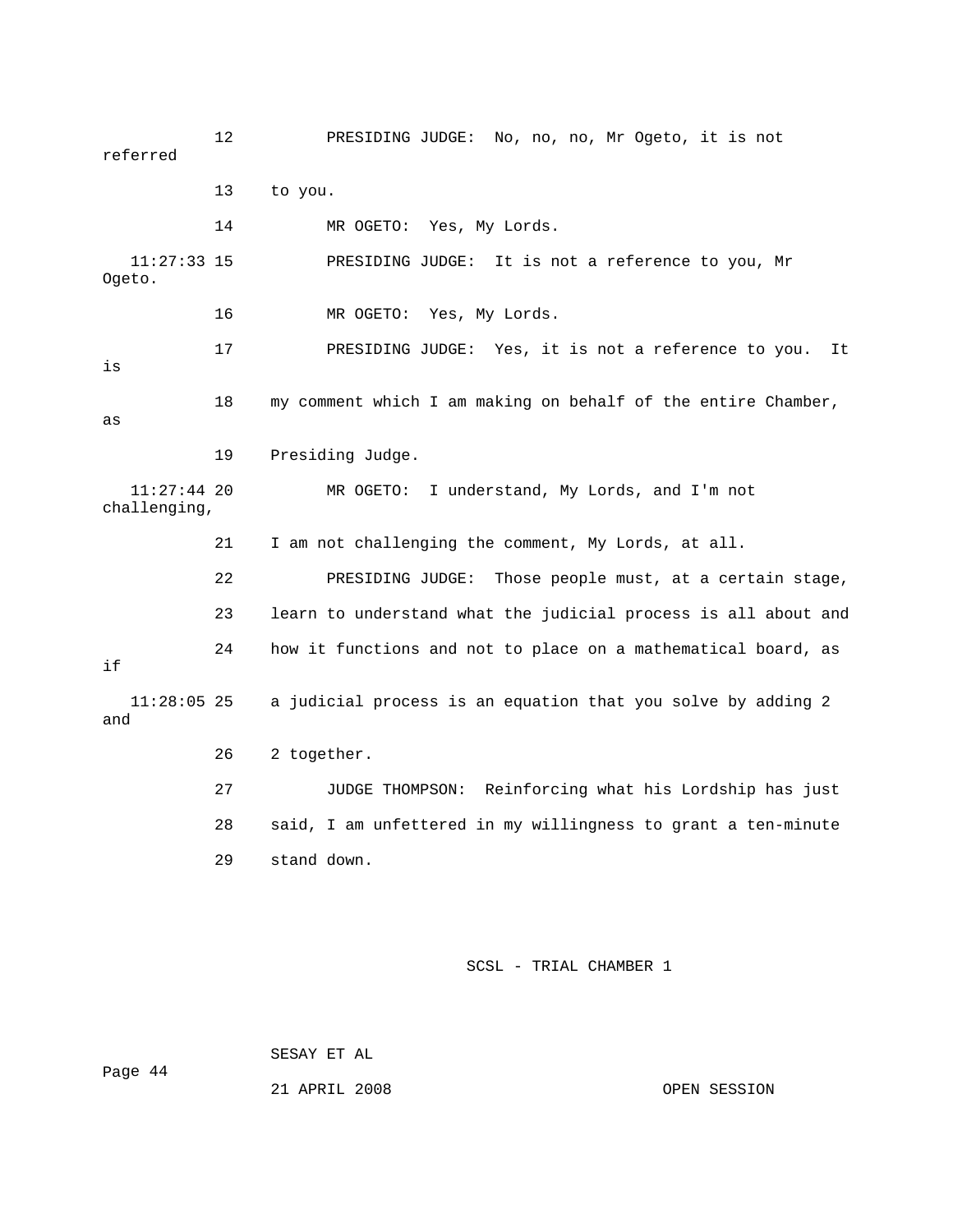12 PRESIDING JUDGE: No, no, no, Mr Ogeto, it is not referred

13 to you.

14 MR OGETO: Yes, My Lords.

11:27:33 15 PRESIDING JUDGE: It is not a reference to you, Mr Ogeto.

16 MR OGETO: Yes, My Lords.

17 PRESIDING JUDGE: Yes, it is not a reference to you. It is

18 my comment which I am making on behalf of the entire Chamber, as

19 Presiding Judge.

11:27:44 20 MR OGETO: I understand, My Lords, and I'm not challenging,

21 I am not challenging the comment, My Lords, at all.

22 PRESIDING JUDGE: Those people must, at a certain stage,

23 learn to understand what the judicial process is all about and

24 how it functions and not to place on a mathematical board, as if

11:28:05 25 a judicial process is an equation that you solve by adding 2 and

26 2 together.

27 JUDGE THOMPSON: Reinforcing what his Lordship has just

28 said, I am unfettered in my willingness to grant a ten-minute

29 stand down.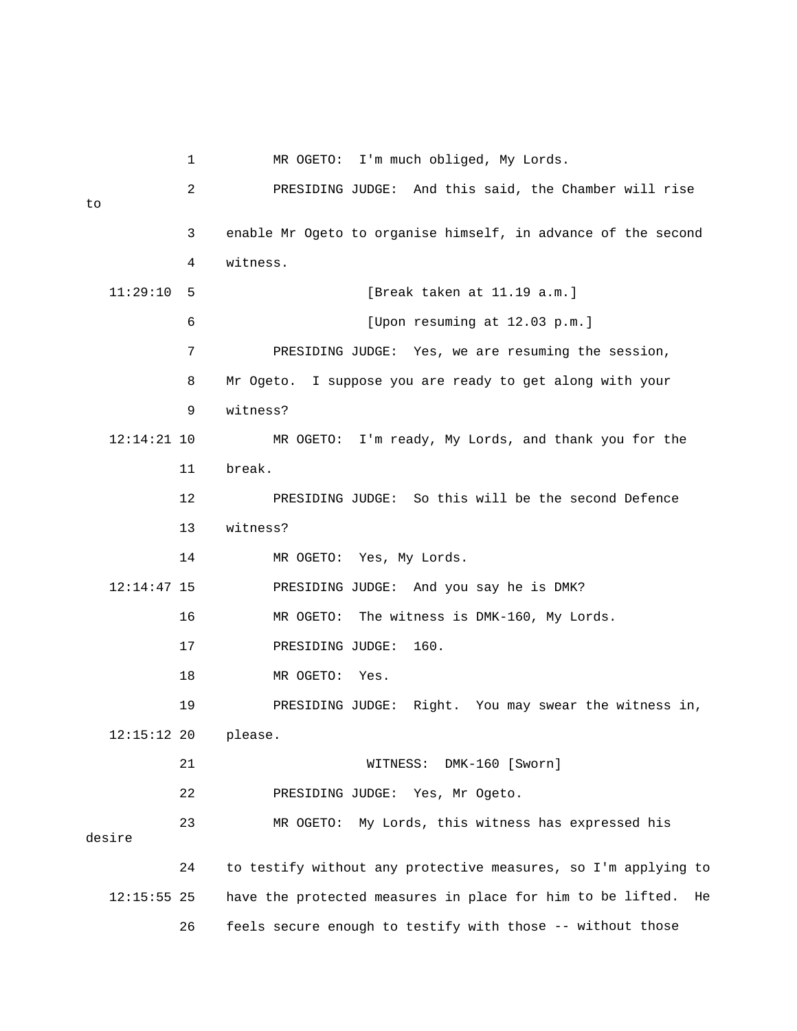1 MR OGETO: I'm much obliged, My Lords.

2 PRESIDING JUDGE: And this said, the Chamber will rise to

3 enable Mr Ogeto to organise himself, in advance of the second

4 witness.

11:29:10 5 [Break taken at 11.19 a.m.]

6 [Upon resuming at 12.03 p.m.]

7 PRESIDING JUDGE: Yes, we are resuming the session,

8 Mr Ogeto. I suppose you are ready to get along with your

9 witness?

12:14:21 10 MR OGETO: I'm ready, My Lords, and thank you for the

11 break.

12 PRESIDING JUDGE: So this will be the second Defence

13 witness?

14 MR OGETO: Yes, My Lords.

12:14:47 15 PRESIDING JUDGE: And you say he is DMK?

16 MR OGETO: The witness is DMK-160, My Lords.

17 PRESIDING JUDGE: 160.

18 MR OGETO: Yes.

19 PRESIDING JUDGE: Right. You may swear the witness in,

12:15:12 20 please.

21 WITNESS: DMK-160 [Sworn]

22 PRESIDING JUDGE: Yes, Mr Ogeto.

23 MR OGETO: My Lords, this witness has expressed his desire

24 to testify without any protective measures, so I'm applying to

12:15:55 25 have the protected measures in place for him to be lifted. He

26 feels secure enough to testify with those -- without those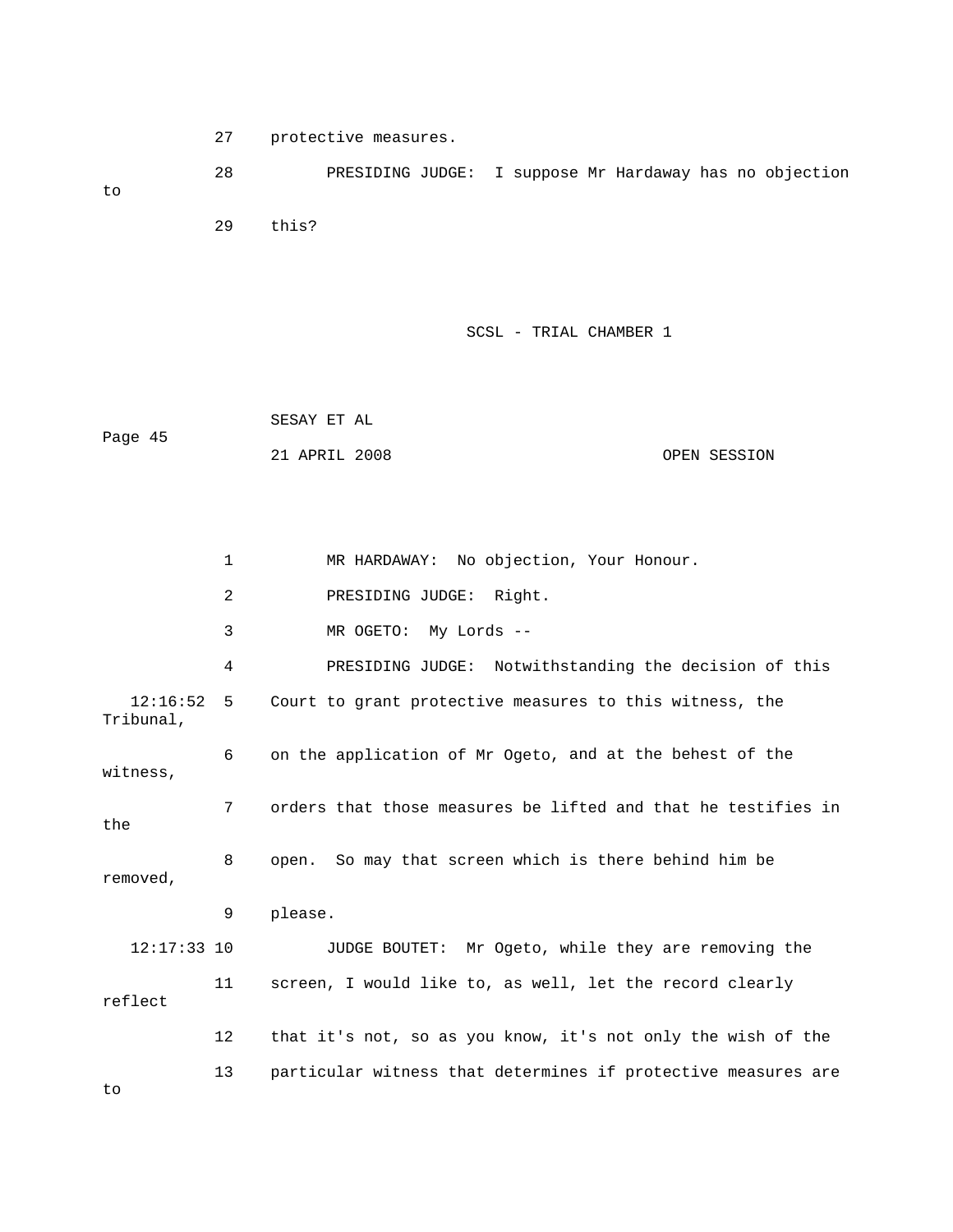27 protective measures.

28 PRESIDING JUDGE: I suppose Mr Hardaway has no objection to

29 this?

1 MR HARDAWAY: No objection, Your Honour.

2 PRESIDING JUDGE: Right.

3 MR OGETO: My Lords --

4 PRESIDING JUDGE: Notwithstanding the decision of this

12:16:52 5 Court to grant protective measures to this witness, the Tribunal,

6 on the application of Mr Ogeto, and at the behest of the witness,

7 orders that those measures be lifted and that he testifies in the

8 open. So may that screen which is there behind him be removed,

9 please.

12:17:33 10 JUDGE BOUTET: Mr Ogeto, while they are removing the

11 screen, I would like to, as well, let the record clearly reflect

12 that it's not, so as you know, it's not only the wish of the

13 particular witness that determines if protective measures are to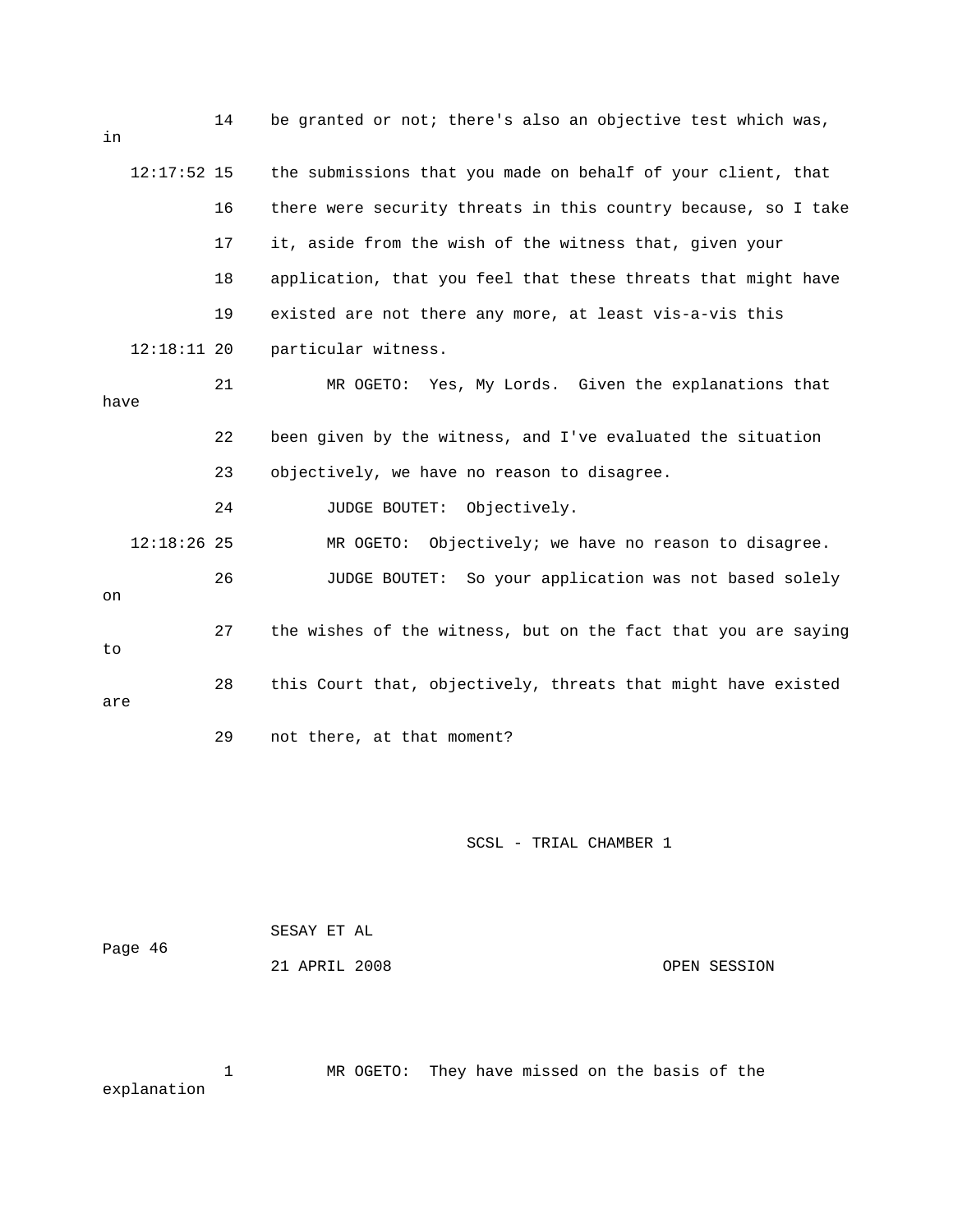14 be granted or not; there's also an objective test which was, in

12:17:52 15 the submissions that you made on behalf of your client, that

16 there were security threats in this country because, so I take

17 it, aside from the wish of the witness that, given your

18 application, that you feel that these threats that might have

19 existed are not there any more, at least vis-a-vis this

12:18:11 20 particular witness.

21 MR OGETO: Yes, My Lords. Given the explanations that have

22 been given by the witness, and I've evaluated the situation

23 objectively, we have no reason to disagree.

24 JUDGE BOUTET: Objectively.

12:18:26 25 MR OGETO: Objectively; we have no reason to disagree.

26 JUDGE BOUTET: So your application was not based solely on

27 the wishes of the witness, but on the fact that you are saying to

28 this Court that, objectively, threats that might have existed are

29 not there, at that moment?

SCSL - TRIAL CHAMBER 1

SESAY ET AL

21 APRIL 2008 OPEN SESSION

1 MR OGETO: They have missed on the basis of the explanation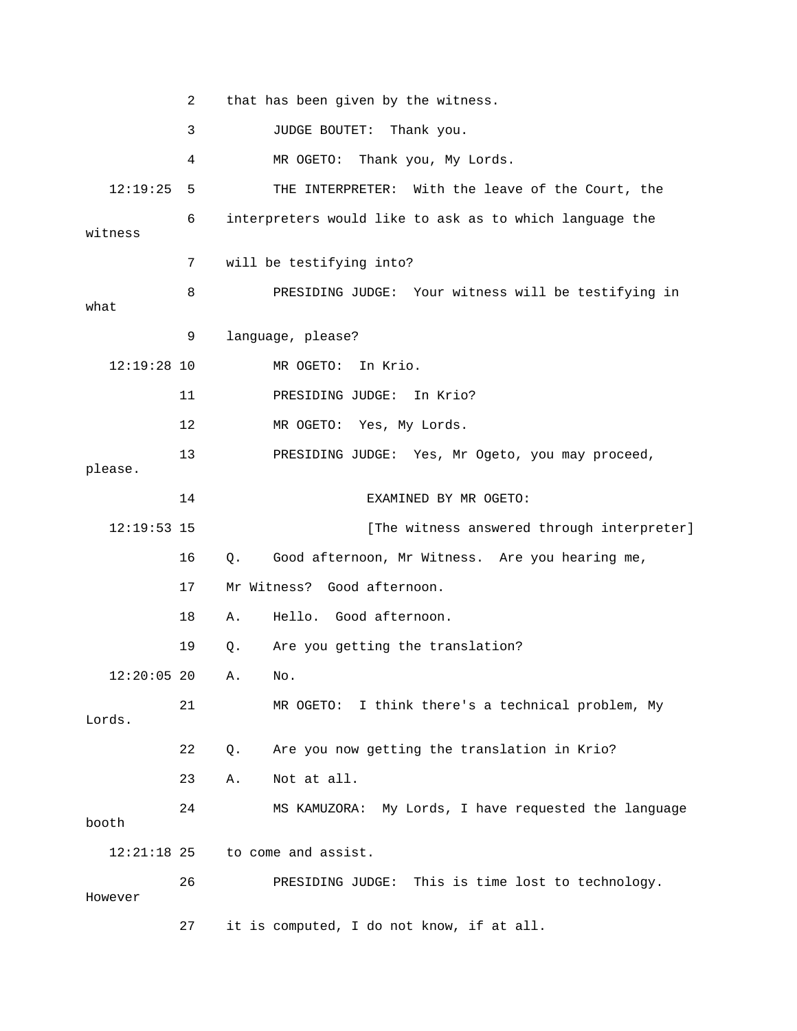2 that has been given by the witness.

3 JUDGE BOUTET: Thank you.

4 MR OGETO: Thank you, My Lords.

12:19:25 5 THE INTERPRETER: With the leave of the Court, the

6 interpreters would like to ask as to which language the witness

7 will be testifying into?

8 PRESIDING JUDGE: Your witness will be testifying in what

9 language, please?

12:19:28 10 MR OGETO: In Krio.

11 PRESIDING JUDGE: In Krio?

12 MR OGETO: Yes, My Lords.

13 PRESIDING JUDGE: Yes, Mr Ogeto, you may proceed, please.

14 EXAMINED BY MR OGETO:

12:19:53 15 [The witness answered through interpreter]

16 Q. Good afternoon, Mr Witness. Are you hearing me,

17 Mr Witness? Good afternoon.

18 A. Hello. Good afternoon.

19 Q. Are you getting the translation?

12:20:05 20 A. No.

21 MR OGETO: I think there's a technical problem, My Lords.

22 Q. Are you now getting the translation in Krio?

23 A. Not at all.

24 MS KAMUZORA: My Lords, I have requested the language booth

12:21:18 25 to come and assist.

26 PRESIDING JUDGE: This is time lost to technology. However

27 it is computed, I do not know, if at all.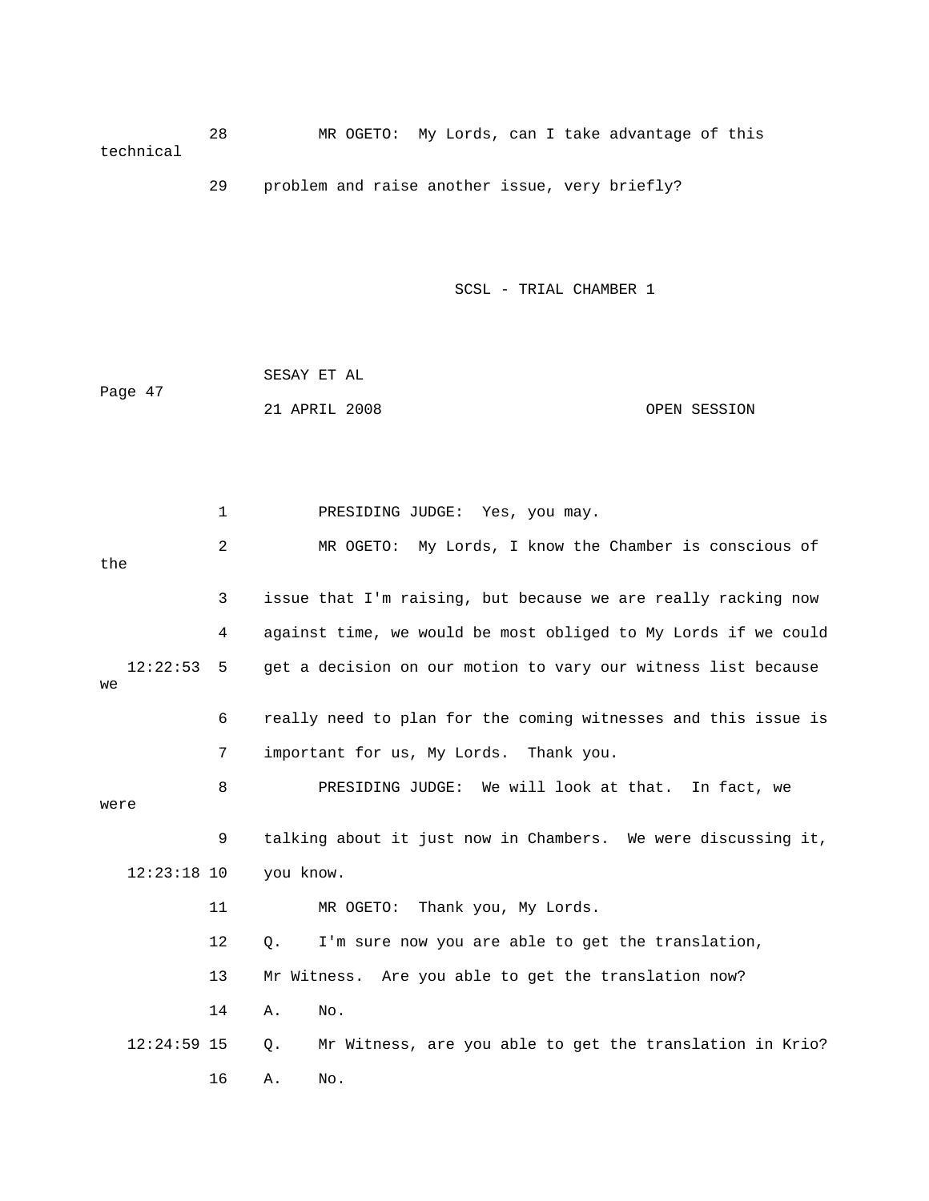28 MR OGETO: My Lords, can I take advantage of this technical

29 problem and raise another issue, very briefly?

1 PRESIDING JUDGE: Yes, you may.

2 MR OGETO: My Lords, I know the Chamber is conscious of the

3 issue that I'm raising, but because we are really racking now

4 against time, we would be most obliged to My Lords if we could

12:22:53 5 get a decision on our motion to vary our witness list because we

6 really need to plan for the coming witnesses and this issue is

7 important for us, My Lords. Thank you.

8 PRESIDING JUDGE: We will look at that. In fact, we were

9 talking about it just now in Chambers. We were discussing it,

12:23:18 10 you know.

11 MR OGETO: Thank you, My Lords.

12 Q. I'm sure now you are able to get the translation,

13 Mr Witness. Are you able to get the translation now?

14 A. No.

12:24:59 15 Q. Mr Witness, are you able to get the translation in Krio?

16 A. No.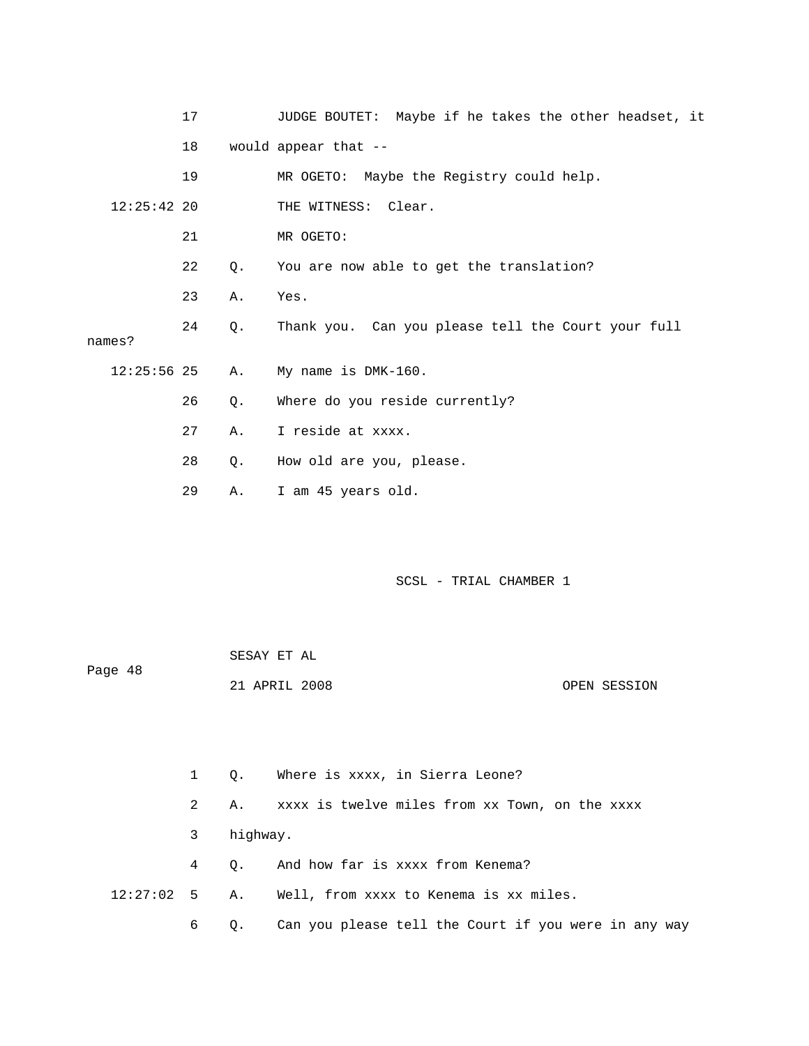17 JUDGE BOUTET: Maybe if he takes the other headset, it

18 would appear that --

19 MR OGETO: Maybe the Registry could help.

12:25:42 20 THE WITNESS: Clear.

21 MR OGETO:

22 Q. You are now able to get the translation?

23 A. Yes.

24 Q. Thank you. Can you please tell the Court your full names?

12:25:56 25 A. My name is DMK-160.

26 Q. Where do you reside currently?

27 A. I reside at xxxx.

28 Q. How old are you, please.

29 A. I am 45 years old.

1 Q. Where is xxxx, in Sierra Leone?

2 A. xxxx is twelve miles from xx Town, on the xxxx

3 highway.

4 Q. And how far is xxxx from Kenema?

12:27:02 5 A. Well, from xxxx to Kenema is xx miles.

6 Q. Can you please tell the Court if you were in any way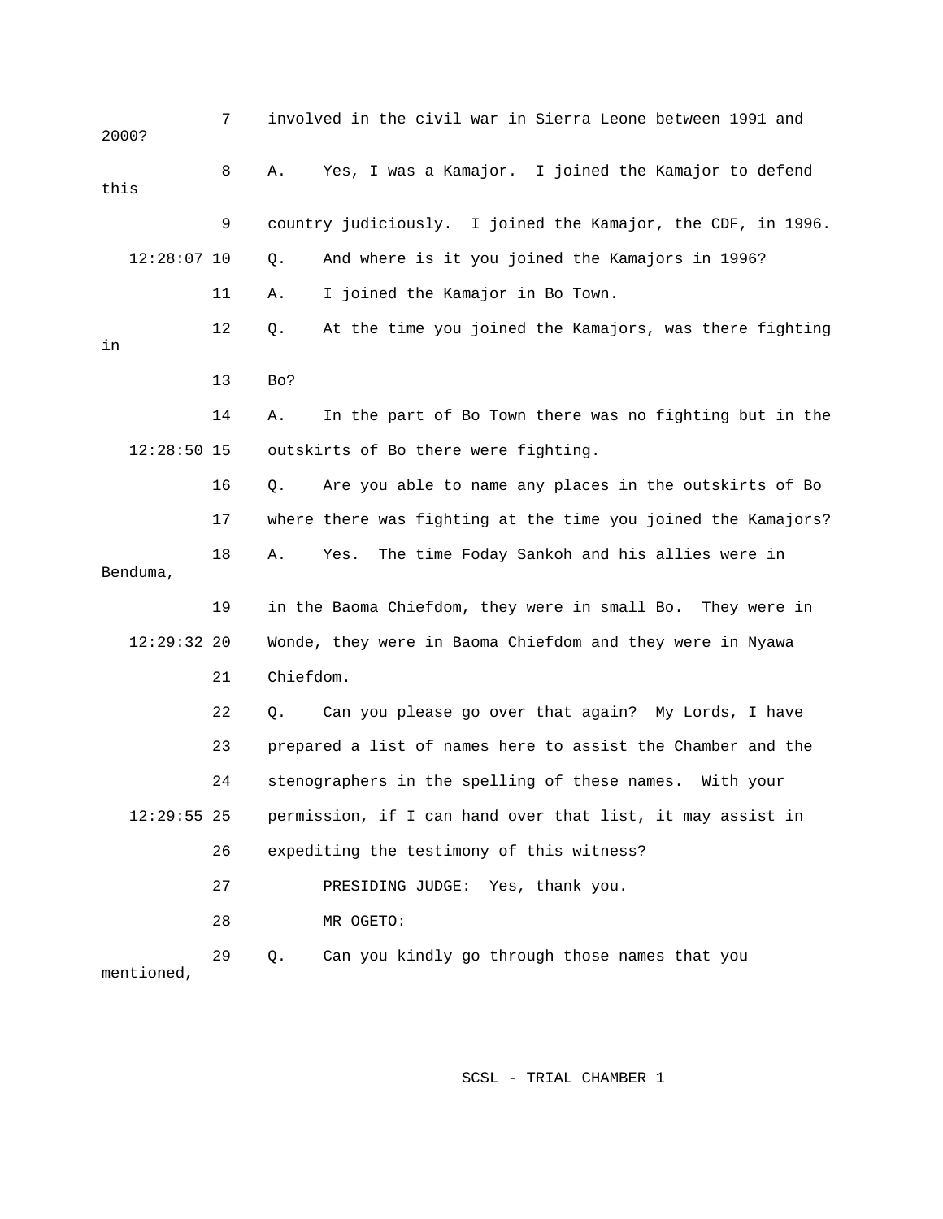7 involved in the civil war in Sierra Leone between 1991 and 2000?

8 A. Yes, I was a Kamajor. I joined the Kamajor to defend this

9 country judiciously. I joined the Kamajor, the CDF, in 1996.

12:28:07 10 Q. And where is it you joined the Kamajors in 1996?

11 A. I joined the Kamajor in Bo Town.

12 Q. At the time you joined the Kamajors, was there fighting in

13 Bo?

14 A. In the part of Bo Town there was no fighting but in the

12:28:50 15 outskirts of Bo there were fighting.

16 Q. Are you able to name any places in the outskirts of Bo

17 where there was fighting at the time you joined the Kamajors?

18 A. Yes. The time Foday Sankoh and his allies were in Benduma,

19 in the Baoma Chiefdom, they were in small Bo. They were in

12:29:32 20 Wonde, they were in Baoma Chiefdom and they were in Nyawa

21 Chiefdom.

22 Q. Can you please go over that again? My Lords, I have

23 prepared a list of names here to assist the Chamber and the

24 stenographers in the spelling of these names. With your

12:29:55 25 permission, if I can hand over that list, it may assist in

26 expediting the testimony of this witness?

27 PRESIDING JUDGE: Yes, thank you.

28 MR OGETO:

29 Q. Can you kindly go through those names that you mentioned,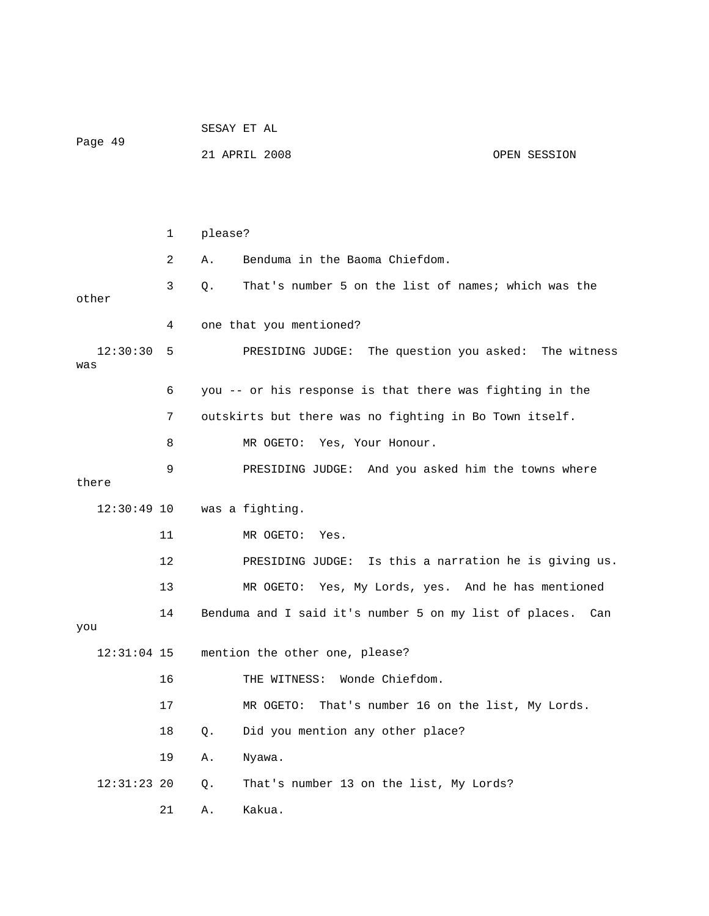1 please?

2 A. Benduma in the Baoma Chiefdom.

3 Q. That's number 5 on the list of names; which was the other

4 one that you mentioned?

12:30:30 5 PRESIDING JUDGE: The question you asked: The witness was

6 you -- or his response is that there was fighting in the

7 outskirts but there was no fighting in Bo Town itself.

8 MR OGETO: Yes, Your Honour.

9 PRESIDING JUDGE: And you asked him the towns where there

12:30:49 10 was a fighting.

11 MR OGETO: Yes.

12 PRESIDING JUDGE: Is this a narration he is giving us.

13 MR OGETO: Yes, My Lords, yes. And he has mentioned

14 Benduma and I said it's number 5 on my list of places. Can you

12:31:04 15 mention the other one, please?

16 THE WITNESS: Wonde Chiefdom.

17 MR OGETO: That's number 16 on the list, My Lords.

18 Q. Did you mention any other place?

19 A. Nyawa.

12:31:23 20 Q. That's number 13 on the list, My Lords?

21 A. Kakua.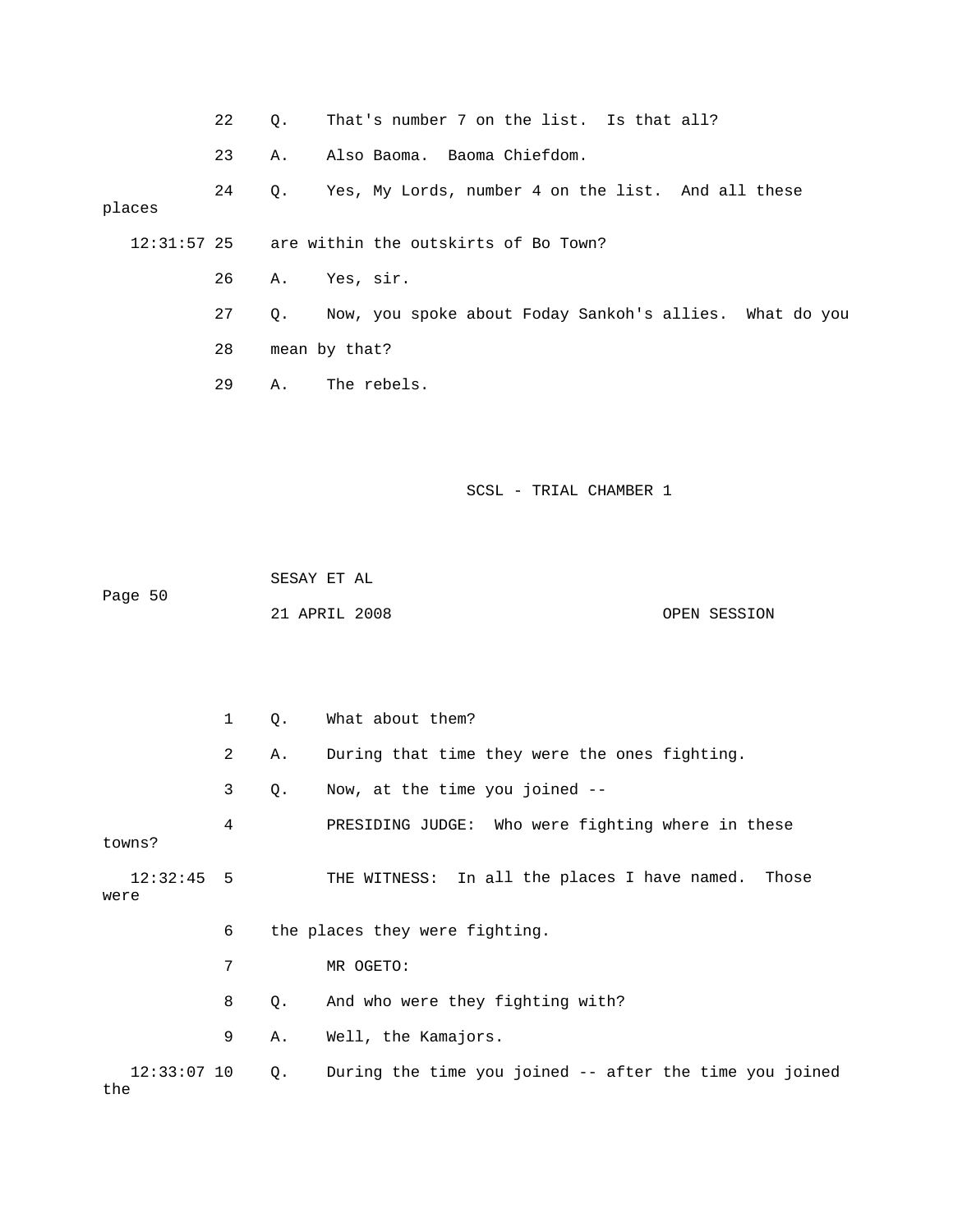22 Q. That's number 7 on the list. Is that all?

23 A. Also Baoma. Baoma Chiefdom.

24 Q. Yes, My Lords, number 4 on the list. And all these places

12:31:57 25 are within the outskirts of Bo Town?

26 A. Yes, sir.

27 Q. Now, you spoke about Foday Sankoh's allies. What do you

28 mean by that?

29 A. The rebels.

1 Q. What about them?

2 A. During that time they were the ones fighting.

3 Q. Now, at the time you joined --

4 PRESIDING JUDGE: Who were fighting where in these towns?

12:32:45 5 THE WITNESS: In all the places I have named. Those were

6 the places they were fighting.

7 MR OGETO:

8 Q. And who were they fighting with?

9 A. Well, the Kamajors.

12:33:07 10 Q. During the time you joined -- after the time you joined the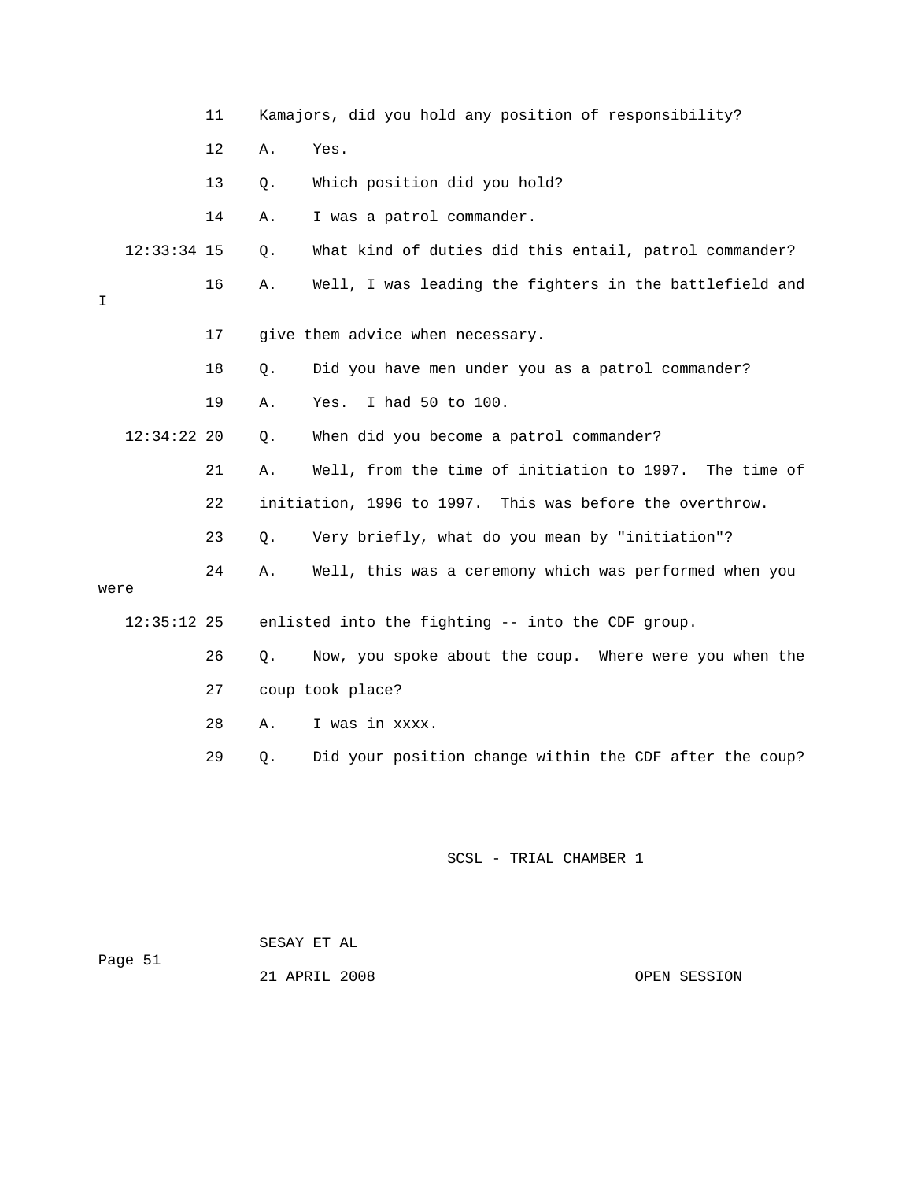11 Kamajors, did you hold any position of responsibility?

12 A. Yes.

13 Q. Which position did you hold?

14 A. I was a patrol commander.

12:33:34 15 Q. What kind of duties did this entail, patrol commander?

16 A. Well, I was leading the fighters in the battlefield and I

17 give them advice when necessary.

18 Q. Did you have men under you as a patrol commander?

19 A. Yes. I had 50 to 100.

12:34:22 20 Q. When did you become a patrol commander?

21 A. Well, from the time of initiation to 1997. The time of

22 initiation, 1996 to 1997. This was before the overthrow.

23 Q. Very briefly, what do you mean by "initiation"?

24 A. Well, this was a ceremony which was performed when you were

12:35:12 25 enlisted into the fighting -- into the CDF group.

26 Q. Now, you spoke about the coup. Where were you when the

27 coup took place?

28 A. I was in xxxx.

29 Q. Did your position change within the CDF after the coup?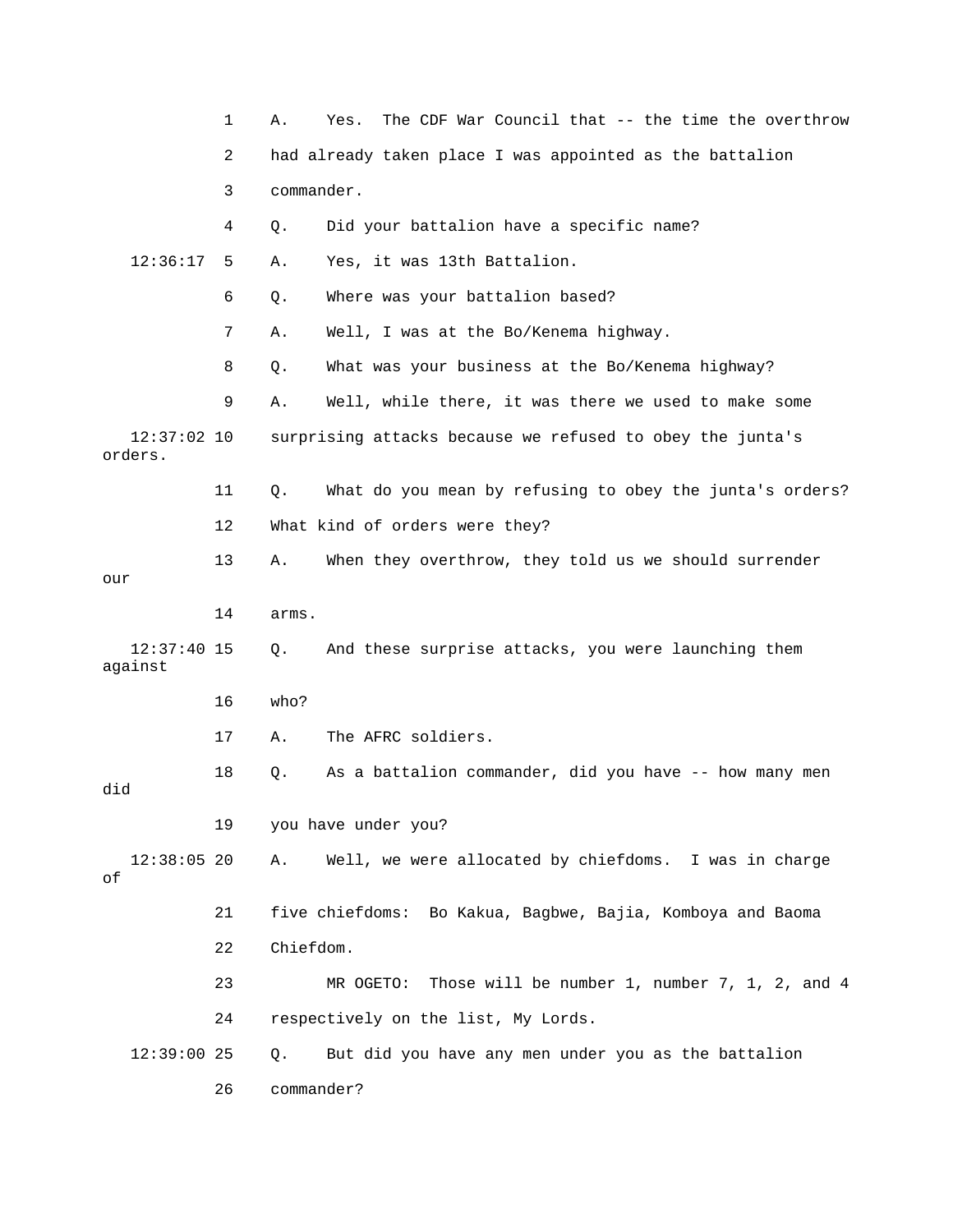1 A. Yes. The CDF War Council that -- the time the overthrow

2 had already taken place I was appointed as the battalion

3 commander.

4 Q. Did your battalion have a specific name?

12:36:17 5 A. Yes, it was 13th Battalion.

6 Q. Where was your battalion based?

7 A. Well, I was at the Bo/Kenema highway.

8 Q. What was your business at the Bo/Kenema highway?

9 A. Well, while there, it was there we used to make some

12:37:02 10 surprising attacks because we refused to obey the junta's orders.

11 Q. What do you mean by refusing to obey the junta's orders?

12 What kind of orders were they?

13 A. When they overthrow, they told us we should surrender our

14 arms.

12:37:40 15 Q. And these surprise attacks, you were launching them against

16 who?

17 A. The AFRC soldiers.

18 Q. As a battalion commander, did you have -- how many men did

19 you have under you?

12:38:05 20 A. Well, we were allocated by chiefdoms. I was in charge of

21 five chiefdoms: Bo Kakua, Bagbwe, Bajia, Komboya and Baoma

22 Chiefdom.

23 MR OGETO: Those will be number 1, number 7, 1, 2, and 4

24 respectively on the list, My Lords.

12:39:00 25 Q. But did you have any men under you as the battalion

26 commander?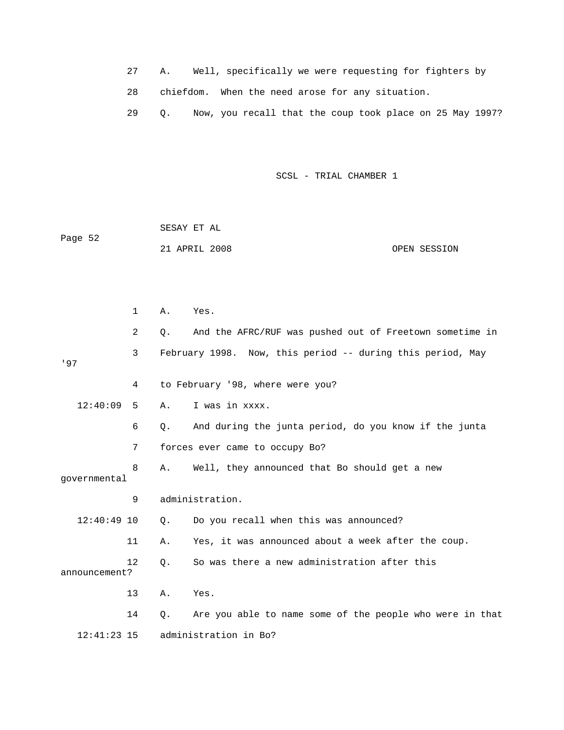27 A. Well, specifically we were requesting for fighters by

28 chiefdom. When the need arose for any situation.

29 Q. Now, you recall that the coup took place on 25 May 1997?

1 A. Yes.

2 Q. And the AFRC/RUF was pushed out of Freetown sometime in

3 February 1998. Now, this period -- during this period, May '97

4 to February '98, where were you?

12:40:09 5 A. I was in xxxx.

6 Q. And during the junta period, do you know if the junta

7 forces ever came to occupy Bo?

8 A. Well, they announced that Bo should get a new governmental

9 administration.

12:40:49 10 Q. Do you recall when this was announced?

11 A. Yes, it was announced about a week after the coup.

12 Q. So was there a new administration after this announcement?

13 A. Yes.

14 Q. Are you able to name some of the people who were in that

12:41:23 15 administration in Bo?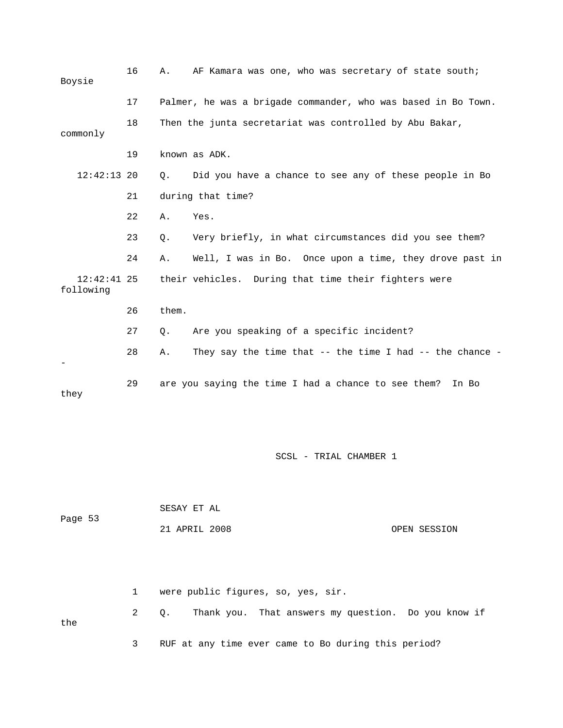16 A. AF Kamara was one, who was secretary of state south; Boysie

17 Palmer, he was a brigade commander, who was based in Bo Town.

18 Then the junta secretariat was controlled by Abu Bakar, commonly

19 known as ADK.

12:42:13 20 Q. Did you have a chance to see any of these people in Bo

21 during that time?

22 A. Yes.

23 Q. Very briefly, in what circumstances did you see them?

24 A. Well, I was in Bo. Once upon a time, they drove past in

12:42:41 25 their vehicles. During that time their fighters were following

26 them.

27 Q. Are you speaking of a specific incident?

28 A. They say the time that -- the time I had -- the chance --

29 are you saying the time I had a chance to see them? In Bo they

1 were public figures, so, yes, sir.

2 Q. Thank you. That answers my question. Do you know if the

3 RUF at any time ever came to Bo during this period?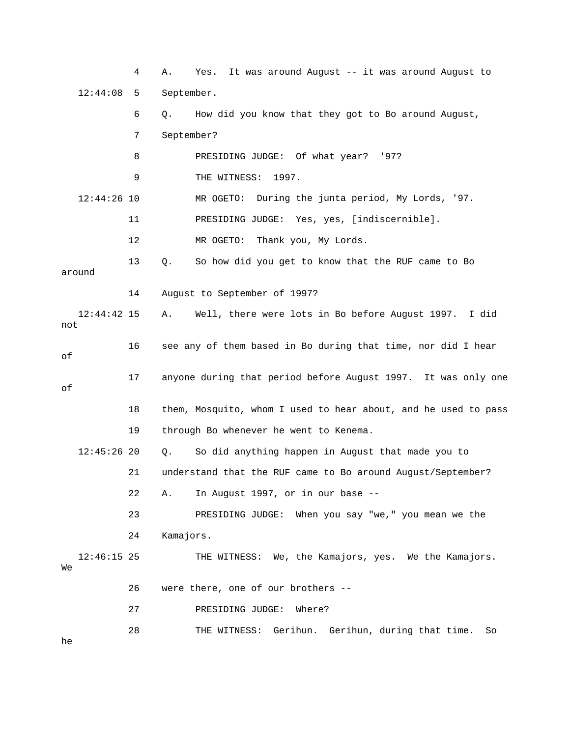4 A. Yes. It was around August -- it was around August to

12:44:08 5 September.

6 Q. How did you know that they got to Bo around August,

7 September?

8 PRESIDING JUDGE: Of what year? '97?

9 THE WITNESS: 1997.

12:44:26 10 MR OGETO: During the junta period, My Lords, '97.

11 PRESIDING JUDGE: Yes, yes, [indiscernible].

12 MR OGETO: Thank you, My Lords.

13 Q. So how did you get to know that the RUF came to Bo around

14 August to September of 1997?

12:44:42 15 A. Well, there were lots in Bo before August 1997. I did not

16 see any of them based in Bo during that time, nor did I hear of

17 anyone during that period before August 1997. It was only one of

18 them, Mosquito, whom I used to hear about, and he used to pass

19 through Bo whenever he went to Kenema.

12:45:26 20 Q. So did anything happen in August that made you to

21 understand that the RUF came to Bo around August/September?

22 A. In August 1997, or in our base --

23 PRESIDING JUDGE: When you say "we," you mean we the

24 Kamajors.

12:46:15 25 THE WITNESS: We, the Kamajors, yes. We the Kamajors. We

26 were there, one of our brothers --

27 PRESIDING JUDGE: Where?

28 THE WITNESS: Gerihun. Gerihun, during that time. So he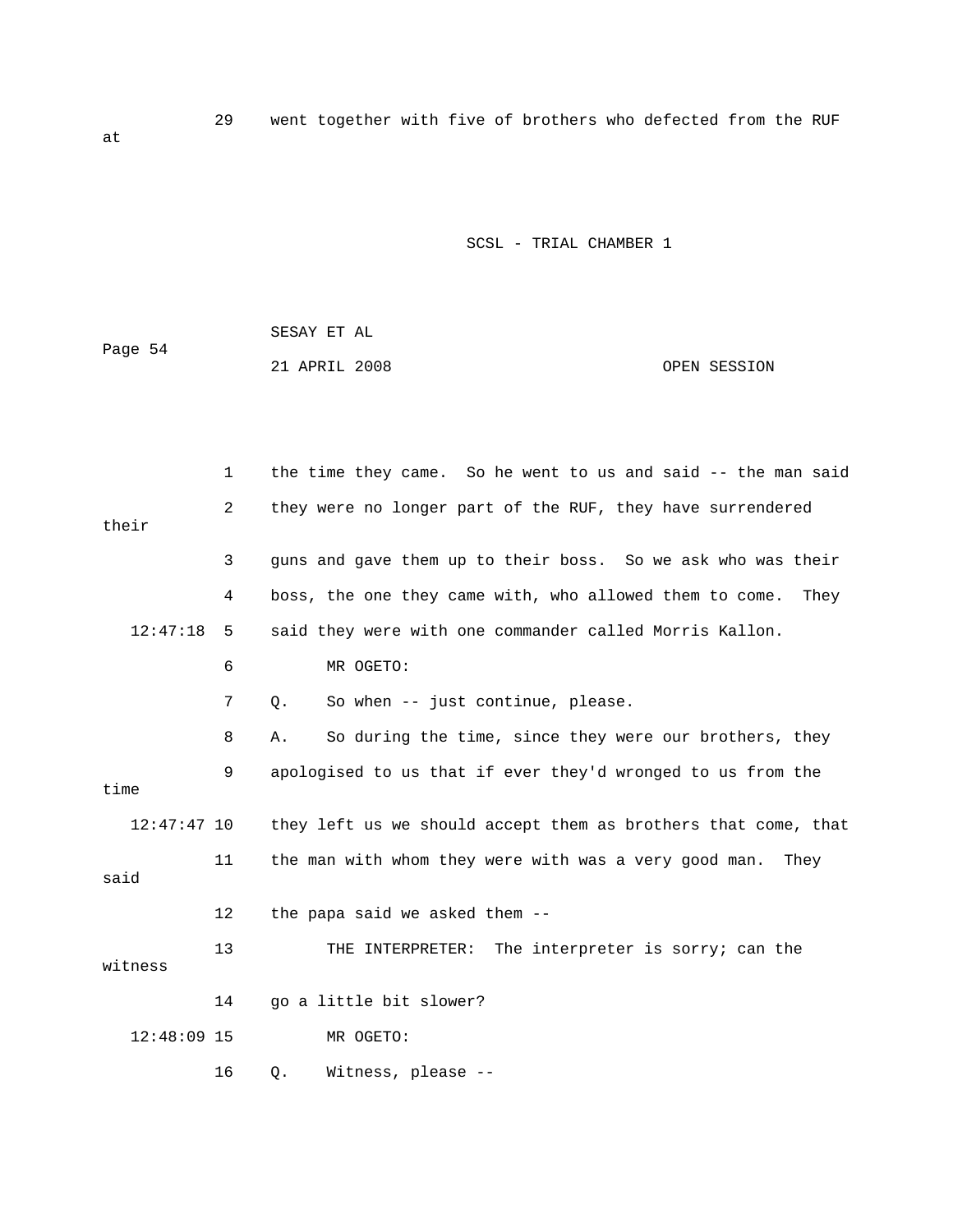29 went together with five of brothers who defected from the RUF at

1 the time they came. So he went to us and said -- the man said

2 they were no longer part of the RUF, they have surrendered their

3 guns and gave them up to their boss. So we ask who was their

4 boss, the one they came with, who allowed them to come. They

12:47:18 5 said they were with one commander called Morris Kallon.

6 MR OGETO:

7 Q. So when -- just continue, please.

8 A. So during the time, since they were our brothers, they

9 apologised to us that if ever they'd wronged to us from the time

12:47:47 10 they left us we should accept them as brothers that come, that

11 the man with whom they were with was a very good man. They said

12 the papa said we asked them --

13 THE INTERPRETER: The interpreter is sorry; can the witness

14 go a little bit slower?

12:48:09 15 MR OGETO:

16 Q. Witness, please --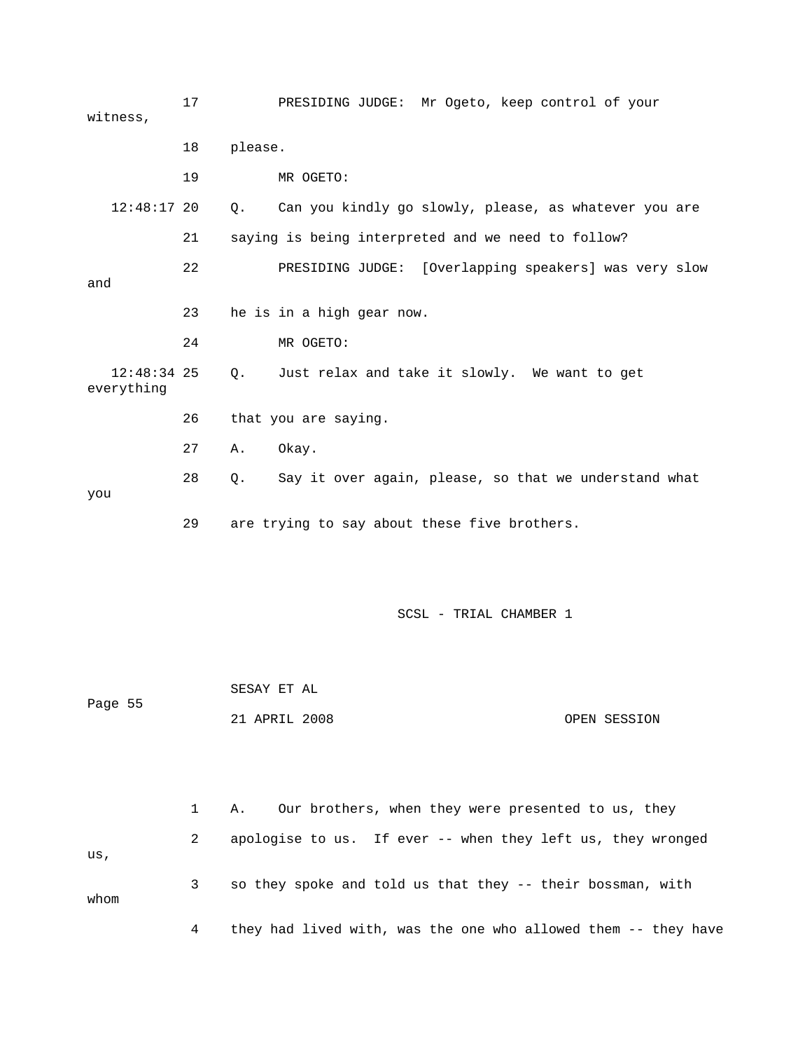17 PRESIDING JUDGE: Mr Ogeto, keep control of your witness,

18 please.

19 MR OGETO:

12:48:17 20 Q. Can you kindly go slowly, please, as whatever you are

21 saying is being interpreted and we need to follow?

22 PRESIDING JUDGE: [Overlapping speakers] was very slow and

23 he is in a high gear now.

24 MR OGETO:

12:48:34 25 Q. Just relax and take it slowly. We want to get everything

26 that you are saying.

27 A. Okay.

28 Q. Say it over again, please, so that we understand what you

29 are trying to say about these five brothers.

1 A. Our brothers, when they were presented to us, they

2 apologise to us. If ever -- when they left us, they wronged us,

3 so they spoke and told us that they -- their bossman, with whom

4 they had lived with, was the one who allowed them -- they have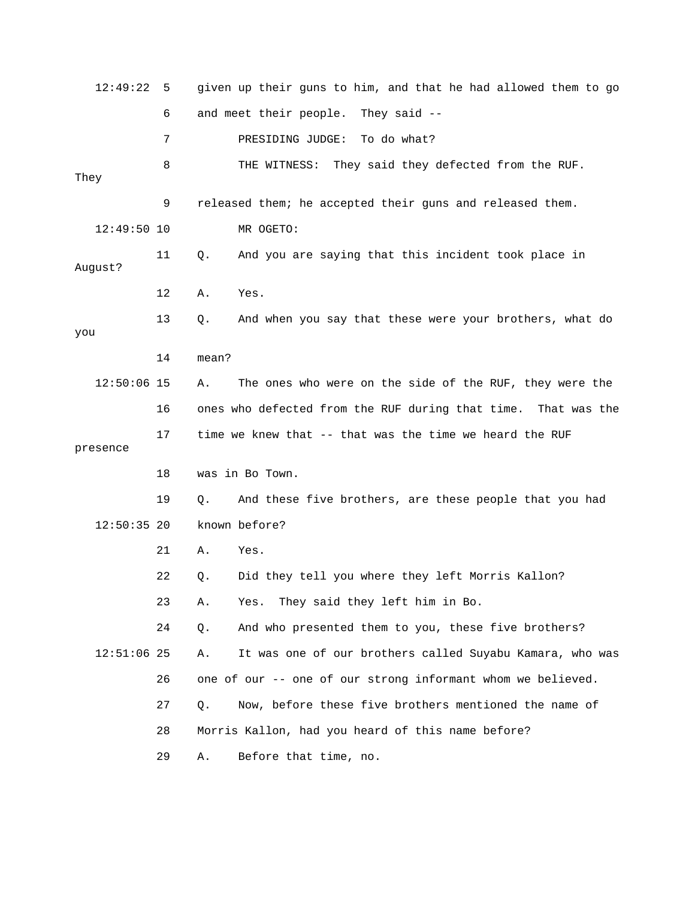12:49:22 5 given up their guns to him, and that he had allowed them to go

6 and meet their people. They said --

7 PRESIDING JUDGE: To do what?

8 THE WITNESS: They said they defected from the RUF. They

9 released them; he accepted their guns and released them.

12:49:50 10 MR OGETO:

11 Q. And you are saying that this incident took place in August?

12 A. Yes.

13 Q. And when you say that these were your brothers, what do you

14 mean?

12:50:06 15 A. The ones who were on the side of the RUF, they were the

16 ones who defected from the RUF during that time. That was the

17 time we knew that -- that was the time we heard the RUF presence

18 was in Bo Town.

19 Q. And these five brothers, are these people that you had

12:50:35 20 known before?

21 A. Yes.

22 Q. Did they tell you where they left Morris Kallon?

23 A. Yes. They said they left him in Bo.

24 Q. And who presented them to you, these five brothers?

12:51:06 25 A. It was one of our brothers called Suyabu Kamara, who was

26 one of our -- one of our strong informant whom we believed.

27 Q. Now, before these five brothers mentioned the name of

28 Morris Kallon, had you heard of this name before?

29 A. Before that time, no.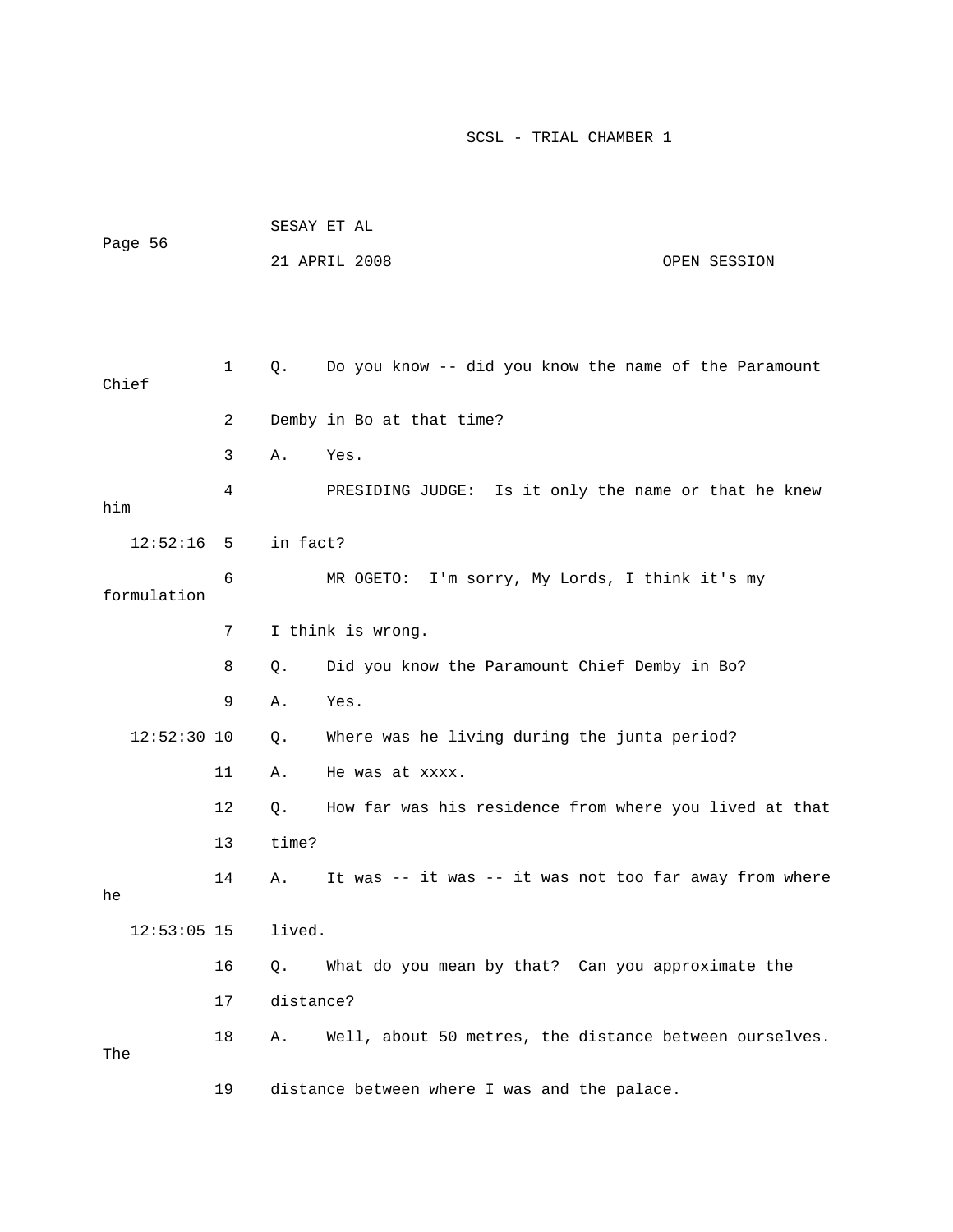1 Q. Do you know -- did you know the name of the Paramount Chief

2 Demby in Bo at that time?

3 A. Yes.

4 PRESIDING JUDGE: Is it only the name or that he knew him

12:52:16 5 in fact?

6 MR OGETO: I'm sorry, My Lords, I think it's my formulation

7 I think is wrong.

8 Q. Did you know the Paramount Chief Demby in Bo?

9 A. Yes.

12:52:30 10 Q. Where was he living during the junta period?

11 A. He was at xxxx.

12 Q. How far was his residence from where you lived at that

13 time?

14 A. It was -- it was -- it was not too far away from where he

12:53:05 15 lived.

16 Q. What do you mean by that? Can you approximate the

17 distance?

18 A. Well, about 50 metres, the distance between ourselves. The

19 distance between where I was and the palace.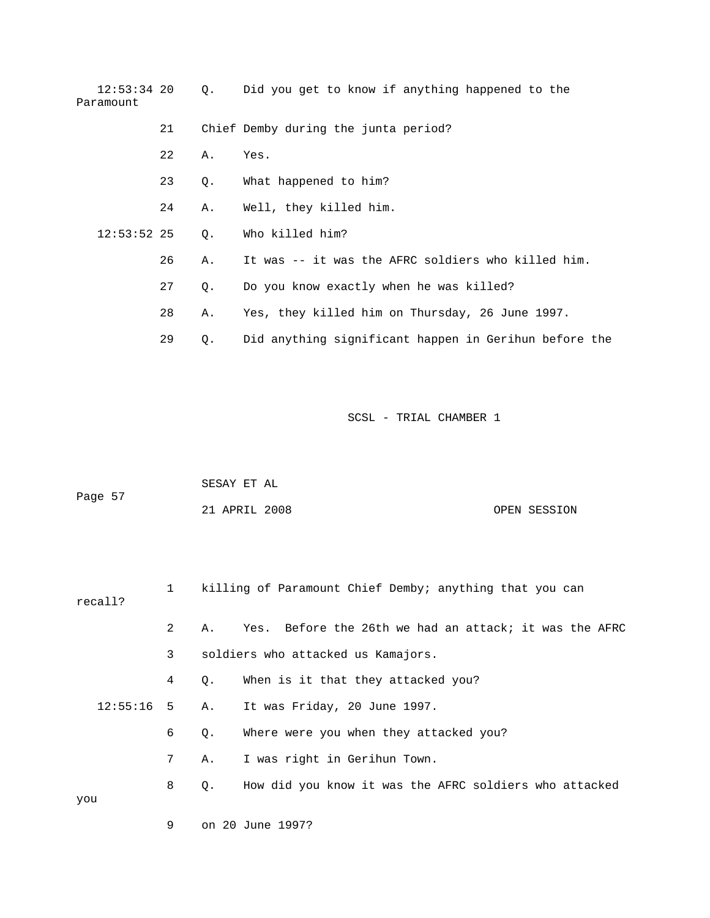12:53:34 20 Q. Did you get to know if anything happened to the Paramount

21 Chief Demby during the junta period?

22 A. Yes.

23 Q. What happened to him?

24 A. Well, they killed him.

12:53:52 25 Q. Who killed him?

26 A. It was -- it was the AFRC soldiers who killed him.

27 Q. Do you know exactly when he was killed?

28 A. Yes, they killed him on Thursday, 26 June 1997.

29 Q. Did anything significant happen in Gerihun before the

1 killing of Paramount Chief Demby; anything that you can recall?

2 A. Yes. Before the 26th we had an attack; it was the AFRC

3 soldiers who attacked us Kamajors.

4 Q. When is it that they attacked you?

12:55:16 5 A. It was Friday, 20 June 1997.

6 Q. Where were you when they attacked you?

7 A. I was right in Gerihun Town.

8 Q. How did you know it was the AFRC soldiers who attacked you

9 on 20 June 1997?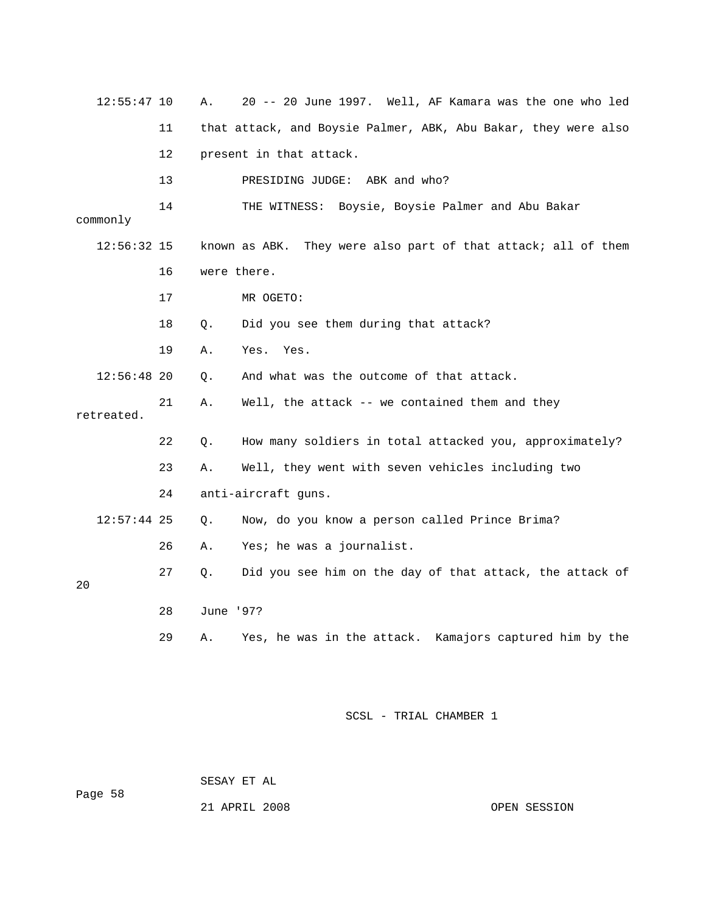12:55:47 10 A. 20 -- 20 June 1997. Well, AF Kamara was the one who led

11 that attack, and Boysie Palmer, ABK, Abu Bakar, they were also

12 present in that attack.

13 PRESIDING JUDGE: ABK and who?

14 THE WITNESS: Boysie, Boysie Palmer and Abu Bakar commonly

12:56:32 15 known as ABK. They were also part of that attack; all of them

16 were there.

17 MR OGETO:

18 Q. Did you see them during that attack?

19 A. Yes. Yes.

12:56:48 20 Q. And what was the outcome of that attack.

21 A. Well, the attack -- we contained them and they retreated.

22 Q. How many soldiers in total attacked you, approximately?

23 A. Well, they went with seven vehicles including two

24 anti-aircraft guns.

12:57:44 25 Q. Now, do you know a person called Prince Brima?

26 A. Yes; he was a journalist.

27 Q. Did you see him on the day of that attack, the attack of 20

28 June '97?

29 A. Yes, he was in the attack. Kamajors captured him by the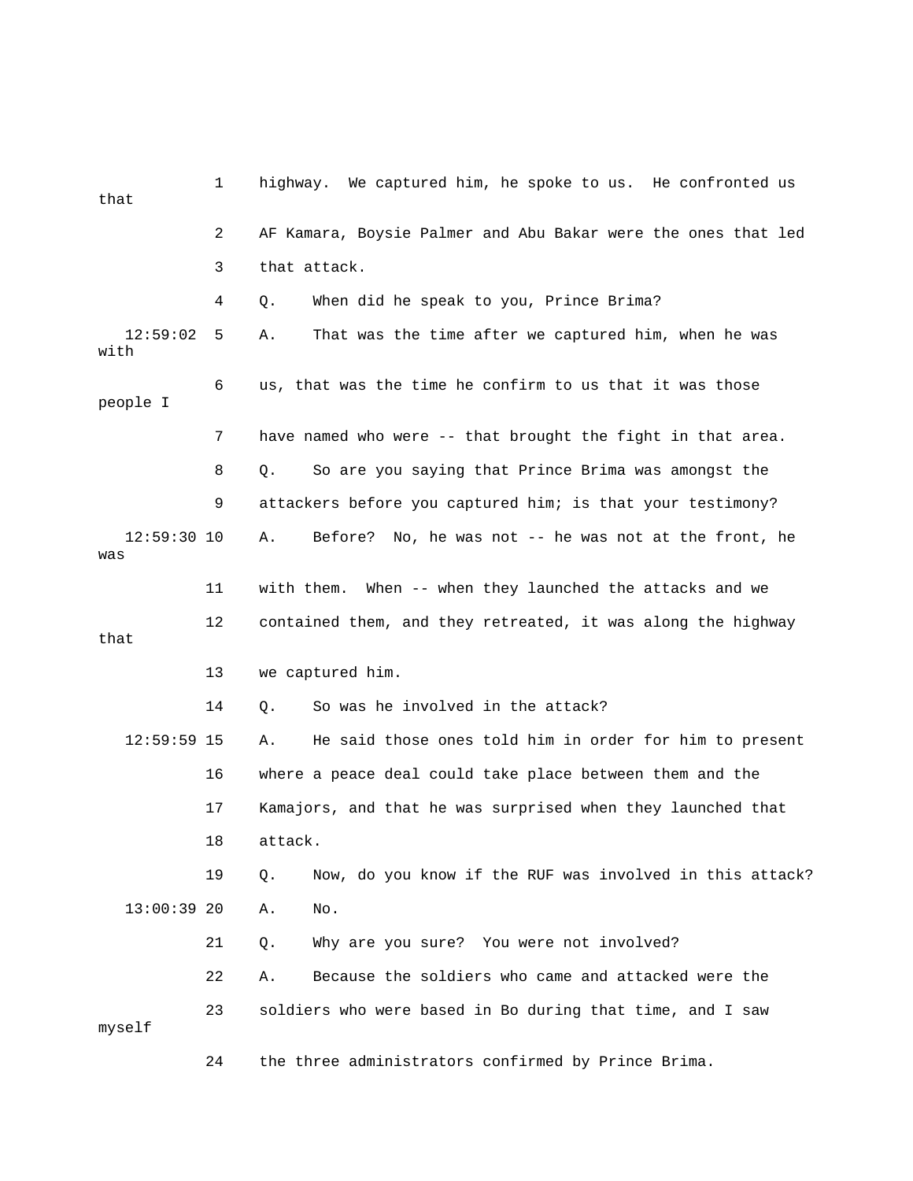1 highway. We captured him, he spoke to us. He confronted us that

2 AF Kamara, Boysie Palmer and Abu Bakar were the ones that led

3 that attack.

4 Q. When did he speak to you, Prince Brima?

12:59:02 5 A. That was the time after we captured him, when he was with

6 us, that was the time he confirm to us that it was those people I

7 have named who were -- that brought the fight in that area.

8 Q. So are you saying that Prince Brima was amongst the

9 attackers before you captured him; is that your testimony?

12:59:30 10 A. Before? No, he was not -- he was not at the front, he was

11 with them. When -- when they launched the attacks and we

12 contained them, and they retreated, it was along the highway that

13 we captured him.

14 Q. So was he involved in the attack?

12:59:59 15 A. He said those ones told him in order for him to present

16 where a peace deal could take place between them and the

17 Kamajors, and that he was surprised when they launched that

18 attack.

19 Q. Now, do you know if the RUF was involved in this attack?

13:00:39 20 A. No.

21 Q. Why are you sure? You were not involved?

22 A. Because the soldiers who came and attacked were the

23 soldiers who were based in Bo during that time, and I saw myself

24 the three administrators confirmed by Prince Brima.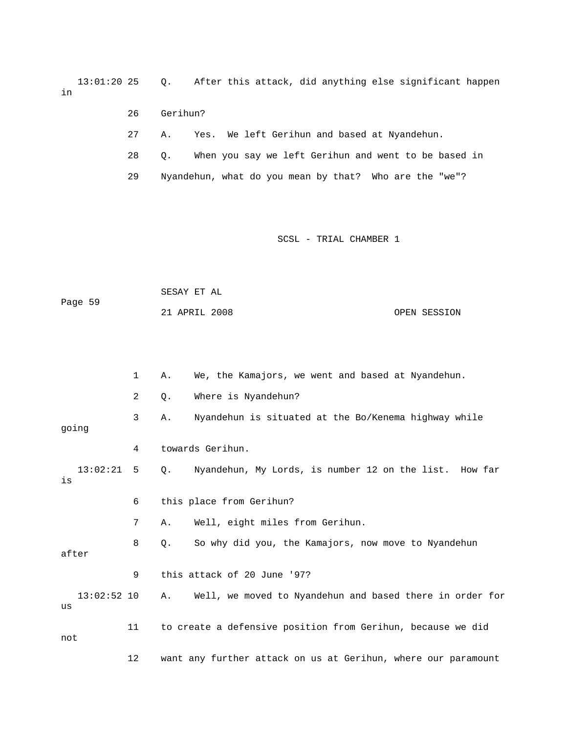13:01:20 25 Q. After this attack, did anything else significant happen in

26 Gerihun?

27 A. Yes. We left Gerihun and based at Nyandehun.

28 Q. When you say we left Gerihun and went to be based in

29 Nyandehun, what do you mean by that? Who are the "we"?

1 A. We, the Kamajors, we went and based at Nyandehun.

2 Q. Where is Nyandehun?

3 A. Nyandehun is situated at the Bo/Kenema highway while going

4 towards Gerihun.

13:02:21 5 Q. Nyandehun, My Lords, is number 12 on the list. How far is

6 this place from Gerihun?

7 A. Well, eight miles from Gerihun.

8 Q. So why did you, the Kamajors, now move to Nyandehun after

9 this attack of 20 June '97?

13:02:52 10 A. Well, we moved to Nyandehun and based there in order for us

11 to create a defensive position from Gerihun, because we did not

12 want any further attack on us at Gerihun, where our paramount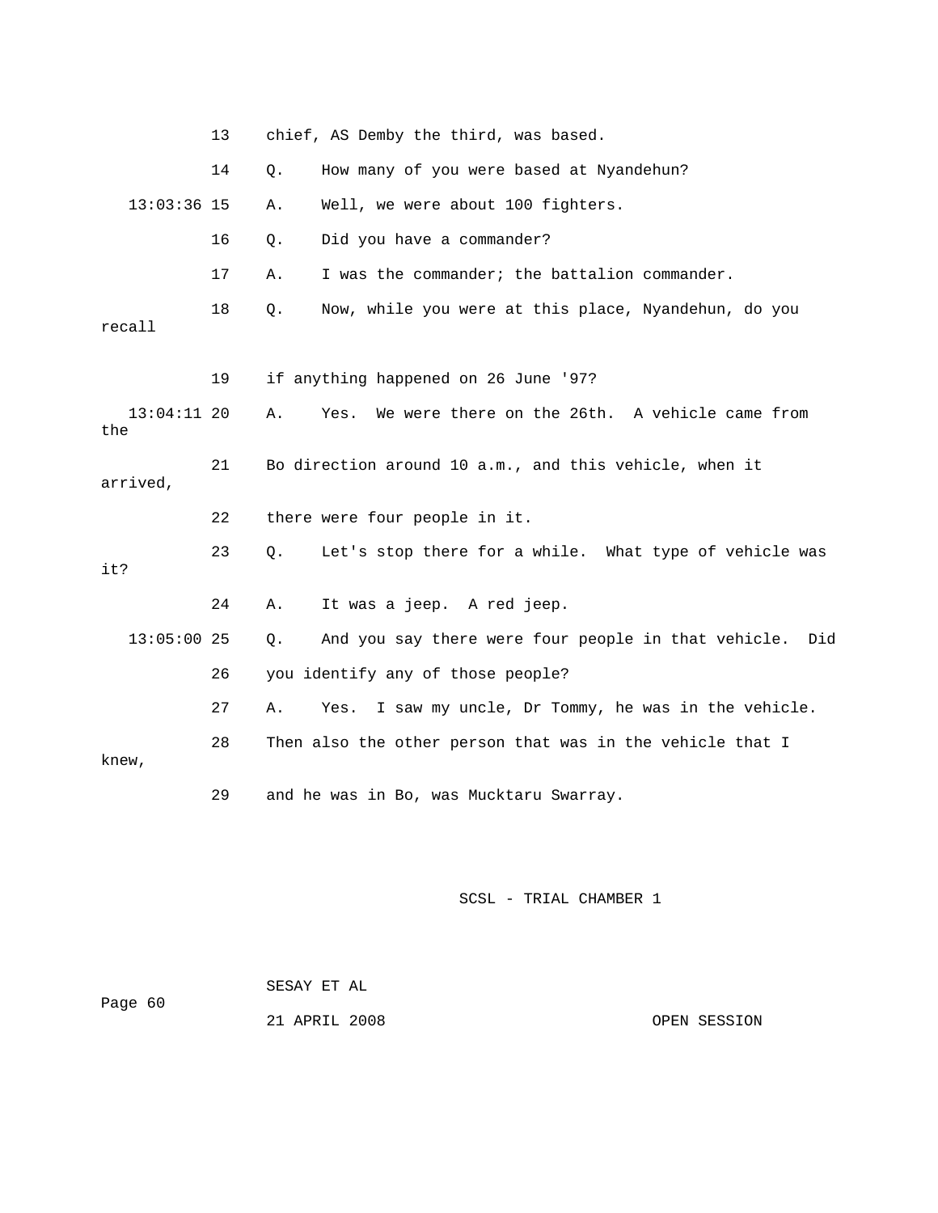13 chief, AS Demby the third, was based.

14 Q. How many of you were based at Nyandehun?

13:03:36 15 A. Well, we were about 100 fighters.

16 Q. Did you have a commander?

17 A. I was the commander; the battalion commander.

18 Q. Now, while you were at this place, Nyandehun, do you recall

19 if anything happened on 26 June '97?

13:04:11 20 A. Yes. We were there on the 26th. A vehicle came from the

21 Bo direction around 10 a.m., and this vehicle, when it arrived,

22 there were four people in it.

23 Q. Let's stop there for a while. What type of vehicle was it?

24 A. It was a jeep. A red jeep.

13:05:00 25 Q. And you say there were four people in that vehicle. Did

26 you identify any of those people?

27 A. Yes. I saw my uncle, Dr Tommy, he was in the vehicle.

28 Then also the other person that was in the vehicle that I knew,

29 and he was in Bo, was Mucktaru Swarray.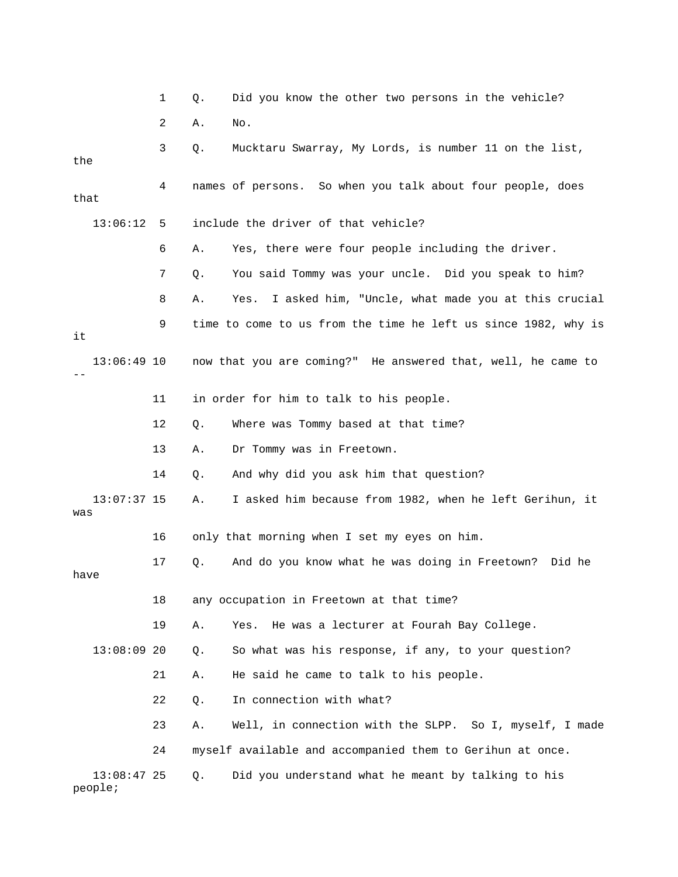1 Q. Did you know the other two persons in the vehicle?

2 A. No.

3 Q. Mucktaru Swarray, My Lords, is number 11 on the list, the

4 names of persons. So when you talk about four people, does that

13:06:12 5 include the driver of that vehicle?

6 A. Yes, there were four people including the driver.

7 Q. You said Tommy was your uncle. Did you speak to him?

8 A. Yes. I asked him, "Uncle, what made you at this crucial

9 time to come to us from the time he left us since 1982, why is it

13:06:49 10 now that you are coming?" He answered that, well, he came to --

11 in order for him to talk to his people.

12 Q. Where was Tommy based at that time?

13 A. Dr Tommy was in Freetown.

14 Q. And why did you ask him that question?

13:07:37 15 A. I asked him because from 1982, when he left Gerihun, it was

16 only that morning when I set my eyes on him.

17 Q. And do you know what he was doing in Freetown? Did he have

18 any occupation in Freetown at that time?

19 A. Yes. He was a lecturer at Fourah Bay College.

13:08:09 20 Q. So what was his response, if any, to your question?

21 A. He said he came to talk to his people.

22 Q. In connection with what?

23 A. Well, in connection with the SLPP. So I, myself, I made

24 myself available and accompanied them to Gerihun at once.

13:08:47 25 Q. Did you understand what he meant by talking to his people;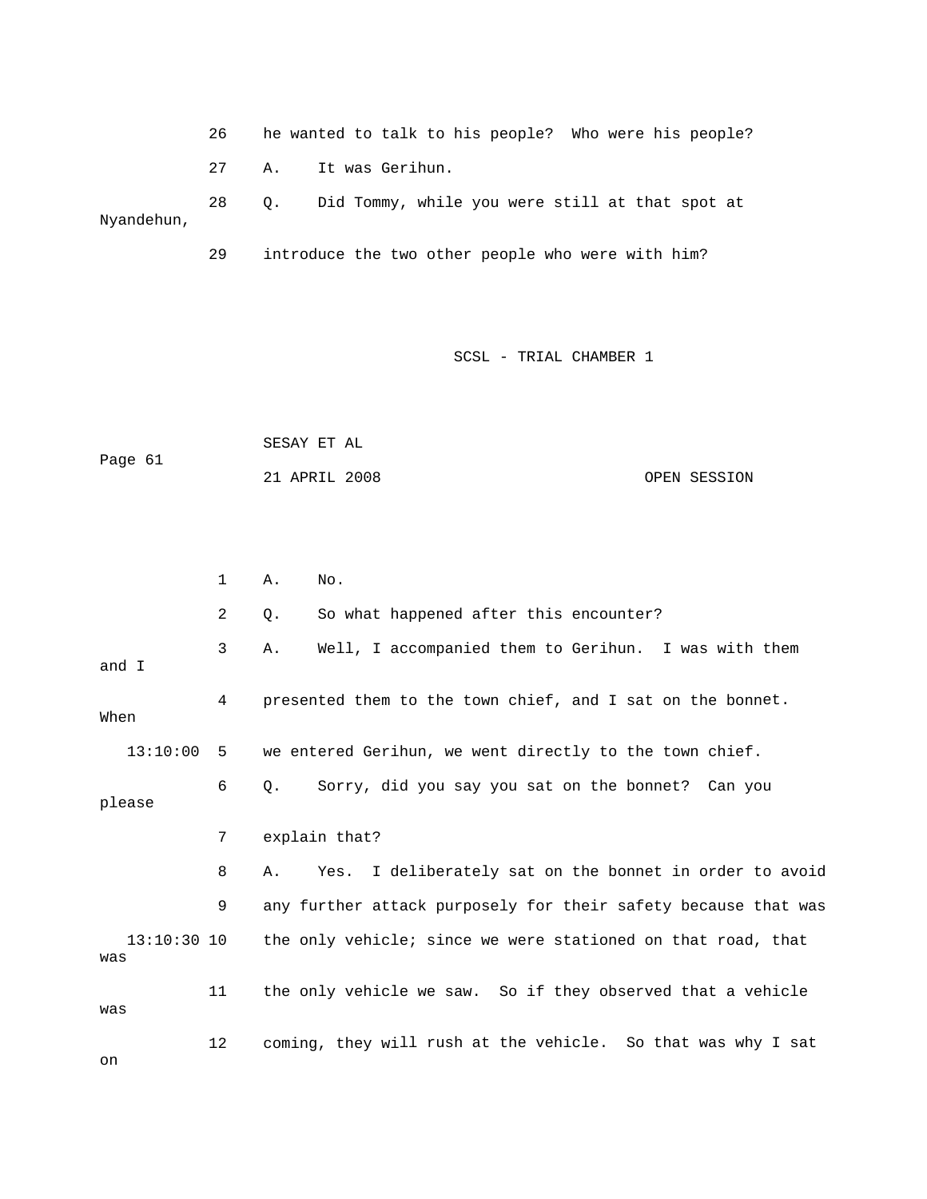26 he wanted to talk to his people? Who were his people?

27 A. It was Gerihun.

28 Q. Did Tommy, while you were still at that spot at Nyandehun,

29 introduce the two other people who were with him?

1 A. No.

2 Q. So what happened after this encounter?

3 A. Well, I accompanied them to Gerihun. I was with them and I

4 presented them to the town chief, and I sat on the bonnet. When

13:10:00 5 we entered Gerihun, we went directly to the town chief.

6 Q. Sorry, did you say you sat on the bonnet? Can you please

7 explain that?

8 A. Yes. I deliberately sat on the bonnet in order to avoid

9 any further attack purposely for their safety because that was

13:10:30 10 the only vehicle; since we were stationed on that road, that was

11 the only vehicle we saw. So if they observed that a vehicle was

12 coming, they will rush at the vehicle. So that was why I sat on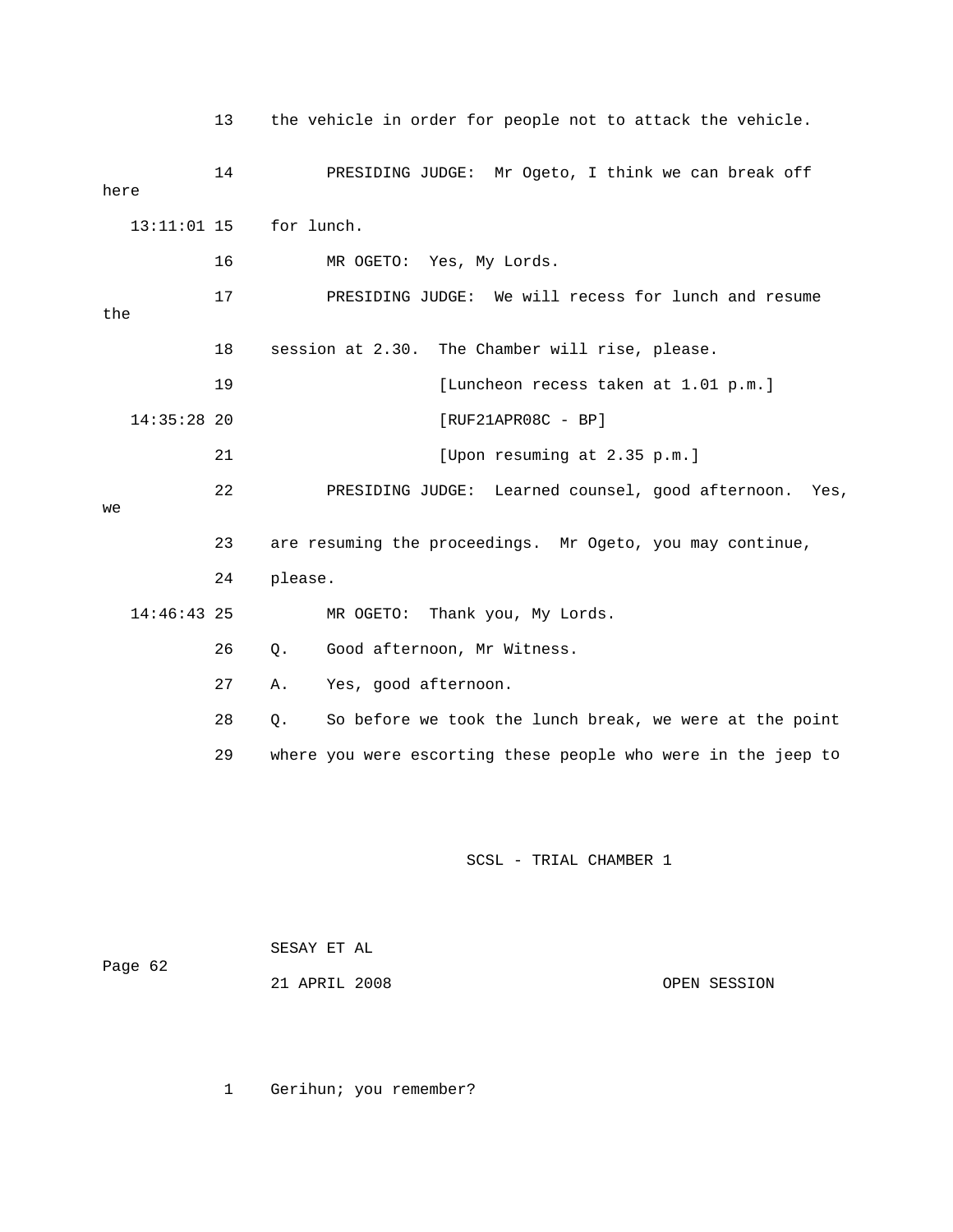13 the vehicle in order for people not to attack the vehicle.

14 PRESIDING JUDGE: Mr Ogeto, I think we can break off here

13:11:01 15 for lunch.

16 MR OGETO: Yes, My Lords.

17 PRESIDING JUDGE: We will recess for lunch and resume the

18 session at 2.30. The Chamber will rise, please.

19 [Luncheon recess taken at 1.01 p.m.]

14:35:28 20 [RUF21APR08C - BP]

21 [Upon resuming at 2.35 p.m.]

22 PRESIDING JUDGE: Learned counsel, good afternoon. Yes, we

23 are resuming the proceedings. Mr Ogeto, you may continue,

24 please.

14:46:43 25 MR OGETO: Thank you, My Lords.

26 Q. Good afternoon, Mr Witness.

27 A. Yes, good afternoon.

28 Q. So before we took the lunch break, we were at the point

29 where you were escorting these people who were in the jeep to

1 Gerihun; you remember?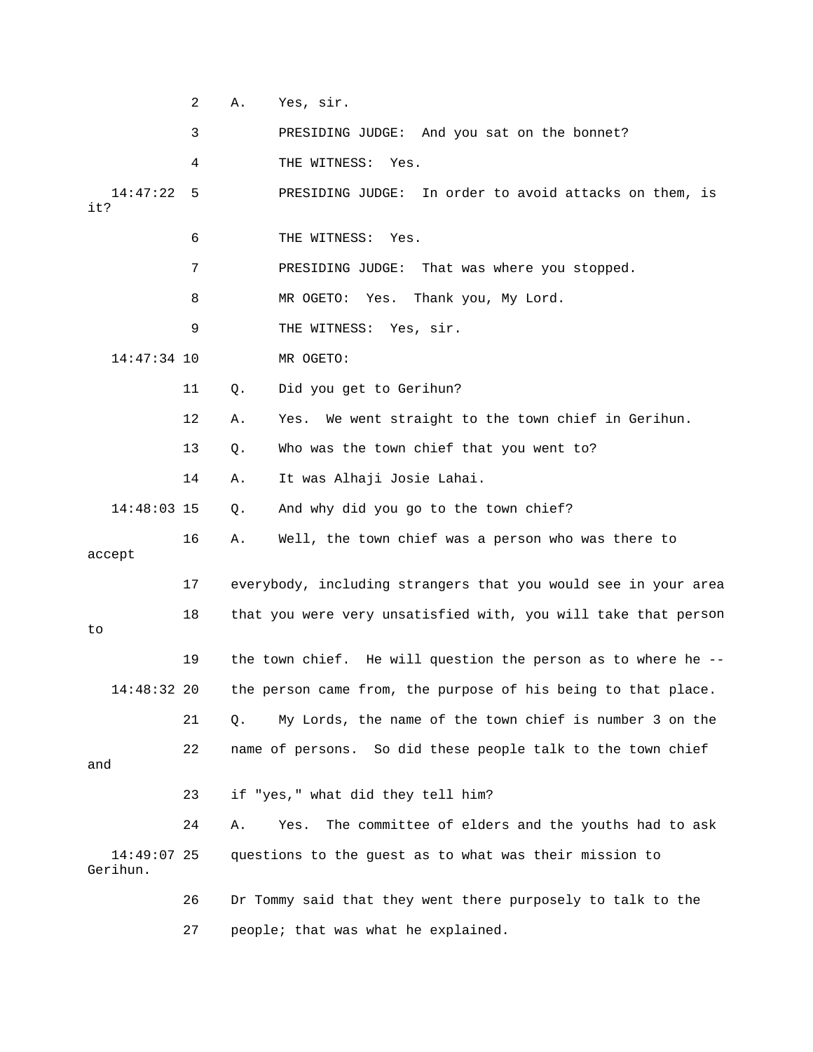2 A. Yes, sir.

3 PRESIDING JUDGE: And you sat on the bonnet?

4 THE WITNESS: Yes.

14:47:22 5 PRESIDING JUDGE: In order to avoid attacks on them, is it?

6 THE WITNESS: Yes.

7 PRESIDING JUDGE: That was where you stopped.

8 MR OGETO: Yes. Thank you, My Lord.

9 THE WITNESS: Yes, sir.

14:47:34 10 MR OGETO:

11 Q. Did you get to Gerihun?

12 A. Yes. We went straight to the town chief in Gerihun.

13 Q. Who was the town chief that you went to?

14 A. It was Alhaji Josie Lahai.

14:48:03 15 Q. And why did you go to the town chief?

16 A. Well, the town chief was a person who was there to accept

17 everybody, including strangers that you would see in your area

18 that you were very unsatisfied with, you will take that person to

19 the town chief. He will question the person as to where he --

14:48:32 20 the person came from, the purpose of his being to that place.

21 Q. My Lords, the name of the town chief is number 3 on the

22 name of persons. So did these people talk to the town chief and

23 if "yes," what did they tell him?

24 A. Yes. The committee of elders and the youths had to ask

14:49:07 25 questions to the guest as to what was their mission to Gerihun.

26 Dr Tommy said that they went there purposely to talk to the

27 people; that was what he explained.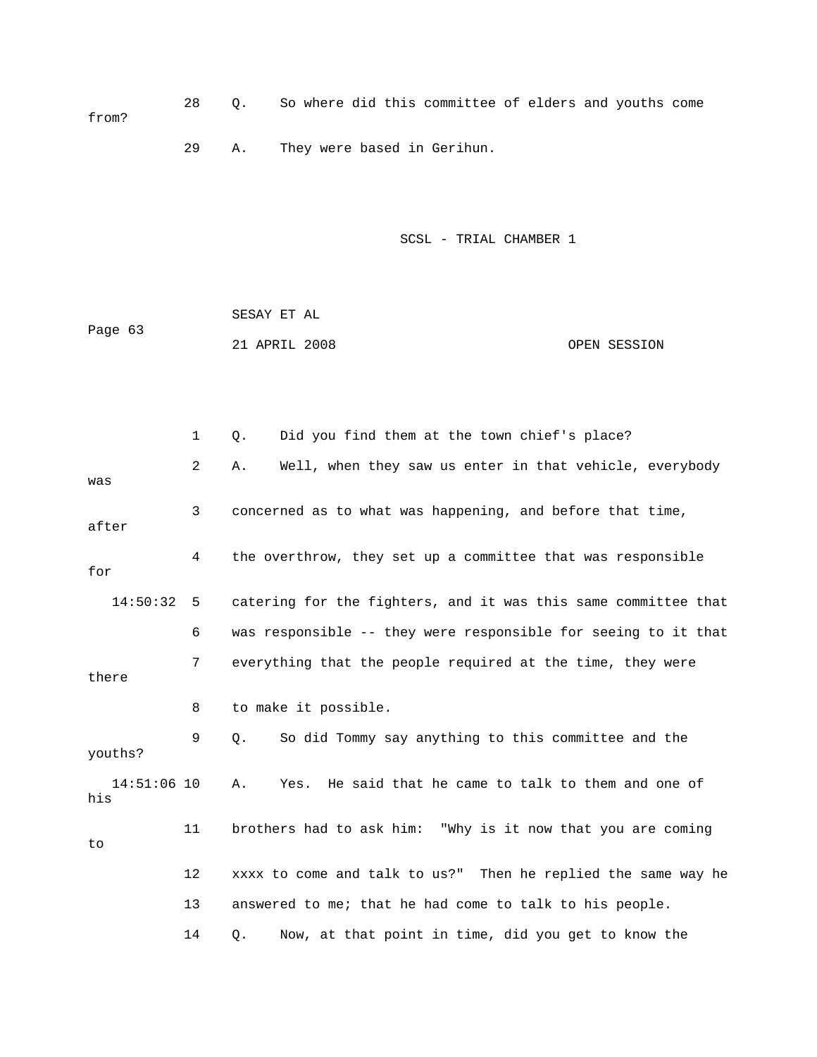28 Q. So where did this committee of elders and youths come from?

29 A. They were based in Gerihun.

1 Q. Did you find them at the town chief's place?

2 A. Well, when they saw us enter in that vehicle, everybody was

3 concerned as to what was happening, and before that time, after

4 the overthrow, they set up a committee that was responsible for

14:50:32 5 catering for the fighters, and it was this same committee that

6 was responsible -- they were responsible for seeing to it that

7 everything that the people required at the time, they were there

8 to make it possible.

9 Q. So did Tommy say anything to this committee and the youths?

14:51:06 10 A. Yes. He said that he came to talk to them and one of his

11 brothers had to ask him: "Why is it now that you are coming to

12 xxxx to come and talk to us?" Then he replied the same way he

13 answered to me; that he had come to talk to his people.

14 Q. Now, at that point in time, did you get to know the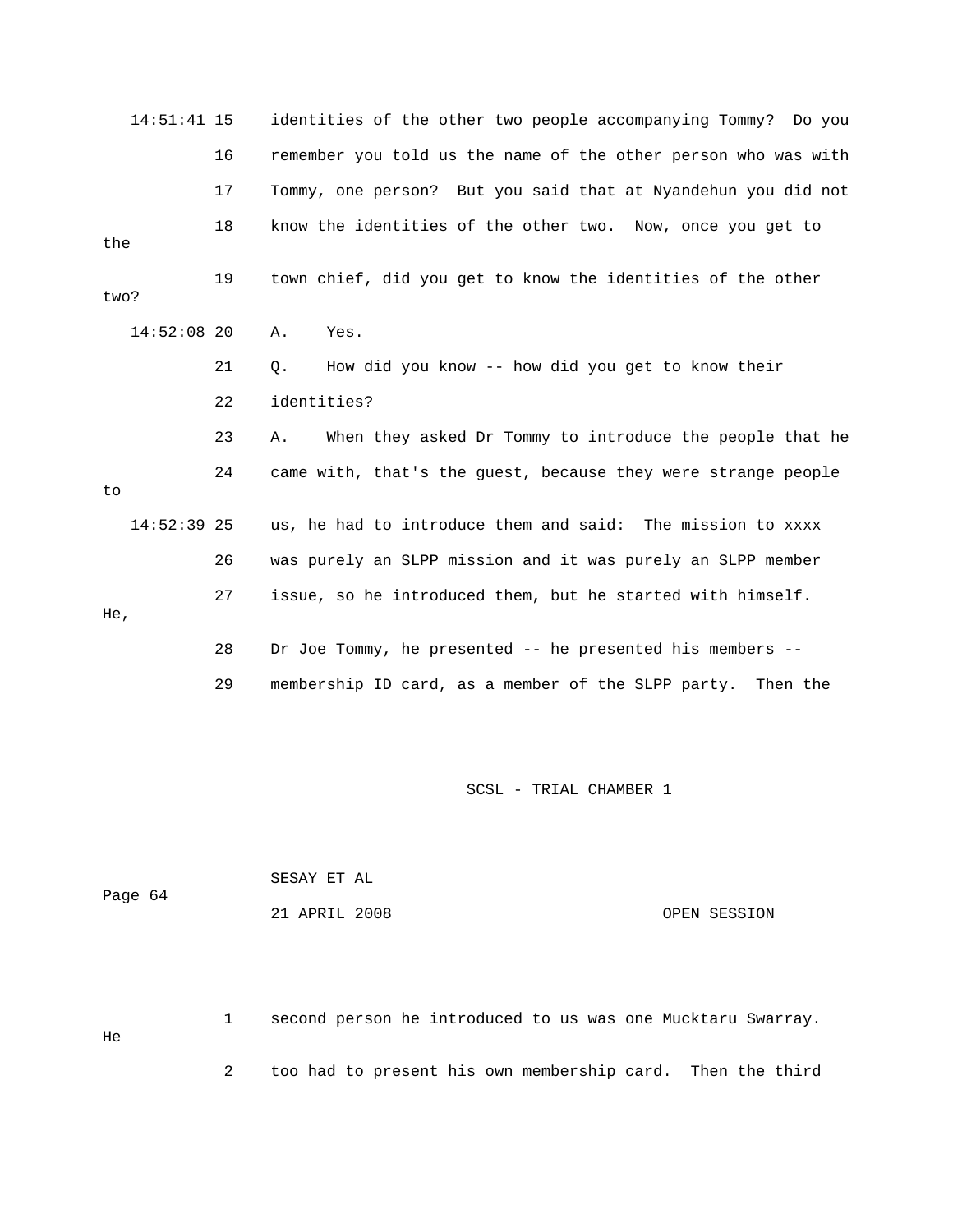14:51:41 15 identities of the other two people accompanying Tommy? Do you

16 remember you told us the name of the other person who was with

17 Tommy, one person? But you said that at Nyandehun you did not

18 know the identities of the other two. Now, once you get to the

19 town chief, did you get to know the identities of the other two?

14:52:08 20 A. Yes.

21 Q. How did you know -- how did you get to know their

22 identities?

23 A. When they asked Dr Tommy to introduce the people that he

24 came with, that's the guest, because they were strange people to

14:52:39 25 us, he had to introduce them and said: The mission to xxxx

26 was purely an SLPP mission and it was purely an SLPP member

27 issue, so he introduced them, but he started with himself. He,

28 Dr Joe Tommy, he presented -- he presented his members --

29 membership ID card, as a member of the SLPP party. Then the

1 second person he introduced to us was one Mucktaru Swarray. He

2 too had to present his own membership card. Then the third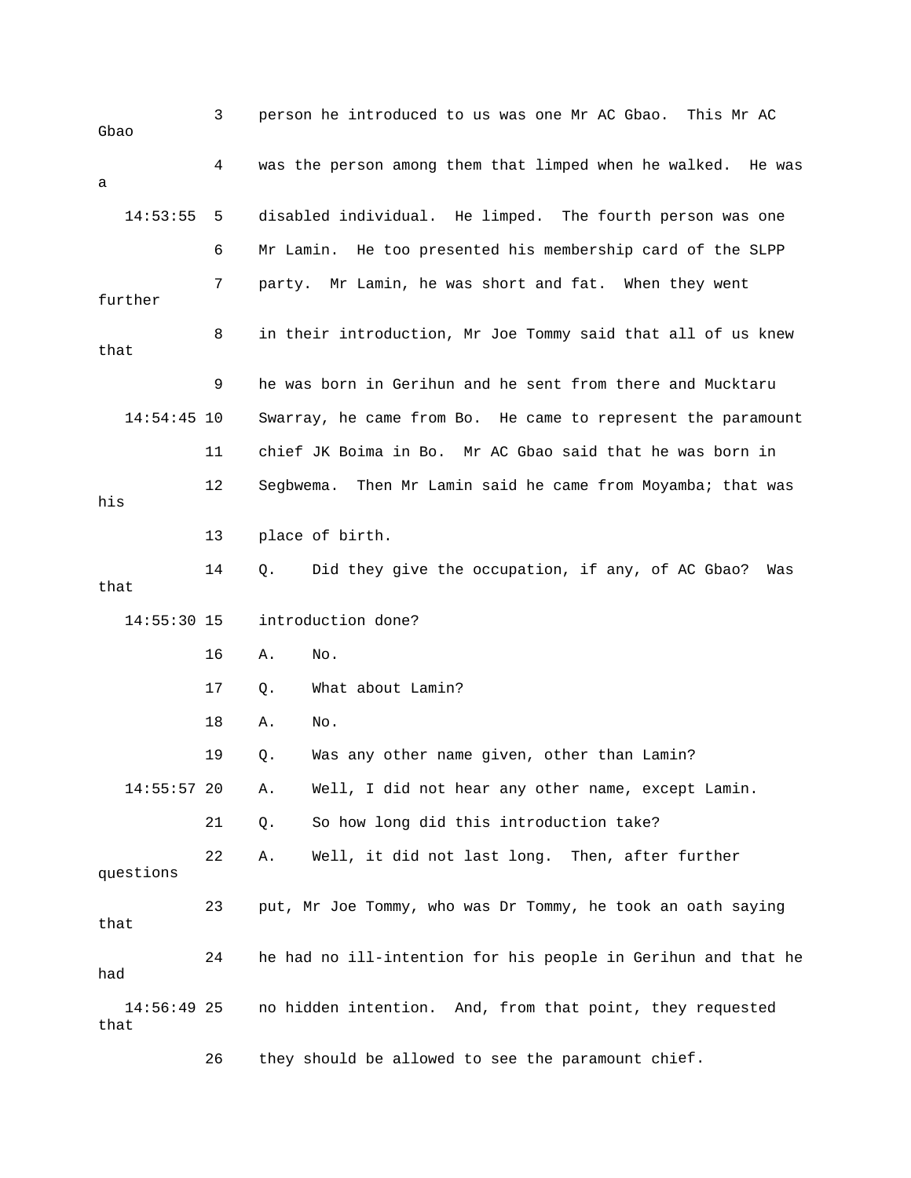3 person he introduced to us was one Mr AC Gbao. This Mr AC Gbao

4 was the person among them that limped when he walked. He was a

14:53:55 5 disabled individual. He limped. The fourth person was one

6 Mr Lamin. He too presented his membership card of the SLPP

7 party. Mr Lamin, he was short and fat. When they went further

8 in their introduction, Mr Joe Tommy said that all of us knew that

9 he was born in Gerihun and he sent from there and Mucktaru

14:54:45 10 Swarray, he came from Bo. He came to represent the paramount

11 chief JK Boima in Bo. Mr AC Gbao said that he was born in

12 Segbwema. Then Mr Lamin said he came from Moyamba; that was his

13 place of birth.

14 Q. Did they give the occupation, if any, of AC Gbao? Was that

14:55:30 15 introduction done?

16 A. No.

17 Q. What about Lamin?

18 A. No.

19 Q. Was any other name given, other than Lamin?

14:55:57 20 A. Well, I did not hear any other name, except Lamin.

21 Q. So how long did this introduction take?

22 A. Well, it did not last long. Then, after further questions

23 put, Mr Joe Tommy, who was Dr Tommy, he took an oath saying that

24 he had no ill-intention for his people in Gerihun and that he had

14:56:49 25 no hidden intention. And, from that point, they requested that

26 they should be allowed to see the paramount chief.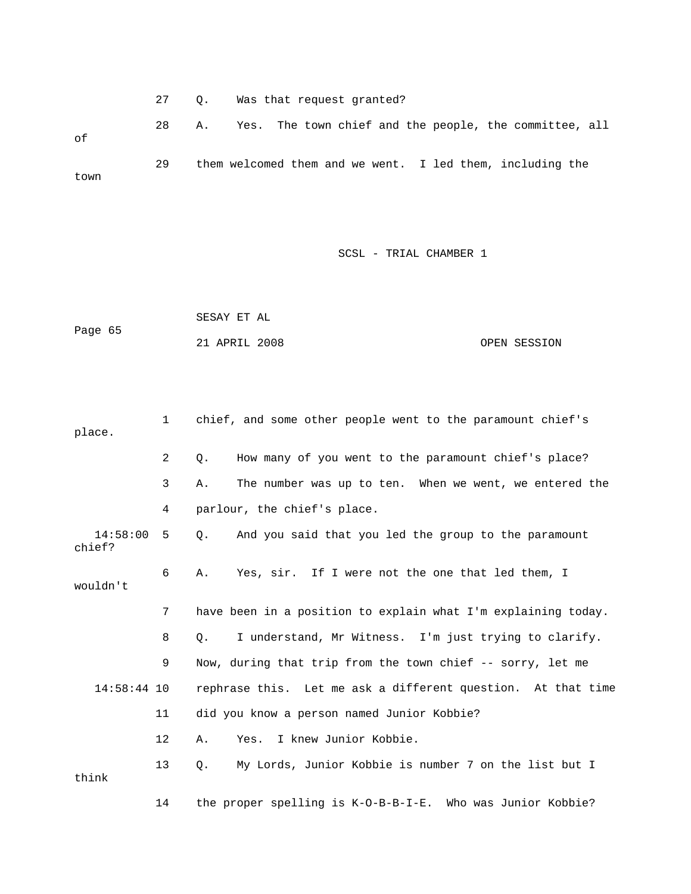27 Q. Was that request granted?

28 A. Yes. The town chief and the people, the committee, all of

29 them welcomed them and we went. I led them, including the town

1 chief, and some other people went to the paramount chief's place.

2 Q. How many of you went to the paramount chief's place?

3 A. The number was up to ten. When we went, we entered the

4 parlour, the chief's place.

14:58:00 5 Q. And you said that you led the group to the paramount chief?

6 A. Yes, sir. If I were not the one that led them, I wouldn't

7 have been in a position to explain what I'm explaining today.

8 Q. I understand, Mr Witness. I'm just trying to clarify.

9 Now, during that trip from the town chief -- sorry, let me

14:58:44 10 rephrase this. Let me ask a different question. At that time

11 did you know a person named Junior Kobbie?

12 A. Yes. I knew Junior Kobbie.

13 Q. My Lords, Junior Kobbie is number 7 on the list but I think

14 the proper spelling is K-O-B-B-I-E. Who was Junior Kobbie?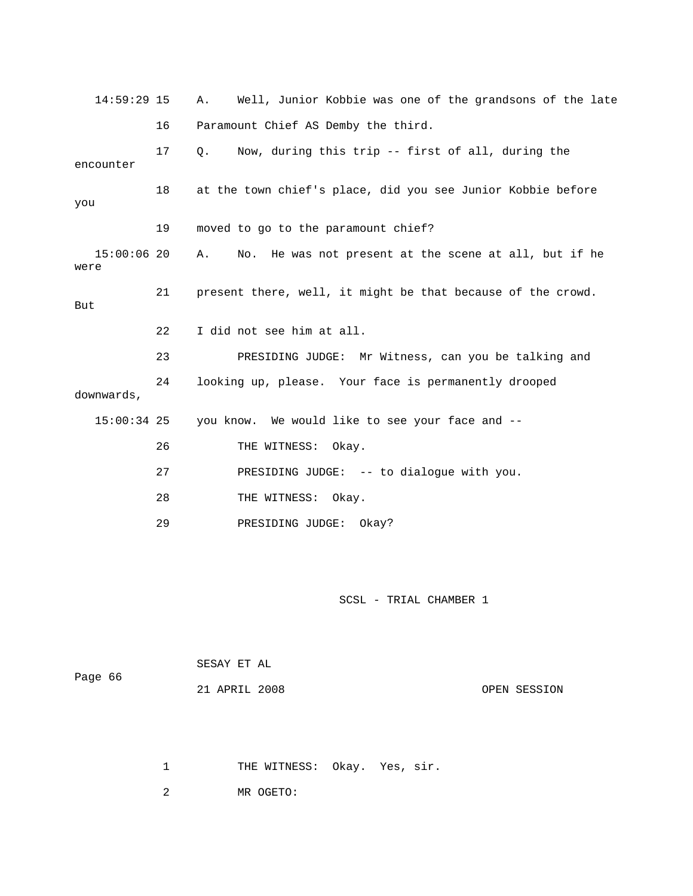14:59:29 15 A. Well, Junior Kobbie was one of the grandsons of the late

16 Paramount Chief AS Demby the third.

17 Q. Now, during this trip -- first of all, during the encounter

18 at the town chief's place, did you see Junior Kobbie before you

19 moved to go to the paramount chief?

15:00:06 20 A. No. He was not present at the scene at all, but if he were

21 present there, well, it might be that because of the crowd. But

22 I did not see him at all.

23 PRESIDING JUDGE: Mr Witness, can you be talking and

24 looking up, please. Your face is permanently drooped downwards,

15:00:34 25 you know. We would like to see your face and --

26 THE WITNESS: Okay.

27 PRESIDING JUDGE: -- to dialogue with you.

28 THE WITNESS: Okay.

29 PRESIDING JUDGE: Okay?

SCSL - TRIAL CHAMBER 1

SESAY ET AL

21 APRIL 2008 OPEN SESSION

1 THE WITNESS: Okay. Yes, sir.

2 MR OGETO: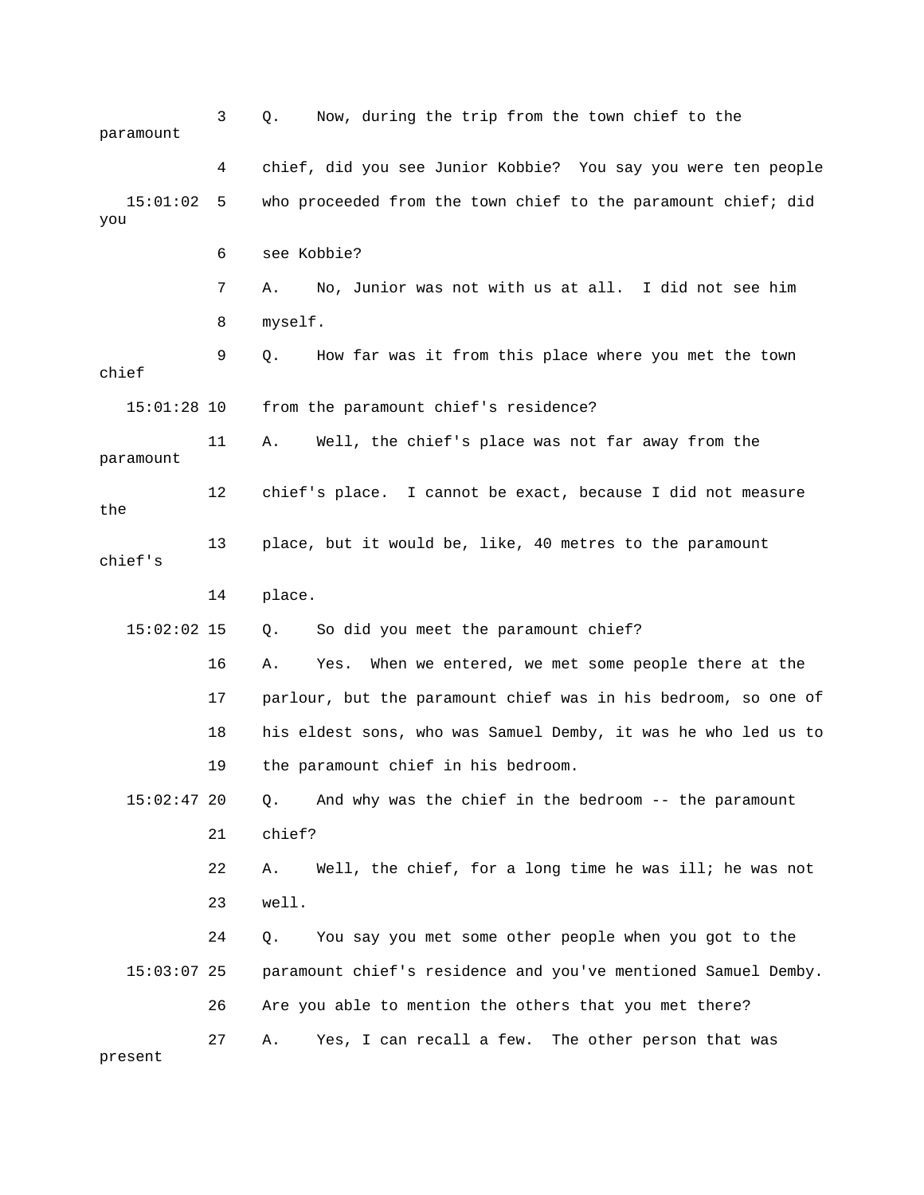3 Q. Now, during the trip from the town chief to the paramount

4 chief, did you see Junior Kobbie? You say you were ten people

15:01:02 5 who proceeded from the town chief to the paramount chief; did you

6 see Kobbie?

7 A. No, Junior was not with us at all. I did not see him

8 myself.

9 Q. How far was it from this place where you met the town chief

15:01:28 10 from the paramount chief's residence?

11 A. Well, the chief's place was not far away from the paramount

12 chief's place. I cannot be exact, because I did not measure the

13 place, but it would be, like, 40 metres to the paramount chief's

14 place.

15:02:02 15 Q. So did you meet the paramount chief?

16 A. Yes. When we entered, we met some people there at the

17 parlour, but the paramount chief was in his bedroom, so one of

18 his eldest sons, who was Samuel Demby, it was he who led us to

19 the paramount chief in his bedroom.

15:02:47 20 Q. And why was the chief in the bedroom -- the paramount

21 chief?

22 A. Well, the chief, for a long time he was ill; he was not

23 well.

24 Q. You say you met some other people when you got to the

15:03:07 25 paramount chief's residence and you've mentioned Samuel Demby.

26 Are you able to mention the others that you met there?

27 A. Yes, I can recall a few. The other person that was present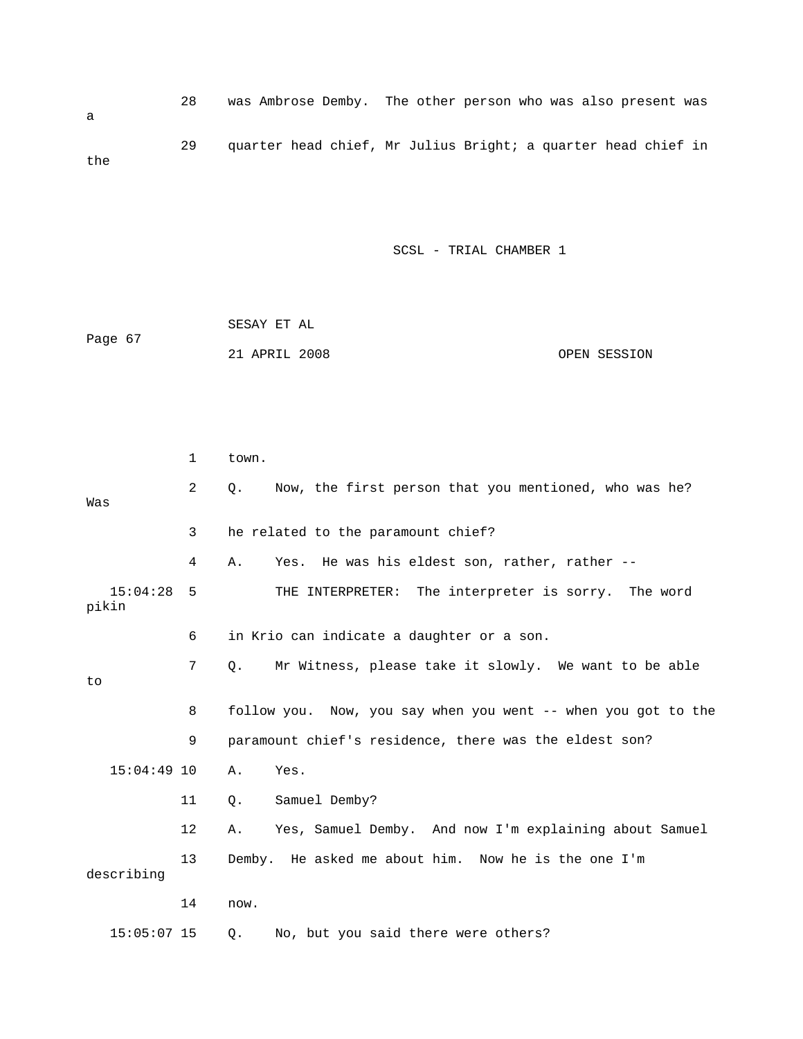28 was Ambrose Demby. The other person who was also present was a

29 quarter head chief, Mr Julius Bright; a quarter head chief in the

1 town.

2 Q. Now, the first person that you mentioned, who was he? Was

3 he related to the paramount chief?

4 A. Yes. He was his eldest son, rather, rather --

15:04:28 5 THE INTERPRETER: The interpreter is sorry. The word pikin

6 in Krio can indicate a daughter or a son.

7 Q. Mr Witness, please take it slowly. We want to be able to

8 follow you. Now, you say when you went -- when you got to the

9 paramount chief's residence, there was the eldest son?

15:04:49 10 A. Yes.

11 Q. Samuel Demby?

12 A. Yes, Samuel Demby. And now I'm explaining about Samuel

13 Demby. He asked me about him. Now he is the one I'm describing

14 now.

15:05:07 15 Q. No, but you said there were others?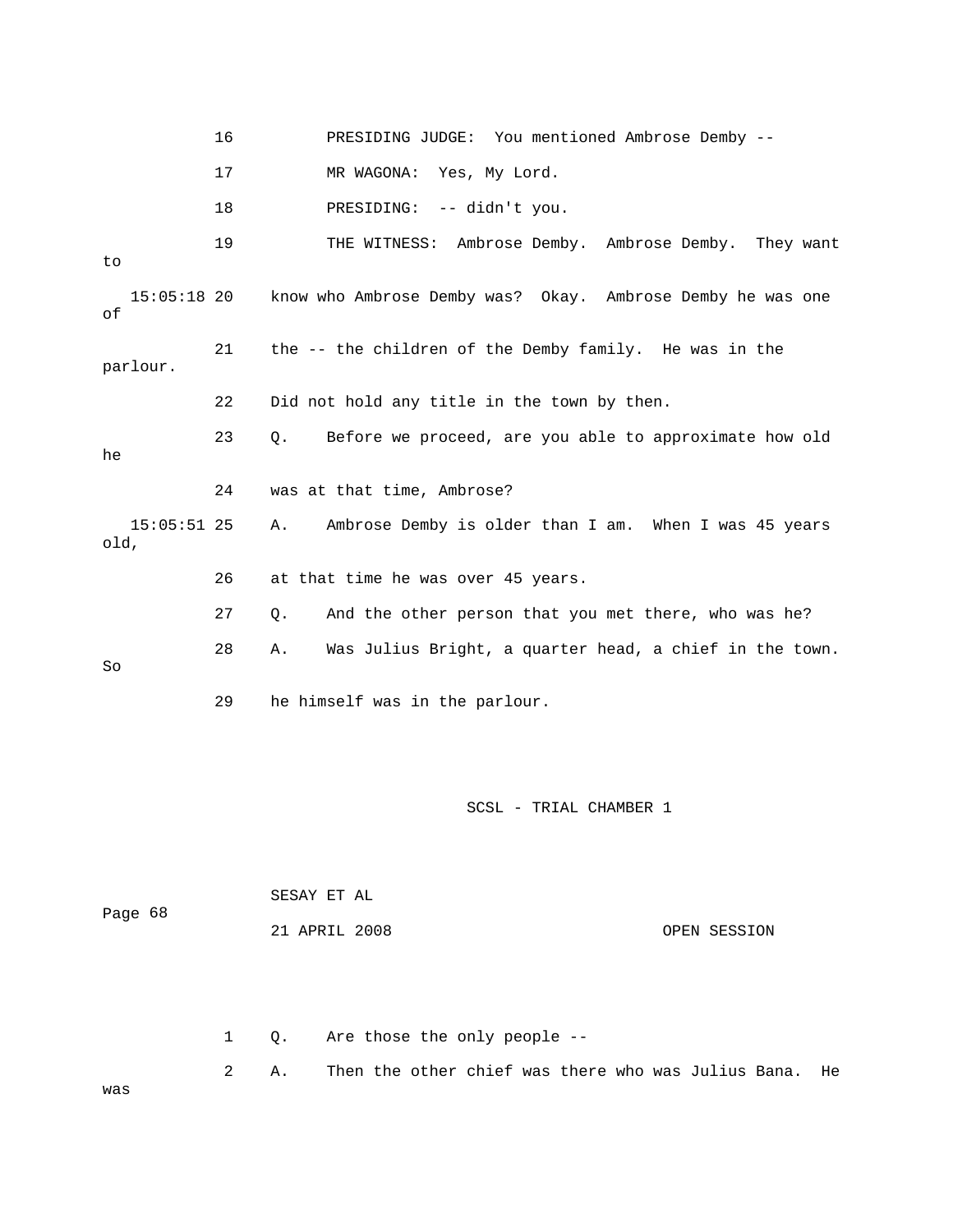16 PRESIDING JUDGE: You mentioned Ambrose Demby --

17 MR WAGONA: Yes, My Lord.

18 PRESIDING: -- didn't you.

19 THE WITNESS: Ambrose Demby. Ambrose Demby. They want to

15:05:18 20 know who Ambrose Demby was? Okay. Ambrose Demby he was one of

21 the -- the children of the Demby family. He was in the parlour.

22 Did not hold any title in the town by then.

23 Q. Before we proceed, are you able to approximate how old he

24 was at that time, Ambrose?

15:05:51 25 A. Ambrose Demby is older than I am. When I was 45 years old,

26 at that time he was over 45 years.

27 Q. And the other person that you met there, who was he?

28 A. Was Julius Bright, a quarter head, a chief in the town. So

29 he himself was in the parlour.

SCSL - TRIAL CHAMBER 1

SESAY ET AL

Page 68

21 APRIL 2008 OPEN SESSION

1 Q. Are those the only people --

2 A. Then the other chief was there who was Julius Bana. He was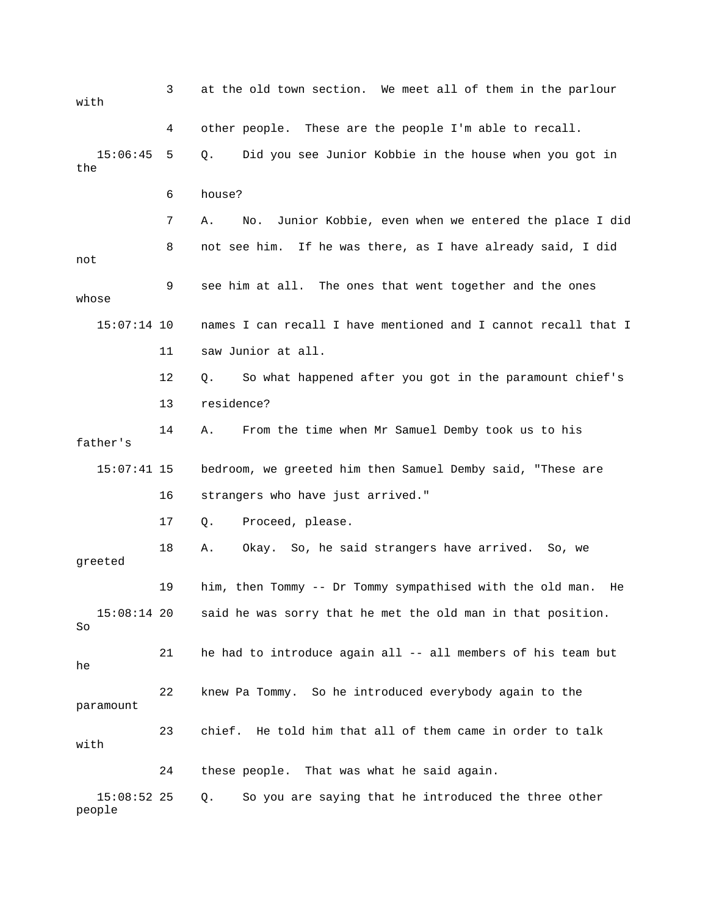3 at the old town section. We meet all of them in the parlour with

4 other people. These are the people I'm able to recall.

15:06:45 5 Q. Did you see Junior Kobbie in the house when you got in the

6 house?

7 A. No. Junior Kobbie, even when we entered the place I did

8 not see him. If he was there, as I have already said, I did not

9 see him at all. The ones that went together and the ones whose

15:07:14 10 names I can recall I have mentioned and I cannot recall that I

11 saw Junior at all.

12 Q. So what happened after you got in the paramount chief's

13 residence?

14 A. From the time when Mr Samuel Demby took us to his father's

15:07:41 15 bedroom, we greeted him then Samuel Demby said, "These are

16 strangers who have just arrived."

17 Q. Proceed, please.

18 A. Okay. So, he said strangers have arrived. So, we greeted

19 him, then Tommy -- Dr Tommy sympathised with the old man. He

15:08:14 20 said he was sorry that he met the old man in that position. So

21 he had to introduce again all -- all members of his team but he

22 knew Pa Tommy. So he introduced everybody again to the paramount

23 chief. He told him that all of them came in order to talk with

24 these people. That was what he said again.

15:08:52 25 Q. So you are saying that he introduced the three other people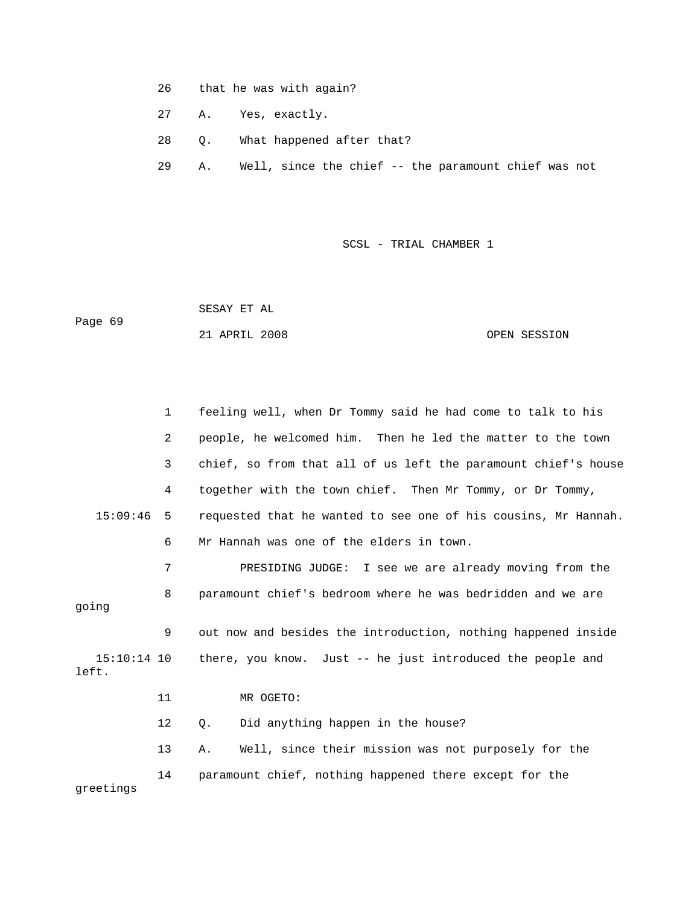26 that he was with again?

27 A. Yes, exactly.

28 Q. What happened after that?

29 A. Well, since the chief -- the paramount chief was not

1 feeling well, when Dr Tommy said he had come to talk to his

2 people, he welcomed him. Then he led the matter to the town

3 chief, so from that all of us left the paramount chief's house

4 together with the town chief. Then Mr Tommy, or Dr Tommy,

15:09:46 5 requested that he wanted to see one of his cousins, Mr Hannah.

6 Mr Hannah was one of the elders in town.

7 PRESIDING JUDGE: I see we are already moving from the

8 paramount chief's bedroom where he was bedridden and we are going

9 out now and besides the introduction, nothing happened inside

15:10:14 10 there, you know. Just -- he just introduced the people and left.

11 MR OGETO:

12 Q. Did anything happen in the house?

13 A. Well, since their mission was not purposely for the

14 paramount chief, nothing happened there except for the greetings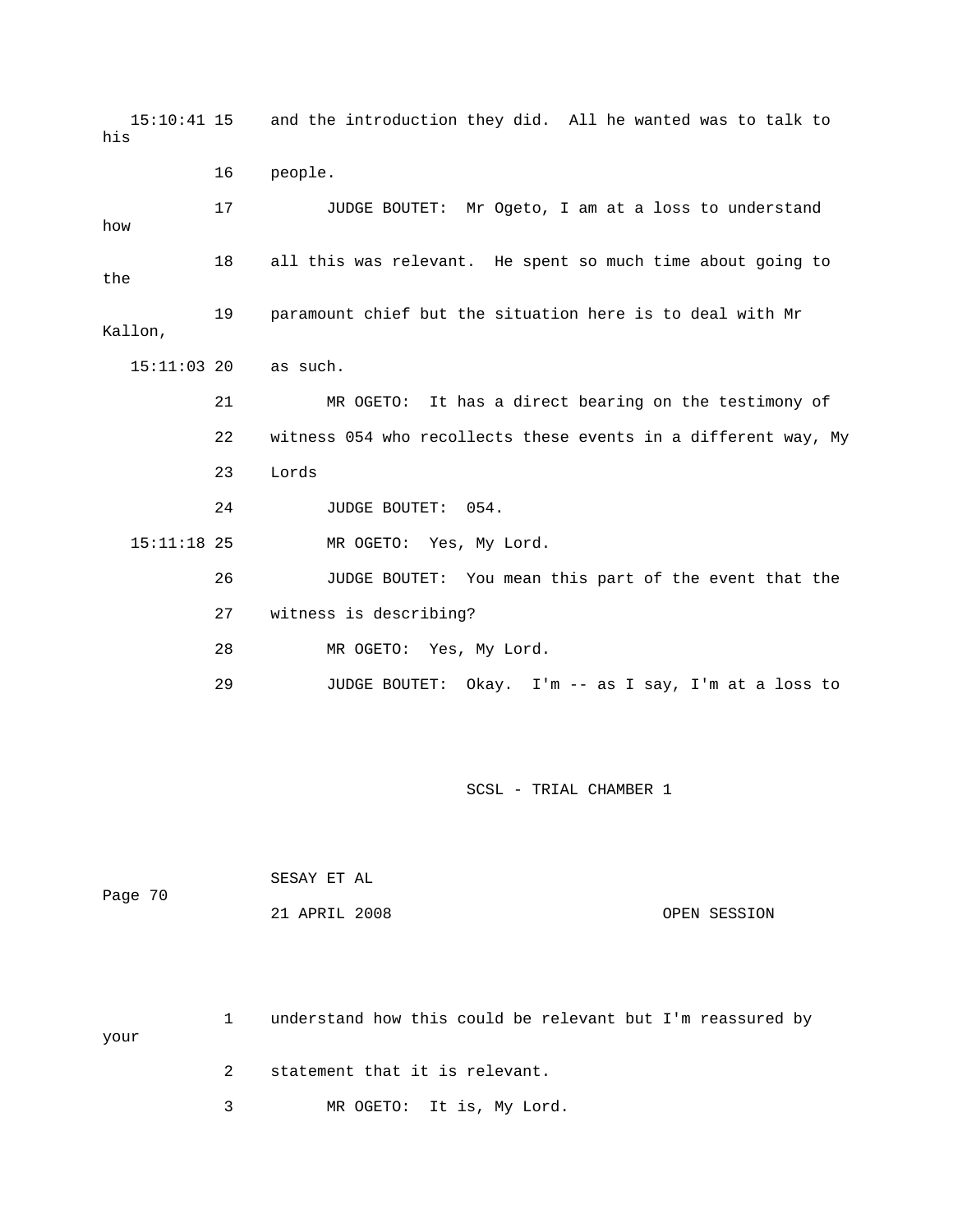15:10:41 15 and the introduction they did. All he wanted was to talk to his

16 people.

17 JUDGE BOUTET: Mr Ogeto, I am at a loss to understand how

18 all this was relevant. He spent so much time about going to the

19 paramount chief but the situation here is to deal with Mr Kallon,

15:11:03 20 as such.

21 MR OGETO: It has a direct bearing on the testimony of

22 witness 054 who recollects these events in a different way, My

23 Lords

24 JUDGE BOUTET: 054.

15:11:18 25 MR OGETO: Yes, My Lord.

26 JUDGE BOUTET: You mean this part of the event that the

27 witness is describing?

28 MR OGETO: Yes, My Lord.

29 JUDGE BOUTET: Okay. I'm -- as I say, I'm at a loss to

1 understand how this could be relevant but I'm reassured by your

2 statement that it is relevant.

3 MR OGETO: It is, My Lord.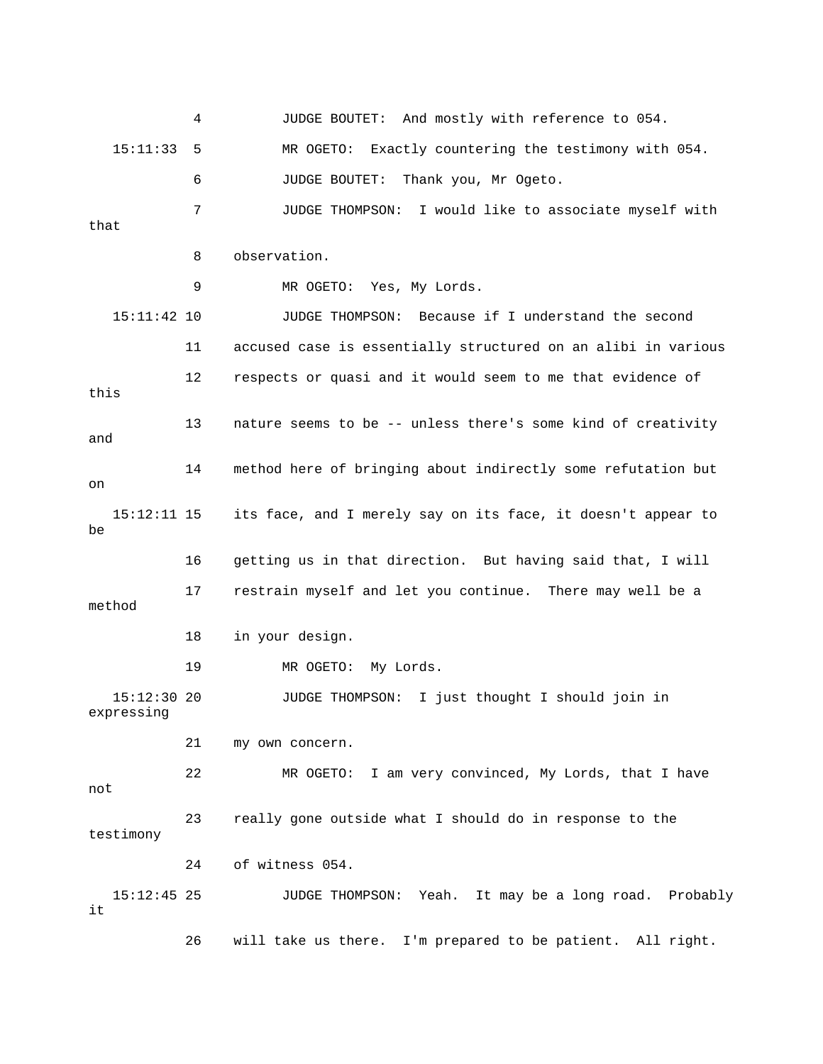4 JUDGE BOUTET: And mostly with reference to 054.

15:11:33 5 MR OGETO: Exactly countering the testimony with 054.

6 JUDGE BOUTET: Thank you, Mr Ogeto.

7 JUDGE THOMPSON: I would like to associate myself with that

8 observation.

9 MR OGETO: Yes, My Lords.

15:11:42 10 JUDGE THOMPSON: Because if I understand the second

11 accused case is essentially structured on an alibi in various

12 respects or quasi and it would seem to me that evidence of this

13 nature seems to be -- unless there's some kind of creativity and

14 method here of bringing about indirectly some refutation but on

15:12:11 15 its face, and I merely say on its face, it doesn't appear to be

16 getting us in that direction. But having said that, I will

17 restrain myself and let you continue. There may well be a method

18 in your design.

19 MR OGETO: My Lords.

15:12:30 20 JUDGE THOMPSON: I just thought I should join in expressing

21 my own concern.

22 MR OGETO: I am very convinced, My Lords, that I have not

23 really gone outside what I should do in response to the testimony

24 of witness 054.

15:12:45 25 JUDGE THOMPSON: Yeah. It may be a long road. Probably it

26 will take us there. I'm prepared to be patient. All right.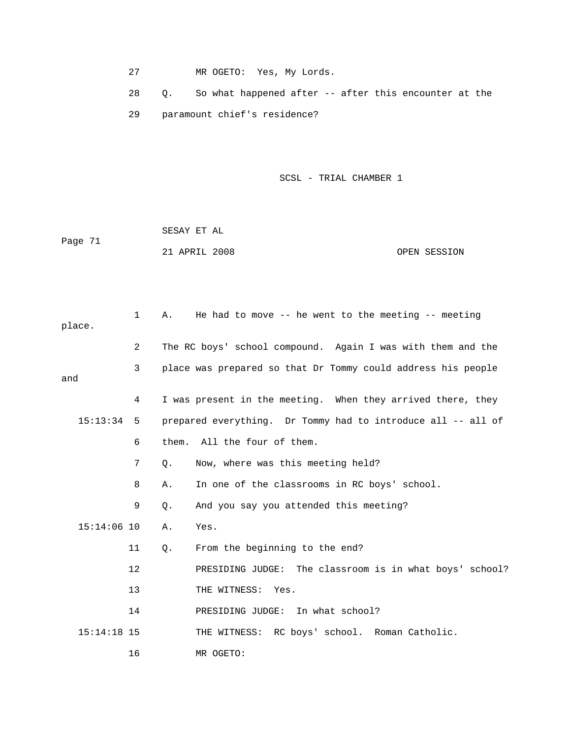27 MR OGETO: Yes, My Lords.

28 Q. So what happened after -- after this encounter at the

29 paramount chief's residence?

SCSL - TRIAL CHAMBER 1

SESAY ET AL

Page 71

21 APRIL 2008 OPEN SESSION

1 A. He had to move -- he went to the meeting -- meeting place.

2 The RC boys' school compound. Again I was with them and the

3 place was prepared so that Dr Tommy could address his people and

4 I was present in the meeting. When they arrived there, they

15:13:34 5 prepared everything. Dr Tommy had to introduce all -- all of

6 them. All the four of them.

7 Q. Now, where was this meeting held?

8 A. In one of the classrooms in RC boys' school.

9 Q. And you say you attended this meeting?

15:14:06 10 A. Yes.

11 Q. From the beginning to the end?

12 PRESIDING JUDGE: The classroom is in what boys' school?

13 THE WITNESS: Yes.

14 PRESIDING JUDGE: In what school?

15:14:18 15 THE WITNESS: RC boys' school. Roman Catholic.

16 MR OGETO: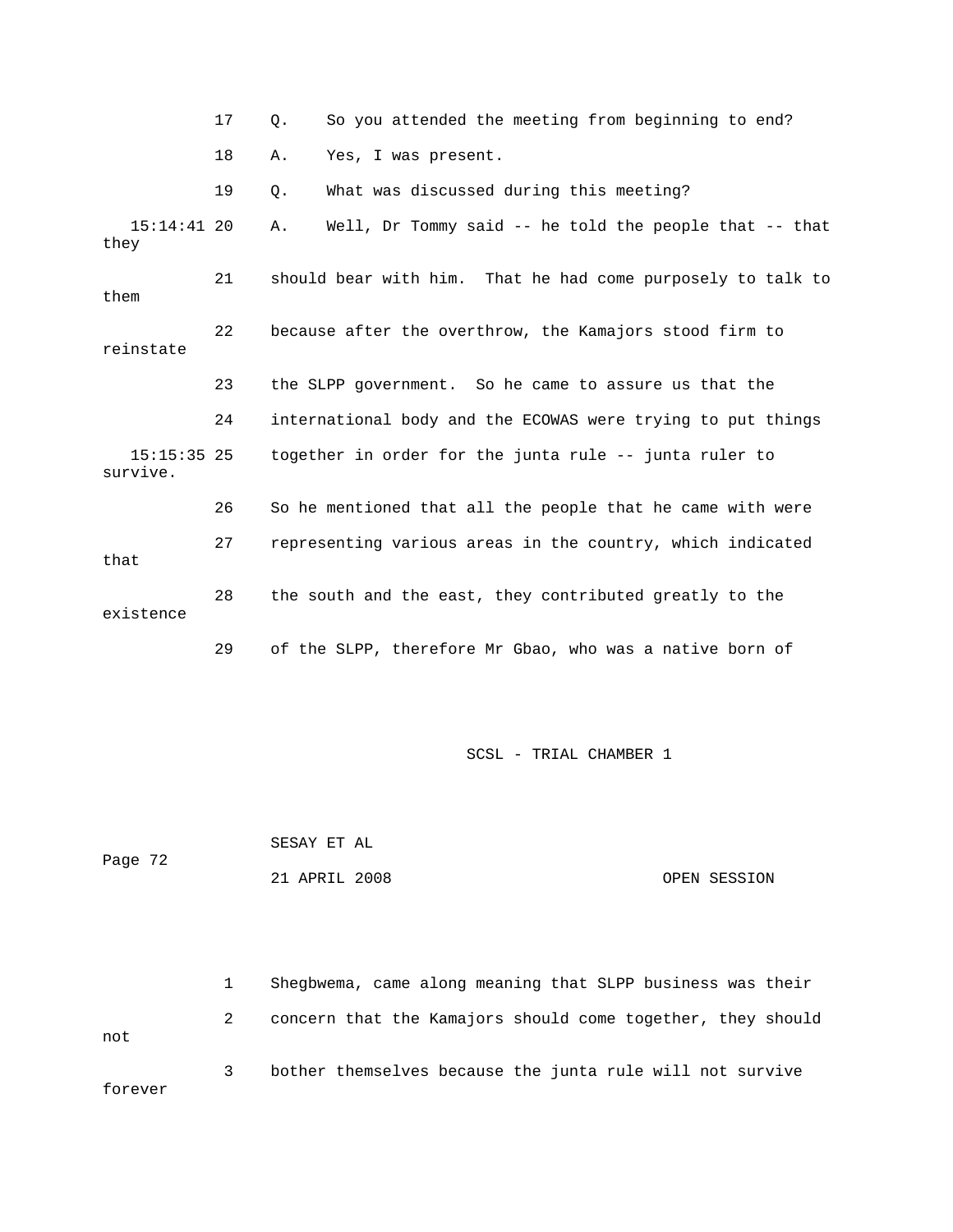17 Q. So you attended the meeting from beginning to end?

18 A. Yes, I was present.

19 Q. What was discussed during this meeting?

15:14:41 20 A. Well, Dr Tommy said -- he told the people that -- that they

21 should bear with him. That he had come purposely to talk to them

22 because after the overthrow, the Kamajors stood firm to reinstate

23 the SLPP government. So he came to assure us that the

24 international body and the ECOWAS were trying to put things

15:15:35 25 together in order for the junta rule -- junta ruler to survive.

26 So he mentioned that all the people that he came with were

27 representing various areas in the country, which indicated that

28 the south and the east, they contributed greatly to the existence

29 of the SLPP, therefore Mr Gbao, who was a native born of

1 Shegbwema, came along meaning that SLPP business was their

2 concern that the Kamajors should come together, they should not

3 bother themselves because the junta rule will not survive forever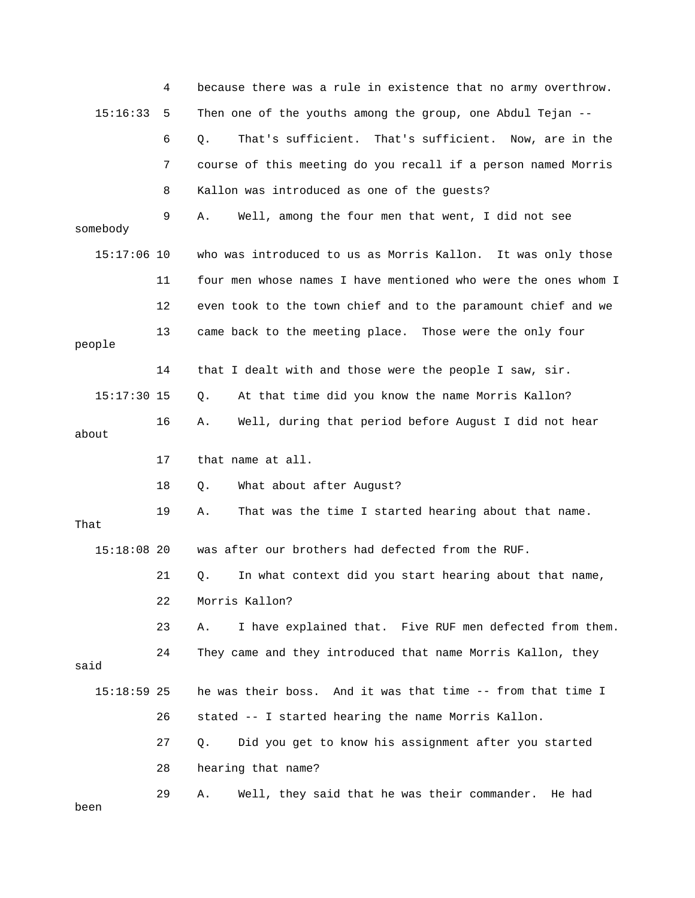4 because there was a rule in existence that no army overthrow.

15:16:33 5 Then one of the youths among the group, one Abdul Tejan --

6 Q. That's sufficient. That's sufficient. Now, are in the

7 course of this meeting do you recall if a person named Morris

8 Kallon was introduced as one of the guests?

9 A. Well, among the four men that went, I did not see somebody

15:17:06 10 who was introduced to us as Morris Kallon. It was only those

11 four men whose names I have mentioned who were the ones whom I

12 even took to the town chief and to the paramount chief and we

13 came back to the meeting place. Those were the only four people

14 that I dealt with and those were the people I saw, sir.

15:17:30 15 Q. At that time did you know the name Morris Kallon?

16 A. Well, during that period before August I did not hear about

17 that name at all.

18 Q. What about after August?

19 A. That was the time I started hearing about that name. That

15:18:08 20 was after our brothers had defected from the RUF.

21 Q. In what context did you start hearing about that name,

22 Morris Kallon?

23 A. I have explained that. Five RUF men defected from them.

24 They came and they introduced that name Morris Kallon, they said

15:18:59 25 he was their boss. And it was that time -- from that time I

26 stated -- I started hearing the name Morris Kallon.

27 Q. Did you get to know his assignment after you started

28 hearing that name?

29 A. Well, they said that he was their commander. He had been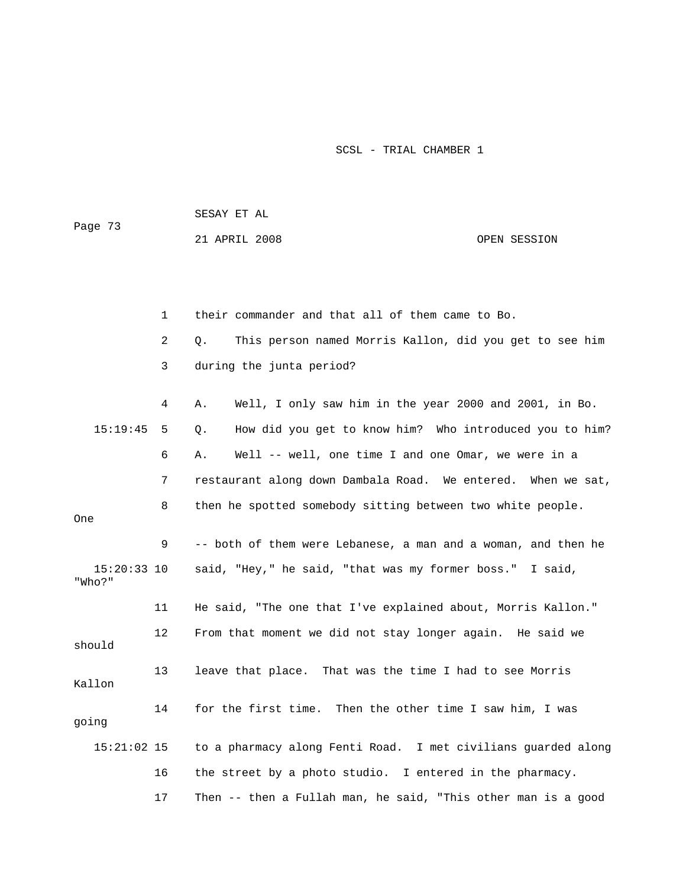1 their commander and that all of them came to Bo.

2 Q. This person named Morris Kallon, did you get to see him

3 during the junta period?

4 A. Well, I only saw him in the year 2000 and 2001, in Bo.

15:19:45 5 Q. How did you get to know him? Who introduced you to him?

6 A. Well -- well, one time I and one Omar, we were in a

7 restaurant along down Dambala Road. We entered. When we sat,

8 then he spotted somebody sitting between two white people. One

9 -- both of them were Lebanese, a man and a woman, and then he

15:20:33 10 said, "Hey," he said, "that was my former boss." I said, "Who?"

11 He said, "The one that I've explained about, Morris Kallon."

12 From that moment we did not stay longer again. He said we should

13 leave that place. That was the time I had to see Morris Kallon

14 for the first time. Then the other time I saw him, I was going

15:21:02 15 to a pharmacy along Fenti Road. I met civilians guarded along

16 the street by a photo studio. I entered in the pharmacy.

17 Then -- then a Fullah man, he said, "This other man is a good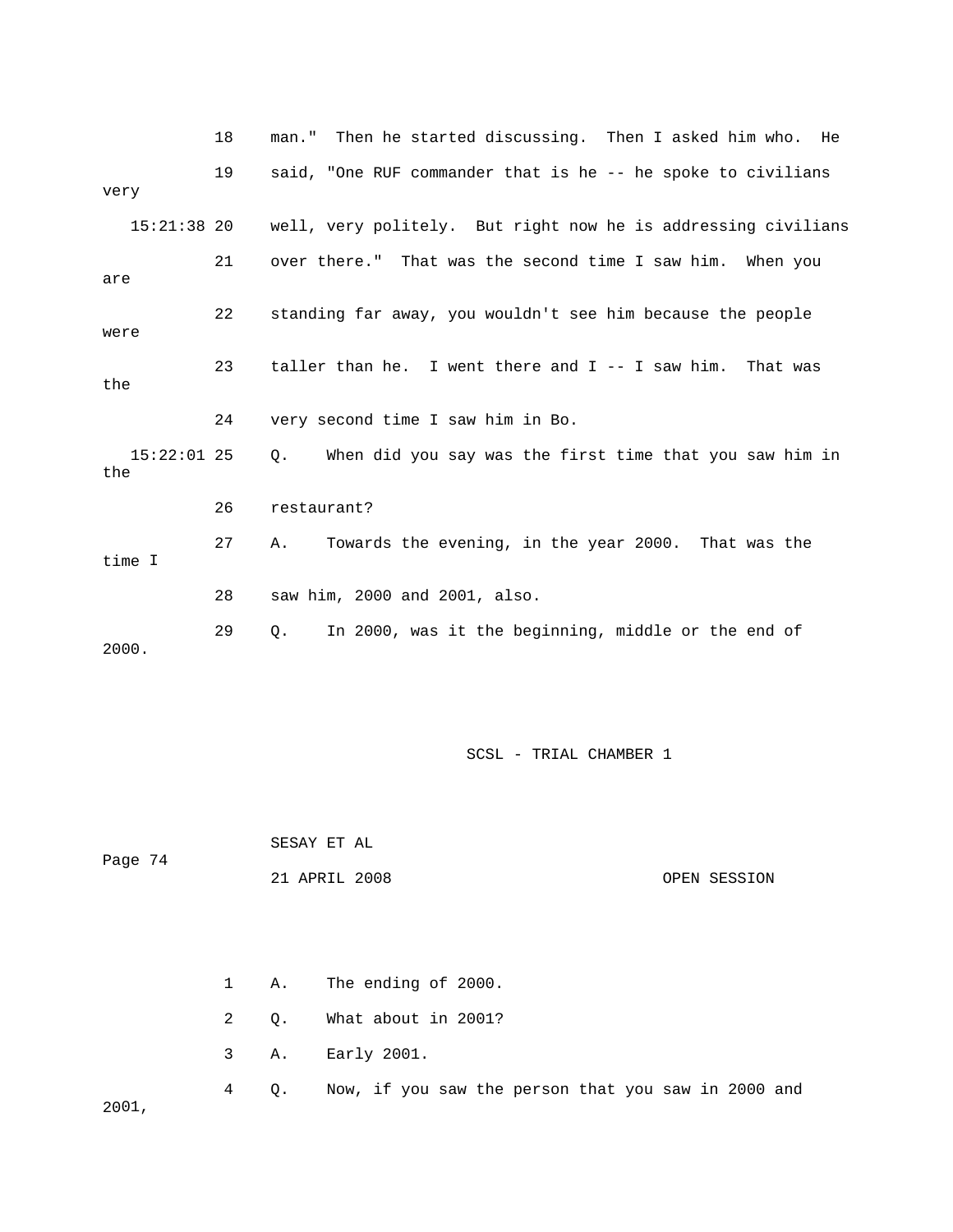18 man." Then he started discussing. Then I asked him who. He

19 said, "One RUF commander that is he -- he spoke to civilians very

15:21:38 20 well, very politely. But right now he is addressing civilians

21 over there." That was the second time I saw him. When you are

22 standing far away, you wouldn't see him because the people were

23 taller than he. I went there and I -- I saw him. That was the

24 very second time I saw him in Bo.

15:22:01 25 Q. When did you say was the first time that you saw him in the

26 restaurant?

27 A. Towards the evening, in the year 2000. That was the time I

28 saw him, 2000 and 2001, also.

29 Q. In 2000, was it the beginning, middle or the end of 2000.

1 A. The ending of 2000.

2 Q. What about in 2001?

3 A. Early 2001.

4 Q. Now, if you saw the person that you saw in 2000 and 2001,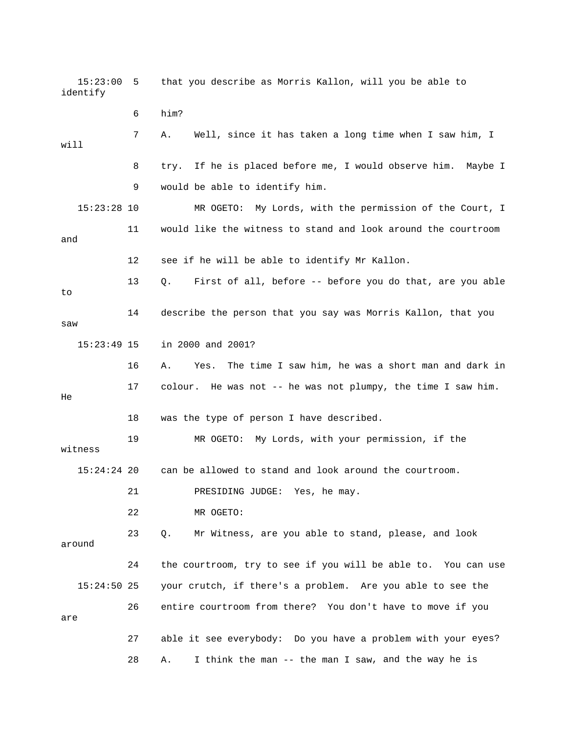15:23:00 5 that you describe as Morris Kallon, will you be able to identify

6 him?

7 A. Well, since it has taken a long time when I saw him, I will

8 try. If he is placed before me, I would observe him. Maybe I

9 would be able to identify him.

15:23:28 10 MR OGETO: My Lords, with the permission of the Court, I

11 would like the witness to stand and look around the courtroom and

12 see if he will be able to identify Mr Kallon.

13 Q. First of all, before -- before you do that, are you able to

14 describe the person that you say was Morris Kallon, that you saw

15:23:49 15 in 2000 and 2001?

16 A. Yes. The time I saw him, he was a short man and dark in

17 colour. He was not -- he was not plumpy, the time I saw him. He

18 was the type of person I have described.

19 MR OGETO: My Lords, with your permission, if the witness

15:24:24 20 can be allowed to stand and look around the courtroom.

21 PRESIDING JUDGE: Yes, he may.

22 MR OGETO:

23 Q. Mr Witness, are you able to stand, please, and look around

24 the courtroom, try to see if you will be able to. You can use

15:24:50 25 your crutch, if there's a problem. Are you able to see the

26 entire courtroom from there? You don't have to move if you are

27 able it see everybody: Do you have a problem with your eyes?

28 A. I think the man -- the man I saw, and the way he is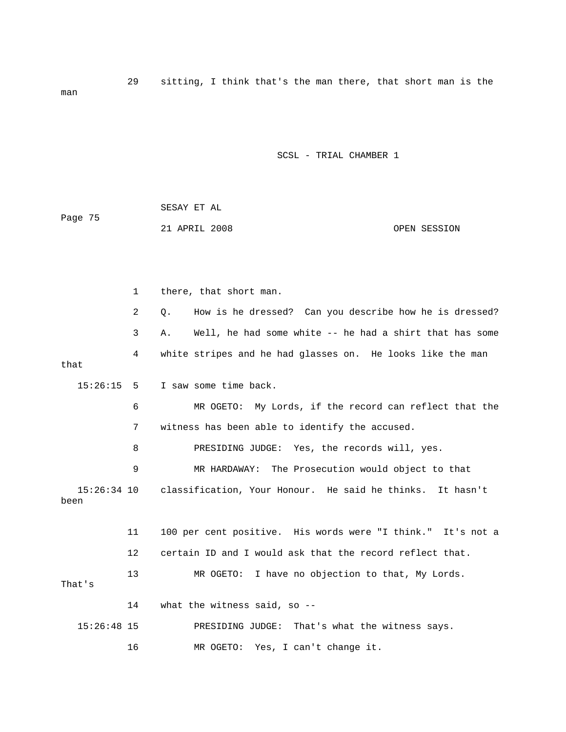29 sitting, I think that's the man there, that short man is the man

1 there, that short man.

2 Q. How is he dressed? Can you describe how he is dressed?

3 A. Well, he had some white -- he had a shirt that has some

4 white stripes and he had glasses on. He looks like the man that

15:26:15 5 I saw some time back.

6 MR OGETO: My Lords, if the record can reflect that the

7 witness has been able to identify the accused.

8 PRESIDING JUDGE: Yes, the records will, yes.

9 MR HARDAWAY: The Prosecution would object to that

15:26:34 10 classification, Your Honour. He said he thinks. It hasn't been

11 100 per cent positive. His words were "I think." It's not a

12 certain ID and I would ask that the record reflect that.

13 MR OGETO: I have no objection to that, My Lords. That's

14 what the witness said, so --

15:26:48 15 PRESIDING JUDGE: That's what the witness says.

16 MR OGETO: Yes, I can't change it.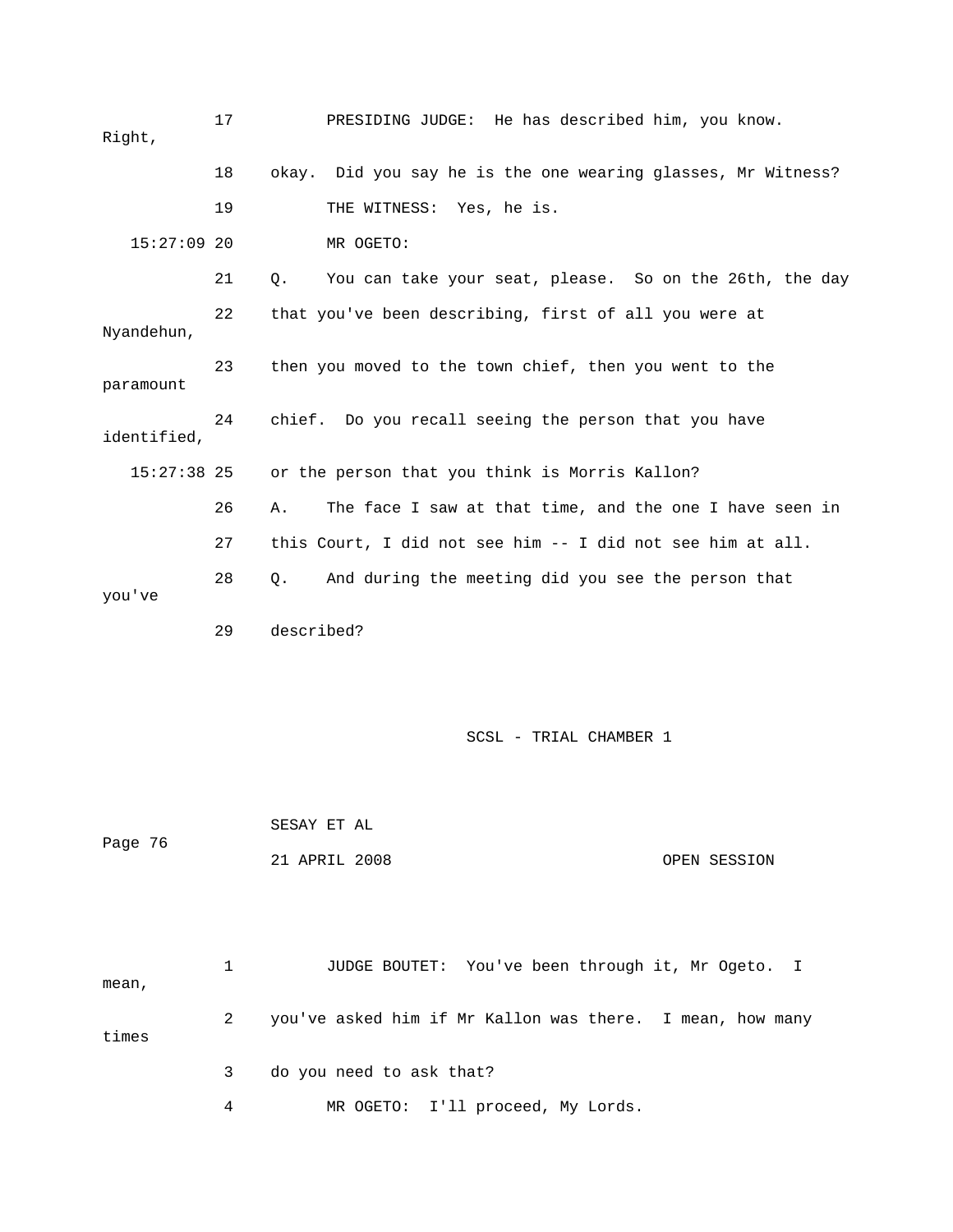17 PRESIDING JUDGE: He has described him, you know. Right,

18 okay. Did you say he is the one wearing glasses, Mr Witness?

19 THE WITNESS: Yes, he is.

15:27:09 20 MR OGETO:

21 Q. You can take your seat, please. So on the 26th, the day

22 that you've been describing, first of all you were at Nyandehun,

23 then you moved to the town chief, then you went to the paramount

24 chief. Do you recall seeing the person that you have identified,

15:27:38 25 or the person that you think is Morris Kallon?

26 A. The face I saw at that time, and the one I have seen in

27 this Court, I did not see him -- I did not see him at all.

28 Q. And during the meeting did you see the person that you've

29 described?

SCSL - TRIAL CHAMBER 1

SESAY ET AL

21 APRIL 2008 OPEN SESSION

1 JUDGE BOUTET: You've been through it, Mr Ogeto. I mean,

2 you've asked him if Mr Kallon was there. I mean, how many times

3 do you need to ask that?

4 MR OGETO: I'll proceed, My Lords.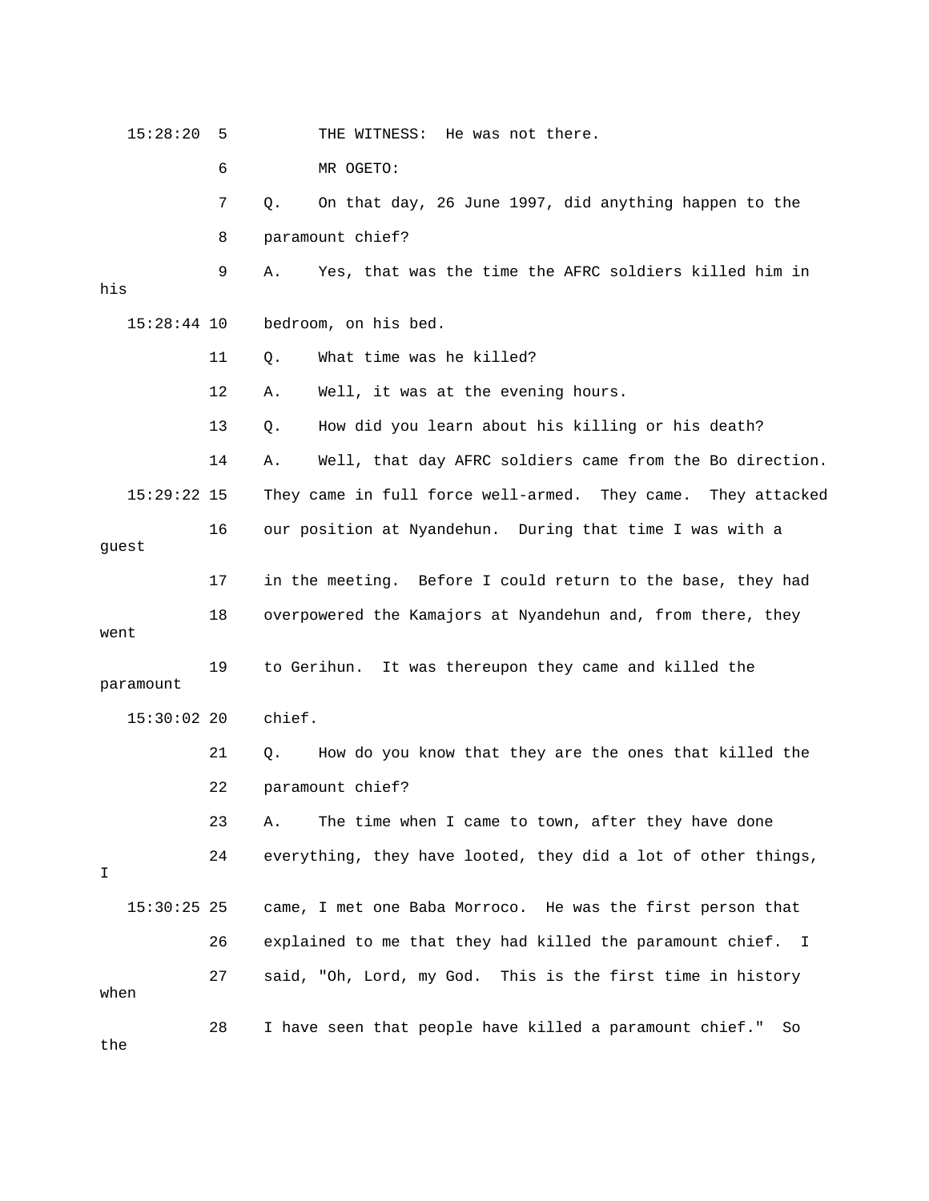15:28:20 5 THE WITNESS: He was not there.

6 MR OGETO:

7 Q. On that day, 26 June 1997, did anything happen to the

8 paramount chief?

9 A. Yes, that was the time the AFRC soldiers killed him in his

15:28:44 10 bedroom, on his bed.

11 Q. What time was he killed?

12 A. Well, it was at the evening hours.

13 Q. How did you learn about his killing or his death?

14 A. Well, that day AFRC soldiers came from the Bo direction.

15:29:22 15 They came in full force well-armed. They came. They attacked

16 our position at Nyandehun. During that time I was with a guest

17 in the meeting. Before I could return to the base, they had

18 overpowered the Kamajors at Nyandehun and, from there, they went

19 to Gerihun. It was thereupon they came and killed the paramount

15:30:02 20 chief.

21 Q. How do you know that they are the ones that killed the

22 paramount chief?

23 A. The time when I came to town, after they have done

24 everything, they have looted, they did a lot of other things, I

15:30:25 25 came, I met one Baba Morroco. He was the first person that

26 explained to me that they had killed the paramount chief. I

27 said, "Oh, Lord, my God. This is the first time in history when

28 I have seen that people have killed a paramount chief." So the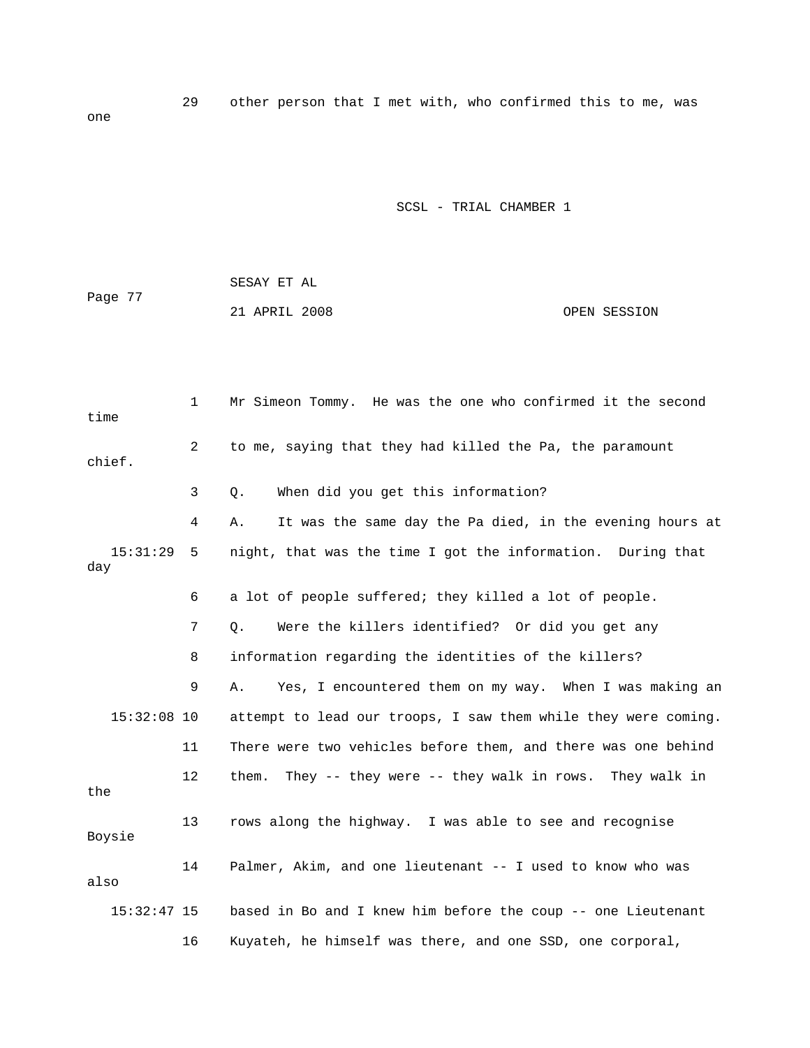29 other person that I met with, who confirmed this to me, was one

1 Mr Simeon Tommy. He was the one who confirmed it the second time

2 to me, saying that they had killed the Pa, the paramount chief.

3 Q. When did you get this information?

4 A. It was the same day the Pa died, in the evening hours at

15:31:29 5 night, that was the time I got the information. During that day

6 a lot of people suffered; they killed a lot of people.

7 Q. Were the killers identified? Or did you get any

8 information regarding the identities of the killers?

9 A. Yes, I encountered them on my way. When I was making an

15:32:08 10 attempt to lead our troops, I saw them while they were coming.

11 There were two vehicles before them, and there was one behind

12 them. They -- they were -- they walk in rows. They walk in the

13 rows along the highway. I was able to see and recognise Boysie

14 Palmer, Akim, and one lieutenant -- I used to know who was also

15:32:47 15 based in Bo and I knew him before the coup -- one Lieutenant

16 Kuyateh, he himself was there, and one SSD, one corporal,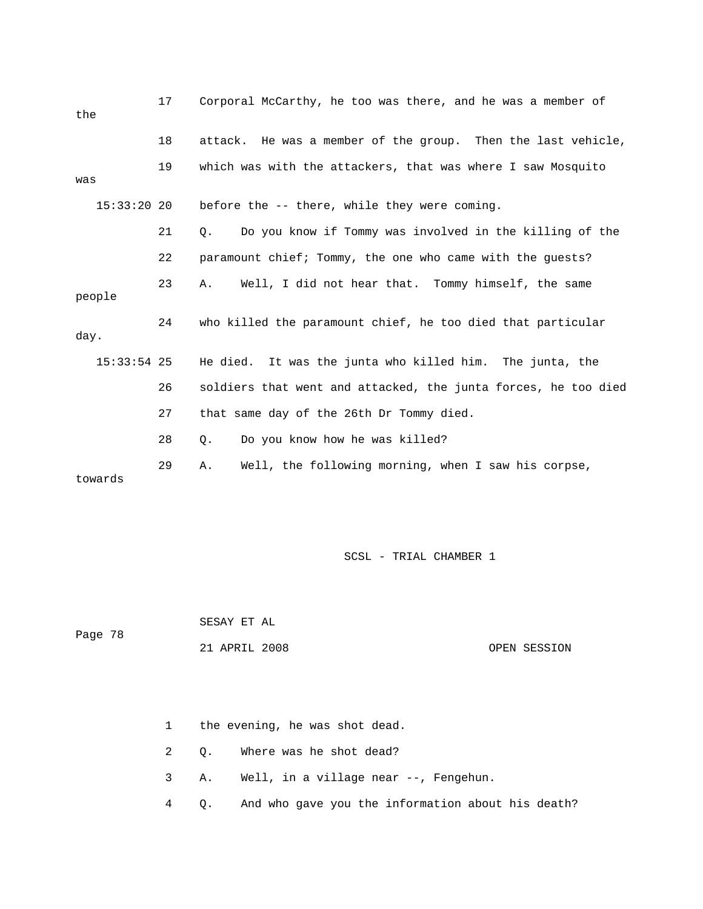17 Corporal McCarthy, he too was there, and he was a member of the

18 attack. He was a member of the group. Then the last vehicle,

19 which was with the attackers, that was where I saw Mosquito was

15:33:20 20 before the -- there, while they were coming.

21 Q. Do you know if Tommy was involved in the killing of the

22 paramount chief; Tommy, the one who came with the guests?

23 A. Well, I did not hear that. Tommy himself, the same people

24 who killed the paramount chief, he too died that particular day.

15:33:54 25 He died. It was the junta who killed him. The junta, the

26 soldiers that went and attacked, the junta forces, he too died

27 that same day of the 26th Dr Tommy died.

28 Q. Do you know how he was killed?

29 A. Well, the following morning, when I saw his corpse, towards

1 the evening, he was shot dead.

2 Q. Where was he shot dead?

3 A. Well, in a village near --, Fengehun.

4 Q. And who gave you the information about his death?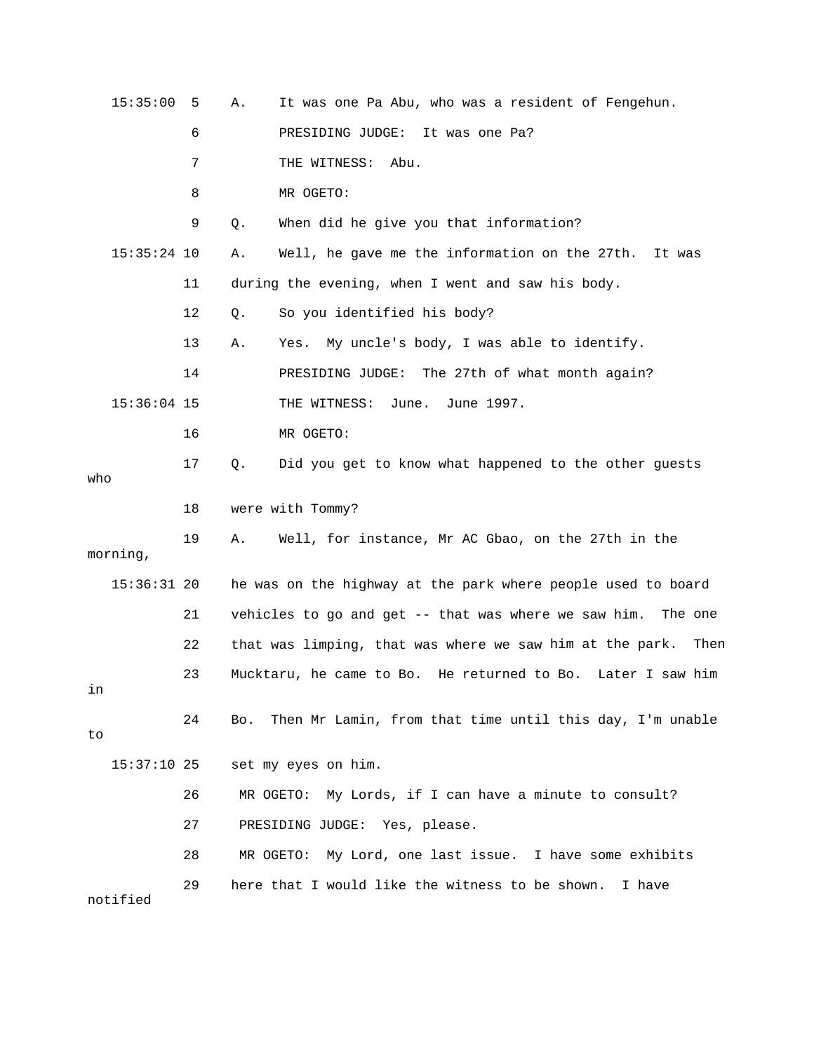15:35:00 5 A. It was one Pa Abu, who was a resident of Fengehun.

6 PRESIDING JUDGE: It was one Pa?

7 THE WITNESS: Abu.

8 MR OGETO:

9 Q. When did he give you that information?

15:35:24 10 A. Well, he gave me the information on the 27th. It was

11 during the evening, when I went and saw his body.

12 Q. So you identified his body?

13 A. Yes. My uncle's body, I was able to identify.

14 PRESIDING JUDGE: The 27th of what month again?

15:36:04 15 THE WITNESS: June. June 1997.

16 MR OGETO:

17 Q. Did you get to know what happened to the other guests who

18 were with Tommy?

19 A. Well, for instance, Mr AC Gbao, on the 27th in the morning,

15:36:31 20 he was on the highway at the park where people used to board

21 vehicles to go and get -- that was where we saw him. The one

22 that was limping, that was where we saw him at the park. Then

23 Mucktaru, he came to Bo. He returned to Bo. Later I saw him in

24 Bo. Then Mr Lamin, from that time until this day, I'm unable to

15:37:10 25 set my eyes on him.

26 MR OGETO: My Lords, if I can have a minute to consult?

27 PRESIDING JUDGE: Yes, please.

28 MR OGETO: My Lord, one last issue. I have some exhibits

29 here that I would like the witness to be shown. I have notified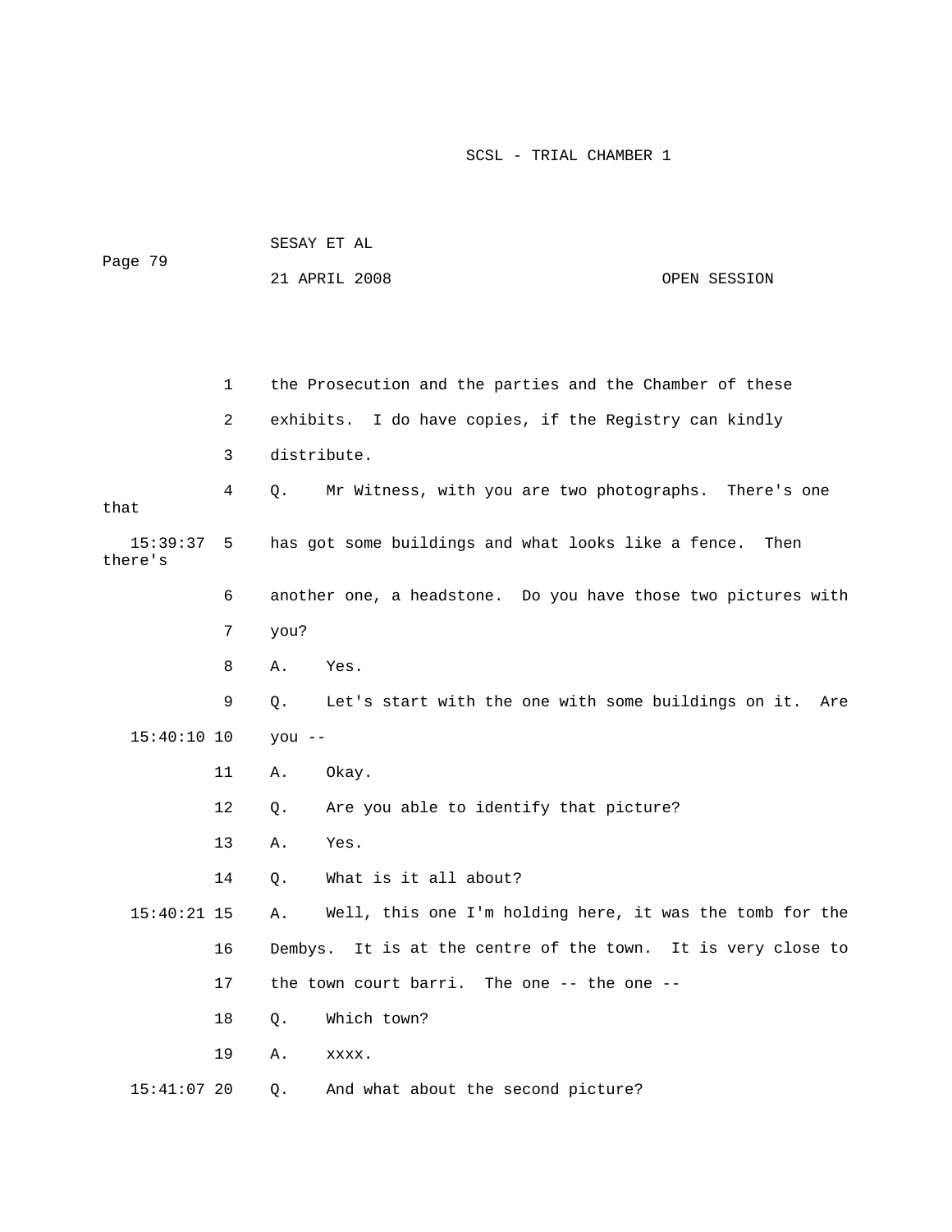1 the Prosecution and the parties and the Chamber of these

2 exhibits. I do have copies, if the Registry can kindly

3 distribute.

4 Q. Mr Witness, with you are two photographs. There's one that

15:39:37 5 has got some buildings and what looks like a fence. Then there's

6 another one, a headstone. Do you have those two pictures with

7 you?

8 A. Yes.

9 Q. Let's start with the one with some buildings on it. Are

15:40:10 10 you --

11 A. Okay.

12 Q. Are you able to identify that picture?

13 A. Yes.

14 Q. What is it all about?

15:40:21 15 A. Well, this one I'm holding here, it was the tomb for the

16 Dembys. It is at the centre of the town. It is very close to

17 the town court barri. The one -- the one --

18 Q. Which town?

19 A. xxxx.

15:41:07 20 Q. And what about the second picture?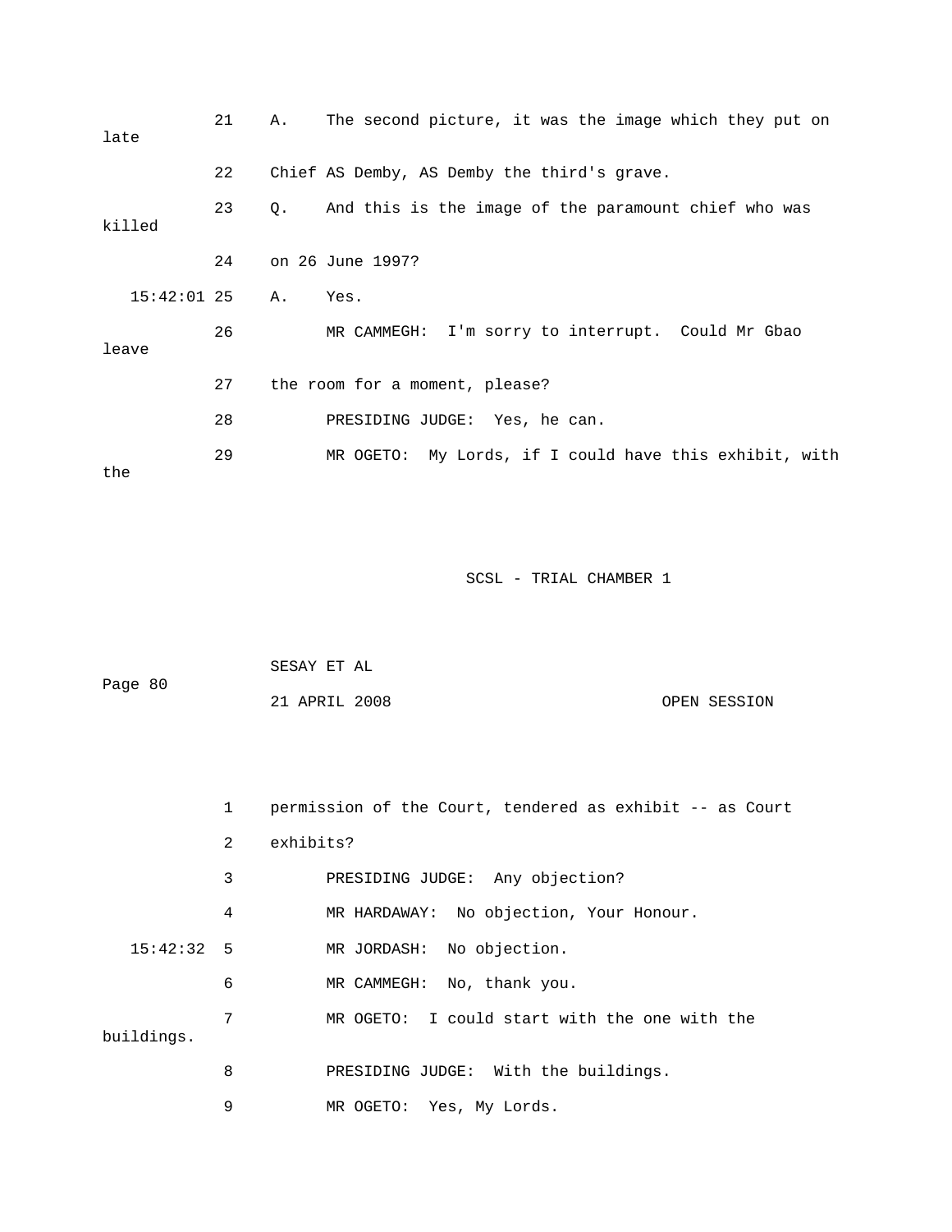21 A. The second picture, it was the image which they put on late

22 Chief AS Demby, AS Demby the third's grave.

23 Q. And this is the image of the paramount chief who was killed

24 on 26 June 1997?

15:42:01 25 A. Yes.

26 MR CAMMEGH: I'm sorry to interrupt. Could Mr Gbao leave

27 the room for a moment, please?

28 PRESIDING JUDGE: Yes, he can.

29 MR OGETO: My Lords, if I could have this exhibit, with the

1 permission of the Court, tendered as exhibit -- as Court

2 exhibits?

3 PRESIDING JUDGE: Any objection?

4 MR HARDAWAY: No objection, Your Honour.

15:42:32 5 MR JORDASH: No objection.

6 MR CAMMEGH: No, thank you.

7 MR OGETO: I could start with the one with the buildings.

8 PRESIDING JUDGE: With the buildings.

9 MR OGETO: Yes, My Lords.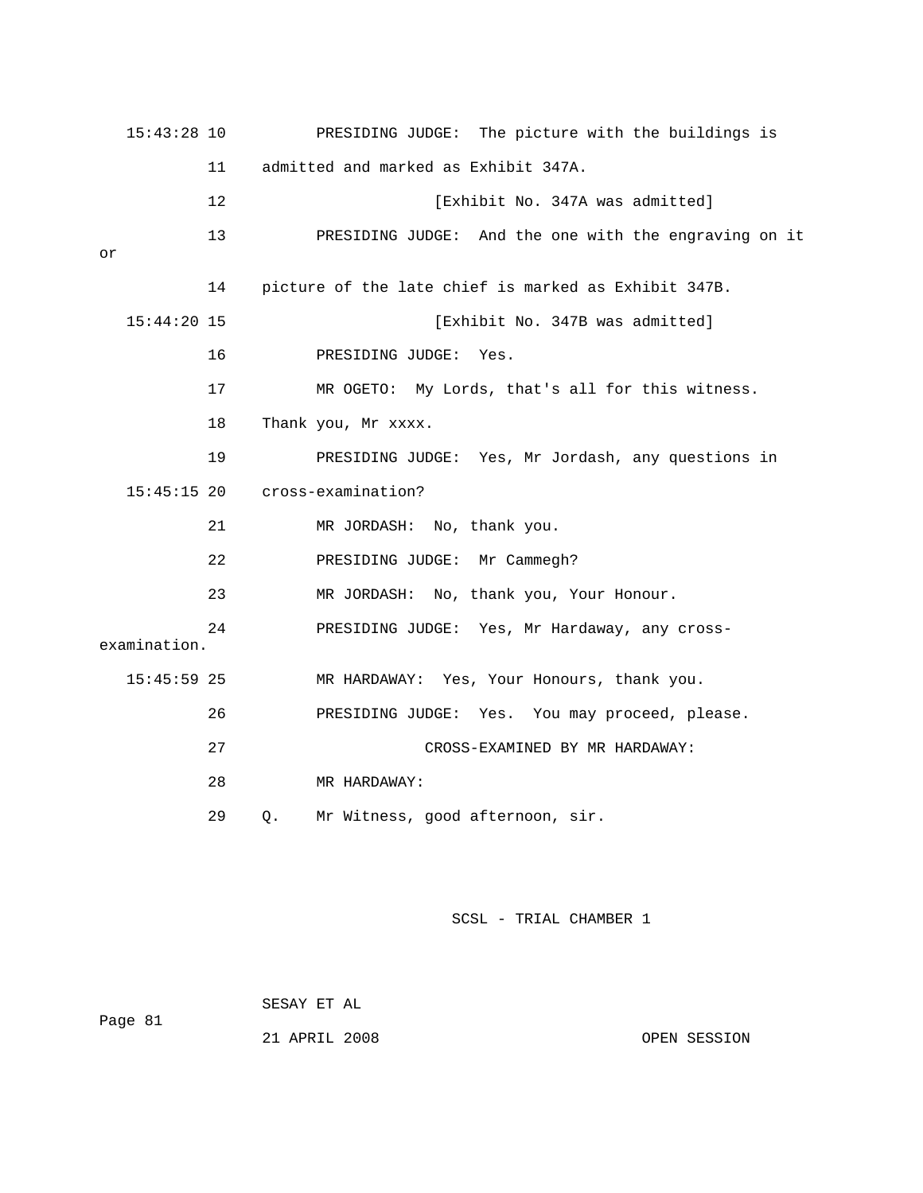15:43:28 10 PRESIDING JUDGE: The picture with the buildings is

11 admitted and marked as Exhibit 347A.

12 [Exhibit No. 347A was admitted]

13 PRESIDING JUDGE: And the one with the engraving on it or

14 picture of the late chief is marked as Exhibit 347B.

15:44:20 15 [Exhibit No. 347B was admitted]

16 PRESIDING JUDGE: Yes.

17 MR OGETO: My Lords, that's all for this witness.

18 Thank you, Mr xxxx.

19 PRESIDING JUDGE: Yes, Mr Jordash, any questions in

15:45:15 20 cross-examination?

21 MR JORDASH: No, thank you.

22 PRESIDING JUDGE: Mr Cammegh?

23 MR JORDASH: No, thank you, Your Honour.

24 PRESIDING JUDGE: Yes, Mr Hardaway, any cross-examination.

15:45:59 25 MR HARDAWAY: Yes, Your Honours, thank you.

26 PRESIDING JUDGE: Yes. You may proceed, please.

27 CROSS-EXAMINED BY MR HARDAWAY:

28 MR HARDAWAY:

29 Q. Mr Witness, good afternoon, sir.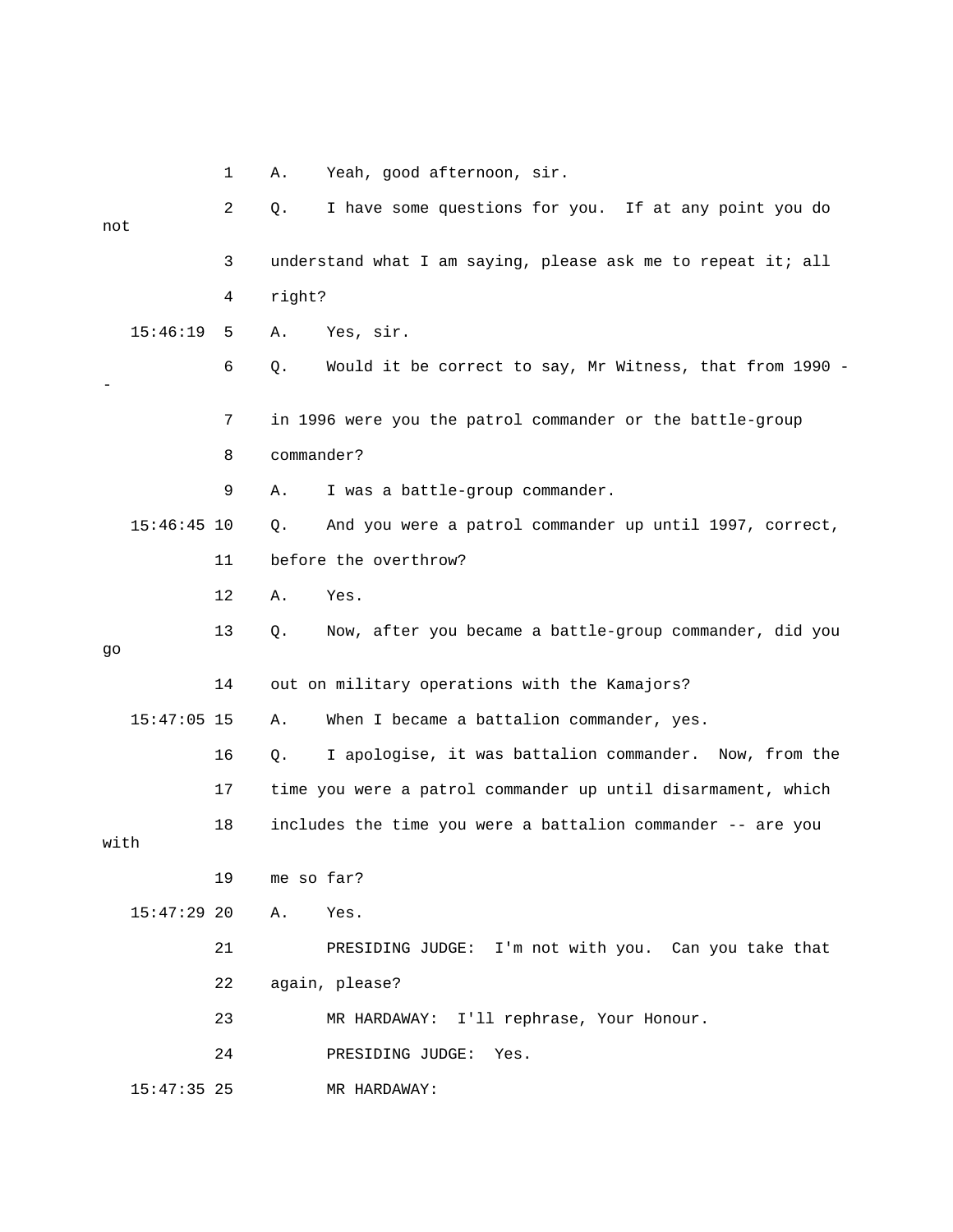1 A. Yeah, good afternoon, sir.

2 Q. I have some questions for you. If at any point you do not

3 understand what I am saying, please ask me to repeat it; all

4 right?

15:46:19 5 A. Yes, sir.

6 Q. Would it be correct to say, Mr Witness, that from 1990 --

7 in 1996 were you the patrol commander or the battle-group

8 commander?

9 A. I was a battle-group commander.

15:46:45 10 Q. And you were a patrol commander up until 1997, correct,

11 before the overthrow?

12 A. Yes.

13 Q. Now, after you became a battle-group commander, did you go

14 out on military operations with the Kamajors?

15:47:05 15 A. When I became a battalion commander, yes.

16 Q. I apologise, it was battalion commander. Now, from the

17 time you were a patrol commander up until disarmament, which

18 includes the time you were a battalion commander -- are you with

19 me so far?

15:47:29 20 A. Yes.

21 PRESIDING JUDGE: I'm not with you. Can you take that

22 again, please?

23 MR HARDAWAY: I'll rephrase, Your Honour.

24 PRESIDING JUDGE: Yes.

15:47:35 25 MR HARDAWAY: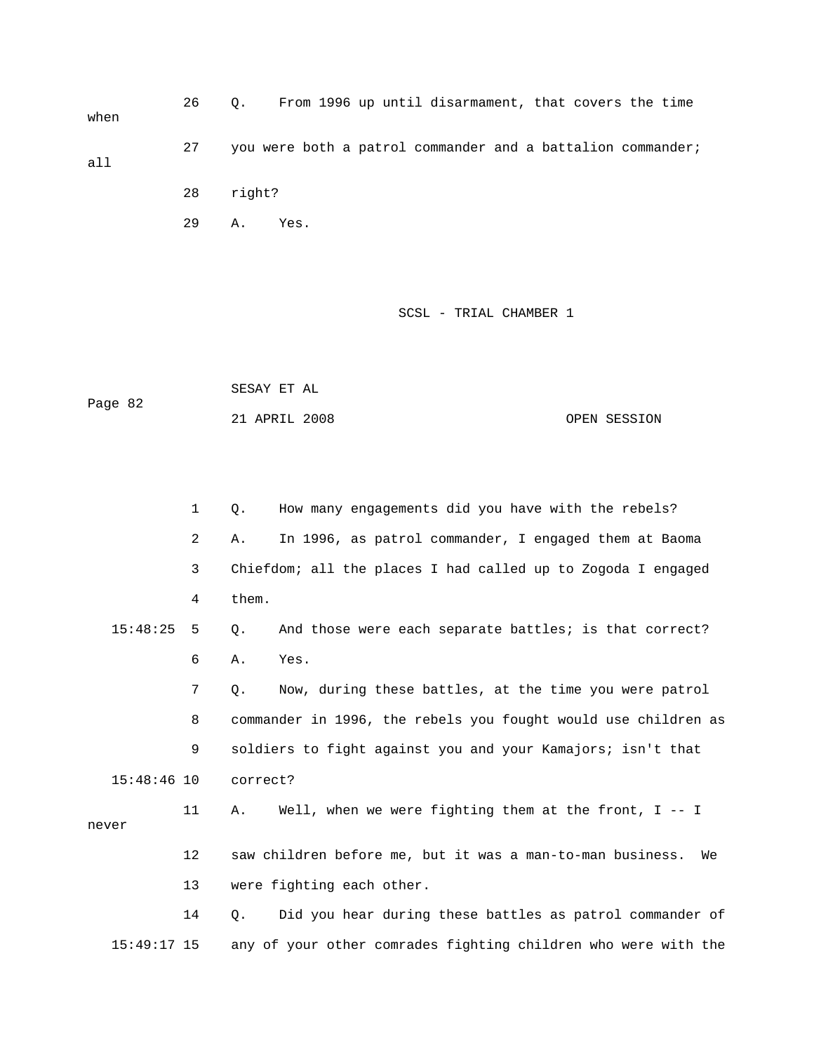26 Q. From 1996 up until disarmament, that covers the time when

27 you were both a patrol commander and a battalion commander; all

28 right?

29 A. Yes.

1 Q. How many engagements did you have with the rebels?

2 A. In 1996, as patrol commander, I engaged them at Baoma

3 Chiefdom; all the places I had called up to Zogoda I engaged

4 them.

15:48:25 5 Q. And those were each separate battles; is that correct?

6 A. Yes.

7 Q. Now, during these battles, at the time you were patrol

8 commander in 1996, the rebels you fought would use children as

9 soldiers to fight against you and your Kamajors; isn't that

15:48:46 10 correct?

11 A. Well, when we were fighting them at the front, I -- I never

12 saw children before me, but it was a man-to-man business. We

13 were fighting each other.

14 Q. Did you hear during these battles as patrol commander of

15:49:17 15 any of your other comrades fighting children who were with the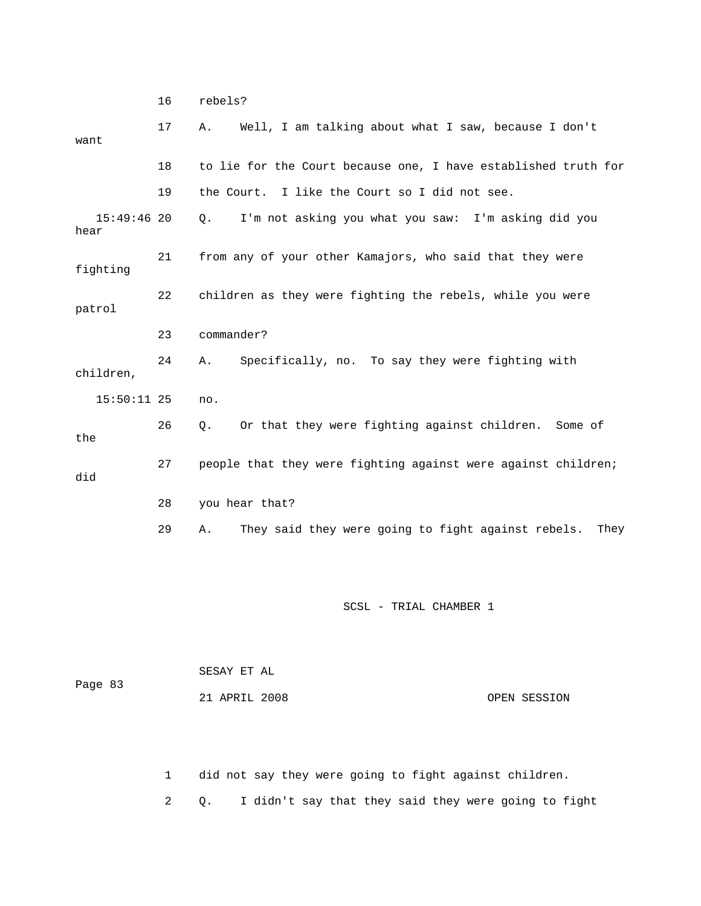16 rebels?

17 A. Well, I am talking about what I saw, because I don't want

18 to lie for the Court because one, I have established truth for

19 the Court. I like the Court so I did not see.

15:49:46 20 Q. I'm not asking you what you saw: I'm asking did you hear

21 from any of your other Kamajors, who said that they were fighting

22 children as they were fighting the rebels, while you were patrol

23 commander?

24 A. Specifically, no. To say they were fighting with children,

15:50:11 25 no.

26 Q. Or that they were fighting against children. Some of the

27 people that they were fighting against were against children; did

28 you hear that?

29 A. They said they were going to fight against rebels. They

1 did not say they were going to fight against children.

2 Q. I didn't say that they said they were going to fight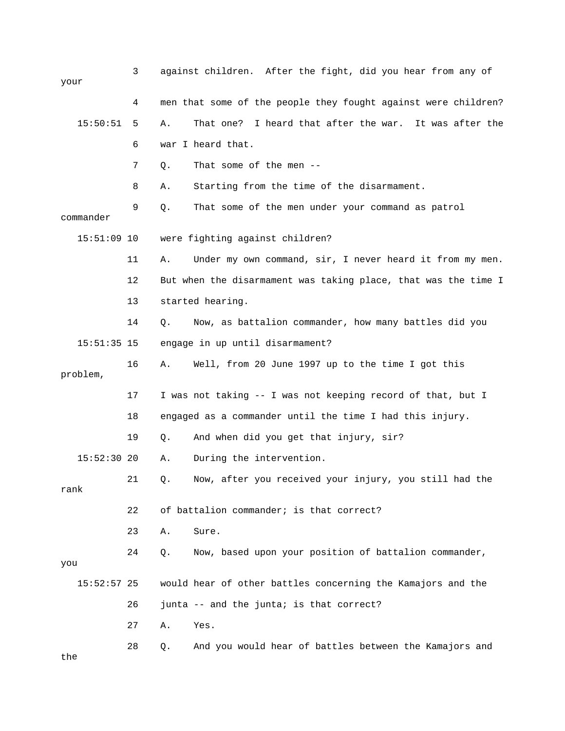3 against children. After the fight, did you hear from any of your

4 men that some of the people they fought against were children?

15:50:51 5 A. That one? I heard that after the war. It was after the

6 war I heard that.

7 Q. That some of the men --

8 A. Starting from the time of the disarmament.

9 Q. That some of the men under your command as patrol commander

15:51:09 10 were fighting against children?

11 A. Under my own command, sir, I never heard it from my men.

12 But when the disarmament was taking place, that was the time I

13 started hearing.

14 Q. Now, as battalion commander, how many battles did you

15:51:35 15 engage in up until disarmament?

16 A. Well, from 20 June 1997 up to the time I got this problem,

17 I was not taking -- I was not keeping record of that, but I

18 engaged as a commander until the time I had this injury.

19 Q. And when did you get that injury, sir?

15:52:30 20 A. During the intervention.

21 Q. Now, after you received your injury, you still had the rank

22 of battalion commander; is that correct?

23 A. Sure.

24 Q. Now, based upon your position of battalion commander, you

15:52:57 25 would hear of other battles concerning the Kamajors and the

26 junta -- and the junta; is that correct?

27 A. Yes.

28 Q. And you would hear of battles between the Kamajors and the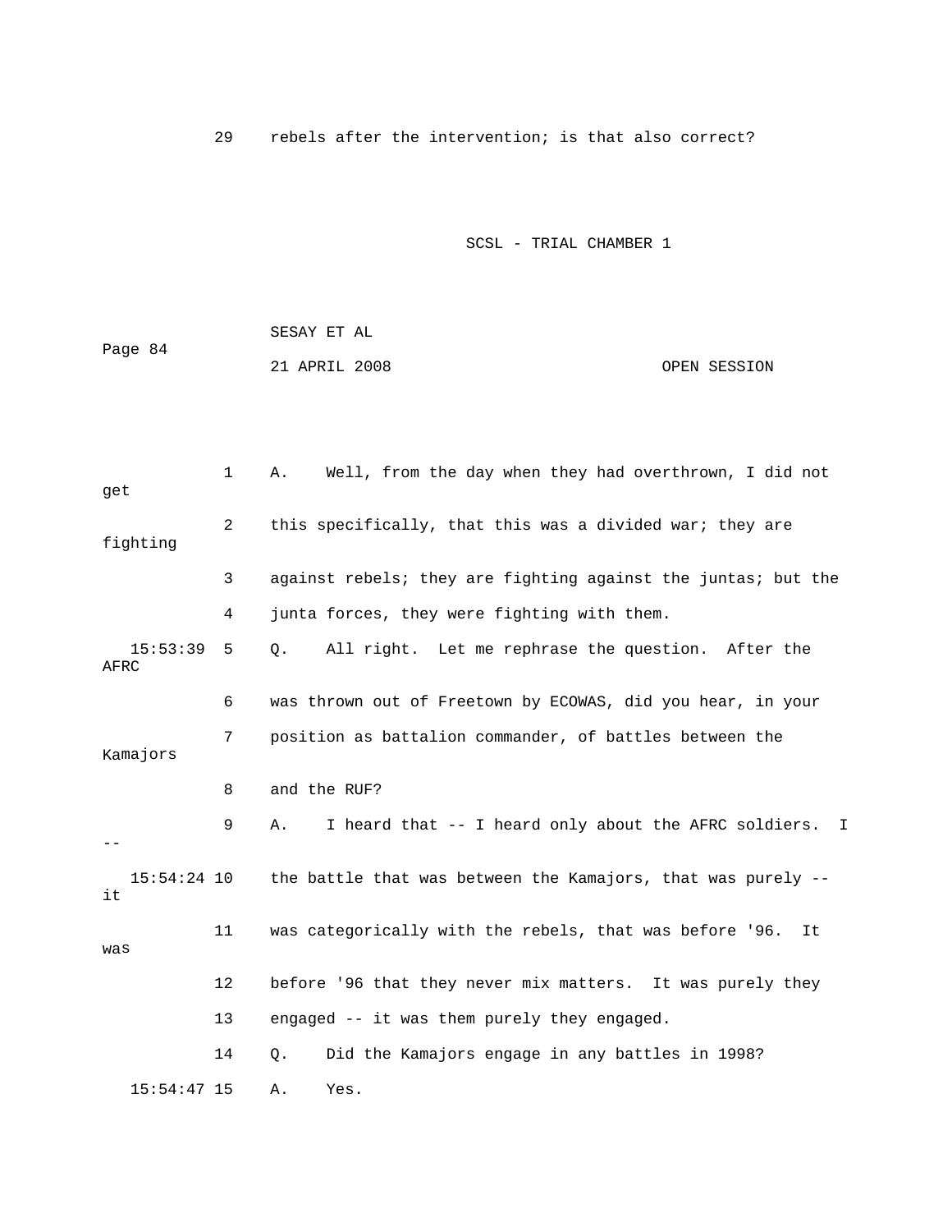29 rebels after the intervention; is that also correct?

1 A. Well, from the day when they had overthrown, I did not get

2 this specifically, that this was a divided war; they are fighting

3 against rebels; they are fighting against the juntas; but the

4 junta forces, they were fighting with them.

15:53:39 5 Q. All right. Let me rephrase the question. After the AFRC

6 was thrown out of Freetown by ECOWAS, did you hear, in your

7 position as battalion commander, of battles between the Kamajors

8 and the RUF?

9 A. I heard that -- I heard only about the AFRC soldiers. I --

15:54:24 10 the battle that was between the Kamajors, that was purely -- it

11 was categorically with the rebels, that was before '96. It was

12 before '96 that they never mix matters. It was purely they

13 engaged -- it was them purely they engaged.

14 Q. Did the Kamajors engage in any battles in 1998?

15:54:47 15 A. Yes.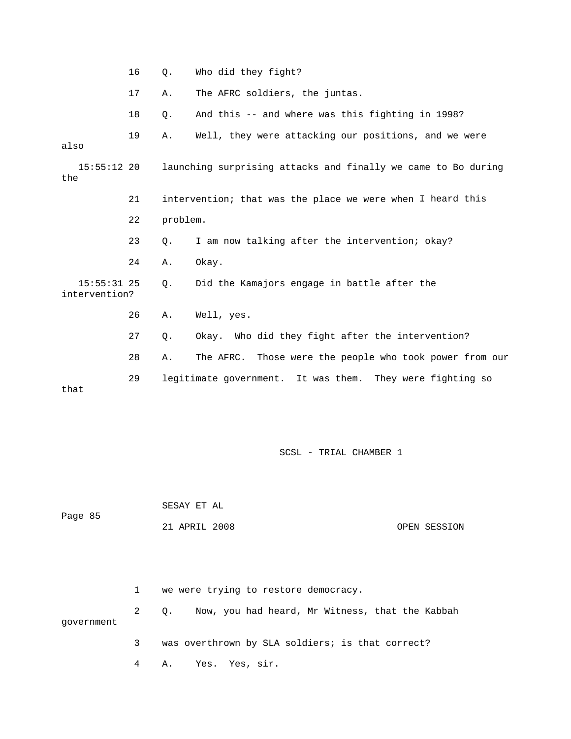16 Q. Who did they fight?

17 A. The AFRC soldiers, the juntas.

18 Q. And this -- and where was this fighting in 1998?

19 A. Well, they were attacking our positions, and we were also

15:55:12 20 launching surprising attacks and finally we came to Bo during the

21 intervention; that was the place we were when I heard this

22 problem.

23 Q. I am now talking after the intervention; okay?

24 A. Okay.

15:55:31 25 Q. Did the Kamajors engage in battle after the intervention?

26 A. Well, yes.

27 Q. Okay. Who did they fight after the intervention?

28 A. The AFRC. Those were the people who took power from our

29 legitimate government. It was them. They were fighting so that

1 we were trying to restore democracy.

2 Q. Now, you had heard, Mr Witness, that the Kabbah government

3 was overthrown by SLA soldiers; is that correct?

4 A. Yes. Yes, sir.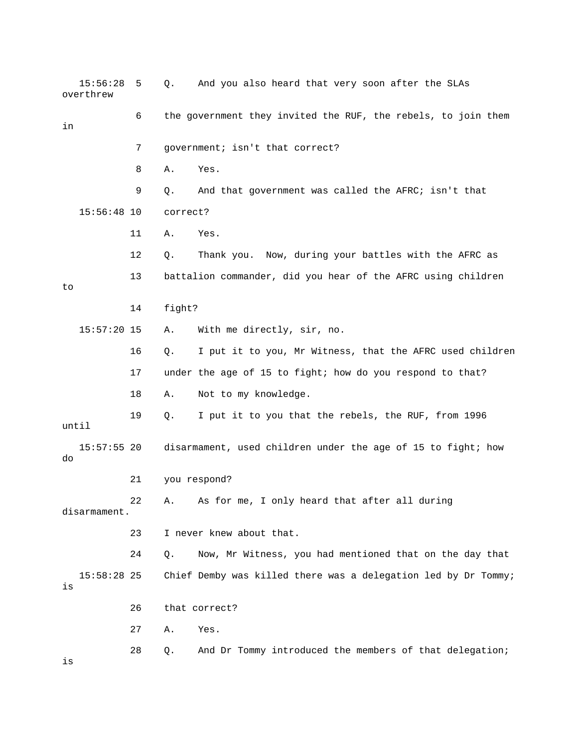15:56:28 5 Q. And you also heard that very soon after the SLAs overthrew

6 the government they invited the RUF, the rebels, to join them in

7 government; isn't that correct?

8 A. Yes.

9 Q. And that government was called the AFRC; isn't that

15:56:48 10 correct?

11 A. Yes.

12 Q. Thank you. Now, during your battles with the AFRC as

13 battalion commander, did you hear of the AFRC using children to

14 fight?

15:57:20 15 A. With me directly, sir, no.

16 Q. I put it to you, Mr Witness, that the AFRC used children

17 under the age of 15 to fight; how do you respond to that?

18 A. Not to my knowledge.

19 Q. I put it to you that the rebels, the RUF, from 1996 until

15:57:55 20 disarmament, used children under the age of 15 to fight; how do

21 you respond?

22 A. As for me, I only heard that after all during disarmament.

23 I never knew about that.

24 Q. Now, Mr Witness, you had mentioned that on the day that

15:58:28 25 Chief Demby was killed there was a delegation led by Dr Tommy; is

26 that correct?

27 A. Yes.

28 Q. And Dr Tommy introduced the members of that delegation; is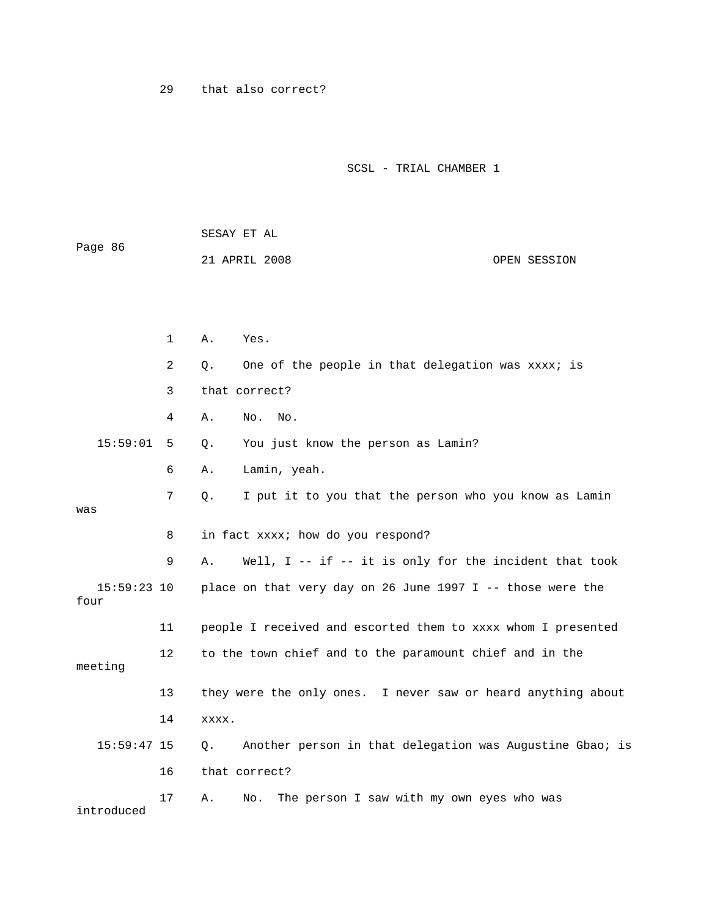29 that also correct?

SCSL - TRIAL CHAMBER 1

SESAY ET AL

Page 86

21 APRIL 2008 OPEN SESSION

1 A. Yes.

2 Q. One of the people in that delegation was xxxx; is

3 that correct?

4 A. No. No.

15:59:01 5 Q. You just know the person as Lamin?

6 A. Lamin, yeah.

7 Q. I put it to you that the person who you know as Lamin was

8 in fact xxxx; how do you respond?

9 A. Well, I -- if -- it is only for the incident that took

15:59:23 10 place on that very day on 26 June 1997 I -- those were the four

11 people I received and escorted them to xxxx whom I presented

12 to the town chief and to the paramount chief and in the meeting

13 they were the only ones. I never saw or heard anything about

14 xxxx.

15:59:47 15 Q. Another person in that delegation was Augustine Gbao; is

16 that correct?

17 A. No. The person I saw with my own eyes who was introduced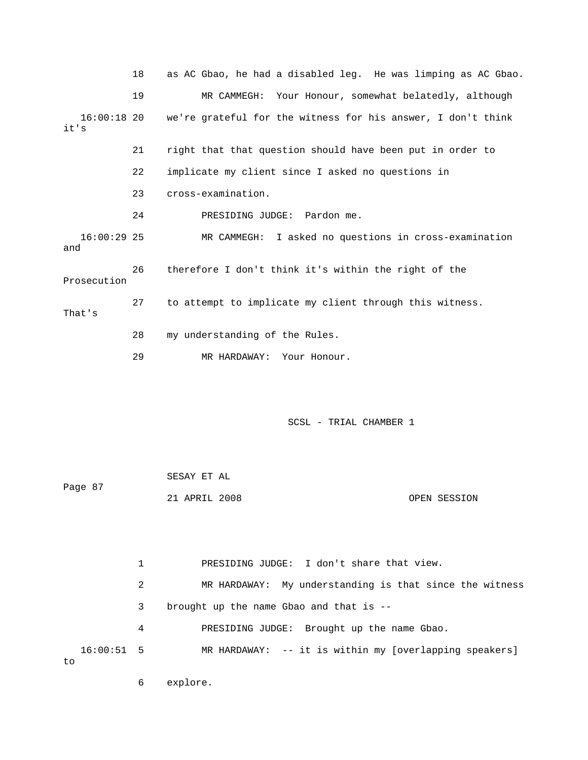18 as AC Gbao, he had a disabled leg. He was limping as AC Gbao.

19 MR CAMMEGH: Your Honour, somewhat belatedly, although

16:00:18 20 we're grateful for the witness for his answer, I don't think it's

21 right that that question should have been put in order to

22 implicate my client since I asked no questions in

23 cross-examination.

24 PRESIDING JUDGE: Pardon me.

16:00:29 25 MR CAMMEGH: I asked no questions in cross-examination and

26 therefore I don't think it's within the right of the Prosecution

27 to attempt to implicate my client through this witness. That's

28 my understanding of the Rules.

29 MR HARDAWAY: Your Honour.

1 PRESIDING JUDGE: I don't share that view.

2 MR HARDAWAY: My understanding is that since the witness

3 brought up the name Gbao and that is --

4 PRESIDING JUDGE: Brought up the name Gbao.

16:00:51 5 MR HARDAWAY: -- it is within my [overlapping speakers] to

6 explore.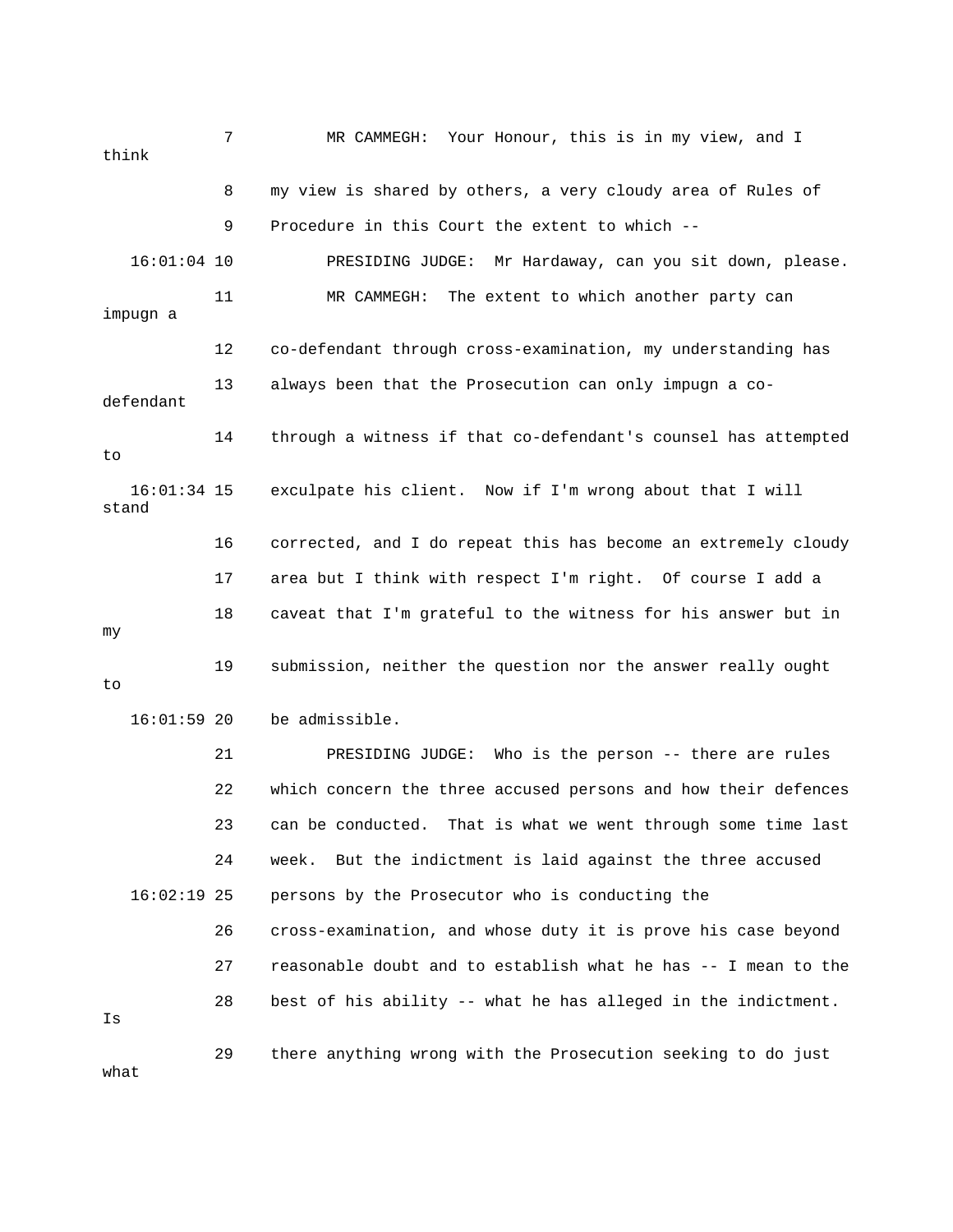7 MR CAMMEGH: Your Honour, this is in my view, and I think

8 my view is shared by others, a very cloudy area of Rules of

9 Procedure in this Court the extent to which --

16:01:04 10 PRESIDING JUDGE: Mr Hardaway, can you sit down, please.

11 MR CAMMEGH: The extent to which another party can impugn a

12 co-defendant through cross-examination, my understanding has

13 always been that the Prosecution can only impugn a co-defendant

14 through a witness if that co-defendant's counsel has attempted to

16:01:34 15 exculpate his client. Now if I'm wrong about that I will stand

16 corrected, and I do repeat this has become an extremely cloudy

17 area but I think with respect I'm right. Of course I add a

18 caveat that I'm grateful to the witness for his answer but in my

19 submission, neither the question nor the answer really ought to

16:01:59 20 be admissible.

21 PRESIDING JUDGE: Who is the person -- there are rules

22 which concern the three accused persons and how their defences

23 can be conducted. That is what we went through some time last

24 week. But the indictment is laid against the three accused

16:02:19 25 persons by the Prosecutor who is conducting the

26 cross-examination, and whose duty it is prove his case beyond

27 reasonable doubt and to establish what he has -- I mean to the

28 best of his ability -- what he has alleged in the indictment. Is

29 there anything wrong with the Prosecution seeking to do just what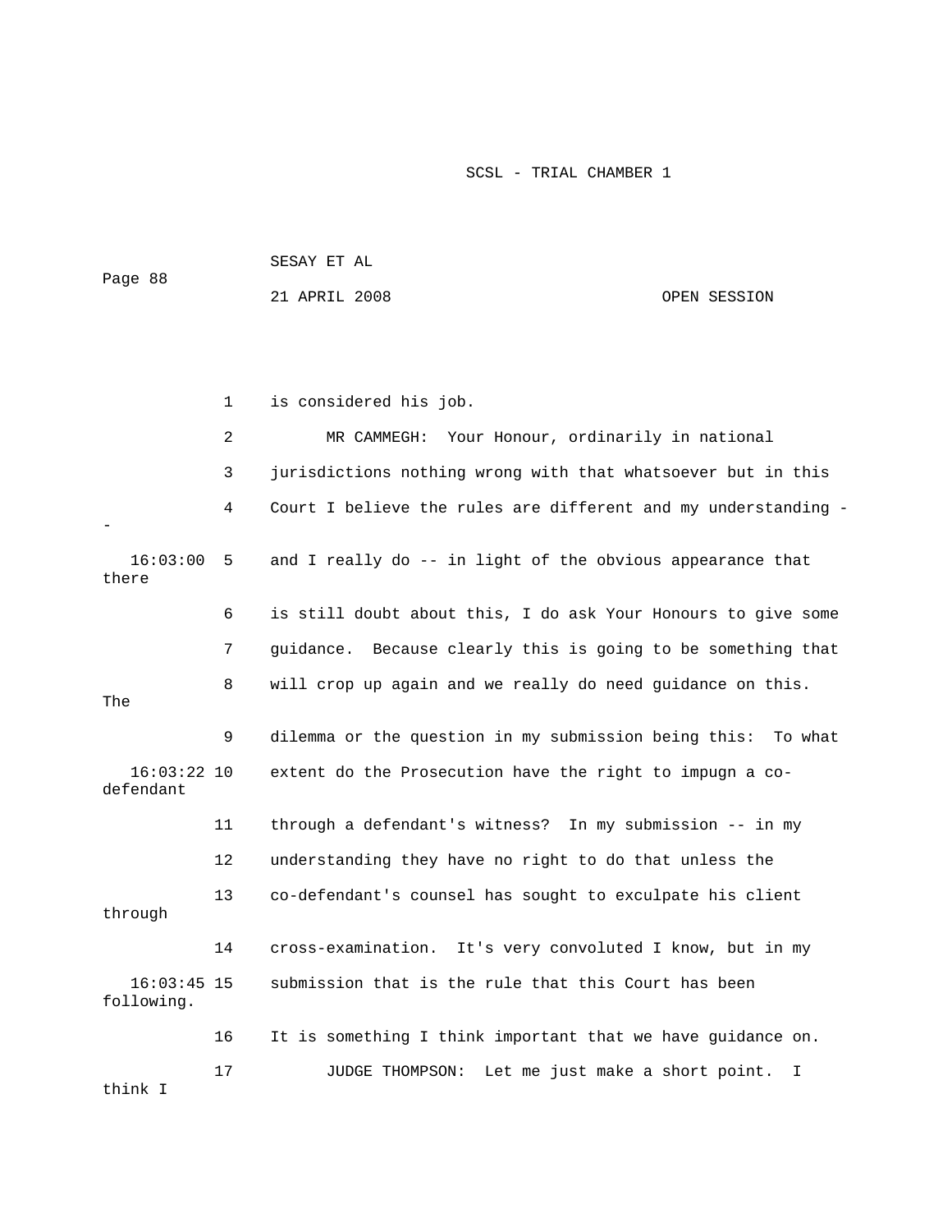1 is considered his job.

2 MR CAMMEGH: Your Honour, ordinarily in national

3 jurisdictions nothing wrong with that whatsoever but in this

4 Court I believe the rules are different and my understanding --

16:03:00 5 and I really do -- in light of the obvious appearance that there

6 is still doubt about this, I do ask Your Honours to give some

7 guidance. Because clearly this is going to be something that

8 will crop up again and we really do need guidance on this. The

9 dilemma or the question in my submission being this: To what

16:03:22 10 extent do the Prosecution have the right to impugn a co-defendant

11 through a defendant's witness? In my submission -- in my

12 understanding they have no right to do that unless the

13 co-defendant's counsel has sought to exculpate his client through

14 cross-examination. It's very convoluted I know, but in my

16:03:45 15 submission that is the rule that this Court has been following.

16 It is something I think important that we have guidance on.

17 JUDGE THOMPSON: Let me just make a short point. I think I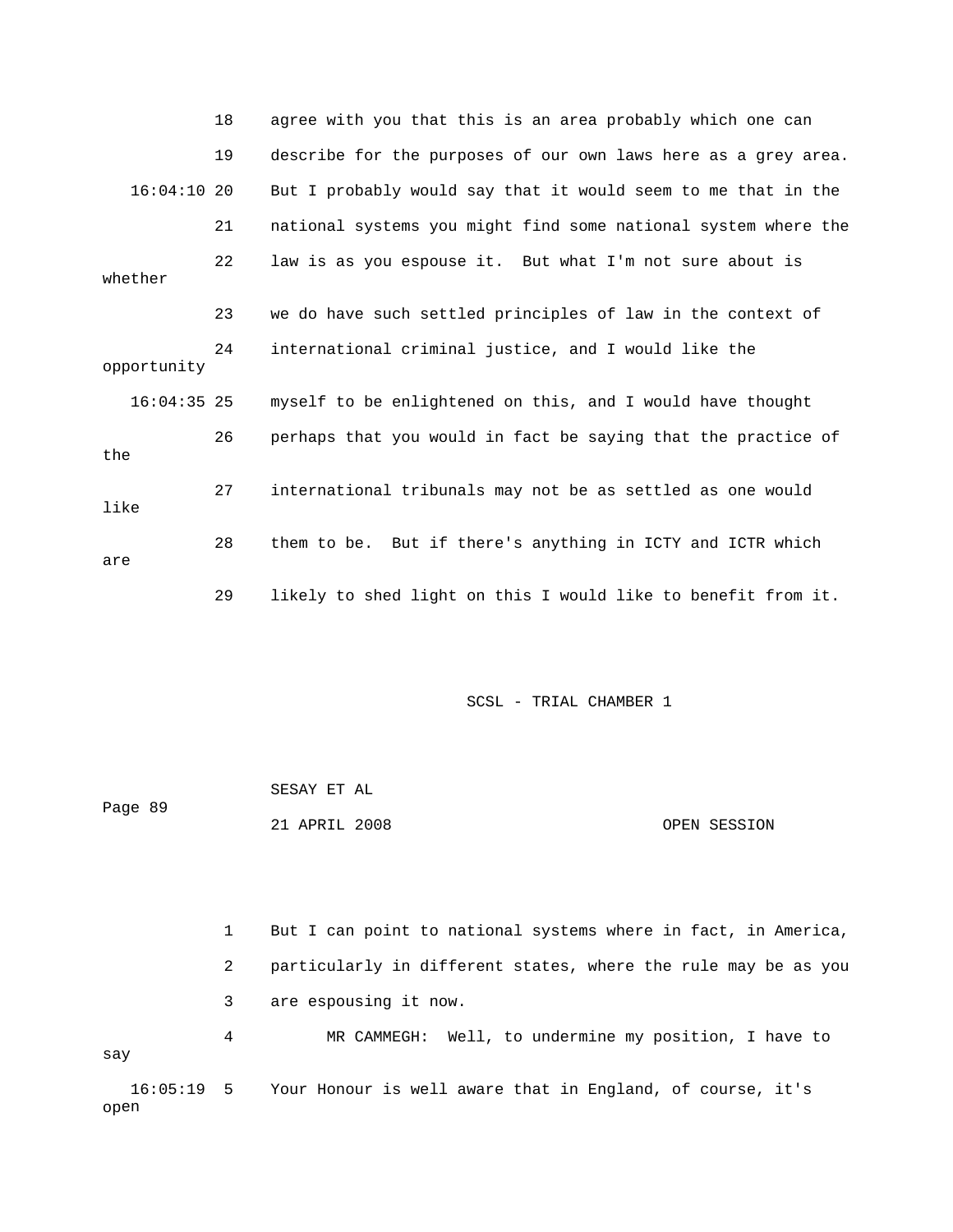18 agree with you that this is an area probably which one can

19 describe for the purposes of our own laws here as a grey area.

16:04:10 20 But I probably would say that it would seem to me that in the

21 national systems you might find some national system where the

22 law is as you espouse it. But what I'm not sure about is whether

23 we do have such settled principles of law in the context of

24 international criminal justice, and I would like the opportunity

16:04:35 25 myself to be enlightened on this, and I would have thought

26 perhaps that you would in fact be saying that the practice of the

27 international tribunals may not be as settled as one would like

28 them to be. But if there's anything in ICTY and ICTR which are

29 likely to shed light on this I would like to benefit from it.

1 But I can point to national systems where in fact, in America,

2 particularly in different states, where the rule may be as you

3 are espousing it now.

4 MR CAMMEGH: Well, to undermine my position, I have to say

16:05:19 5 Your Honour is well aware that in England, of course, it's open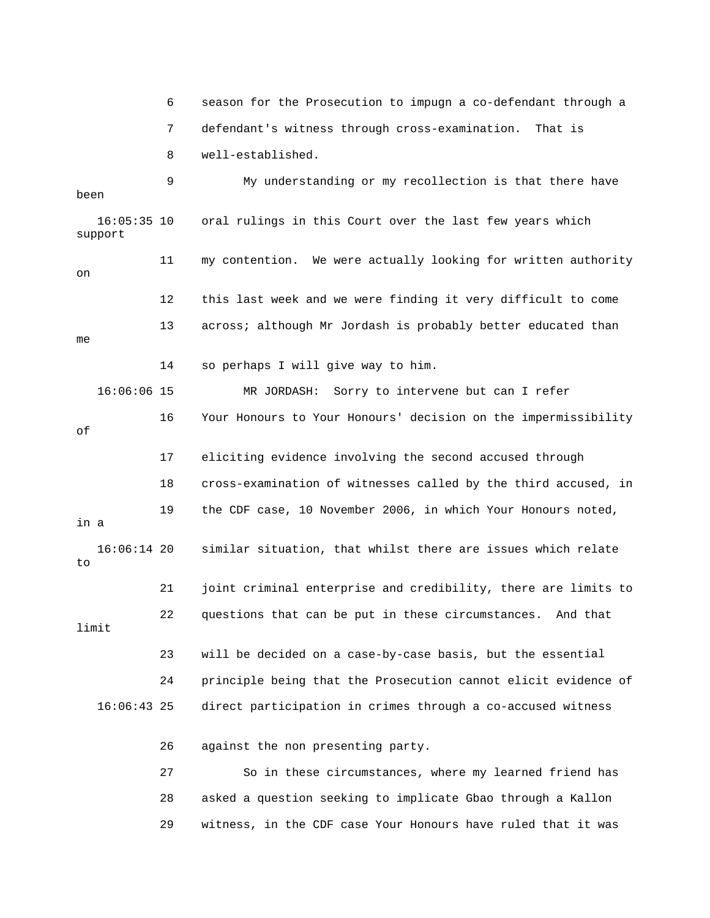6 season for the Prosecution to impugn a co-defendant through a

7 defendant's witness through cross-examination. That is

8 well-established.

9 My understanding or my recollection is that there have been

16:05:35 10 oral rulings in this Court over the last few years which support

11 my contention. We were actually looking for written authority on

12 this last week and we were finding it very difficult to come

13 across; although Mr Jordash is probably better educated than me

14 so perhaps I will give way to him.

16:06:06 15 MR JORDASH: Sorry to intervene but can I refer

16 Your Honours to Your Honours' decision on the impermissibility of

17 eliciting evidence involving the second accused through

18 cross-examination of witnesses called by the third accused, in

19 the CDF case, 10 November 2006, in which Your Honours noted, in a

16:06:14 20 similar situation, that whilst there are issues which relate to

21 joint criminal enterprise and credibility, there are limits to

22 questions that can be put in these circumstances. And that limit

23 will be decided on a case-by-case basis, but the essential

24 principle being that the Prosecution cannot elicit evidence of

16:06:43 25 direct participation in crimes through a co-accused witness

26 against the non presenting party.

27 So in these circumstances, where my learned friend has

28 asked a question seeking to implicate Gbao through a Kallon

29 witness, in the CDF case Your Honours have ruled that it was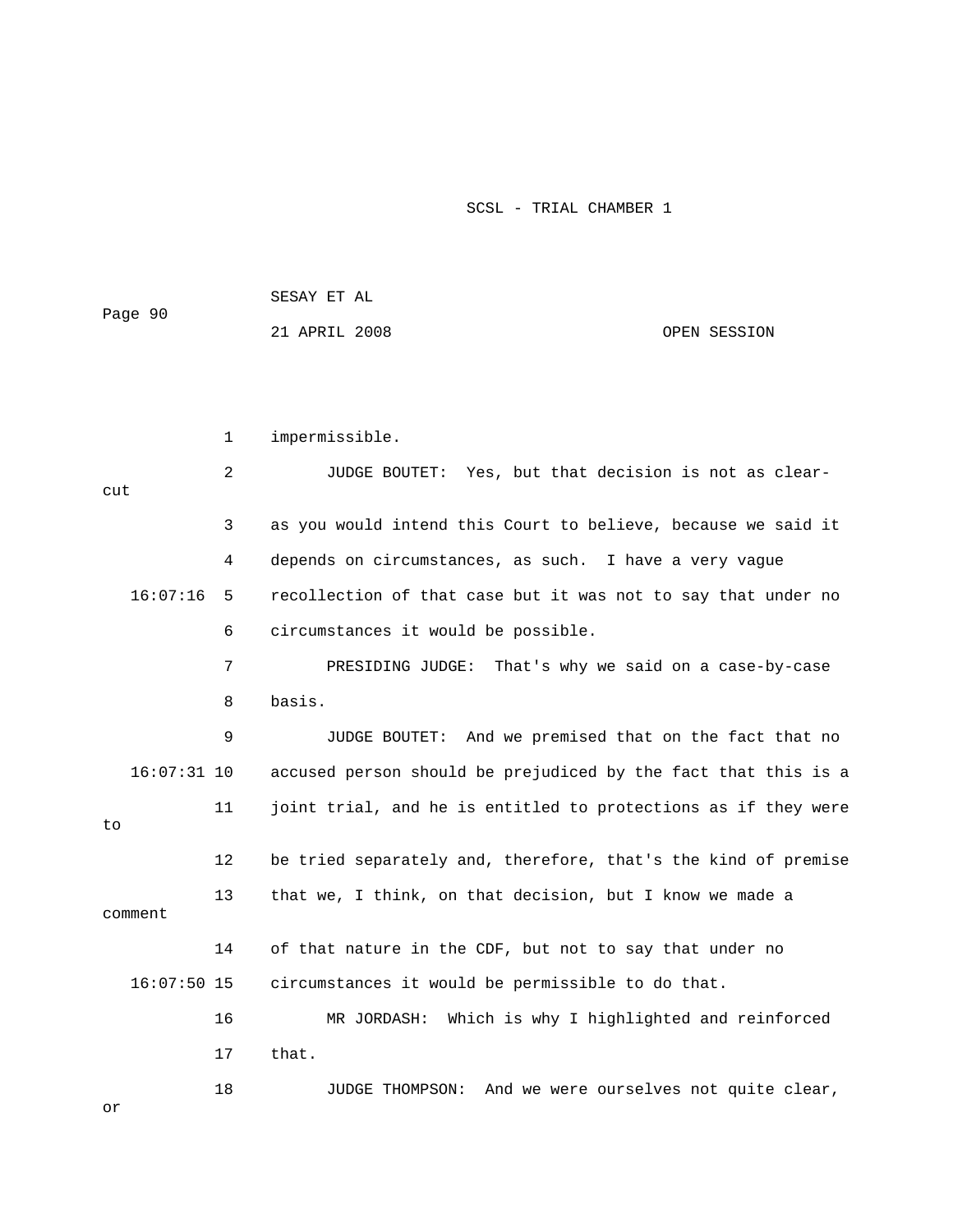impermissible.

JUDGE BOUTET: Yes, but that decision is not as clear-cut as you would intend this Court to believe, because we said it depends on circumstances, as such. I have a very vague recollection of that case but it was not to say that under no circumstances it would be possible.

PRESIDING JUDGE: That's why we said on a case-by-case basis.

JUDGE BOUTET: And we premised that on the fact that no accused person should be prejudiced by the fact that this is a joint trial, and he is entitled to protections as if they were to be tried separately and, therefore, that's the kind of premise that we, I think, on that decision, but I know we made a comment of that nature in the CDF, but not to say that under no circumstances it would be permissible to do that.

MR JORDASH: Which is why I highlighted and reinforced that.

JUDGE THOMPSON: And we were ourselves not quite clear, or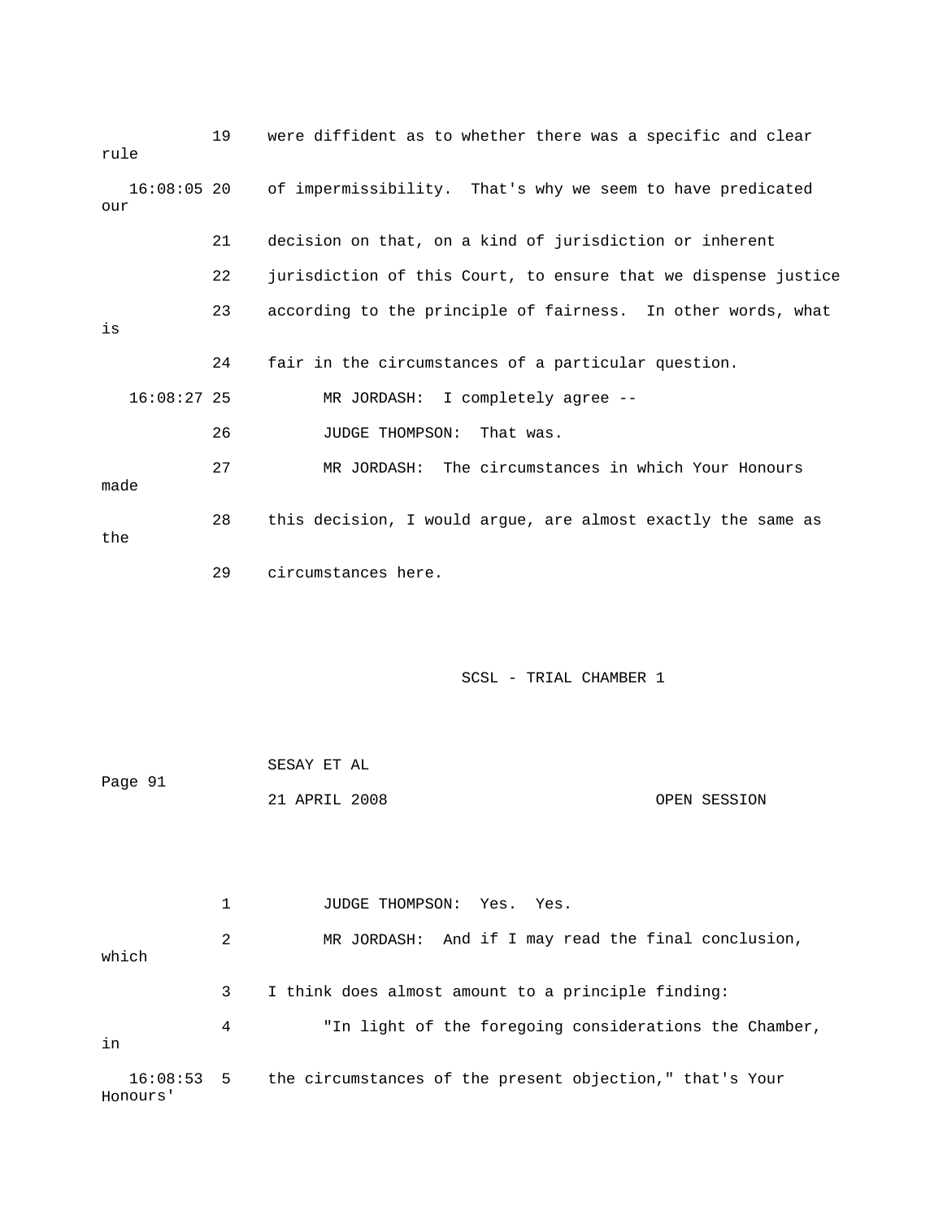19 were diffident as to whether there was a specific and clear rule

16:08:05 20 of impermissibility. That's why we seem to have predicated our

21 decision on that, on a kind of jurisdiction or inherent

22 jurisdiction of this Court, to ensure that we dispense justice

23 according to the principle of fairness. In other words, what is

24 fair in the circumstances of a particular question.

16:08:27 25 MR JORDASH: I completely agree --

26 JUDGE THOMPSON: That was.

27 MR JORDASH: The circumstances in which Your Honours made

28 this decision, I would argue, are almost exactly the same as the

29 circumstances here.

1 JUDGE THOMPSON: Yes. Yes.

2 MR JORDASH: And if I may read the final conclusion, which

3 I think does almost amount to a principle finding:

4 "In light of the foregoing considerations the Chamber, in

16:08:53 5 the circumstances of the present objection," that's Your Honours'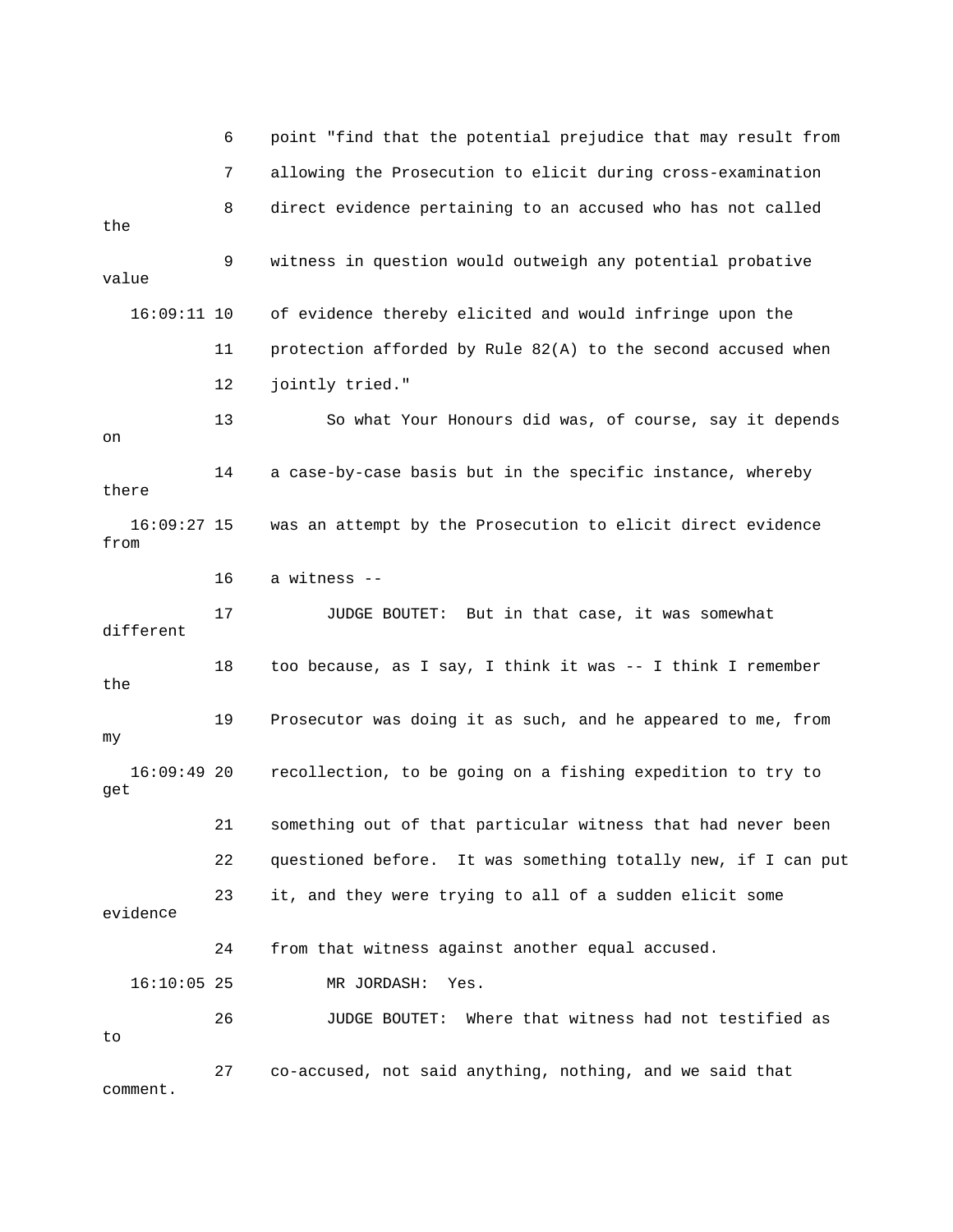6 point "find that the potential prejudice that may result from
7 allowing the Prosecution to elicit during cross-examination
8 direct evidence pertaining to an accused who has not called the
9 witness in question would outweigh any potential probative value
16:09:11 10 of evidence thereby elicited and would infringe upon the
11 protection afforded by Rule 82(A) to the second accused when
12 jointly tried."
13 So what Your Honours did was, of course, say it depends on
14 a case-by-case basis but in the specific instance, whereby there
16:09:27 15 was an attempt by the Prosecution to elicit direct evidence from
16 a witness --
17 JUDGE BOUTET: But in that case, it was somewhat different
18 too because, as I say, I think it was -- I think I remember the
19 Prosecutor was doing it as such, and he appeared to me, from my
16:09:49 20 recollection, to be going on a fishing expedition to try to get
21 something out of that particular witness that had never been
22 questioned before. It was something totally new, if I can put
23 it, and they were trying to all of a sudden elicit some evidence
24 from that witness against another equal accused.
16:10:05 25 MR JORDASH: Yes.
26 JUDGE BOUTET: Where that witness had not testified as to
27 co-accused, not said anything, nothing, and we said that comment.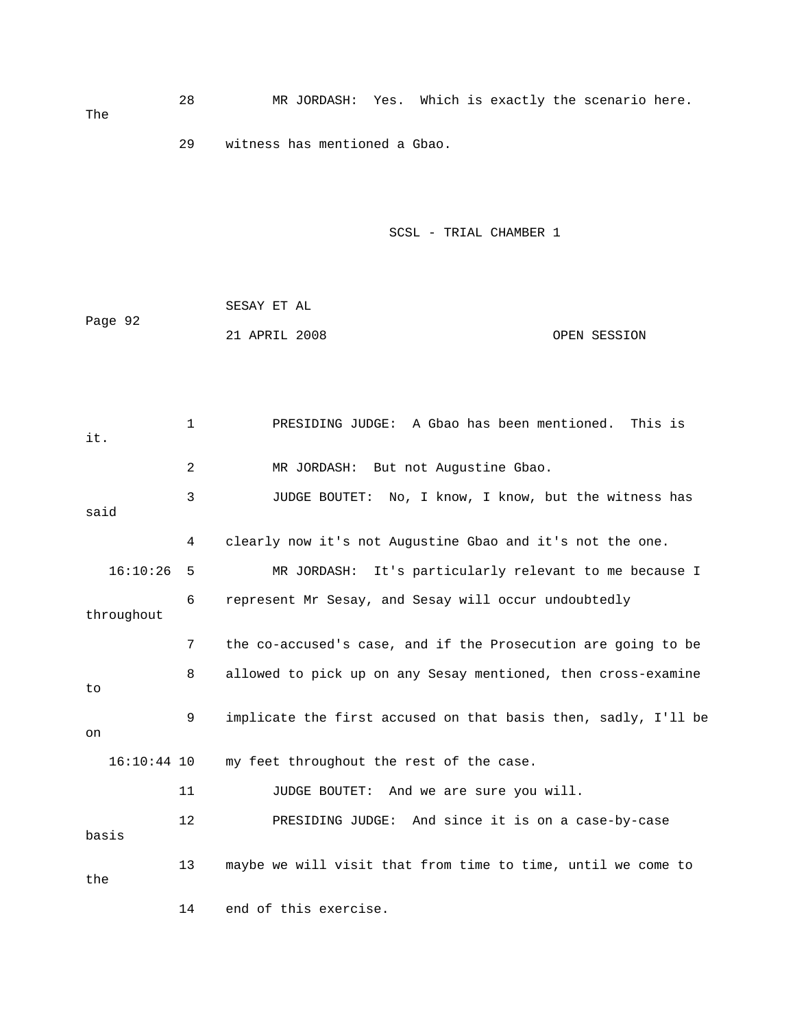28 MR JORDASH: Yes. Which is exactly the scenario here. The

29 witness has mentioned a Gbao.

1 PRESIDING JUDGE: A Gbao has been mentioned. This is it.

2 MR JORDASH: But not Augustine Gbao.

3 JUDGE BOUTET: No, I know, I know, but the witness has said

4 clearly now it's not Augustine Gbao and it's not the one.

16:10:26 5 MR JORDASH: It's particularly relevant to me because I

6 represent Mr Sesay, and Sesay will occur undoubtedly throughout

7 the co-accused's case, and if the Prosecution are going to be

8 allowed to pick up on any Sesay mentioned, then cross-examine to

9 implicate the first accused on that basis then, sadly, I'll be on

16:10:44 10 my feet throughout the rest of the case.

11 JUDGE BOUTET: And we are sure you will.

12 PRESIDING JUDGE: And since it is on a case-by-case basis

13 maybe we will visit that from time to time, until we come to the

14 end of this exercise.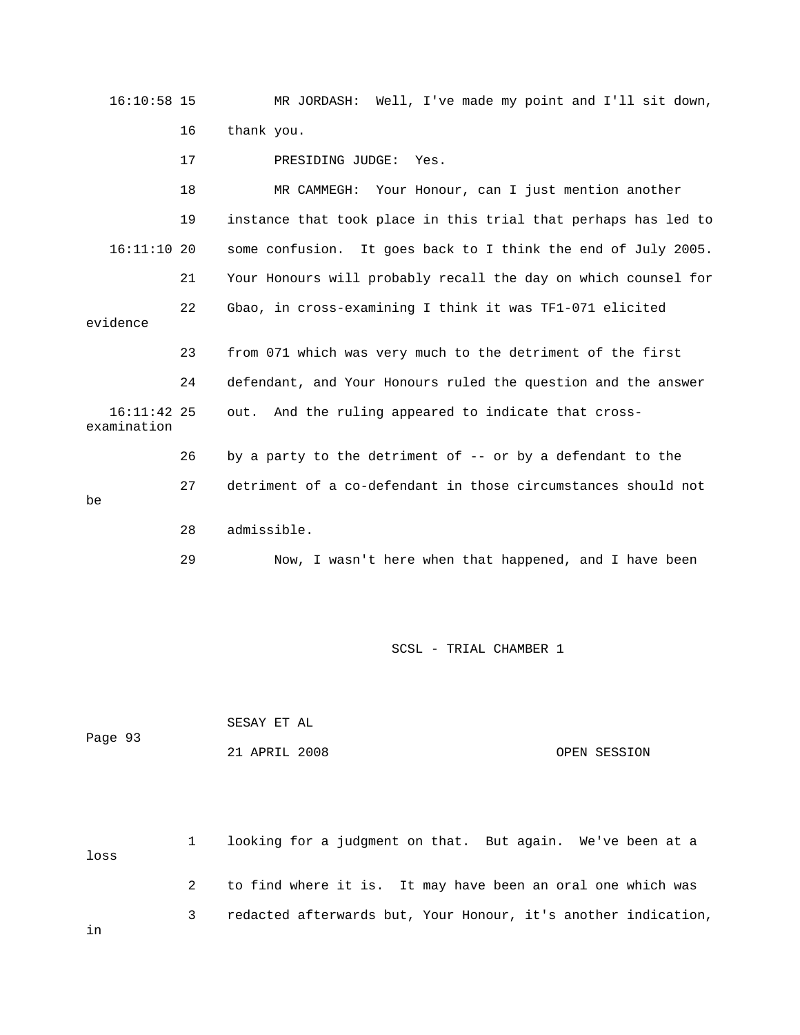16:10:58 15 MR JORDASH: Well, I've made my point and I'll sit down,

16 thank you.

17 PRESIDING JUDGE: Yes.

18 MR CAMMEGH: Your Honour, can I just mention another

19 instance that took place in this trial that perhaps has led to

16:11:10 20 some confusion. It goes back to I think the end of July 2005.

21 Your Honours will probably recall the day on which counsel for

22 Gbao, in cross-examining I think it was TF1-071 elicited evidence

23 from 071 which was very much to the detriment of the first

24 defendant, and Your Honours ruled the question and the answer

16:11:42 25 out. And the ruling appeared to indicate that cross-examination

26 by a party to the detriment of -- or by a defendant to the

27 detriment of a co-defendant in those circumstances should not be

28 admissible.

29 Now, I wasn't here when that happened, and I have been

1 looking for a judgment on that. But again. We've been at a loss

2 to find where it is. It may have been an oral one which was

3 redacted afterwards but, Your Honour, it's another indication, in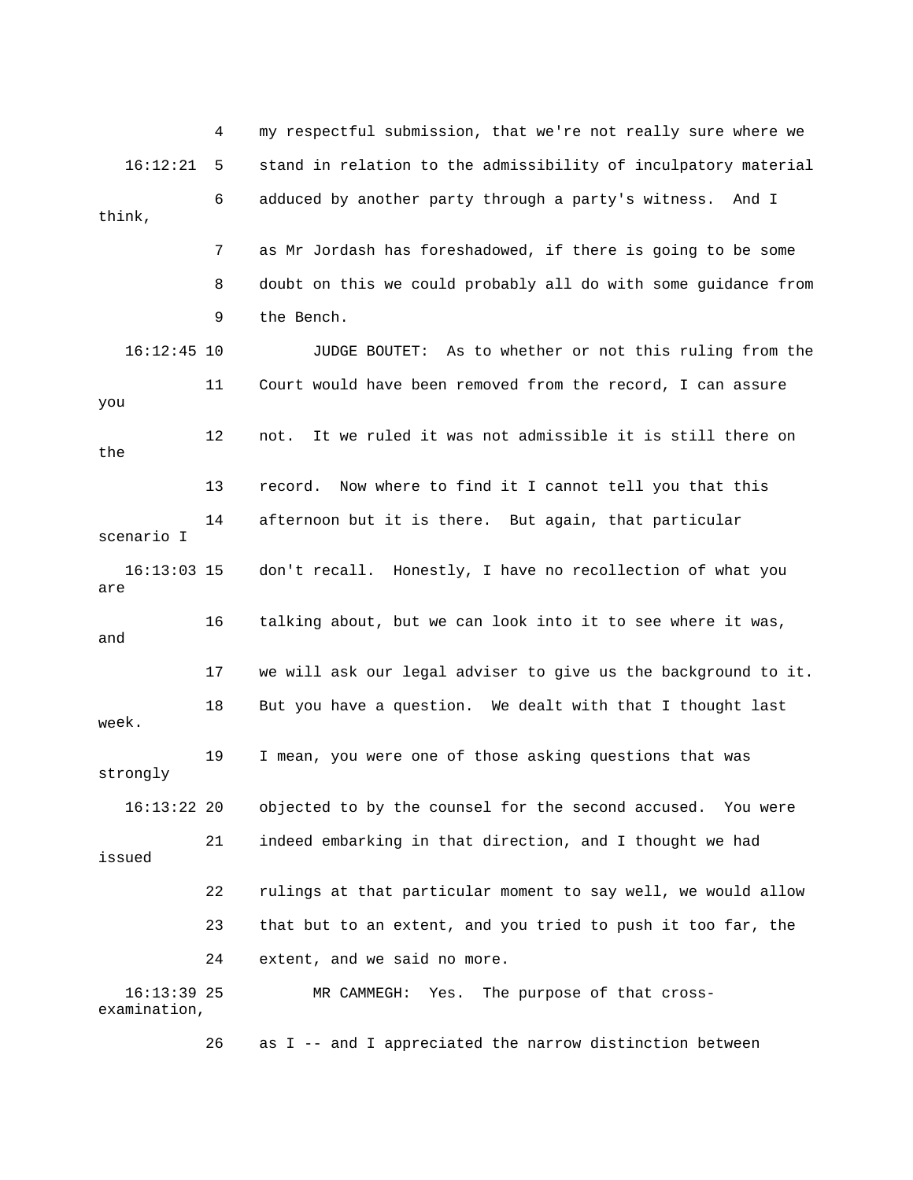4 my respectful submission, that we're not really sure where we

16:12:21 5 stand in relation to the admissibility of inculpatory material

6 adduced by another party through a party's witness. And I think,

7 as Mr Jordash has foreshadowed, if there is going to be some

8 doubt on this we could probably all do with some guidance from

9 the Bench.

16:12:45 10 JUDGE BOUTET: As to whether or not this ruling from the

11 Court would have been removed from the record, I can assure you

12 not. It we ruled it was not admissible it is still there on the

13 record. Now where to find it I cannot tell you that this

14 afternoon but it is there. But again, that particular scenario I

16:13:03 15 don't recall. Honestly, I have no recollection of what you are

16 talking about, but we can look into it to see where it was, and

17 we will ask our legal adviser to give us the background to it.

18 But you have a question. We dealt with that I thought last week.

19 I mean, you were one of those asking questions that was strongly

16:13:22 20 objected to by the counsel for the second accused. You were

21 indeed embarking in that direction, and I thought we had issued

22 rulings at that particular moment to say well, we would allow

23 that but to an extent, and you tried to push it too far, the

24 extent, and we said no more.

16:13:39 25 MR CAMMEGH: Yes. The purpose of that cross-examination,

26 as I -- and I appreciated the narrow distinction between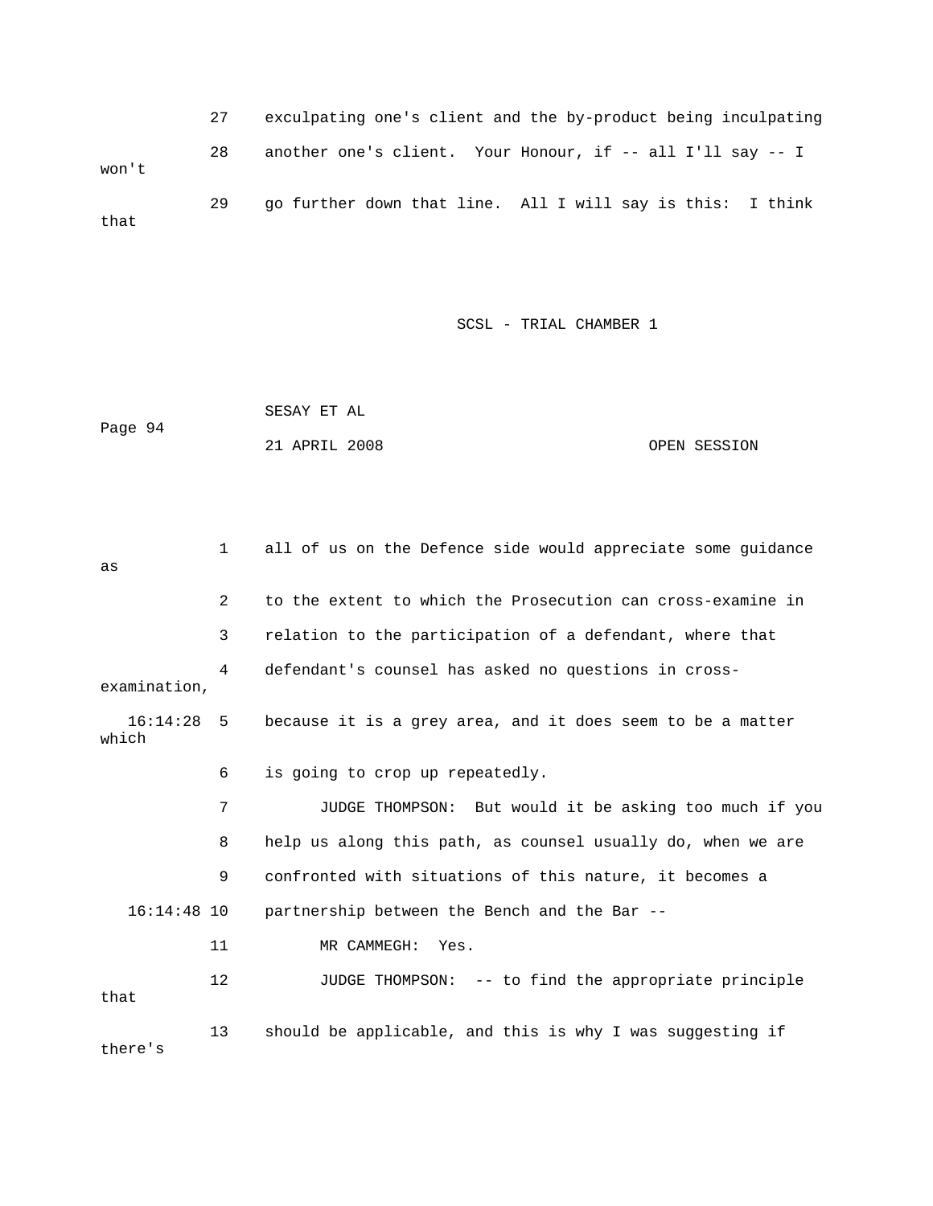27 exculpating one's client and the by-product being inculpating

28 another one's client. Your Honour, if -- all I'll say -- I won't

29 go further down that line. All I will say is this: I think that

1 all of us on the Defence side would appreciate some guidance as

2 to the extent to which the Prosecution can cross-examine in

3 relation to the participation of a defendant, where that

4 defendant's counsel has asked no questions in cross-examination,

16:14:28 5 because it is a grey area, and it does seem to be a matter which

6 is going to crop up repeatedly.

7 JUDGE THOMPSON: But would it be asking too much if you

8 help us along this path, as counsel usually do, when we are

9 confronted with situations of this nature, it becomes a

16:14:48 10 partnership between the Bench and the Bar --

11 MR CAMMEGH: Yes.

12 JUDGE THOMPSON: -- to find the appropriate principle that

13 should be applicable, and this is why I was suggesting if there's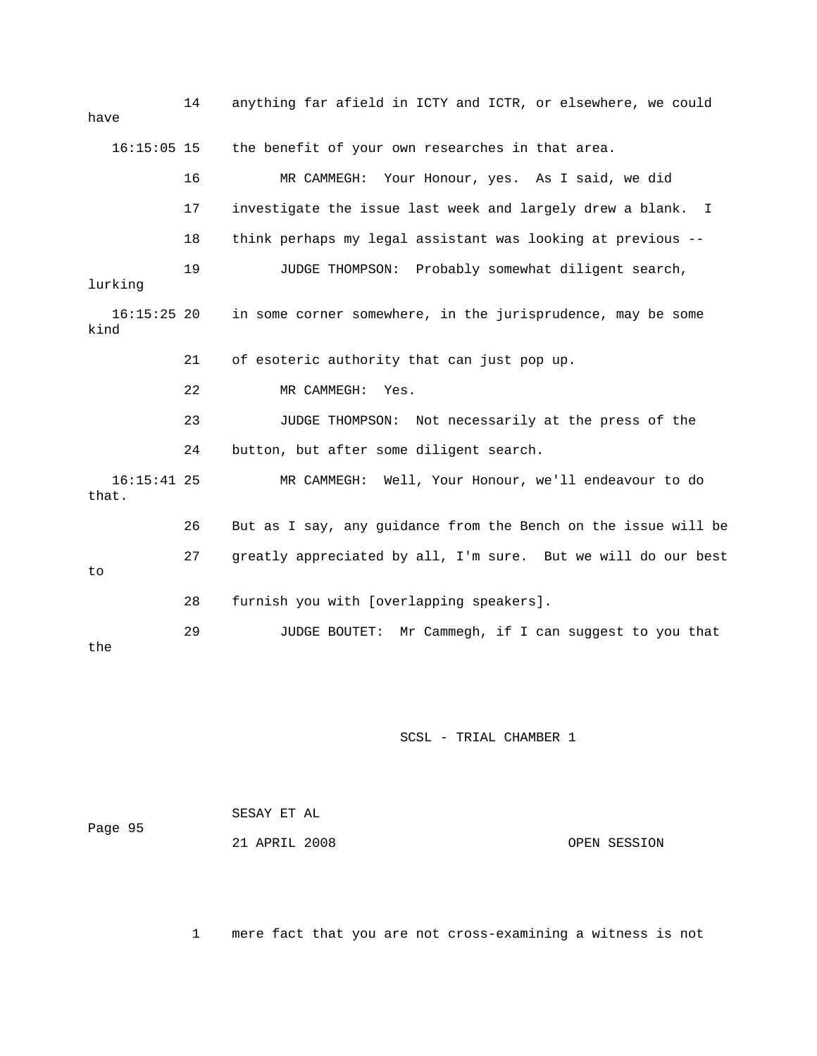14 anything far afield in ICTY and ICTR, or elsewhere, we could have

16:15:05 15 the benefit of your own researches in that area.

16 MR CAMMEGH: Your Honour, yes. As I said, we did

17 investigate the issue last week and largely drew a blank. I

18 think perhaps my legal assistant was looking at previous --

19 JUDGE THOMPSON: Probably somewhat diligent search, lurking

16:15:25 20 in some corner somewhere, in the jurisprudence, may be some kind

21 of esoteric authority that can just pop up.

22 MR CAMMEGH: Yes.

23 JUDGE THOMPSON: Not necessarily at the press of the

24 button, but after some diligent search.

16:15:41 25 MR CAMMEGH: Well, Your Honour, we'll endeavour to do that.

26 But as I say, any guidance from the Bench on the issue will be

27 greatly appreciated by all, I'm sure. But we will do our best to

28 furnish you with [overlapping speakers].

29 JUDGE BOUTET: Mr Cammegh, if I can suggest to you that the

1 mere fact that you are not cross-examining a witness is not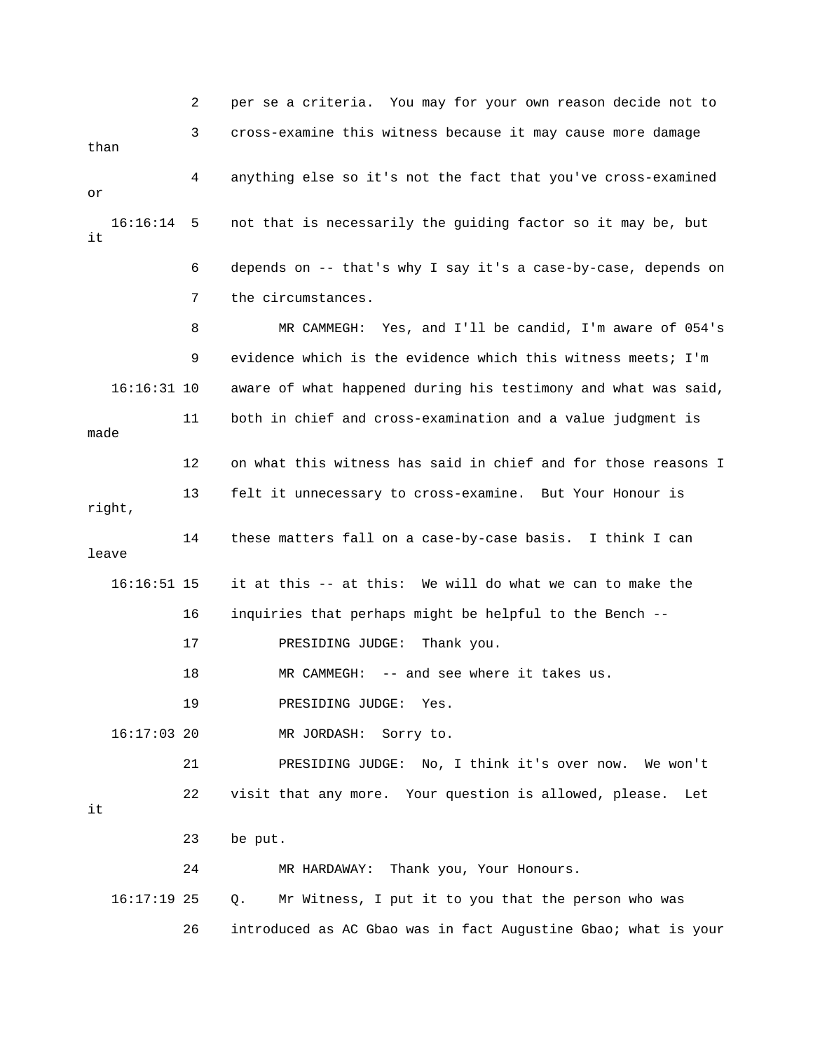per se a criteria. You may for your own reason decide not to cross-examine this witness because it may cause more damage than anything else so it's not the fact that you've cross-examined or not that is necessarily the guiding factor so it may be, but it depends on -- that's why I say it's a case-by-case, depends on the circumstances.

MR CAMMEGH: Yes, and I'll be candid, I'm aware of 054's evidence which is the evidence which this witness meets; I'm aware of what happened during his testimony and what was said, both in chief and cross-examination and a value judgment is made on what this witness has said in chief and for those reasons I felt it unnecessary to cross-examine. But Your Honour is right, these matters fall on a case-by-case basis. I think I can leave it at this -- at this: We will do what we can to make the inquiries that perhaps might be helpful to the Bench --

PRESIDING JUDGE: Thank you.

MR CAMMEGH: -- and see where it takes us.

PRESIDING JUDGE: Yes.

MR JORDASH: Sorry to.

PRESIDING JUDGE: No, I think it's over now. We won't visit that any more. Your question is allowed, please. Let it be put.

MR HARDAWAY: Thank you, Your Honours.

Q. Mr Witness, I put it to you that the person who was introduced as AC Gbao was in fact Augustine Gbao; what is your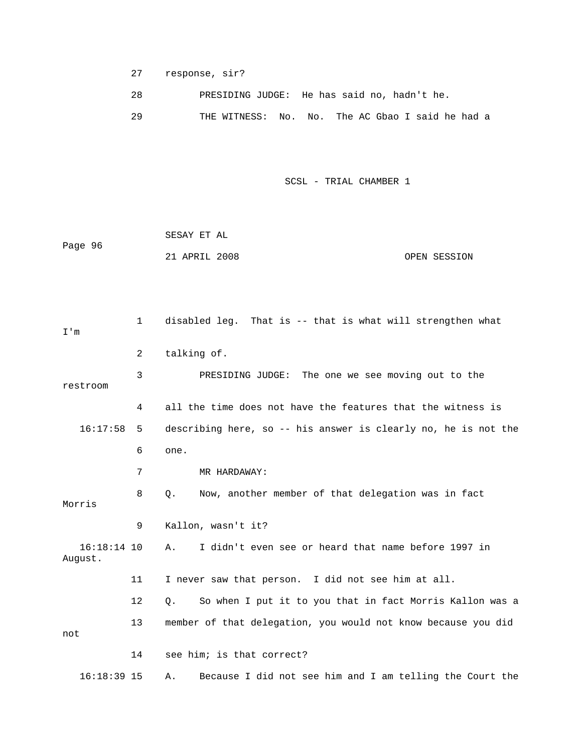27 response, sir?

28 PRESIDING JUDGE: He has said no, hadn't he.

29 THE WITNESS: No. No. The AC Gbao I said he had a

1 disabled leg. That is -- that is what will strengthen what I'm

2 talking of.

3 PRESIDING JUDGE: The one we see moving out to the restroom

4 all the time does not have the features that the witness is

16:17:58 5 describing here, so -- his answer is clearly no, he is not the

6 one.

7 MR HARDAWAY:

8 Q. Now, another member of that delegation was in fact Morris

9 Kallon, wasn't it?

16:18:14 10 A. I didn't even see or heard that name before 1997 in August.

11 I never saw that person. I did not see him at all.

12 Q. So when I put it to you that in fact Morris Kallon was a

13 member of that delegation, you would not know because you did not

14 see him; is that correct?

16:18:39 15 A. Because I did not see him and I am telling the Court the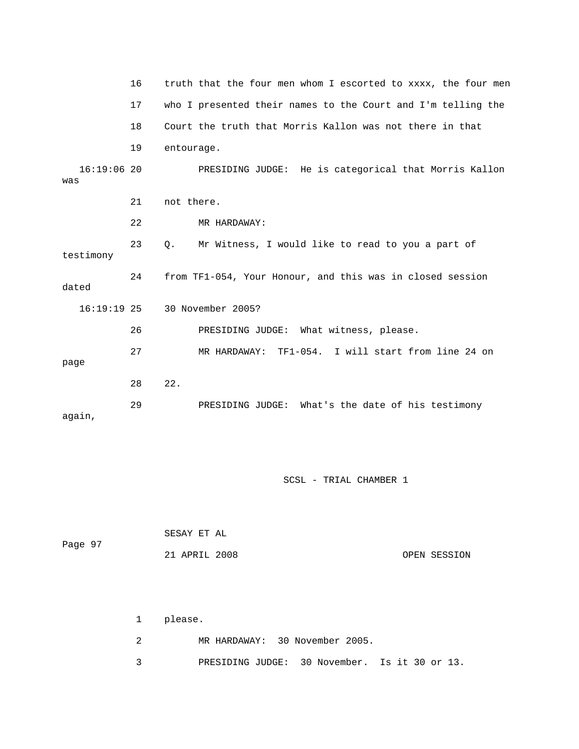16 truth that the four men whom I escorted to xxxx, the four men

17 who I presented their names to the Court and I'm telling the

18 Court the truth that Morris Kallon was not there in that

19 entourage.

16:19:06 20 PRESIDING JUDGE: He is categorical that Morris Kallon was

21 not there.

22 MR HARDAWAY:

23 Q. Mr Witness, I would like to read to you a part of testimony

24 from TF1-054, Your Honour, and this was in closed session dated

16:19:19 25 30 November 2005?

26 PRESIDING JUDGE: What witness, please.

27 MR HARDAWAY: TF1-054. I will start from line 24 on page

28 22.

29 PRESIDING JUDGE: What's the date of his testimony again,

1 please.

2 MR HARDAWAY: 30 November 2005.

3 PRESIDING JUDGE: 30 November. Is it 30 or 13.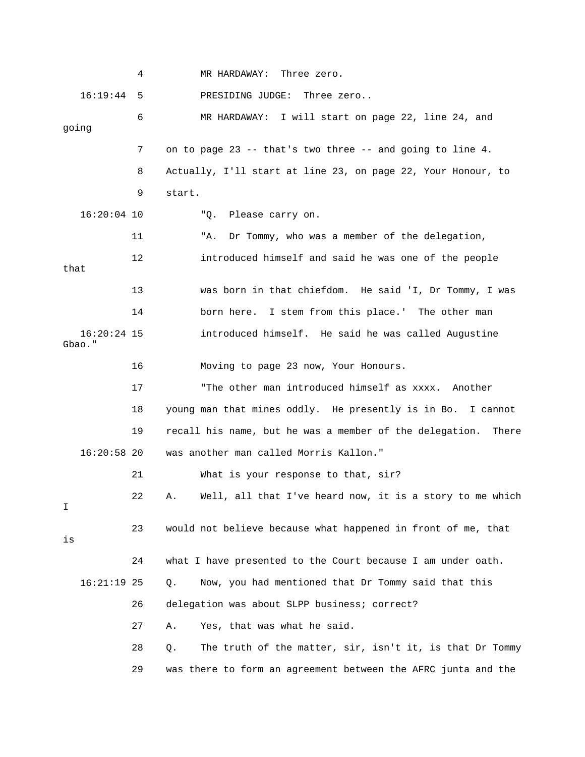4 MR HARDAWAY: Three zero.

16:19:44 5 PRESIDING JUDGE: Three zero..

6 MR HARDAWAY: I will start on page 22, line 24, and going

7 on to page 23 -- that's two three -- and going to line 4.

8 Actually, I'll start at line 23, on page 22, Your Honour, to

9 start.

16:20:04 10 "Q. Please carry on.

11 "A. Dr Tommy, who was a member of the delegation,

12 introduced himself and said he was one of the people that

13 was born in that chiefdom. He said 'I, Dr Tommy, I was

14 born here. I stem from this place.' The other man

16:20:24 15 introduced himself. He said he was called Augustine Gbao."

16 Moving to page 23 now, Your Honours.

17 "The other man introduced himself as xxxx. Another

18 young man that mines oddly. He presently is in Bo. I cannot

19 recall his name, but he was a member of the delegation. There

16:20:58 20 was another man called Morris Kallon."

21 What is your response to that, sir?

22 A. Well, all that I've heard now, it is a story to me which I

23 would not believe because what happened in front of me, that is

24 what I have presented to the Court because I am under oath.

16:21:19 25 Q. Now, you had mentioned that Dr Tommy said that this

26 delegation was about SLPP business; correct?

27 A. Yes, that was what he said.

28 Q. The truth of the matter, sir, isn't it, is that Dr Tommy

29 was there to form an agreement between the AFRC junta and the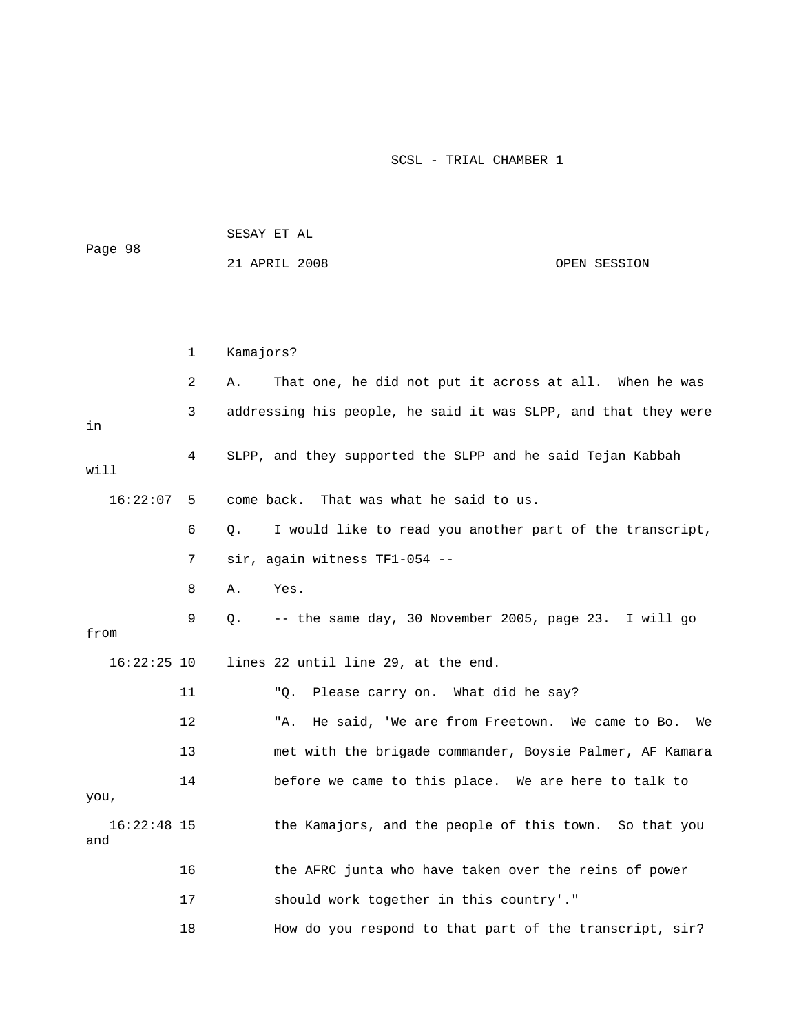1 Kamajors?

2 A. That one, he did not put it across at all. When he was

3 addressing his people, he said it was SLPP, and that they were in

4 SLPP, and they supported the SLPP and he said Tejan Kabbah will

16:22:07 5 come back. That was what he said to us.

6 Q. I would like to read you another part of the transcript,

7 sir, again witness TF1-054 --

8 A. Yes.

9 Q. -- the same day, 30 November 2005, page 23. I will go from

16:22:25 10 lines 22 until line 29, at the end.

11 "Q. Please carry on. What did he say?

12 "A. He said, 'We are from Freetown. We came to Bo. We

13 met with the brigade commander, Boysie Palmer, AF Kamara

14 before we came to this place. We are here to talk to you,

16:22:48 15 the Kamajors, and the people of this town. So that you and

16 the AFRC junta who have taken over the reins of power

17 should work together in this country'."

18 How do you respond to that part of the transcript, sir?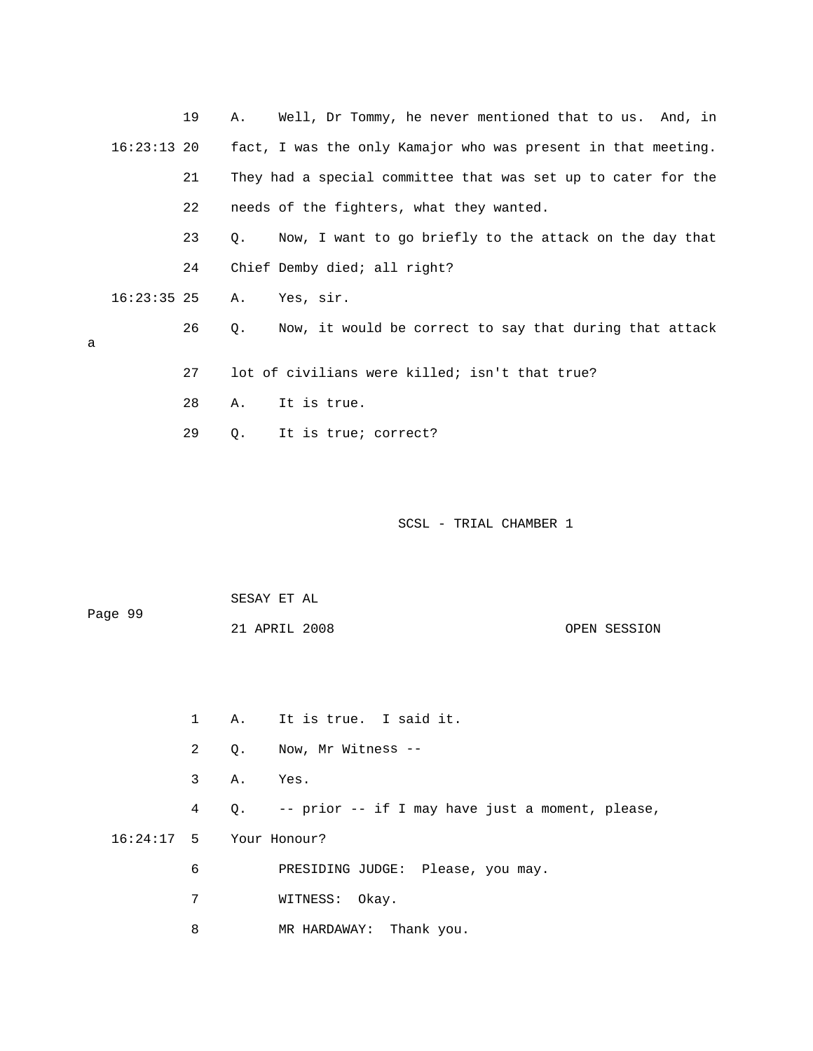19 A. Well, Dr Tommy, he never mentioned that to us. And, in

16:23:13 20 fact, I was the only Kamajor who was present in that meeting.

21 They had a special committee that was set up to cater for the

22 needs of the fighters, what they wanted.

23 Q. Now, I want to go briefly to the attack on the day that

24 Chief Demby died; all right?

16:23:35 25 A. Yes, sir.

26 Q. Now, it would be correct to say that during that attack a

27 lot of civilians were killed; isn't that true?

28 A. It is true.

29 Q. It is true; correct?

1 A. It is true. I said it.

2 Q. Now, Mr Witness --

3 A. Yes.

4 Q. -- prior -- if I may have just a moment, please,

16:24:17 5 Your Honour?

6 PRESIDING JUDGE: Please, you may.

7 WITNESS: Okay.

8 MR HARDAWAY: Thank you.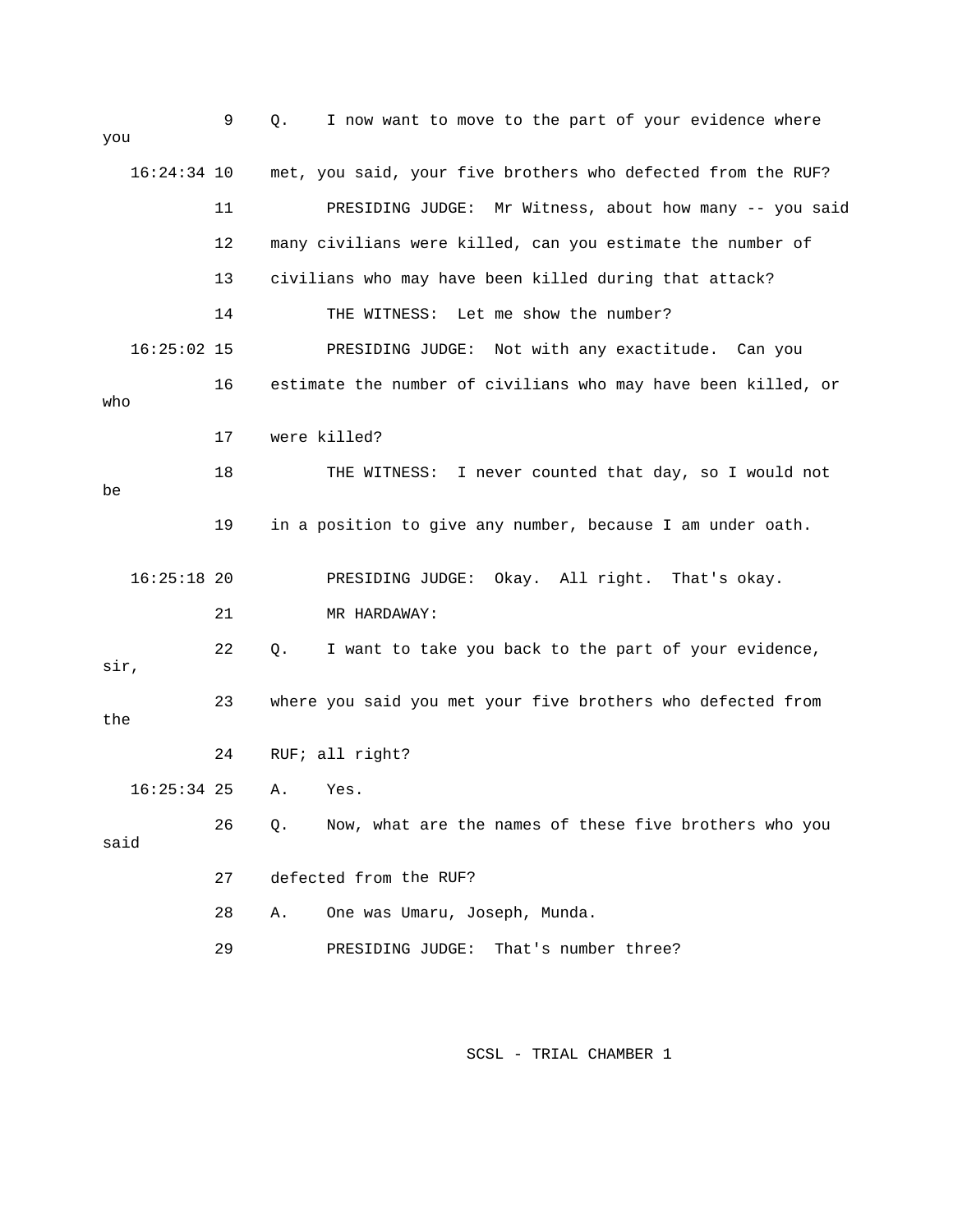9 Q. I now want to move to the part of your evidence where you

16:24:34 10 met, you said, your five brothers who defected from the RUF?

11 PRESIDING JUDGE: Mr Witness, about how many -- you said

12 many civilians were killed, can you estimate the number of

13 civilians who may have been killed during that attack?

14 THE WITNESS: Let me show the number?

16:25:02 15 PRESIDING JUDGE: Not with any exactitude. Can you

16 estimate the number of civilians who may have been killed, or who

17 were killed?

18 THE WITNESS: I never counted that day, so I would not be

19 in a position to give any number, because I am under oath.

16:25:18 20 PRESIDING JUDGE: Okay. All right. That's okay.

21 MR HARDAWAY:

22 Q. I want to take you back to the part of your evidence, sir,

23 where you said you met your five brothers who defected from the

24 RUF; all right?

16:25:34 25 A. Yes.

26 Q. Now, what are the names of these five brothers who you said

27 defected from the RUF?

28 A. One was Umaru, Joseph, Munda.

29 PRESIDING JUDGE: That's number three?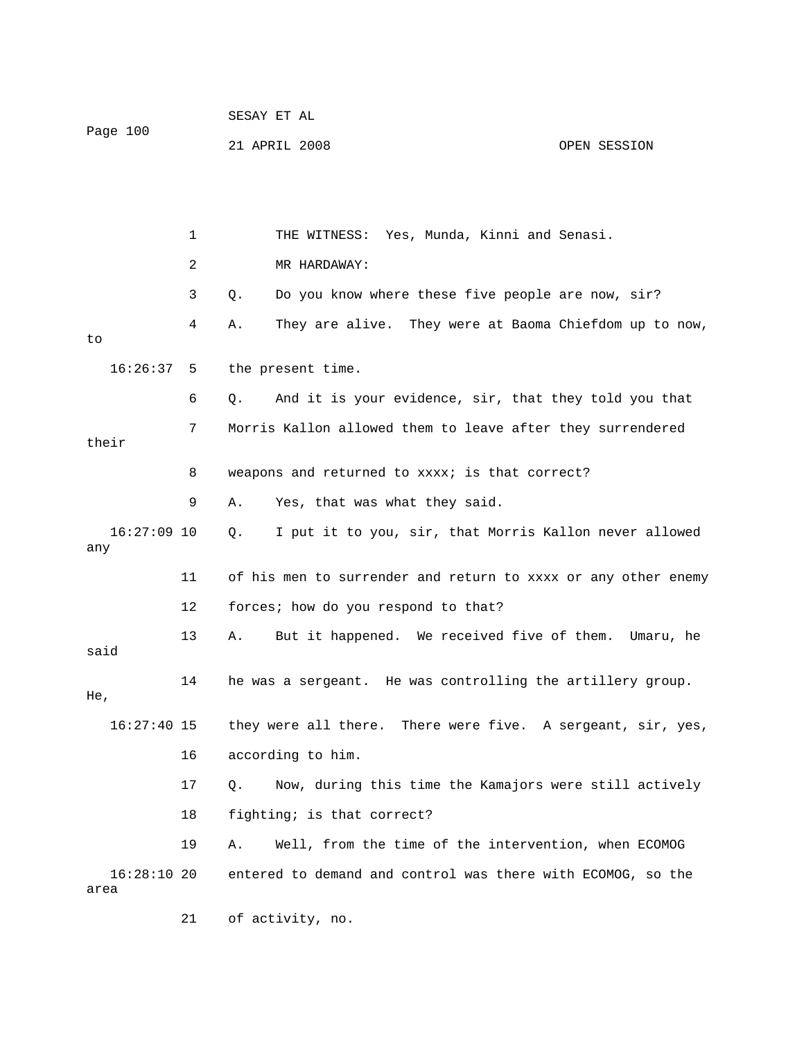THE WITNESS: Yes, Munda, Kinni and Senasi.

MR HARDAWAY:

Q. Do you know where these five people are now, sir?

A. They are alive. They were at Baoma Chiefdom up to now, to the present time.

Q. And it is your evidence, sir, that they told you that Morris Kallon allowed them to leave after they surrendered their weapons and returned to xxxx; is that correct?

A. Yes, that was what they said.

Q. I put it to you, sir, that Morris Kallon never allowed any of his men to surrender and return to xxxx or any other enemy forces; how do you respond to that?

A. But it happened. We received five of them. Umaru, he said he was a sergeant. He was controlling the artillery group. He, they were all there. There were five. A sergeant, sir, yes, according to him.

Q. Now, during this time the Kamajors were still actively fighting; is that correct?

A. Well, from the time of the intervention, when ECOMOG entered to demand and control was there with ECOMOG, so the area of activity, no.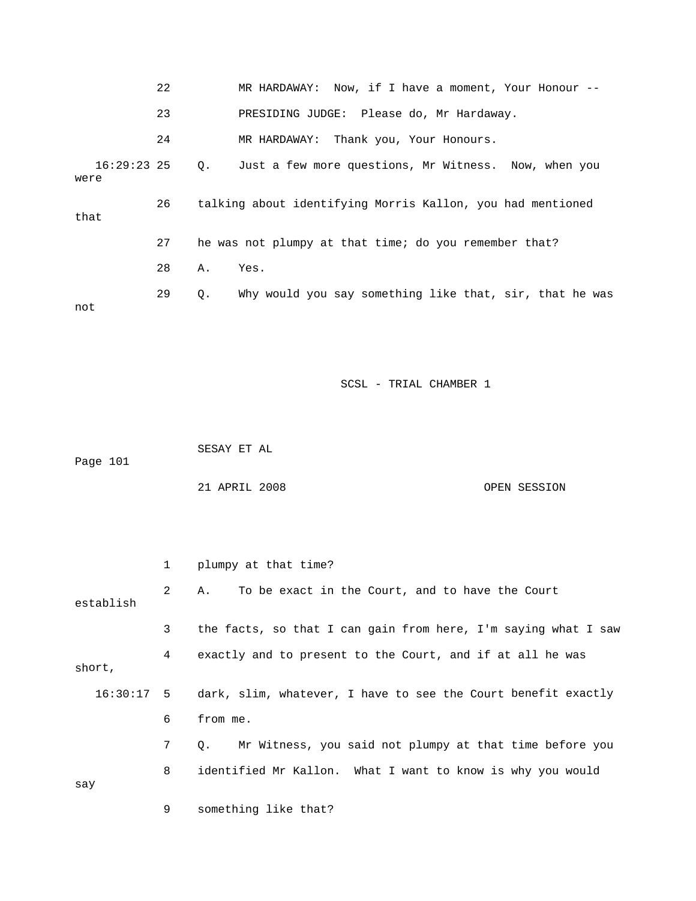22 MR HARDAWAY: Now, if I have a moment, Your Honour --

23 PRESIDING JUDGE: Please do, Mr Hardaway.

24 MR HARDAWAY: Thank you, Your Honours.

16:29:23 25 Q. Just a few more questions, Mr Witness. Now, when you were

26 talking about identifying Morris Kallon, you had mentioned that

27 he was not plumpy at that time; do you remember that?

28 A. Yes.

29 Q. Why would you say something like that, sir, that he was not

SCSL - TRIAL CHAMBER 1

SESAY ET AL

Page 101

21 APRIL 2008 OPEN SESSION

1 plumpy at that time?

2 A. To be exact in the Court, and to have the Court establish

3 the facts, so that I can gain from here, I'm saying what I saw

4 exactly and to present to the Court, and if at all he was short,

16:30:17 5 dark, slim, whatever, I have to see the Court benefit exactly

6 from me.

7 Q. Mr Witness, you said not plumpy at that time before you

8 identified Mr Kallon. What I want to know is why you would say

9 something like that?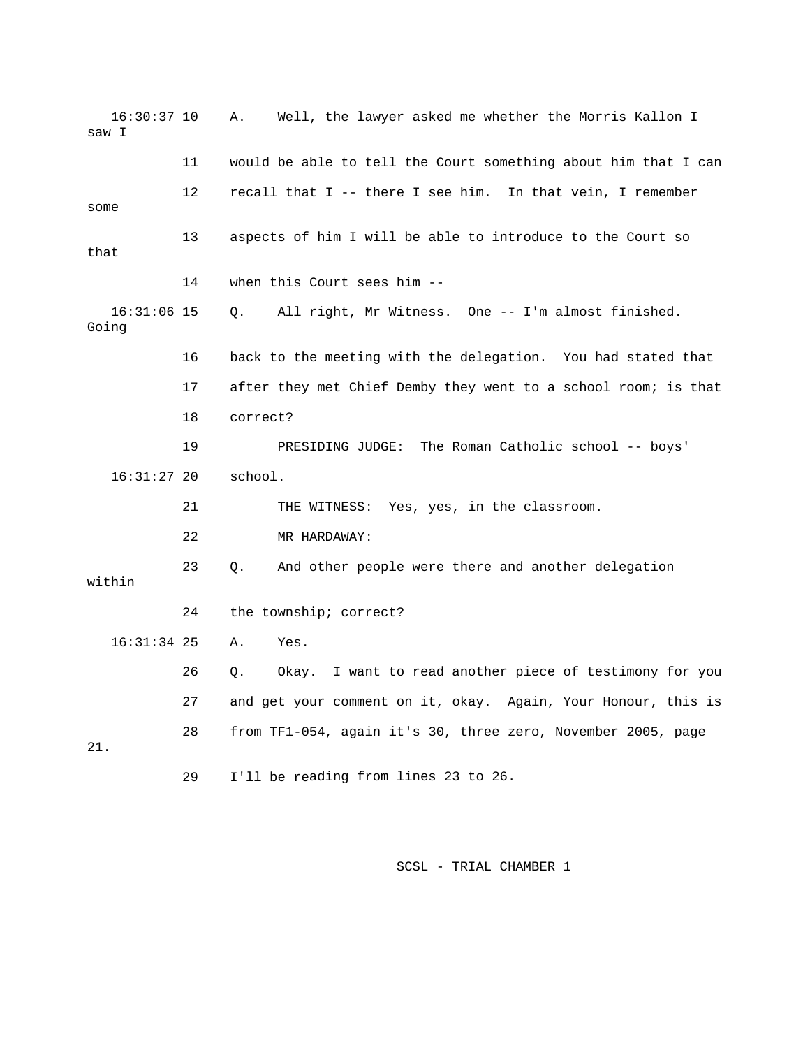16:30:37 10 A. Well, the lawyer asked me whether the Morris Kallon I saw I

11 would be able to tell the Court something about him that I can

12 recall that I -- there I see him. In that vein, I remember some

13 aspects of him I will be able to introduce to the Court so that

14 when this Court sees him --

16:31:06 15 Q. All right, Mr Witness. One -- I'm almost finished. Going

16 back to the meeting with the delegation. You had stated that

17 after they met Chief Demby they went to a school room; is that

18 correct?

19 PRESIDING JUDGE: The Roman Catholic school -- boys'

16:31:27 20 school.

21 THE WITNESS: Yes, yes, in the classroom.

22 MR HARDAWAY:

23 Q. And other people were there and another delegation within

24 the township; correct?

16:31:34 25 A. Yes.

26 Q. Okay. I want to read another piece of testimony for you

27 and get your comment on it, okay. Again, Your Honour, this is

28 from TF1-054, again it's 30, three zero, November 2005, page 21.

29 I'll be reading from lines 23 to 26.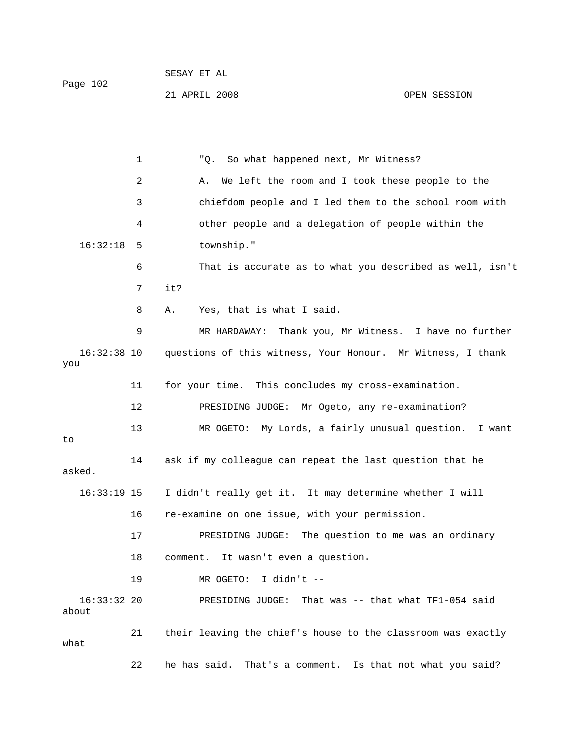"Q. So what happened next, Mr Witness?

A. We left the room and I took these people to the chiefdom people and I led them to the school room with other people and a delegation of people within the township."

That is accurate as to what you described as well, isn't it?

A. Yes, that is what I said.

MR HARDAWAY: Thank you, Mr Witness. I have no further questions of this witness, Your Honour. Mr Witness, I thank you for your time. This concludes my cross-examination.

PRESIDING JUDGE: Mr Ogeto, any re-examination?

MR OGETO: My Lords, a fairly unusual question. I want to ask if my colleague can repeat the last question that he asked. I didn't really get it. It may determine whether I will re-examine on one issue, with your permission.

PRESIDING JUDGE: The question to me was an ordinary comment. It wasn't even a question.

MR OGETO: I didn't --

PRESIDING JUDGE: That was -- that what TF1-054 said about their leaving the chief's house to the classroom was exactly what he has said. That's a comment. Is that not what you said?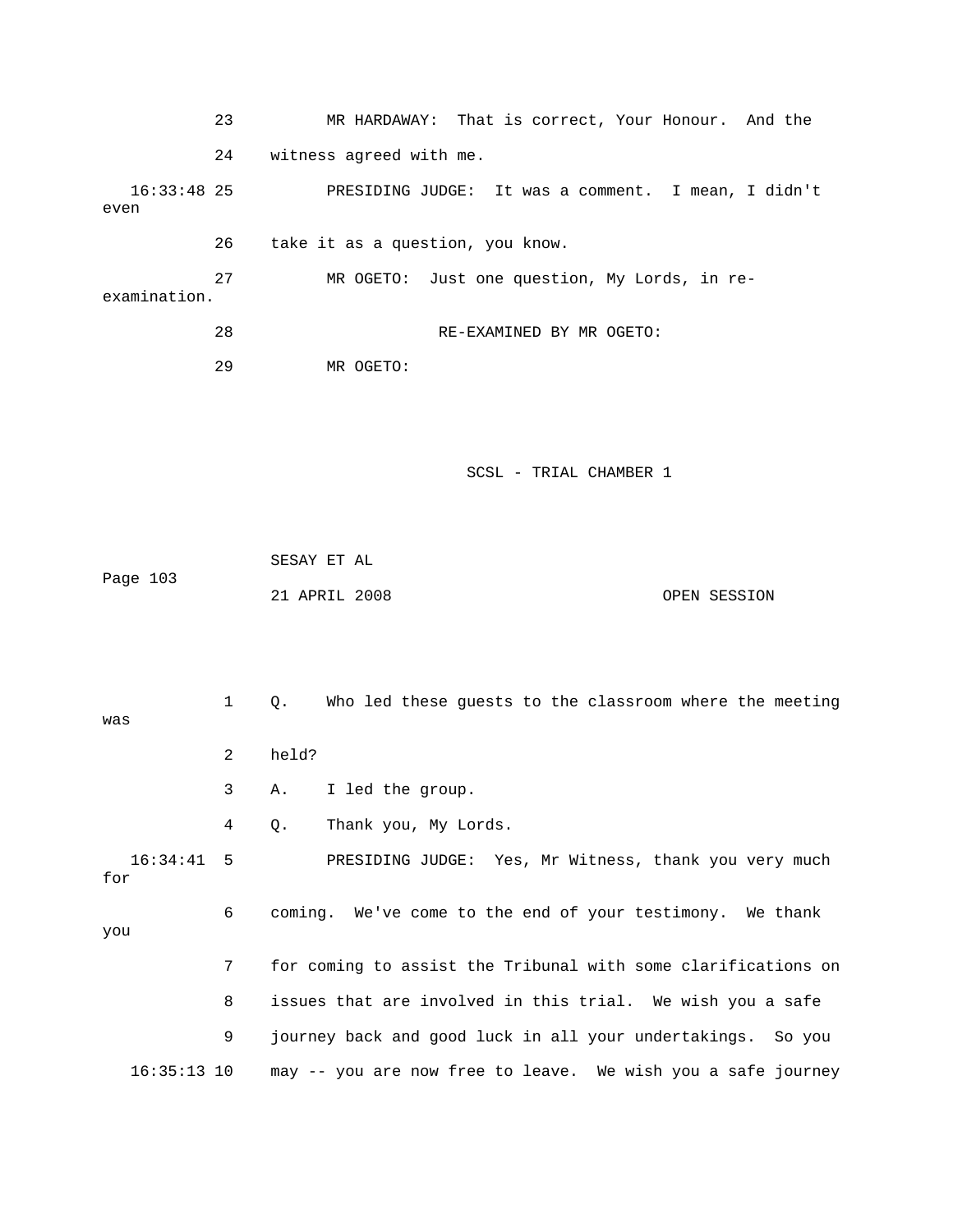23 MR HARDAWAY: That is correct, Your Honour. And the

24 witness agreed with me.

16:33:48 25 PRESIDING JUDGE: It was a comment. I mean, I didn't even

26 take it as a question, you know.

27 MR OGETO: Just one question, My Lords, in re-examination.

28 RE-EXAMINED BY MR OGETO:

29 MR OGETO:

1 Q. Who led these guests to the classroom where the meeting was

2 held?

3 A. I led the group.

4 Q. Thank you, My Lords.

16:34:41 5 PRESIDING JUDGE: Yes, Mr Witness, thank you very much for

6 coming. We've come to the end of your testimony. We thank you

7 for coming to assist the Tribunal with some clarifications on

8 issues that are involved in this trial. We wish you a safe

9 journey back and good luck in all your undertakings. So you

16:35:13 10 may -- you are now free to leave. We wish you a safe journey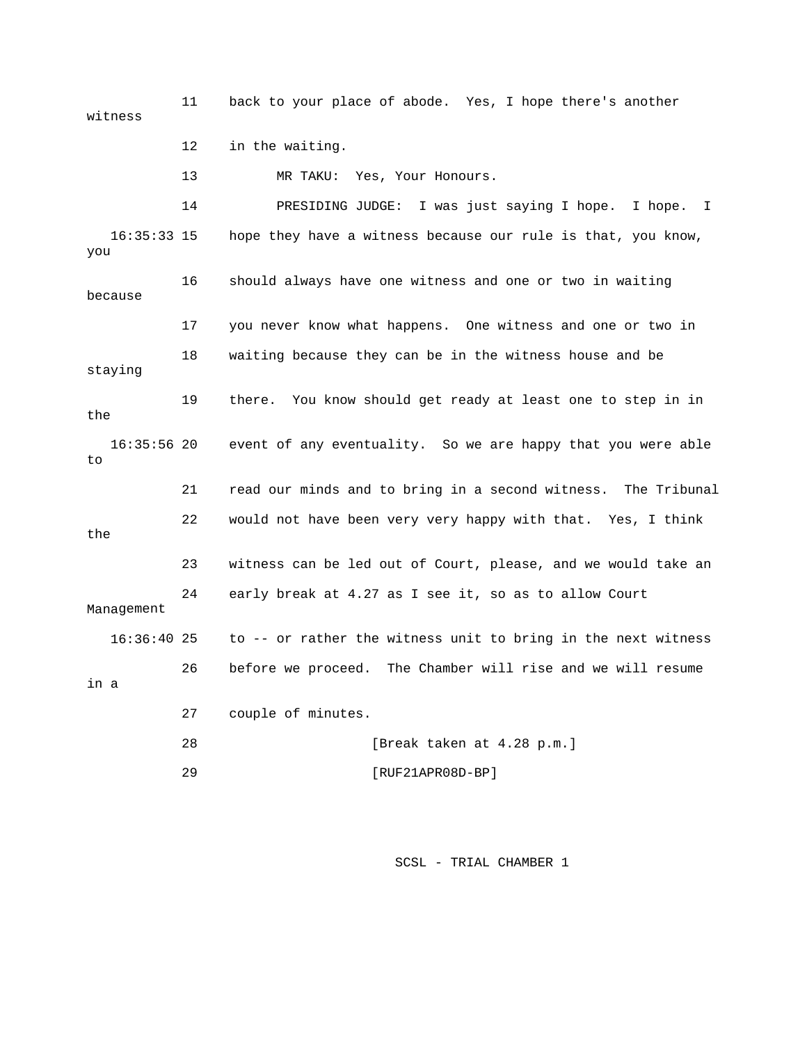11 back to your place of abode. Yes, I hope there's another witness

12 in the waiting.

13 MR TAKU: Yes, Your Honours.

14 PRESIDING JUDGE: I was just saying I hope. I hope. I

16:35:33 15 hope they have a witness because our rule is that, you know, you

16 should always have one witness and one or two in waiting because

17 you never know what happens. One witness and one or two in

18 waiting because they can be in the witness house and be staying

19 there. You know should get ready at least one to step in in the

16:35:56 20 event of any eventuality. So we are happy that you were able to

21 read our minds and to bring in a second witness. The Tribunal

22 would not have been very very happy with that. Yes, I think the

23 witness can be led out of Court, please, and we would take an

24 early break at 4.27 as I see it, so as to allow Court Management

16:36:40 25 to -- or rather the witness unit to bring in the next witness

26 before we proceed. The Chamber will rise and we will resume in a

27 couple of minutes.

28 [Break taken at 4.28 p.m.]

29 [RUF21APR08D-BP]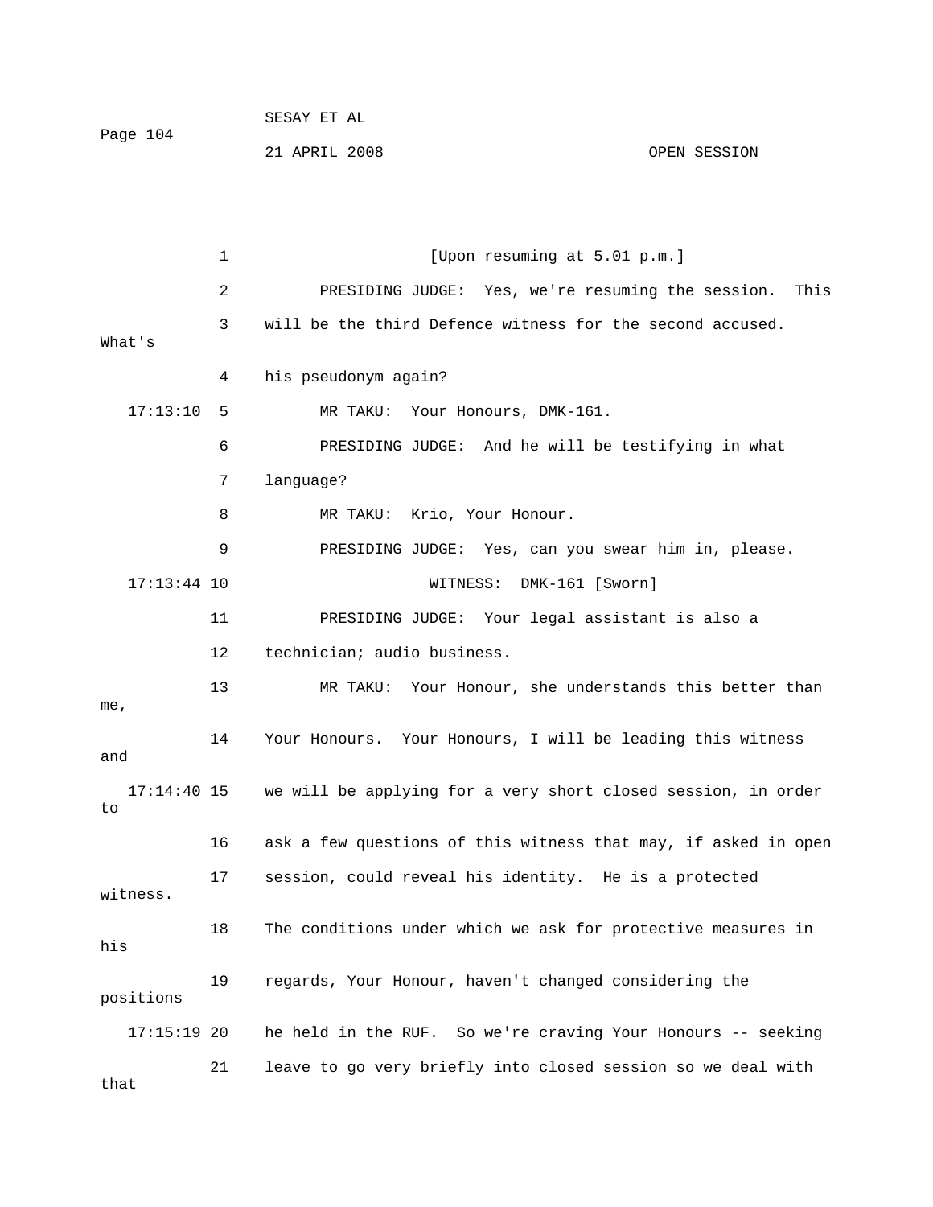1 [Upon resuming at 5.01 p.m.]

2 PRESIDING JUDGE: Yes, we're resuming the session. This

3 will be the third Defence witness for the second accused. What's

4 his pseudonym again?

17:13:10 5 MR TAKU: Your Honours, DMK-161.

6 PRESIDING JUDGE: And he will be testifying in what

7 language?

8 MR TAKU: Krio, Your Honour.

9 PRESIDING JUDGE: Yes, can you swear him in, please.

17:13:44 10 WITNESS: DMK-161 [Sworn]

11 PRESIDING JUDGE: Your legal assistant is also a

12 technician; audio business.

13 MR TAKU: Your Honour, she understands this better than me,

14 Your Honours. Your Honours, I will be leading this witness and

17:14:40 15 we will be applying for a very short closed session, in order to

16 ask a few questions of this witness that may, if asked in open

17 session, could reveal his identity. He is a protected witness.

18 The conditions under which we ask for protective measures in his

19 regards, Your Honour, haven't changed considering the positions

17:15:19 20 he held in the RUF. So we're craving Your Honours -- seeking

21 leave to go very briefly into closed session so we deal with that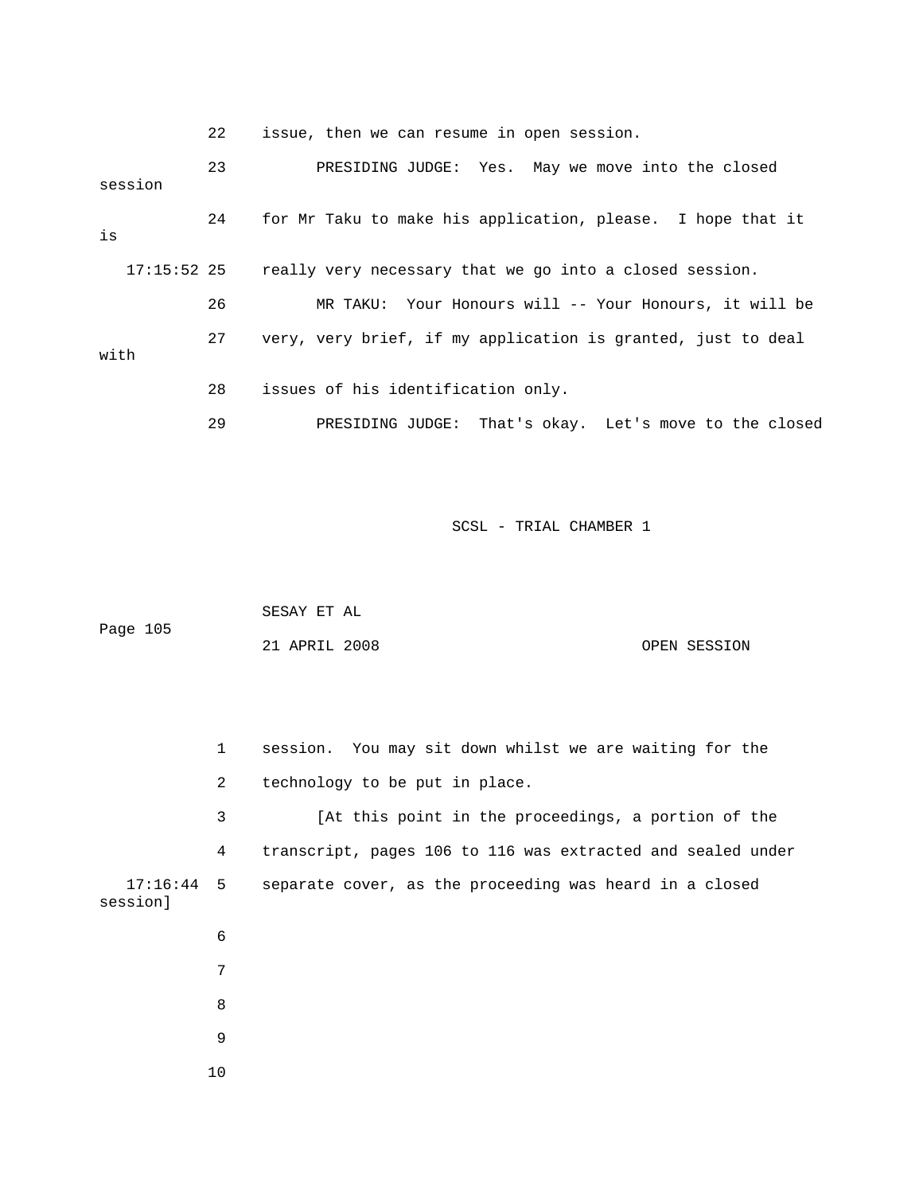22 issue, then we can resume in open session.

23 PRESIDING JUDGE: Yes. May we move into the closed session

24 for Mr Taku to make his application, please. I hope that it is

17:15:52 25 really very necessary that we go into a closed session.

26 MR TAKU: Your Honours will -- Your Honours, it will be

27 very, very brief, if my application is granted, just to deal with

28 issues of his identification only.

29 PRESIDING JUDGE: That's okay. Let's move to the closed

SCSL - TRIAL CHAMBER 1

SESAY ET AL

21 APRIL 2008 OPEN SESSION

1 session. You may sit down whilst we are waiting for the

2 technology to be put in place.

3 [At this point in the proceedings, a portion of the

4 transcript, pages 106 to 116 was extracted and sealed under

17:16:44 5 separate cover, as the proceeding was heard in a closed session]

6

7

8

9

10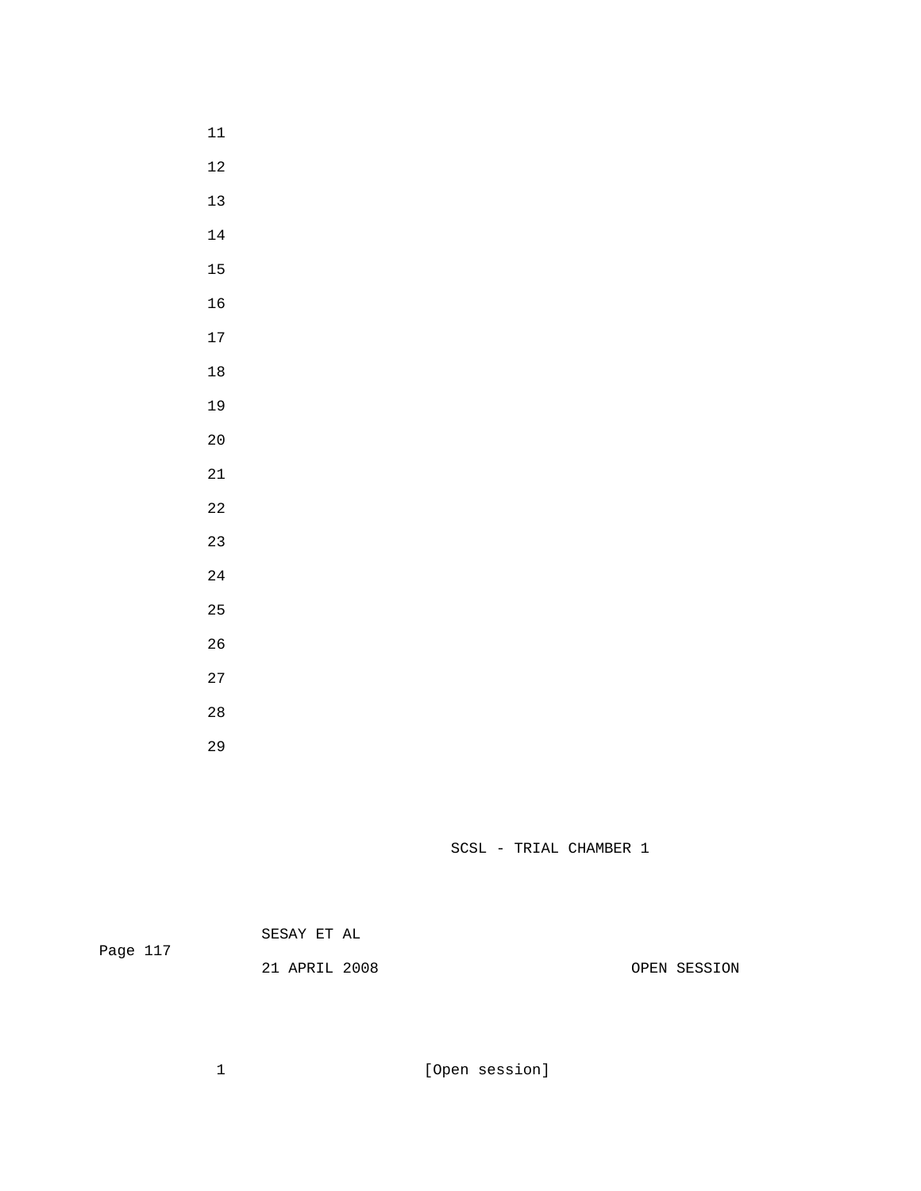[Open session]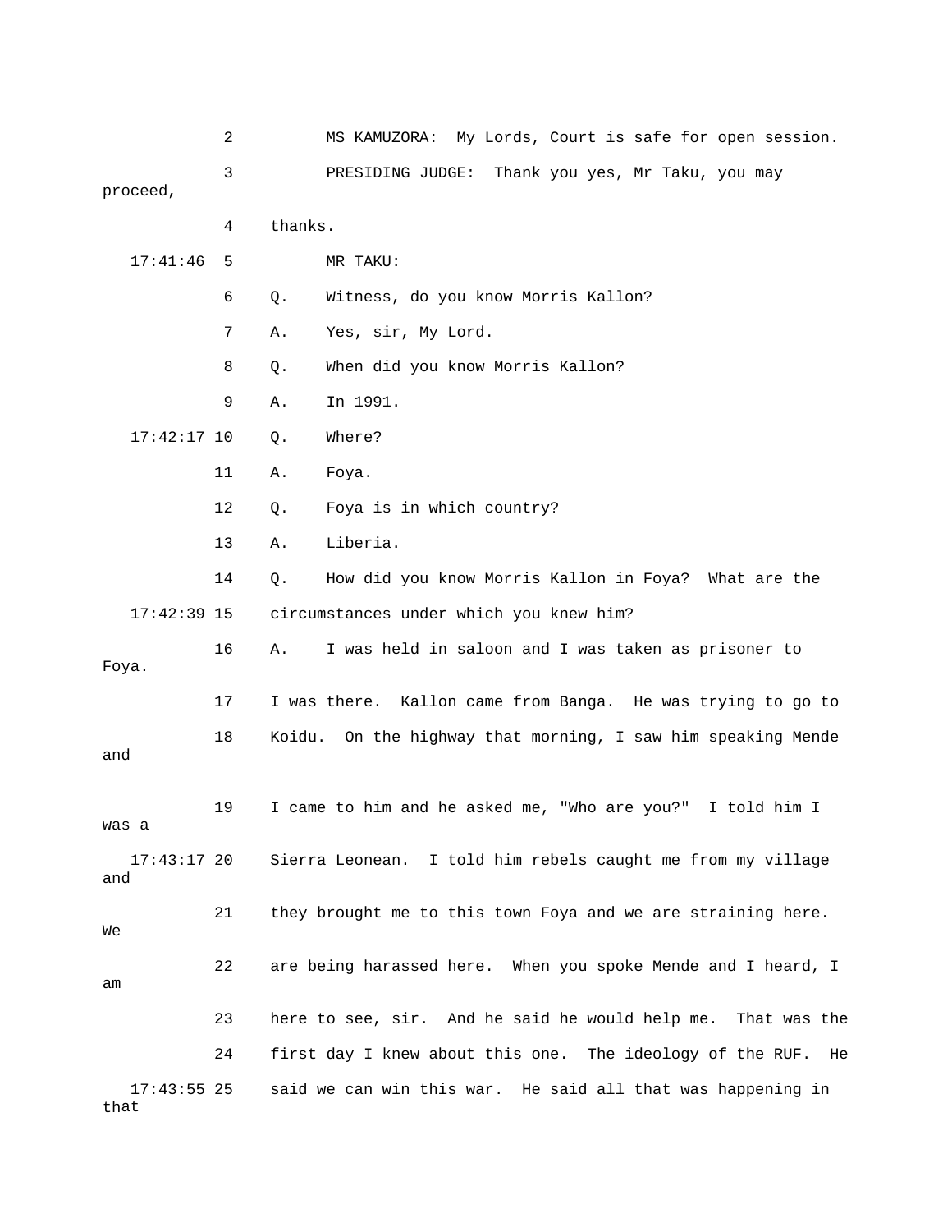2 MS KAMUZORA: My Lords, Court is safe for open session.

3 PRESIDING JUDGE: Thank you yes, Mr Taku, you may proceed,

4 thanks.

17:41:46 5 MR TAKU:

6 Q. Witness, do you know Morris Kallon?

7 A. Yes, sir, My Lord.

8 Q. When did you know Morris Kallon?

9 A. In 1991.

17:42:17 10 Q. Where?

11 A. Foya.

12 Q. Foya is in which country?

13 A. Liberia.

14 Q. How did you know Morris Kallon in Foya? What are the

17:42:39 15 circumstances under which you knew him?

16 A. I was held in saloon and I was taken as prisoner to Foya.

17 I was there. Kallon came from Banga. He was trying to go to

18 Koidu. On the highway that morning, I saw him speaking Mende and

19 I came to him and he asked me, "Who are you?" I told him I was a

17:43:17 20 Sierra Leonean. I told him rebels caught me from my village and

21 they brought me to this town Foya and we are straining here. We

22 are being harassed here. When you spoke Mende and I heard, I am

23 here to see, sir. And he said he would help me. That was the

24 first day I knew about this one. The ideology of the RUF. He

17:43:55 25 said we can win this war. He said all that was happening in that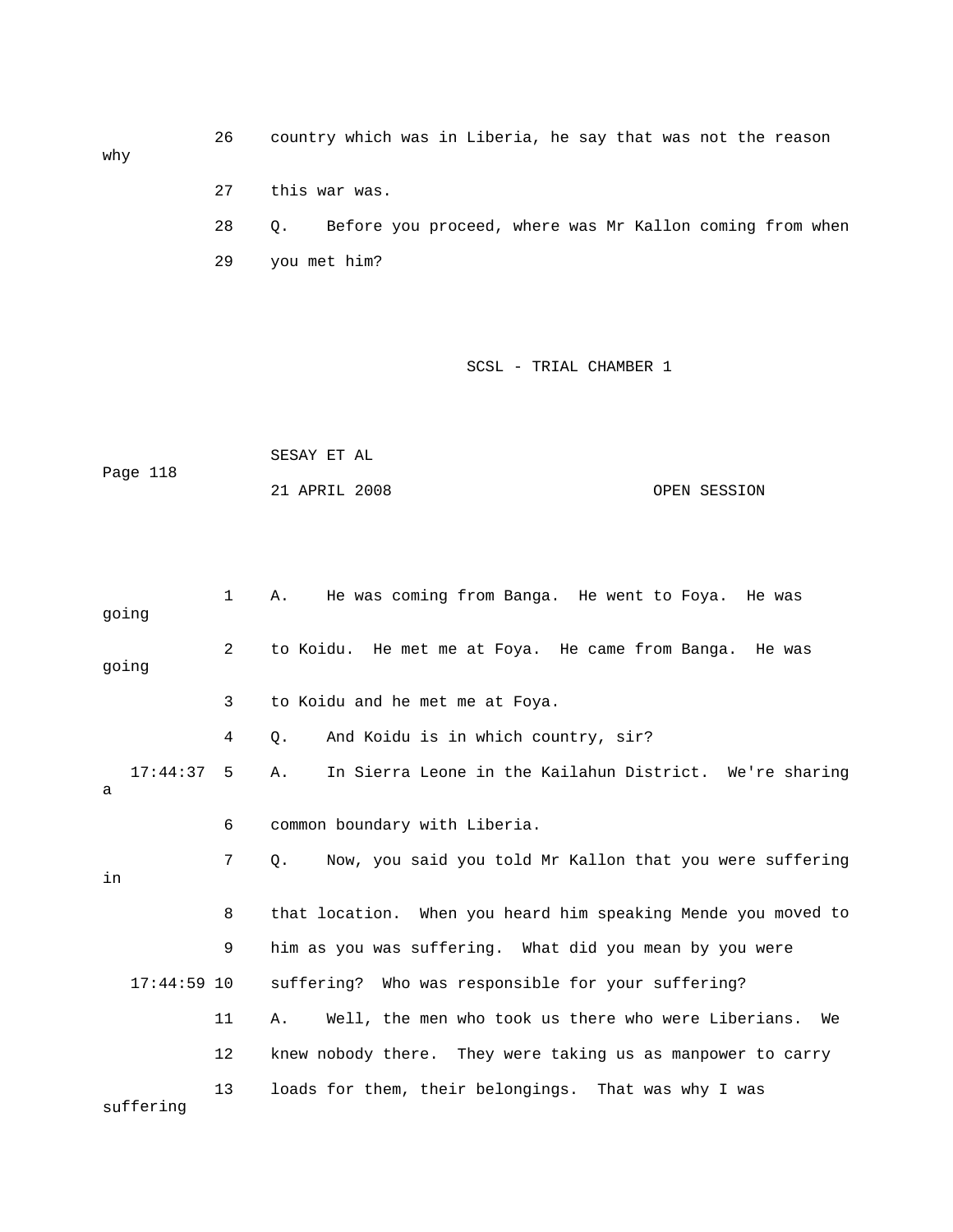26 country which was in Liberia, he say that was not the reason why

27 this war was.

28 Q. Before you proceed, where was Mr Kallon coming from when

29 you met him?

1 A. He was coming from Banga. He went to Foya. He was going

2 to Koidu. He met me at Foya. He came from Banga. He was going

3 to Koidu and he met me at Foya.

4 Q. And Koidu is in which country, sir?

17:44:37 5 A. In Sierra Leone in the Kailahun District. We're sharing a

6 common boundary with Liberia.

7 Q. Now, you said you told Mr Kallon that you were suffering in

8 that location. When you heard him speaking Mende you moved to

9 him as you was suffering. What did you mean by you were

17:44:59 10 suffering? Who was responsible for your suffering?

11 A. Well, the men who took us there who were Liberians. We

12 knew nobody there. They were taking us as manpower to carry

13 loads for them, their belongings. That was why I was suffering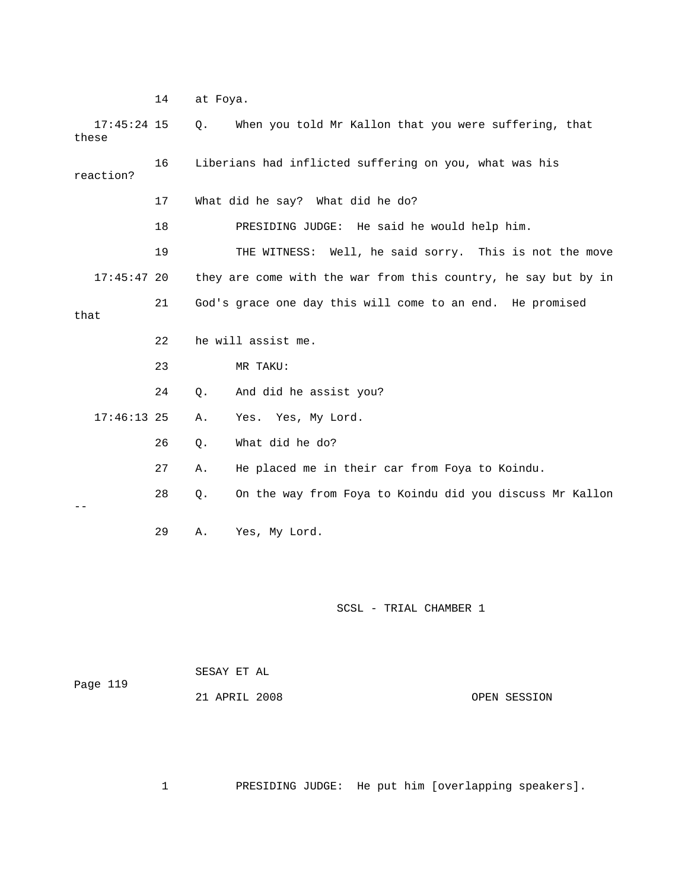14 at Foya.

17:45:24 15 Q. When you told Mr Kallon that you were suffering, that these

16 Liberians had inflicted suffering on you, what was his reaction?

17 What did he say? What did he do?

18 PRESIDING JUDGE: He said he would help him.

19 THE WITNESS: Well, he said sorry. This is not the move

17:45:47 20 they are come with the war from this country, he say but by in

21 God's grace one day this will come to an end. He promised that

22 he will assist me.

23 MR TAKU:

24 Q. And did he assist you?

17:46:13 25 A. Yes. Yes, My Lord.

26 Q. What did he do?

27 A. He placed me in their car from Foya to Koindu.

28 Q. On the way from Foya to Koindu did you discuss Mr Kallon --

29 A. Yes, My Lord.

SCSL - TRIAL CHAMBER 1

SESAY ET AL

21 APRIL 2008 OPEN SESSION

1 PRESIDING JUDGE: He put him [overlapping speakers].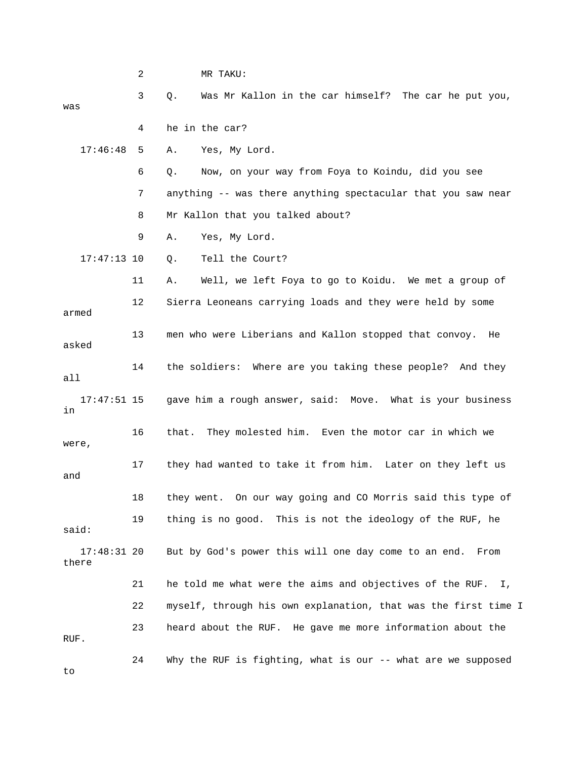2 MR TAKU:

3 Q. Was Mr Kallon in the car himself? The car he put you, was

4 he in the car?

17:46:48 5 A. Yes, My Lord.

6 Q. Now, on your way from Foya to Koindu, did you see

7 anything -- was there anything spectacular that you saw near

8 Mr Kallon that you talked about?

9 A. Yes, My Lord.

17:47:13 10 Q. Tell the Court?

11 A. Well, we left Foya to go to Koidu. We met a group of

12 Sierra Leoneans carrying loads and they were held by some armed

13 men who were Liberians and Kallon stopped that convoy. He asked

14 the soldiers: Where are you taking these people? And they all

17:47:51 15 gave him a rough answer, said: Move. What is your business in

16 that. They molested him. Even the motor car in which we were,

17 they had wanted to take it from him. Later on they left us and

18 they went. On our way going and CO Morris said this type of

19 thing is no good. This is not the ideology of the RUF, he said:

17:48:31 20 But by God's power this will one day come to an end. From there

21 he told me what were the aims and objectives of the RUF. I,

22 myself, through his own explanation, that was the first time I

23 heard about the RUF. He gave me more information about the RUF.

24 Why the RUF is fighting, what is our -- what are we supposed to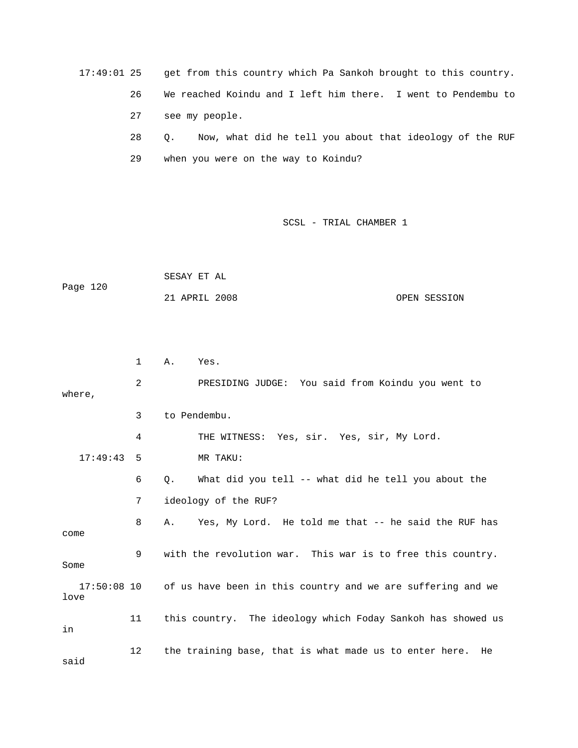17:49:01 25 get from this country which Pa Sankoh brought to this country.

26 We reached Koindu and I left him there. I went to Pendembu to

27 see my people.

28 Q. Now, what did he tell you about that ideology of the RUF

29 when you were on the way to Koindu?

SCSL - TRIAL CHAMBER 1

SESAY ET AL

Page 120

21 APRIL 2008 OPEN SESSION

1 A. Yes.

2 PRESIDING JUDGE: You said from Koindu you went to where,

3 to Pendembu.

4 THE WITNESS: Yes, sir. Yes, sir, My Lord.

17:49:43 5 MR TAKU:

6 Q. What did you tell -- what did he tell you about the

7 ideology of the RUF?

8 A. Yes, My Lord. He told me that -- he said the RUF has come

9 with the revolution war. This war is to free this country. Some

17:50:08 10 of us have been in this country and we are suffering and we love

11 this country. The ideology which Foday Sankoh has showed us in

12 the training base, that is what made us to enter here. He said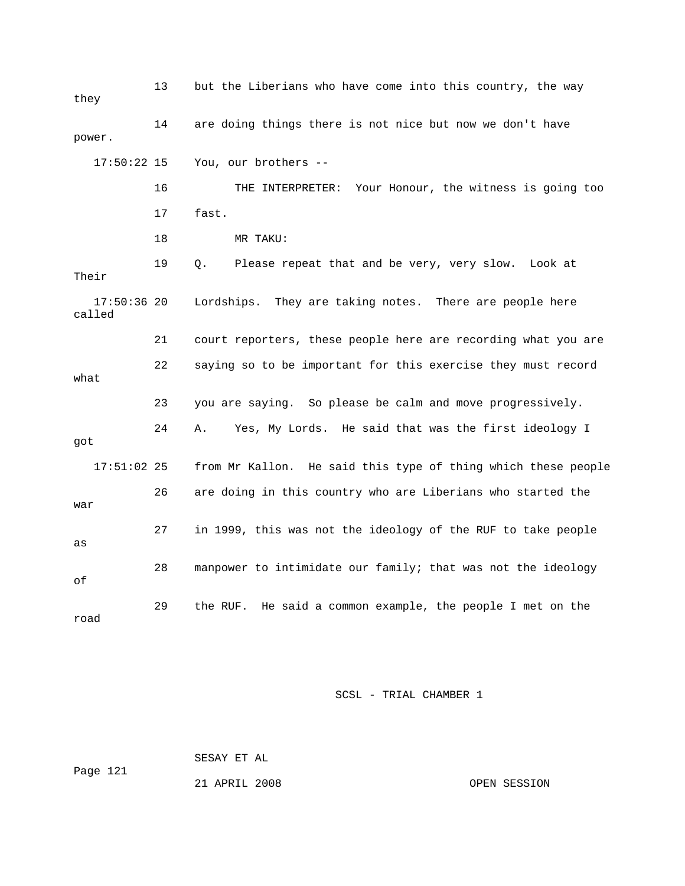13 but the Liberians who have come into this country, the way they

14 are doing things there is not nice but now we don't have power.

17:50:22 15 You, our brothers --

16 THE INTERPRETER: Your Honour, the witness is going too

17 fast.

18 MR TAKU:

19 Q. Please repeat that and be very, very slow. Look at Their

17:50:36 20 Lordships. They are taking notes. There are people here called

21 court reporters, these people here are recording what you are

22 saying so to be important for this exercise they must record what

23 you are saying. So please be calm and move progressively.

24 A. Yes, My Lords. He said that was the first ideology I got

17:51:02 25 from Mr Kallon. He said this type of thing which these people

26 are doing in this country who are Liberians who started the war

27 in 1999, this was not the ideology of the RUF to take people as

28 manpower to intimidate our family; that was not the ideology of

29 the RUF. He said a common example, the people I met on the road

SCSL - TRIAL CHAMBER 1

SESAY ET AL

21 APRIL 2008 OPEN SESSION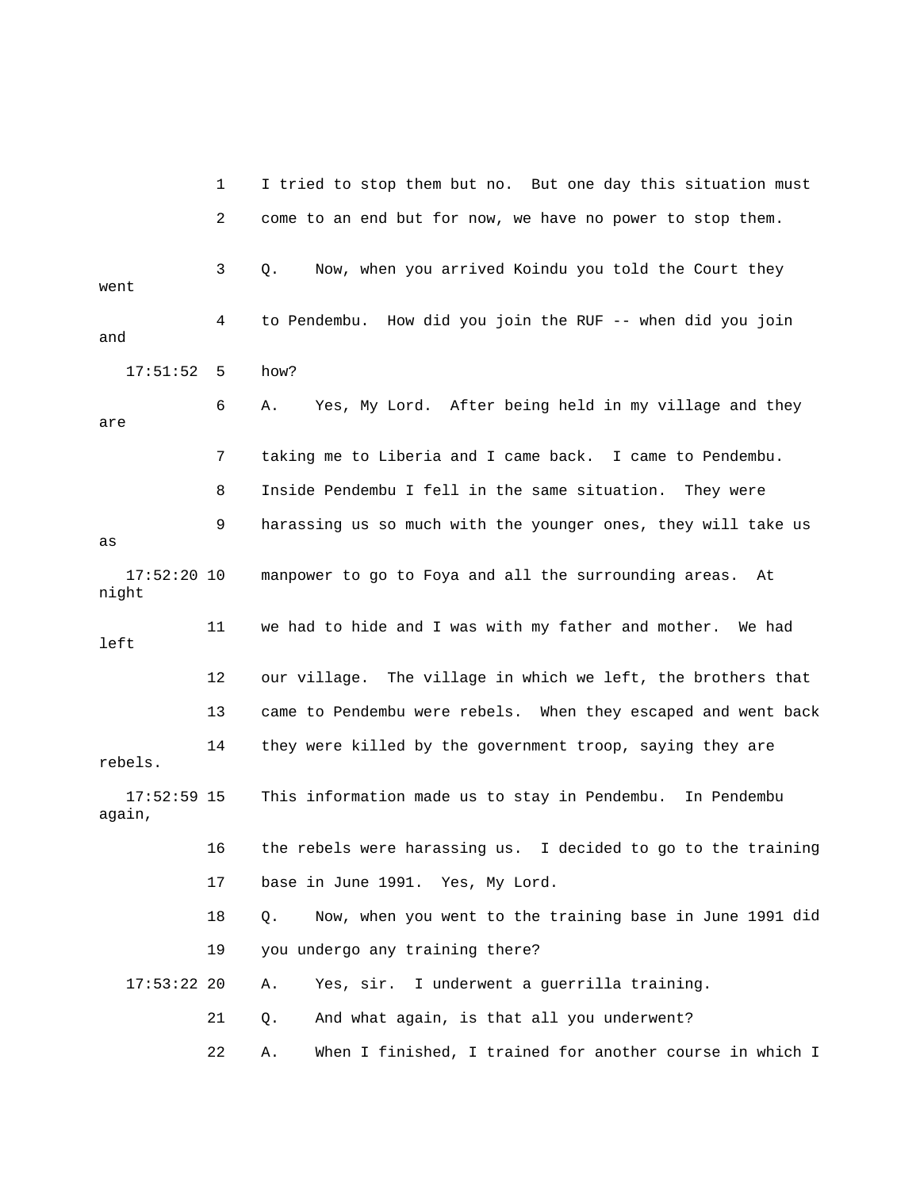1 I tried to stop them but no. But one day this situation must

2 come to an end but for now, we have no power to stop them.

3 Q. Now, when you arrived Koindu you told the Court they went

4 to Pendembu. How did you join the RUF -- when did you join and

17:51:52 5 how?

6 A. Yes, My Lord. After being held in my village and they are

7 taking me to Liberia and I came back. I came to Pendembu.

8 Inside Pendembu I fell in the same situation. They were

9 harassing us so much with the younger ones, they will take us as

17:52:20 10 manpower to go to Foya and all the surrounding areas. At night

11 we had to hide and I was with my father and mother. We had left

12 our village. The village in which we left, the brothers that

13 came to Pendembu were rebels. When they escaped and went back

14 they were killed by the government troop, saying they are rebels.

17:52:59 15 This information made us to stay in Pendembu. In Pendembu again,

16 the rebels were harassing us. I decided to go to the training

17 base in June 1991. Yes, My Lord.

18 Q. Now, when you went to the training base in June 1991 did

19 you undergo any training there?

17:53:22 20 A. Yes, sir. I underwent a guerrilla training.

21 Q. And what again, is that all you underwent?

22 A. When I finished, I trained for another course in which I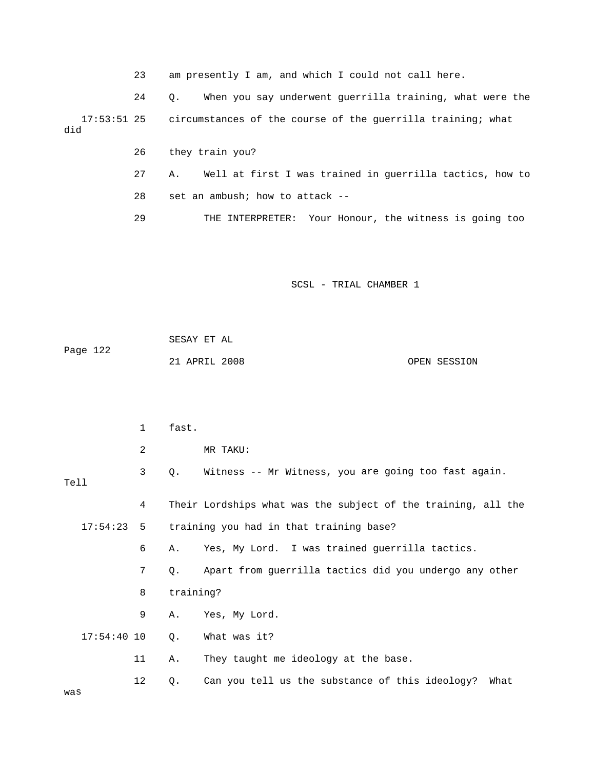23 am presently I am, and which I could not call here.

24 Q. When you say underwent guerrilla training, what were the

17:53:51 25 circumstances of the course of the guerrilla training; what did

26 they train you?

27 A. Well at first I was trained in guerrilla tactics, how to

28 set an ambush; how to attack --

29 THE INTERPRETER: Your Honour, the witness is going too

1 fast.

2 MR TAKU:

3 Q. Witness -- Mr Witness, you are going too fast again. Tell

4 Their Lordships what was the subject of the training, all the

17:54:23 5 training you had in that training base?

6 A. Yes, My Lord. I was trained guerrilla tactics.

7 Q. Apart from guerrilla tactics did you undergo any other

8 training?

9 A. Yes, My Lord.

17:54:40 10 Q. What was it?

11 A. They taught me ideology at the base.

12 Q. Can you tell us the substance of this ideology? What was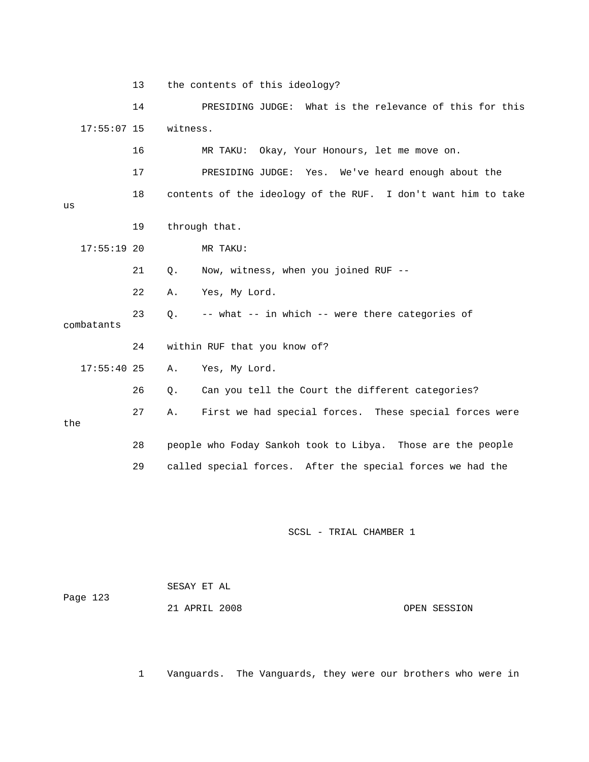13 the contents of this ideology?

14 PRESIDING JUDGE: What is the relevance of this for this

17:55:07 15 witness.

16 MR TAKU: Okay, Your Honours, let me move on.

17 PRESIDING JUDGE: Yes. We've heard enough about the

18 contents of the ideology of the RUF. I don't want him to take us

19 through that.

17:55:19 20 MR TAKU:

21 Q. Now, witness, when you joined RUF --

22 A. Yes, My Lord.

23 Q. -- what -- in which -- were there categories of combatants

24 within RUF that you know of?

17:55:40 25 A. Yes, My Lord.

26 Q. Can you tell the Court the different categories?

27 A. First we had special forces. These special forces were the

28 people who Foday Sankoh took to Libya. Those are the people

29 called special forces. After the special forces we had the

1 Vanguards. The Vanguards, they were our brothers who were in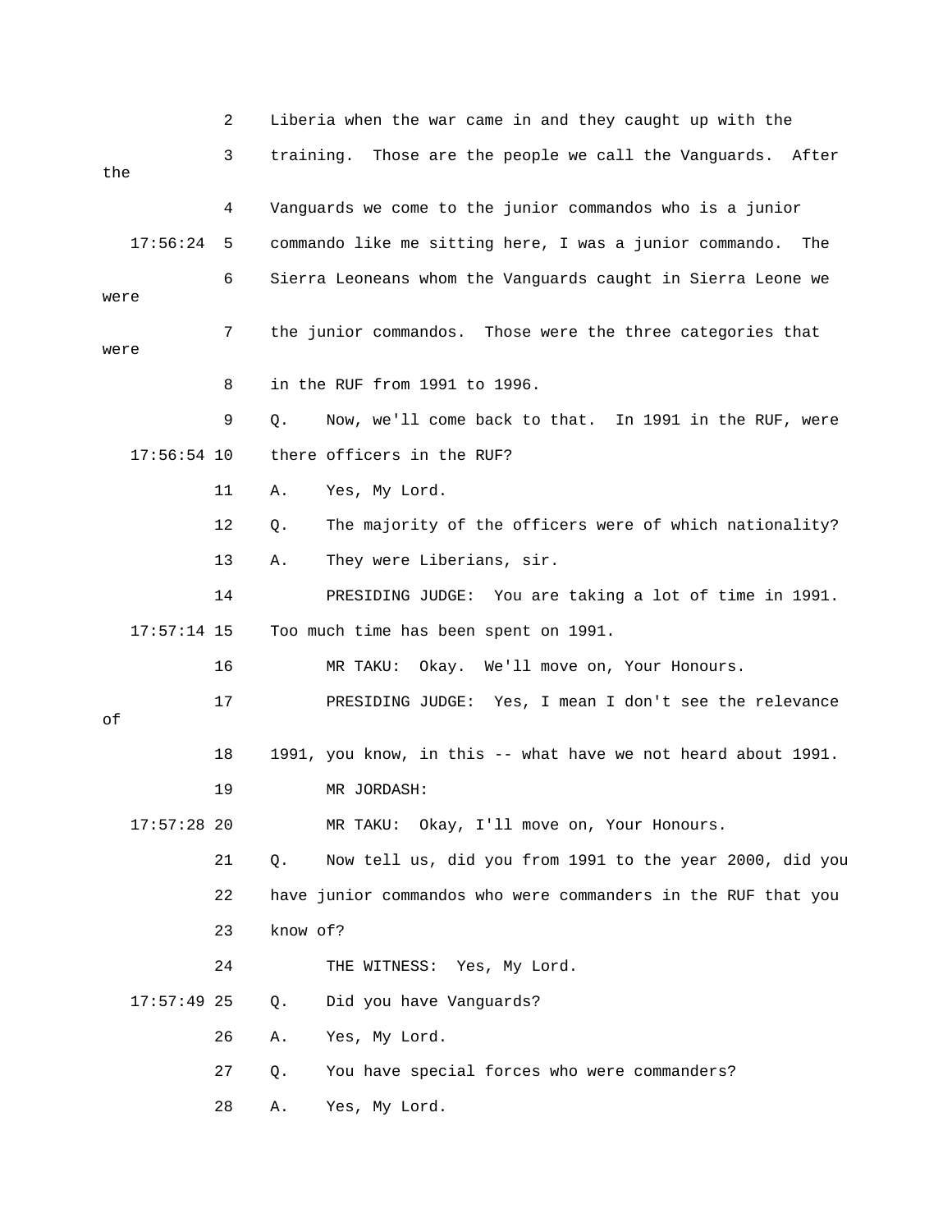Liberia when the war came in and they caught up with the training. Those are the people we call the Vanguards. After the Vanguards we come to the junior commandos who is a junior commando like me sitting here, I was a junior commando. The Sierra Leoneans whom the Vanguards caught in Sierra Leone we were the junior commandos. Those were the three categories that were in the RUF from 1991 to 1996.

Q. Now, we'll come back to that. In 1991 in the RUF, were there officers in the RUF?

A. Yes, My Lord.

Q. The majority of the officers were of which nationality?

A. They were Liberians, sir.

PRESIDING JUDGE: You are taking a lot of time in 1991. Too much time has been spent on 1991.

MR TAKU: Okay. We'll move on, Your Honours.

PRESIDING JUDGE: Yes, I mean I don't see the relevance of 1991, you know, in this -- what have we not heard about 1991.

MR JORDASH:

MR TAKU: Okay, I'll move on, Your Honours.

Q. Now tell us, did you from 1991 to the year 2000, did you have junior commandos who were commanders in the RUF that you know of?

THE WITNESS: Yes, My Lord.

Q. Did you have Vanguards?

A. Yes, My Lord.

Q. You have special forces who were commanders?

A. Yes, My Lord.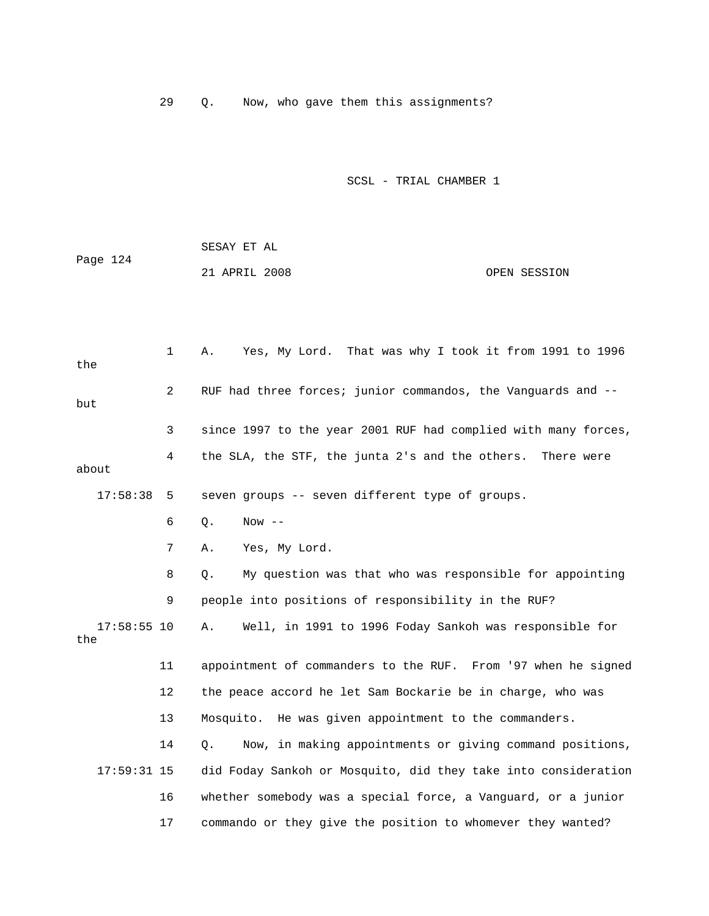29 Q. Now, who gave them this assignments?

1 A. Yes, My Lord. That was why I took it from 1991 to 1996 the

2 RUF had three forces; junior commandos, the Vanguards and -- but

3 since 1997 to the year 2001 RUF had complied with many forces,

4 the SLA, the STF, the junta 2's and the others. There were about

17:58:38 5 seven groups -- seven different type of groups.

6 Q. Now --

7 A. Yes, My Lord.

8 Q. My question was that who was responsible for appointing

9 people into positions of responsibility in the RUF?

17:58:55 10 A. Well, in 1991 to 1996 Foday Sankoh was responsible for the

11 appointment of commanders to the RUF. From '97 when he signed

12 the peace accord he let Sam Bockarie be in charge, who was

13 Mosquito. He was given appointment to the commanders.

14 Q. Now, in making appointments or giving command positions,

17:59:31 15 did Foday Sankoh or Mosquito, did they take into consideration

16 whether somebody was a special force, a Vanguard, or a junior

17 commando or they give the position to whomever they wanted?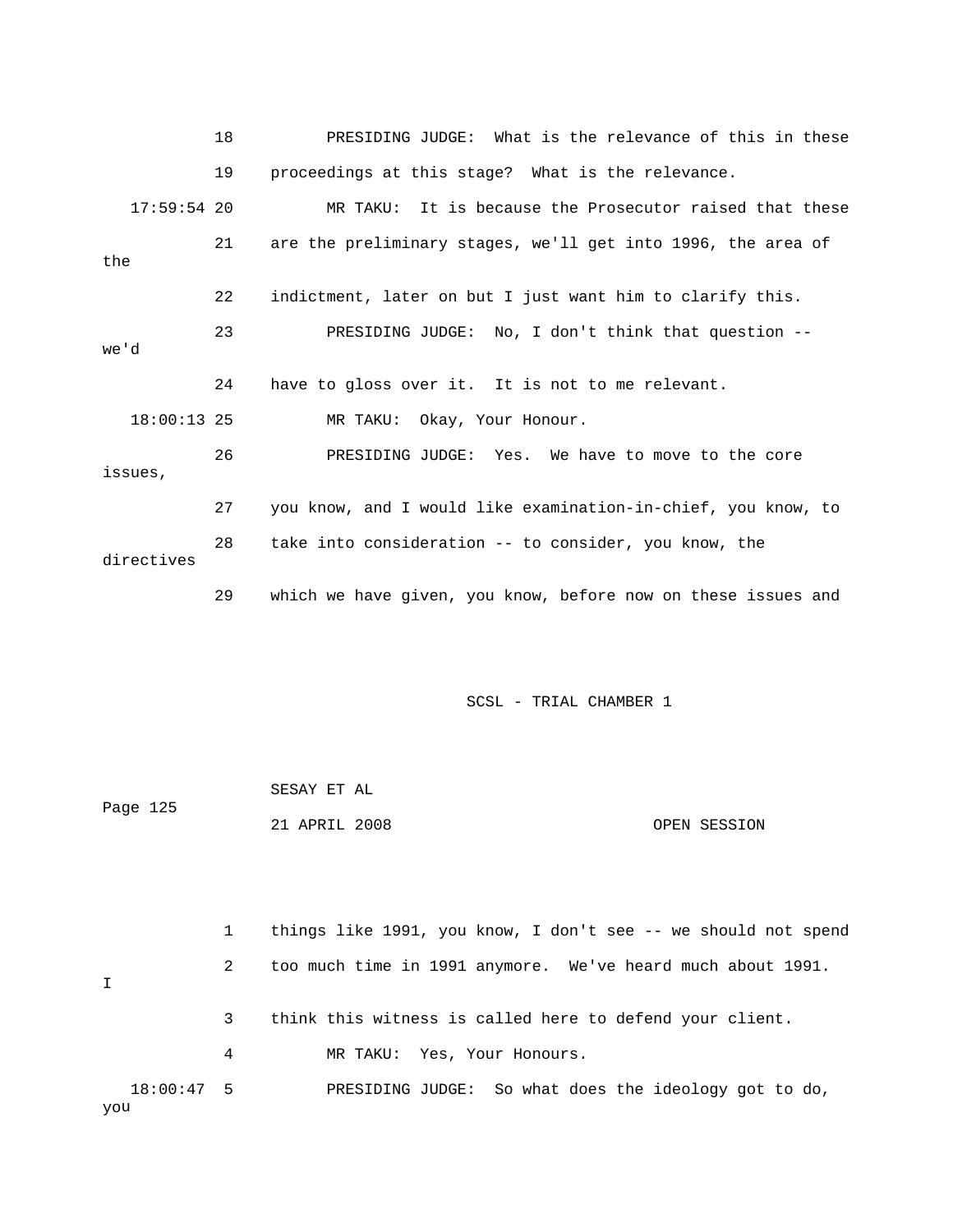18 PRESIDING JUDGE: What is the relevance of this in these

19 proceedings at this stage? What is the relevance.

17:59:54 20 MR TAKU: It is because the Prosecutor raised that these

21 are the preliminary stages, we'll get into 1996, the area of the

22 indictment, later on but I just want him to clarify this.

23 PRESIDING JUDGE: No, I don't think that question -- we'd

24 have to gloss over it. It is not to me relevant.

18:00:13 25 MR TAKU: Okay, Your Honour.

26 PRESIDING JUDGE: Yes. We have to move to the core issues,

27 you know, and I would like examination-in-chief, you know, to

28 take into consideration -- to consider, you know, the directives

29 which we have given, you know, before now on these issues and

1 things like 1991, you know, I don't see -- we should not spend

2 too much time in 1991 anymore. We've heard much about 1991. I

3 think this witness is called here to defend your client.

4 MR TAKU: Yes, Your Honours.

18:00:47 5 PRESIDING JUDGE: So what does the ideology got to do, you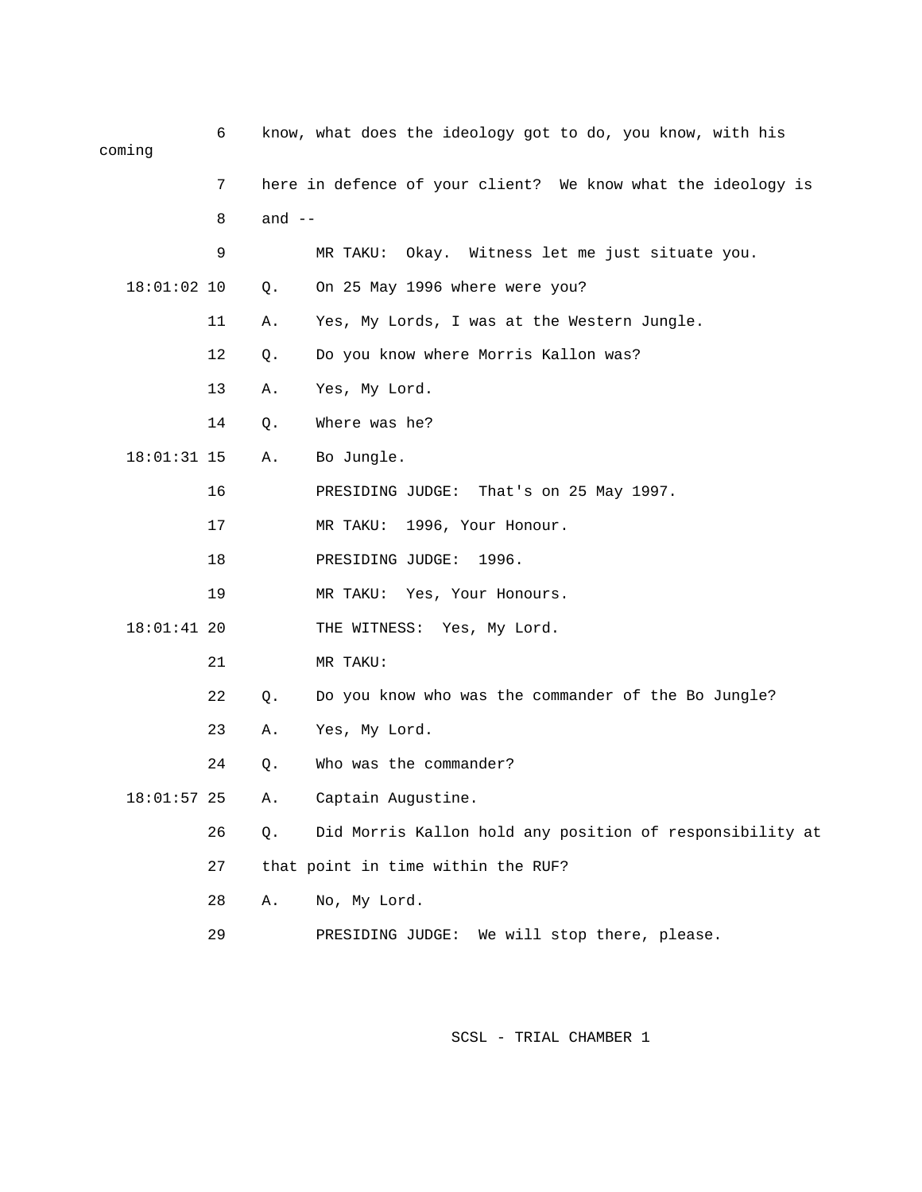6 know, what does the ideology got to do, you know, with his coming

7 here in defence of your client? We know what the ideology is

8 and --

9 MR TAKU: Okay. Witness let me just situate you.

18:01:02 10 Q. On 25 May 1996 where were you?

11 A. Yes, My Lords, I was at the Western Jungle.

12 Q. Do you know where Morris Kallon was?

13 A. Yes, My Lord.

14 Q. Where was he?

18:01:31 15 A. Bo Jungle.

16 PRESIDING JUDGE: That's on 25 May 1997.

17 MR TAKU: 1996, Your Honour.

18 PRESIDING JUDGE: 1996.

19 MR TAKU: Yes, Your Honours.

18:01:41 20 THE WITNESS: Yes, My Lord.

21 MR TAKU:

22 Q. Do you know who was the commander of the Bo Jungle?

23 A. Yes, My Lord.

24 Q. Who was the commander?

18:01:57 25 A. Captain Augustine.

26 Q. Did Morris Kallon hold any position of responsibility at

27 that point in time within the RUF?

28 A. No, My Lord.

29 PRESIDING JUDGE: We will stop there, please.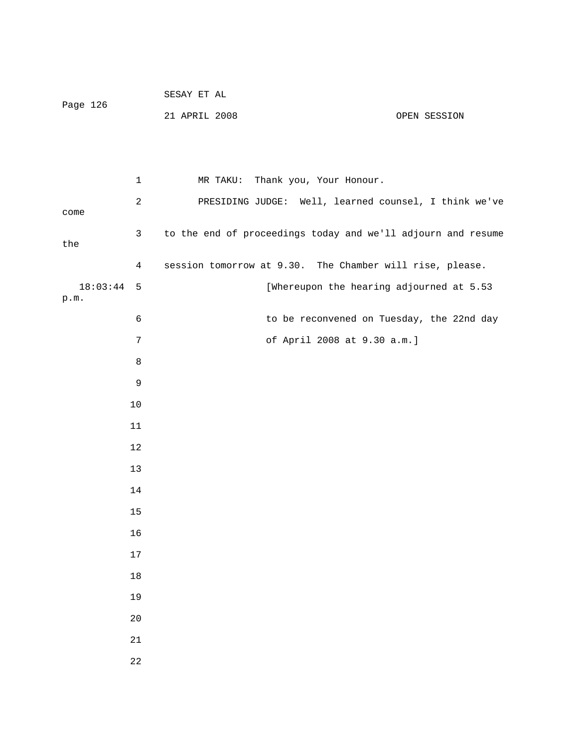MR TAKU: Thank you, Your Honour.

PRESIDING JUDGE: Well, learned counsel, I think we've come to the end of proceedings today and we'll adjourn and resume the session tomorrow at 9.30. The Chamber will rise, please.

18:03:44 [Whereupon the hearing adjourned at 5.53 p.m. to be reconvened on Tuesday, the 22nd day of April 2008 at 9.30 a.m.]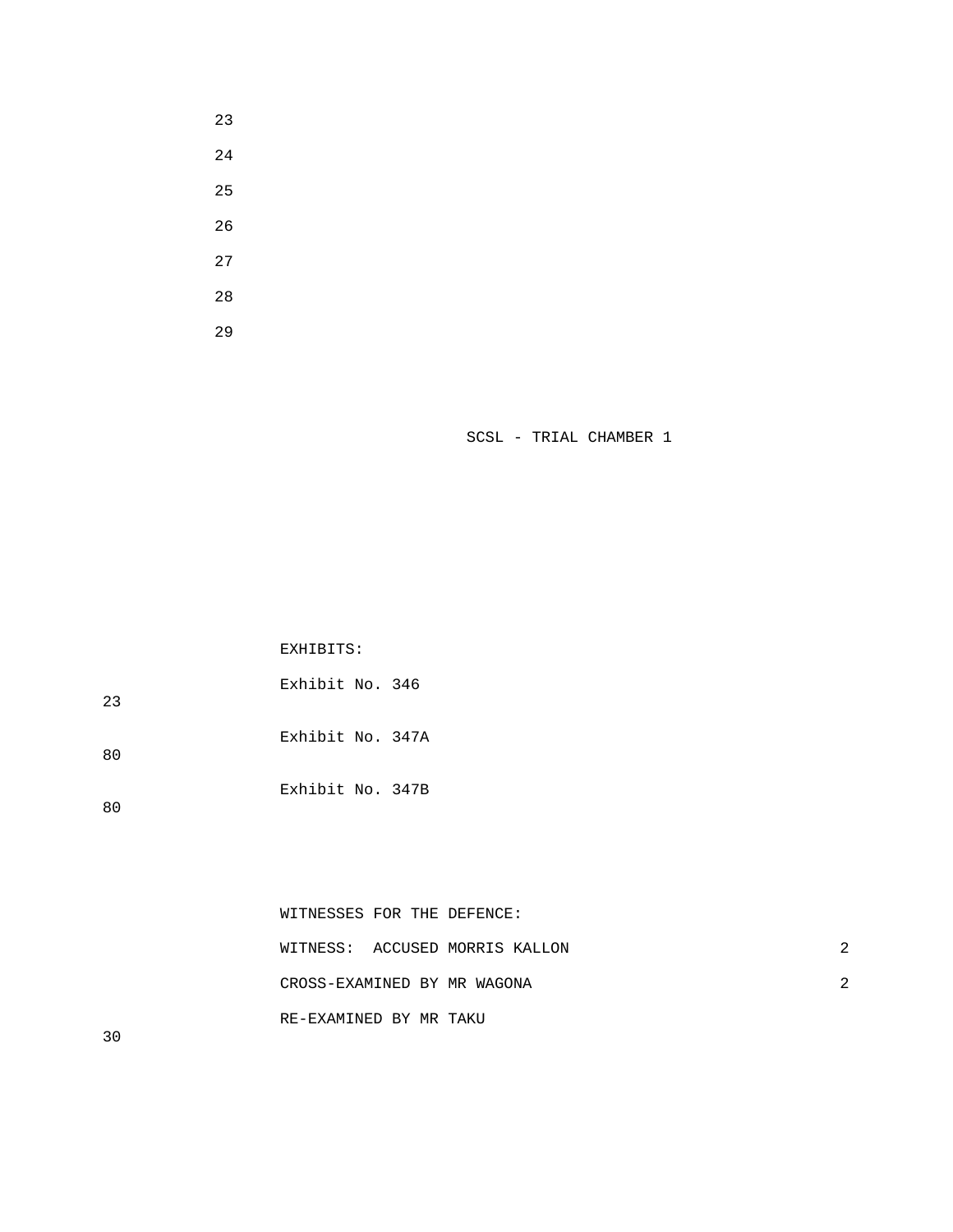SCSL - TRIAL CHAMBER 1

EXHIBITS:

| | |
|---|---|
| Exhibit No. 346 | 23 |
| Exhibit No. 347A | 80 |
| Exhibit No. 347B | 80 |

WITNESSES FOR THE DEFENCE:

| | |
|---|---|
| WITNESS: ACCUSED MORRIS KALLON | 2 |
| CROSS-EXAMINED BY MR WAGONA | 2 |
| RE-EXAMINED BY MR TAKU | 30 |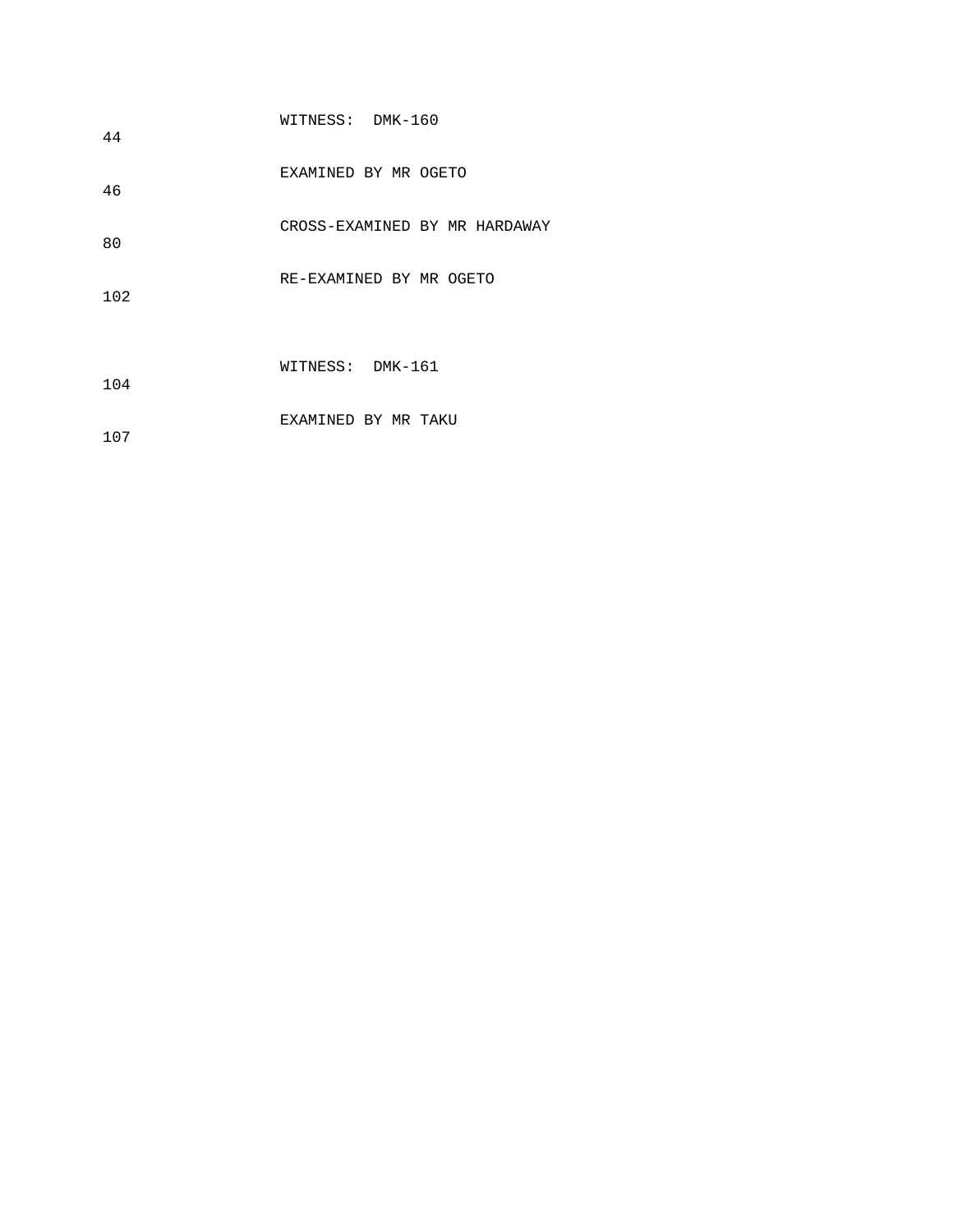WITNESS: DMK-160
44

EXAMINED BY MR OGETO
46

CROSS-EXAMINED BY MR HARDAWAY
80

RE-EXAMINED BY MR OGETO
102

WITNESS: DMK-161
104

EXAMINED BY MR TAKU
107